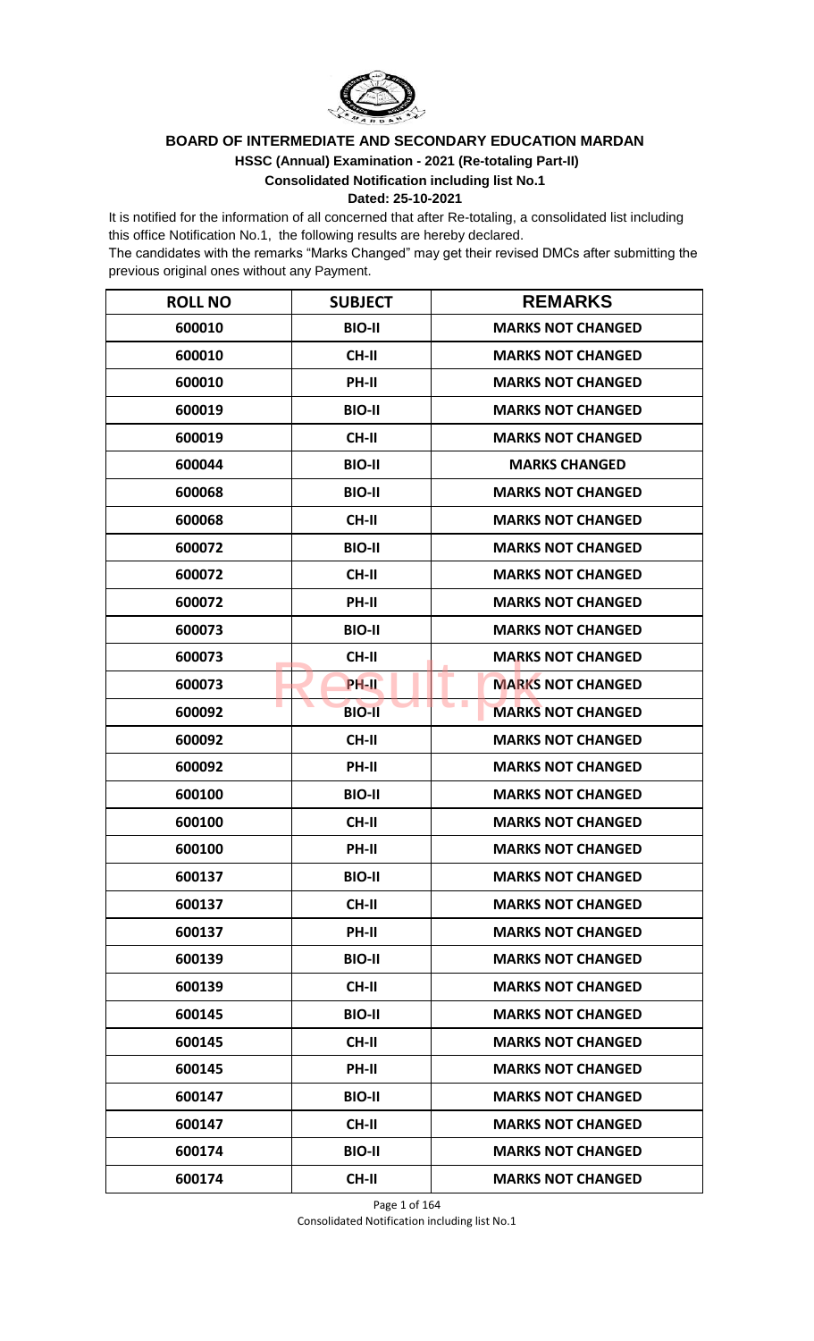# BOARD OF INTERMEDIATE AND SECONDARY EDUCATION MARDAN

## HSSC (Annual) Examination - 2021 (Re-totaling Part-II)

### Consolidated Notification including list No.1

**Dated: 25-10-2021**

It is notified for the information of all concerned that after Re-totaling, a consolidated list including this office Notification No.1, the following results are hereby declared.

The candidates with the remarks "Marks Changed" may get their revised DMCs after submitting the previous original ones without any Payment.

| ROLL NO | SUBJECT | REMARKS |
|---|---|---|
| 600010 | BIO-II | MARKS NOT CHANGED |
| 600010 | CH-II | MARKS NOT CHANGED |
| 600010 | PH-II | MARKS NOT CHANGED |
| 600019 | BIO-II | MARKS NOT CHANGED |
| 600019 | CH-II | MARKS NOT CHANGED |
| 600044 | BIO-II | MARKS CHANGED |
| 600068 | BIO-II | MARKS NOT CHANGED |
| 600068 | CH-II | MARKS NOT CHANGED |
| 600072 | BIO-II | MARKS NOT CHANGED |
| 600072 | CH-II | MARKS NOT CHANGED |
| 600072 | PH-II | MARKS NOT CHANGED |
| 600073 | BIO-II | MARKS NOT CHANGED |
| 600073 | CH-II | MARKS NOT CHANGED |
| 600073 | PH-II | MARKS NOT CHANGED |
| 600092 | BIO-II | MARKS NOT CHANGED |
| 600092 | CH-II | MARKS NOT CHANGED |
| 600092 | PH-II | MARKS NOT CHANGED |
| 600100 | BIO-II | MARKS NOT CHANGED |
| 600100 | CH-II | MARKS NOT CHANGED |
| 600100 | PH-II | MARKS NOT CHANGED |
| 600137 | BIO-II | MARKS NOT CHANGED |
| 600137 | CH-II | MARKS NOT CHANGED |
| 600137 | PH-II | MARKS NOT CHANGED |
| 600139 | BIO-II | MARKS NOT CHANGED |
| 600139 | CH-II | MARKS NOT CHANGED |
| 600145 | BIO-II | MARKS NOT CHANGED |
| 600145 | CH-II | MARKS NOT CHANGED |
| 600145 | PH-II | MARKS NOT CHANGED |
| 600147 | BIO-II | MARKS NOT CHANGED |
| 600147 | CH-II | MARKS NOT CHANGED |
| 600174 | BIO-II | MARKS NOT CHANGED |
| 600174 | CH-II | MARKS NOT CHANGED |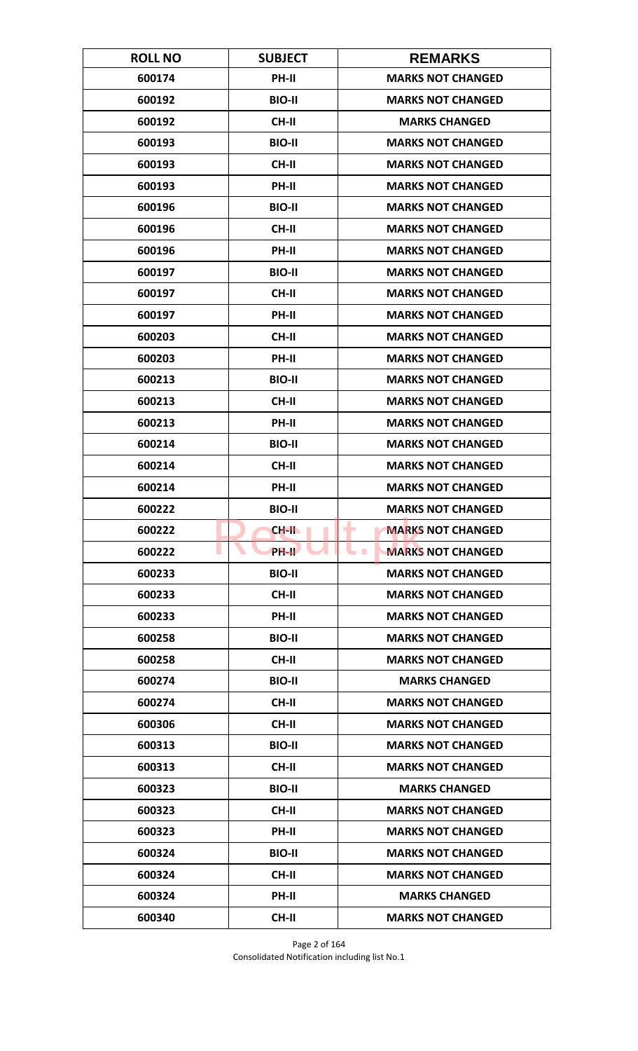| ROLL NO | SUBJECT | REMARKS |
|---|---|---|
| 600174 | PH-II | MARKS NOT CHANGED |
| 600192 | BIO-II | MARKS NOT CHANGED |
| 600192 | CH-II | MARKS CHANGED |
| 600193 | BIO-II | MARKS NOT CHANGED |
| 600193 | CH-II | MARKS NOT CHANGED |
| 600193 | PH-II | MARKS NOT CHANGED |
| 600196 | BIO-II | MARKS NOT CHANGED |
| 600196 | CH-II | MARKS NOT CHANGED |
| 600196 | PH-II | MARKS NOT CHANGED |
| 600197 | BIO-II | MARKS NOT CHANGED |
| 600197 | CH-II | MARKS NOT CHANGED |
| 600197 | PH-II | MARKS NOT CHANGED |
| 600203 | CH-II | MARKS NOT CHANGED |
| 600203 | PH-II | MARKS NOT CHANGED |
| 600213 | BIO-II | MARKS NOT CHANGED |
| 600213 | CH-II | MARKS NOT CHANGED |
| 600213 | PH-II | MARKS NOT CHANGED |
| 600214 | BIO-II | MARKS NOT CHANGED |
| 600214 | CH-II | MARKS NOT CHANGED |
| 600214 | PH-II | MARKS NOT CHANGED |
| 600222 | BIO-II | MARKS NOT CHANGED |
| 600222 | CH-II | MARKS NOT CHANGED |
| 600222 | PH-II | MARKS NOT CHANGED |
| 600233 | BIO-II | MARKS NOT CHANGED |
| 600233 | CH-II | MARKS NOT CHANGED |
| 600233 | PH-II | MARKS NOT CHANGED |
| 600258 | BIO-II | MARKS NOT CHANGED |
| 600258 | CH-II | MARKS NOT CHANGED |
| 600274 | BIO-II | MARKS CHANGED |
| 600274 | CH-II | MARKS NOT CHANGED |
| 600306 | CH-II | MARKS NOT CHANGED |
| 600313 | BIO-II | MARKS NOT CHANGED |
| 600313 | CH-II | MARKS NOT CHANGED |
| 600323 | BIO-II | MARKS CHANGED |
| 600323 | CH-II | MARKS NOT CHANGED |
| 600323 | PH-II | MARKS NOT CHANGED |
| 600324 | BIO-II | MARKS NOT CHANGED |
| 600324 | CH-II | MARKS NOT CHANGED |
| 600324 | PH-II | MARKS CHANGED |
| 600340 | CH-II | MARKS NOT CHANGED |

Consolidated Notification including list No.1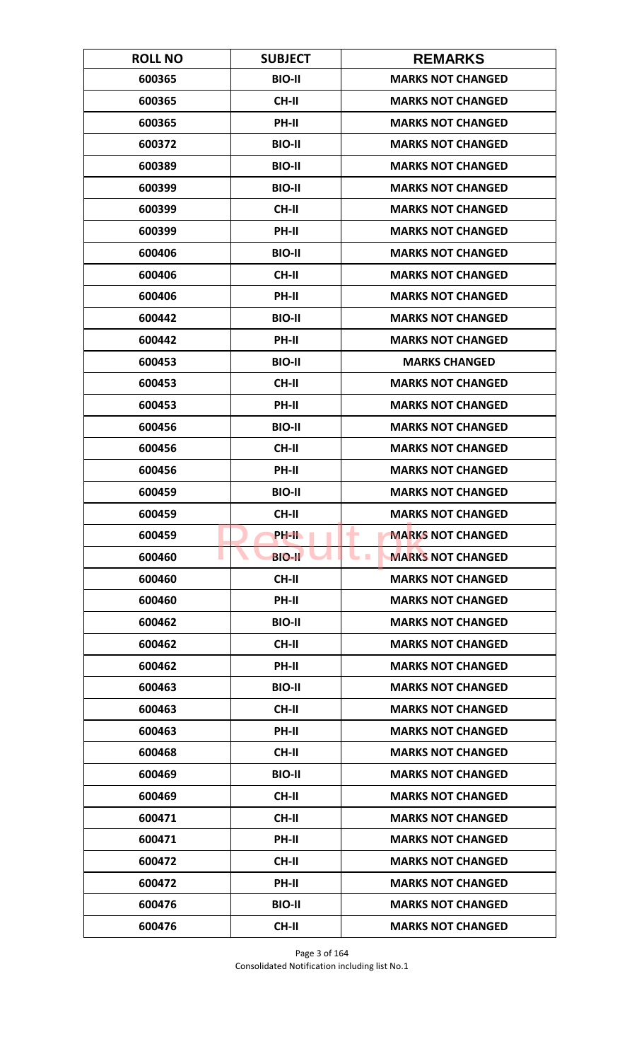| ROLL NO | SUBJECT | REMARKS |
|---|---|---|
| 600365 | BIO-II | MARKS NOT CHANGED |
| 600365 | CH-II | MARKS NOT CHANGED |
| 600365 | PH-II | MARKS NOT CHANGED |
| 600372 | BIO-II | MARKS NOT CHANGED |
| 600389 | BIO-II | MARKS NOT CHANGED |
| 600399 | BIO-II | MARKS NOT CHANGED |
| 600399 | CH-II | MARKS NOT CHANGED |
| 600399 | PH-II | MARKS NOT CHANGED |
| 600406 | BIO-II | MARKS NOT CHANGED |
| 600406 | CH-II | MARKS NOT CHANGED |
| 600406 | PH-II | MARKS NOT CHANGED |
| 600442 | BIO-II | MARKS NOT CHANGED |
| 600442 | PH-II | MARKS NOT CHANGED |
| 600453 | BIO-II | MARKS CHANGED |
| 600453 | CH-II | MARKS NOT CHANGED |
| 600453 | PH-II | MARKS NOT CHANGED |
| 600456 | BIO-II | MARKS NOT CHANGED |
| 600456 | CH-II | MARKS NOT CHANGED |
| 600456 | PH-II | MARKS NOT CHANGED |
| 600459 | BIO-II | MARKS NOT CHANGED |
| 600459 | CH-II | MARKS NOT CHANGED |
| 600459 | PH-II | MARKS NOT CHANGED |
| 600460 | BIO-II | MARKS NOT CHANGED |
| 600460 | CH-II | MARKS NOT CHANGED |
| 600460 | PH-II | MARKS NOT CHANGED |
| 600462 | BIO-II | MARKS NOT CHANGED |
| 600462 | CH-II | MARKS NOT CHANGED |
| 600462 | PH-II | MARKS NOT CHANGED |
| 600463 | BIO-II | MARKS NOT CHANGED |
| 600463 | CH-II | MARKS NOT CHANGED |
| 600463 | PH-II | MARKS NOT CHANGED |
| 600468 | CH-II | MARKS NOT CHANGED |
| 600469 | BIO-II | MARKS NOT CHANGED |
| 600469 | CH-II | MARKS NOT CHANGED |
| 600471 | CH-II | MARKS NOT CHANGED |
| 600471 | PH-II | MARKS NOT CHANGED |
| 600472 | CH-II | MARKS NOT CHANGED |
| 600472 | PH-II | MARKS NOT CHANGED |
| 600476 | BIO-II | MARKS NOT CHANGED |
| 600476 | CH-II | MARKS NOT CHANGED |

Consolidated Notification including list No.1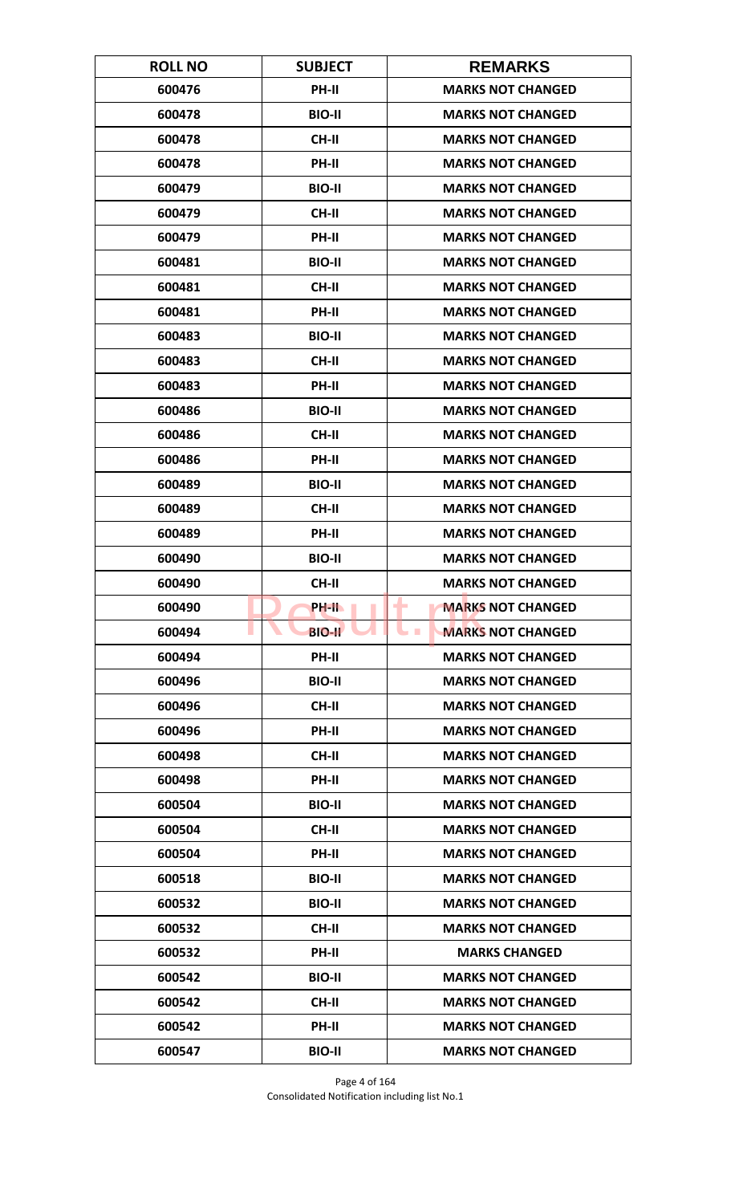| ROLL NO | SUBJECT | REMARKS |
|---|---|---|
| 600476 | PH-II | MARKS NOT CHANGED |
| 600478 | BIO-II | MARKS NOT CHANGED |
| 600478 | CH-II | MARKS NOT CHANGED |
| 600478 | PH-II | MARKS NOT CHANGED |
| 600479 | BIO-II | MARKS NOT CHANGED |
| 600479 | CH-II | MARKS NOT CHANGED |
| 600479 | PH-II | MARKS NOT CHANGED |
| 600481 | BIO-II | MARKS NOT CHANGED |
| 600481 | CH-II | MARKS NOT CHANGED |
| 600481 | PH-II | MARKS NOT CHANGED |
| 600483 | BIO-II | MARKS NOT CHANGED |
| 600483 | CH-II | MARKS NOT CHANGED |
| 600483 | PH-II | MARKS NOT CHANGED |
| 600486 | BIO-II | MARKS NOT CHANGED |
| 600486 | CH-II | MARKS NOT CHANGED |
| 600486 | PH-II | MARKS NOT CHANGED |
| 600489 | BIO-II | MARKS NOT CHANGED |
| 600489 | CH-II | MARKS NOT CHANGED |
| 600489 | PH-II | MARKS NOT CHANGED |
| 600490 | BIO-II | MARKS NOT CHANGED |
| 600490 | CH-II | MARKS NOT CHANGED |
| 600490 | PH-II | MARKS NOT CHANGED |
| 600494 | BIO-II | MARKS NOT CHANGED |
| 600494 | PH-II | MARKS NOT CHANGED |
| 600496 | BIO-II | MARKS NOT CHANGED |
| 600496 | CH-II | MARKS NOT CHANGED |
| 600496 | PH-II | MARKS NOT CHANGED |
| 600498 | CH-II | MARKS NOT CHANGED |
| 600498 | PH-II | MARKS NOT CHANGED |
| 600504 | BIO-II | MARKS NOT CHANGED |
| 600504 | CH-II | MARKS NOT CHANGED |
| 600504 | PH-II | MARKS NOT CHANGED |
| 600518 | BIO-II | MARKS NOT CHANGED |
| 600532 | BIO-II | MARKS NOT CHANGED |
| 600532 | CH-II | MARKS NOT CHANGED |
| 600532 | PH-II | MARKS CHANGED |
| 600542 | BIO-II | MARKS NOT CHANGED |
| 600542 | CH-II | MARKS NOT CHANGED |
| 600542 | PH-II | MARKS NOT CHANGED |
| 600547 | BIO-II | MARKS NOT CHANGED |

Consolidated Notification including list No.1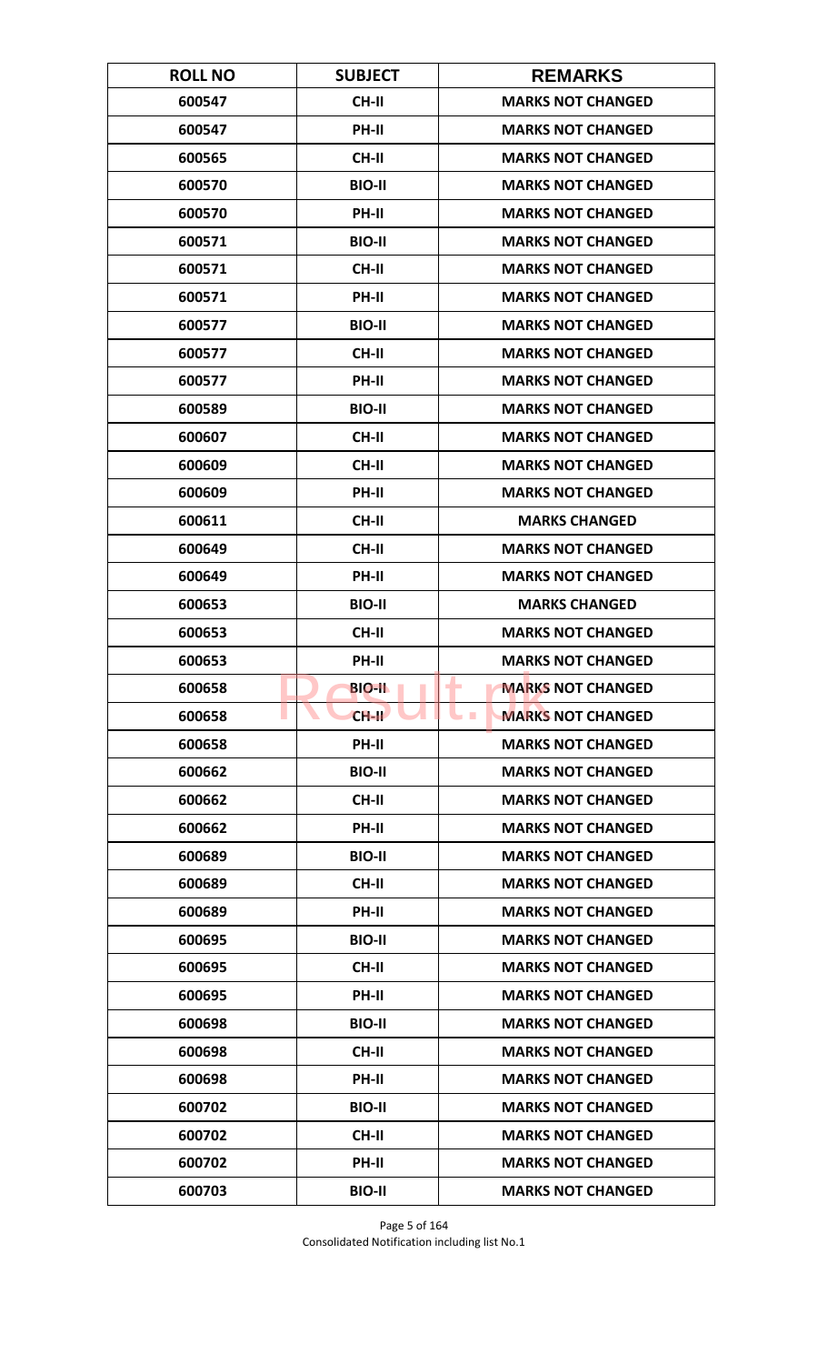| ROLL NO | SUBJECT | REMARKS |
|---|---|---|
| 600547 | CH-II | MARKS NOT CHANGED |
| 600547 | PH-II | MARKS NOT CHANGED |
| 600565 | CH-II | MARKS NOT CHANGED |
| 600570 | BIO-II | MARKS NOT CHANGED |
| 600570 | PH-II | MARKS NOT CHANGED |
| 600571 | BIO-II | MARKS NOT CHANGED |
| 600571 | CH-II | MARKS NOT CHANGED |
| 600571 | PH-II | MARKS NOT CHANGED |
| 600577 | BIO-II | MARKS NOT CHANGED |
| 600577 | CH-II | MARKS NOT CHANGED |
| 600577 | PH-II | MARKS NOT CHANGED |
| 600589 | BIO-II | MARKS NOT CHANGED |
| 600607 | CH-II | MARKS NOT CHANGED |
| 600609 | CH-II | MARKS NOT CHANGED |
| 600609 | PH-II | MARKS NOT CHANGED |
| 600611 | CH-II | MARKS CHANGED |
| 600649 | CH-II | MARKS NOT CHANGED |
| 600649 | PH-II | MARKS NOT CHANGED |
| 600653 | BIO-II | MARKS CHANGED |
| 600653 | CH-II | MARKS NOT CHANGED |
| 600653 | PH-II | MARKS NOT CHANGED |
| 600658 | BIO-II | MARKS NOT CHANGED |
| 600658 | CH-II | MARKS NOT CHANGED |
| 600658 | PH-II | MARKS NOT CHANGED |
| 600662 | BIO-II | MARKS NOT CHANGED |
| 600662 | CH-II | MARKS NOT CHANGED |
| 600662 | PH-II | MARKS NOT CHANGED |
| 600689 | BIO-II | MARKS NOT CHANGED |
| 600689 | CH-II | MARKS NOT CHANGED |
| 600689 | PH-II | MARKS NOT CHANGED |
| 600695 | BIO-II | MARKS NOT CHANGED |
| 600695 | CH-II | MARKS NOT CHANGED |
| 600695 | PH-II | MARKS NOT CHANGED |
| 600698 | BIO-II | MARKS NOT CHANGED |
| 600698 | CH-II | MARKS NOT CHANGED |
| 600698 | PH-II | MARKS NOT CHANGED |
| 600702 | BIO-II | MARKS NOT CHANGED |
| 600702 | CH-II | MARKS NOT CHANGED |
| 600702 | PH-II | MARKS NOT CHANGED |
| 600703 | BIO-II | MARKS NOT CHANGED |

Consolidated Notification including list No.1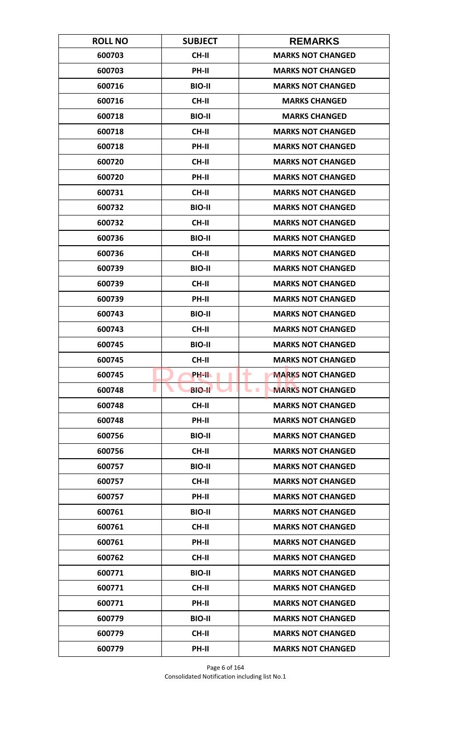| ROLL NO | SUBJECT | REMARKS |
|---|---|---|
| 600703 | CH-II | MARKS NOT CHANGED |
| 600703 | PH-II | MARKS NOT CHANGED |
| 600716 | BIO-II | MARKS NOT CHANGED |
| 600716 | CH-II | MARKS CHANGED |
| 600718 | BIO-II | MARKS CHANGED |
| 600718 | CH-II | MARKS NOT CHANGED |
| 600718 | PH-II | MARKS NOT CHANGED |
| 600720 | CH-II | MARKS NOT CHANGED |
| 600720 | PH-II | MARKS NOT CHANGED |
| 600731 | CH-II | MARKS NOT CHANGED |
| 600732 | BIO-II | MARKS NOT CHANGED |
| 600732 | CH-II | MARKS NOT CHANGED |
| 600736 | BIO-II | MARKS NOT CHANGED |
| 600736 | CH-II | MARKS NOT CHANGED |
| 600739 | BIO-II | MARKS NOT CHANGED |
| 600739 | CH-II | MARKS NOT CHANGED |
| 600739 | PH-II | MARKS NOT CHANGED |
| 600743 | BIO-II | MARKS NOT CHANGED |
| 600743 | CH-II | MARKS NOT CHANGED |
| 600745 | BIO-II | MARKS NOT CHANGED |
| 600745 | CH-II | MARKS NOT CHANGED |
| 600745 | PH-II | MARKS NOT CHANGED |
| 600748 | BIO-II | MARKS NOT CHANGED |
| 600748 | CH-II | MARKS NOT CHANGED |
| 600748 | PH-II | MARKS NOT CHANGED |
| 600756 | BIO-II | MARKS NOT CHANGED |
| 600756 | CH-II | MARKS NOT CHANGED |
| 600757 | BIO-II | MARKS NOT CHANGED |
| 600757 | CH-II | MARKS NOT CHANGED |
| 600757 | PH-II | MARKS NOT CHANGED |
| 600761 | BIO-II | MARKS NOT CHANGED |
| 600761 | CH-II | MARKS NOT CHANGED |
| 600761 | PH-II | MARKS NOT CHANGED |
| 600762 | CH-II | MARKS NOT CHANGED |
| 600771 | BIO-II | MARKS NOT CHANGED |
| 600771 | CH-II | MARKS NOT CHANGED |
| 600771 | PH-II | MARKS NOT CHANGED |
| 600779 | BIO-II | MARKS NOT CHANGED |
| 600779 | CH-II | MARKS NOT CHANGED |
| 600779 | PH-II | MARKS NOT CHANGED |

Consolidated Notification including list No.1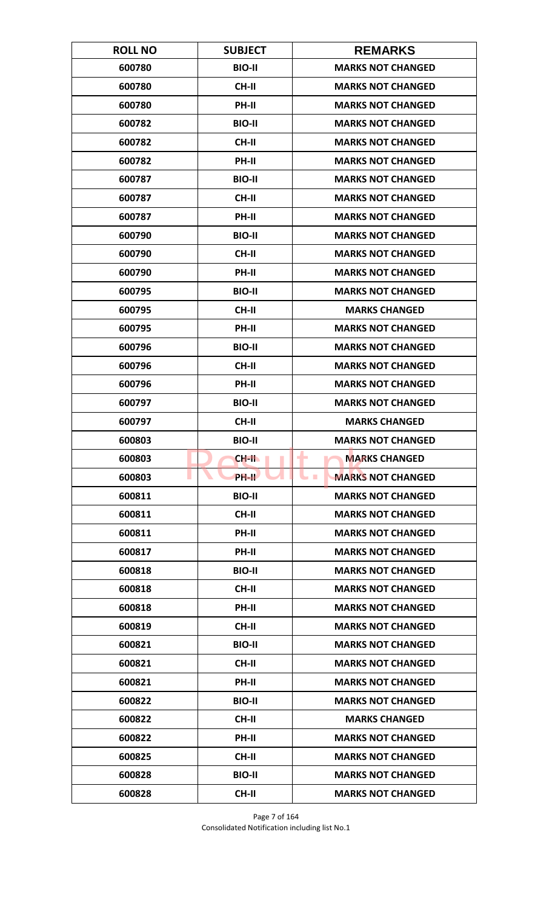| ROLL NO | SUBJECT | REMARKS |
|---|---|---|
| 600780 | BIO-II | MARKS NOT CHANGED |
| 600780 | CH-II | MARKS NOT CHANGED |
| 600780 | PH-II | MARKS NOT CHANGED |
| 600782 | BIO-II | MARKS NOT CHANGED |
| 600782 | CH-II | MARKS NOT CHANGED |
| 600782 | PH-II | MARKS NOT CHANGED |
| 600787 | BIO-II | MARKS NOT CHANGED |
| 600787 | CH-II | MARKS NOT CHANGED |
| 600787 | PH-II | MARKS NOT CHANGED |
| 600790 | BIO-II | MARKS NOT CHANGED |
| 600790 | CH-II | MARKS NOT CHANGED |
| 600790 | PH-II | MARKS NOT CHANGED |
| 600795 | BIO-II | MARKS NOT CHANGED |
| 600795 | CH-II | MARKS CHANGED |
| 600795 | PH-II | MARKS NOT CHANGED |
| 600796 | BIO-II | MARKS NOT CHANGED |
| 600796 | CH-II | MARKS NOT CHANGED |
| 600796 | PH-II | MARKS NOT CHANGED |
| 600797 | BIO-II | MARKS NOT CHANGED |
| 600797 | CH-II | MARKS CHANGED |
| 600803 | BIO-II | MARKS NOT CHANGED |
| 600803 | CH-II | MARKS CHANGED |
| 600803 | PH-II | MARKS NOT CHANGED |
| 600811 | BIO-II | MARKS NOT CHANGED |
| 600811 | CH-II | MARKS NOT CHANGED |
| 600811 | PH-II | MARKS NOT CHANGED |
| 600817 | PH-II | MARKS NOT CHANGED |
| 600818 | BIO-II | MARKS NOT CHANGED |
| 600818 | CH-II | MARKS NOT CHANGED |
| 600818 | PH-II | MARKS NOT CHANGED |
| 600819 | CH-II | MARKS NOT CHANGED |
| 600821 | BIO-II | MARKS NOT CHANGED |
| 600821 | CH-II | MARKS NOT CHANGED |
| 600821 | PH-II | MARKS NOT CHANGED |
| 600822 | BIO-II | MARKS NOT CHANGED |
| 600822 | CH-II | MARKS CHANGED |
| 600822 | PH-II | MARKS NOT CHANGED |
| 600825 | CH-II | MARKS NOT CHANGED |
| 600828 | BIO-II | MARKS NOT CHANGED |
| 600828 | CH-II | MARKS NOT CHANGED |

Consolidated Notification including list No.1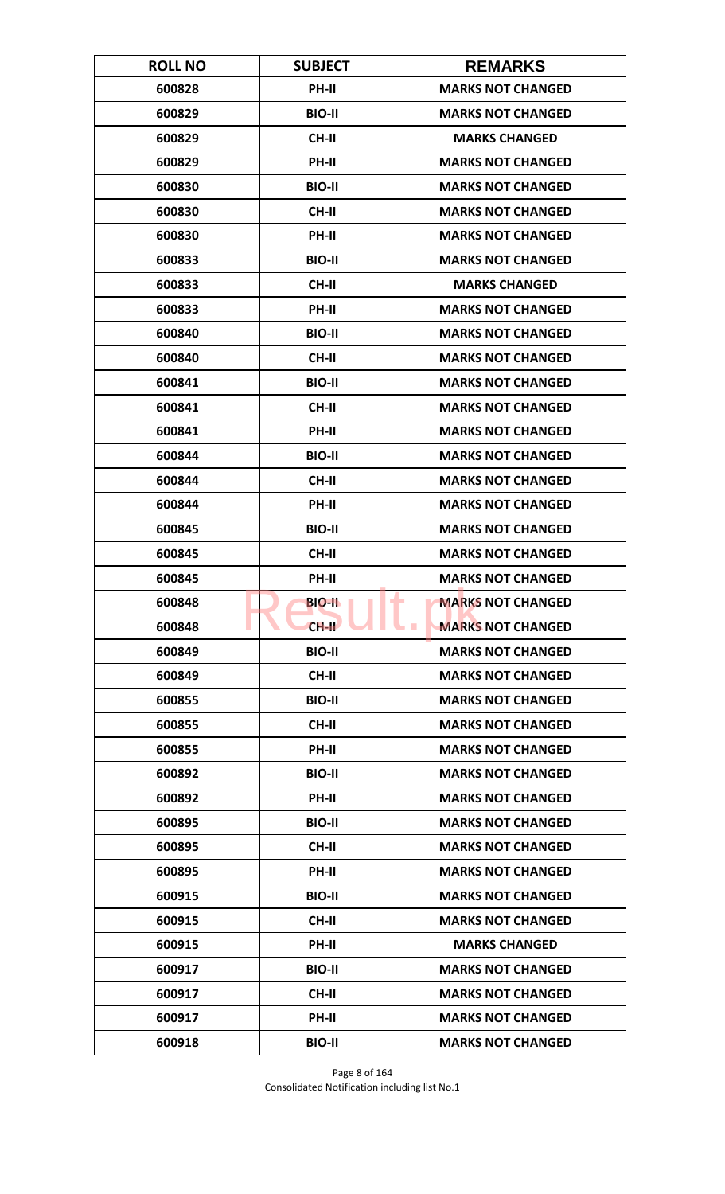| ROLL NO | SUBJECT | REMARKS |
|---|---|---|
| 600828 | PH-II | MARKS NOT CHANGED |
| 600829 | BIO-II | MARKS NOT CHANGED |
| 600829 | CH-II | MARKS CHANGED |
| 600829 | PH-II | MARKS NOT CHANGED |
| 600830 | BIO-II | MARKS NOT CHANGED |
| 600830 | CH-II | MARKS NOT CHANGED |
| 600830 | PH-II | MARKS NOT CHANGED |
| 600833 | BIO-II | MARKS NOT CHANGED |
| 600833 | CH-II | MARKS CHANGED |
| 600833 | PH-II | MARKS NOT CHANGED |
| 600840 | BIO-II | MARKS NOT CHANGED |
| 600840 | CH-II | MARKS NOT CHANGED |
| 600841 | BIO-II | MARKS NOT CHANGED |
| 600841 | CH-II | MARKS NOT CHANGED |
| 600841 | PH-II | MARKS NOT CHANGED |
| 600844 | BIO-II | MARKS NOT CHANGED |
| 600844 | CH-II | MARKS NOT CHANGED |
| 600844 | PH-II | MARKS NOT CHANGED |
| 600845 | BIO-II | MARKS NOT CHANGED |
| 600845 | CH-II | MARKS NOT CHANGED |
| 600845 | PH-II | MARKS NOT CHANGED |
| 600848 | BIO-II | MARKS NOT CHANGED |
| 600848 | CH-II | MARKS NOT CHANGED |
| 600849 | BIO-II | MARKS NOT CHANGED |
| 600849 | CH-II | MARKS NOT CHANGED |
| 600855 | BIO-II | MARKS NOT CHANGED |
| 600855 | CH-II | MARKS NOT CHANGED |
| 600855 | PH-II | MARKS NOT CHANGED |
| 600892 | BIO-II | MARKS NOT CHANGED |
| 600892 | PH-II | MARKS NOT CHANGED |
| 600895 | BIO-II | MARKS NOT CHANGED |
| 600895 | CH-II | MARKS NOT CHANGED |
| 600895 | PH-II | MARKS NOT CHANGED |
| 600915 | BIO-II | MARKS NOT CHANGED |
| 600915 | CH-II | MARKS NOT CHANGED |
| 600915 | PH-II | MARKS CHANGED |
| 600917 | BIO-II | MARKS NOT CHANGED |
| 600917 | CH-II | MARKS NOT CHANGED |
| 600917 | PH-II | MARKS NOT CHANGED |
| 600918 | BIO-II | MARKS NOT CHANGED |

Consolidated Notification including list No.1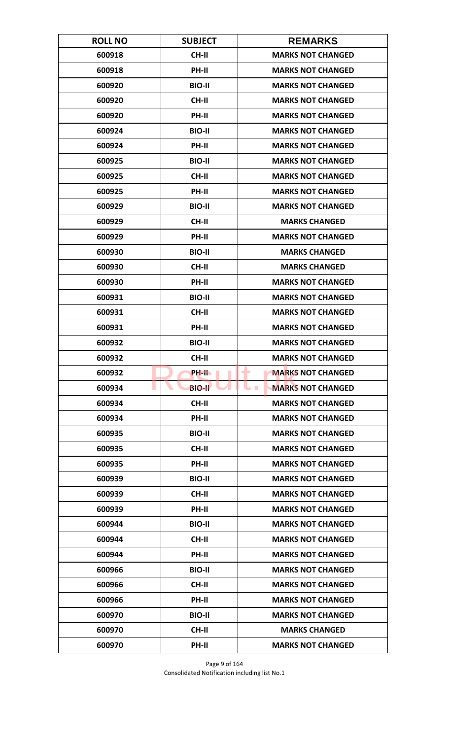| ROLL NO | SUBJECT | REMARKS |
|---|---|---|
| 600918 | CH-II | MARKS NOT CHANGED |
| 600918 | PH-II | MARKS NOT CHANGED |
| 600920 | BIO-II | MARKS NOT CHANGED |
| 600920 | CH-II | MARKS NOT CHANGED |
| 600920 | PH-II | MARKS NOT CHANGED |
| 600924 | BIO-II | MARKS NOT CHANGED |
| 600924 | PH-II | MARKS NOT CHANGED |
| 600925 | BIO-II | MARKS NOT CHANGED |
| 600925 | CH-II | MARKS NOT CHANGED |
| 600925 | PH-II | MARKS NOT CHANGED |
| 600929 | BIO-II | MARKS NOT CHANGED |
| 600929 | CH-II | MARKS CHANGED |
| 600929 | PH-II | MARKS NOT CHANGED |
| 600930 | BIO-II | MARKS CHANGED |
| 600930 | CH-II | MARKS CHANGED |
| 600930 | PH-II | MARKS NOT CHANGED |
| 600931 | BIO-II | MARKS NOT CHANGED |
| 600931 | CH-II | MARKS NOT CHANGED |
| 600931 | PH-II | MARKS NOT CHANGED |
| 600932 | BIO-II | MARKS NOT CHANGED |
| 600932 | CH-II | MARKS NOT CHANGED |
| 600932 | PH-II | MARKS NOT CHANGED |
| 600934 | BIO-II | MARKS NOT CHANGED |
| 600934 | CH-II | MARKS NOT CHANGED |
| 600934 | PH-II | MARKS NOT CHANGED |
| 600935 | BIO-II | MARKS NOT CHANGED |
| 600935 | CH-II | MARKS NOT CHANGED |
| 600935 | PH-II | MARKS NOT CHANGED |
| 600939 | BIO-II | MARKS NOT CHANGED |
| 600939 | CH-II | MARKS NOT CHANGED |
| 600939 | PH-II | MARKS NOT CHANGED |
| 600944 | BIO-II | MARKS NOT CHANGED |
| 600944 | CH-II | MARKS NOT CHANGED |
| 600944 | PH-II | MARKS NOT CHANGED |
| 600966 | BIO-II | MARKS NOT CHANGED |
| 600966 | CH-II | MARKS NOT CHANGED |
| 600966 | PH-II | MARKS NOT CHANGED |
| 600970 | BIO-II | MARKS NOT CHANGED |
| 600970 | CH-II | MARKS CHANGED |
| 600970 | PH-II | MARKS NOT CHANGED |

Consolidated Notification including list No.1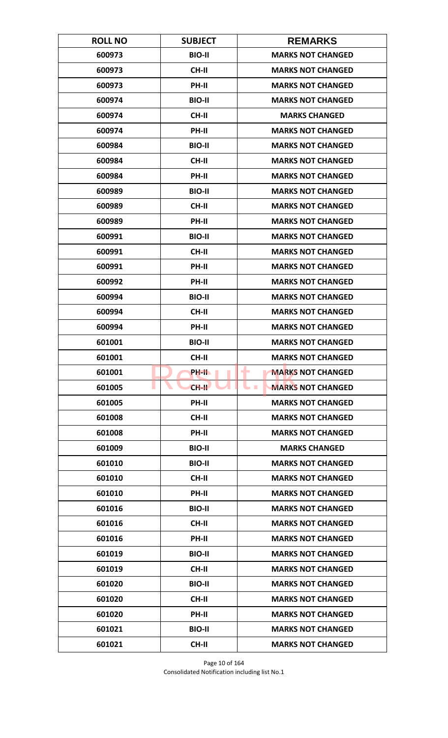| ROLL NO | SUBJECT | REMARKS |
|---|---|---|
| 600973 | BIO-II | MARKS NOT CHANGED |
| 600973 | CH-II | MARKS NOT CHANGED |
| 600973 | PH-II | MARKS NOT CHANGED |
| 600974 | BIO-II | MARKS NOT CHANGED |
| 600974 | CH-II | MARKS CHANGED |
| 600974 | PH-II | MARKS NOT CHANGED |
| 600984 | BIO-II | MARKS NOT CHANGED |
| 600984 | CH-II | MARKS NOT CHANGED |
| 600984 | PH-II | MARKS NOT CHANGED |
| 600989 | BIO-II | MARKS NOT CHANGED |
| 600989 | CH-II | MARKS NOT CHANGED |
| 600989 | PH-II | MARKS NOT CHANGED |
| 600991 | BIO-II | MARKS NOT CHANGED |
| 600991 | CH-II | MARKS NOT CHANGED |
| 600991 | PH-II | MARKS NOT CHANGED |
| 600992 | PH-II | MARKS NOT CHANGED |
| 600994 | BIO-II | MARKS NOT CHANGED |
| 600994 | CH-II | MARKS NOT CHANGED |
| 600994 | PH-II | MARKS NOT CHANGED |
| 601001 | BIO-II | MARKS NOT CHANGED |
| 601001 | CH-II | MARKS NOT CHANGED |
| 601001 | PH-II | MARKS NOT CHANGED |
| 601005 | CH-II | MARKS NOT CHANGED |
| 601005 | PH-II | MARKS NOT CHANGED |
| 601008 | CH-II | MARKS NOT CHANGED |
| 601008 | PH-II | MARKS NOT CHANGED |
| 601009 | BIO-II | MARKS CHANGED |
| 601010 | BIO-II | MARKS NOT CHANGED |
| 601010 | CH-II | MARKS NOT CHANGED |
| 601010 | PH-II | MARKS NOT CHANGED |
| 601016 | BIO-II | MARKS NOT CHANGED |
| 601016 | CH-II | MARKS NOT CHANGED |
| 601016 | PH-II | MARKS NOT CHANGED |
| 601019 | BIO-II | MARKS NOT CHANGED |
| 601019 | CH-II | MARKS NOT CHANGED |
| 601020 | BIO-II | MARKS NOT CHANGED |
| 601020 | CH-II | MARKS NOT CHANGED |
| 601020 | PH-II | MARKS NOT CHANGED |
| 601021 | BIO-II | MARKS NOT CHANGED |
| 601021 | CH-II | MARKS NOT CHANGED |

Consolidated Notification including list No.1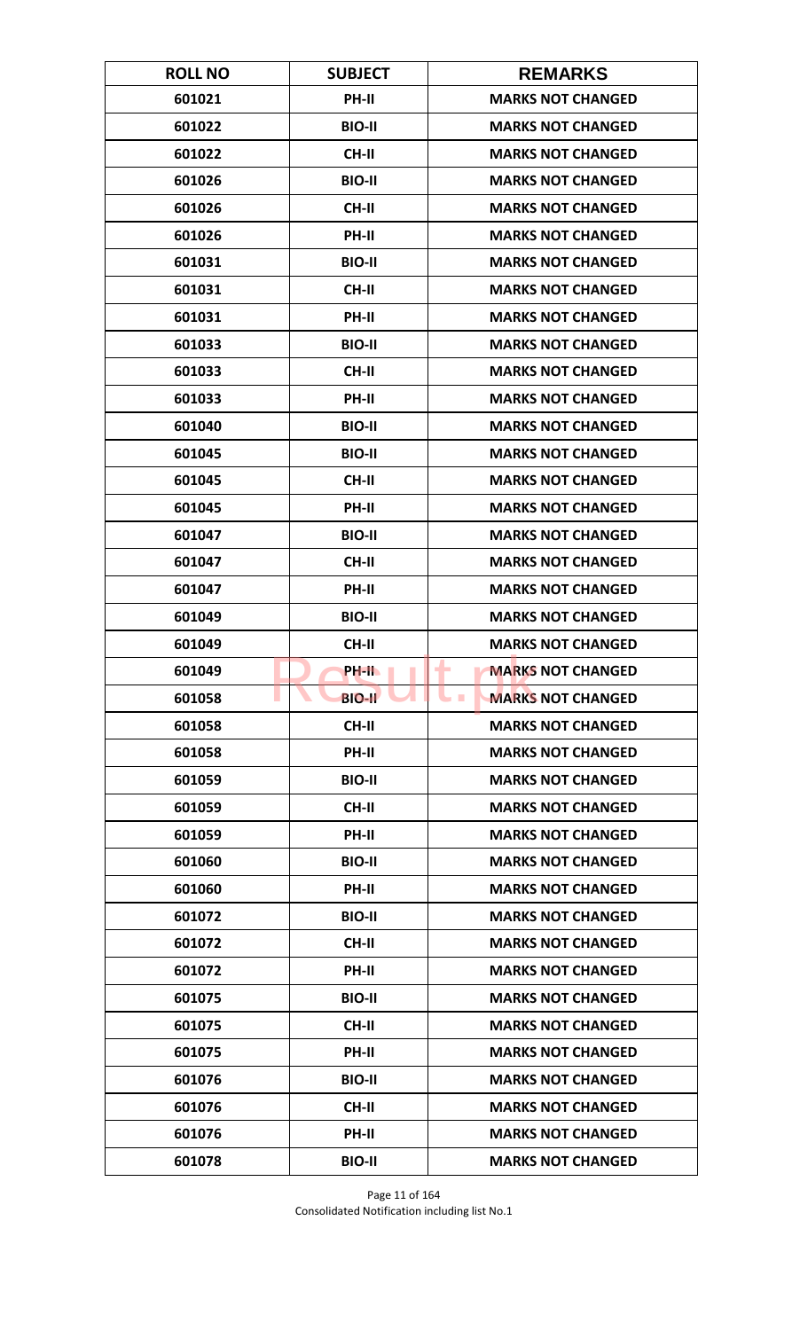| ROLL NO | SUBJECT | REMARKS |
|---|---|---|
| 601021 | PH-II | MARKS NOT CHANGED |
| 601022 | BIO-II | MARKS NOT CHANGED |
| 601022 | CH-II | MARKS NOT CHANGED |
| 601026 | BIO-II | MARKS NOT CHANGED |
| 601026 | CH-II | MARKS NOT CHANGED |
| 601026 | PH-II | MARKS NOT CHANGED |
| 601031 | BIO-II | MARKS NOT CHANGED |
| 601031 | CH-II | MARKS NOT CHANGED |
| 601031 | PH-II | MARKS NOT CHANGED |
| 601033 | BIO-II | MARKS NOT CHANGED |
| 601033 | CH-II | MARKS NOT CHANGED |
| 601033 | PH-II | MARKS NOT CHANGED |
| 601040 | BIO-II | MARKS NOT CHANGED |
| 601045 | BIO-II | MARKS NOT CHANGED |
| 601045 | CH-II | MARKS NOT CHANGED |
| 601045 | PH-II | MARKS NOT CHANGED |
| 601047 | BIO-II | MARKS NOT CHANGED |
| 601047 | CH-II | MARKS NOT CHANGED |
| 601047 | PH-II | MARKS NOT CHANGED |
| 601049 | BIO-II | MARKS NOT CHANGED |
| 601049 | CH-II | MARKS NOT CHANGED |
| 601049 | PH-II | MARKS NOT CHANGED |
| 601058 | BIO-II | MARKS NOT CHANGED |
| 601058 | CH-II | MARKS NOT CHANGED |
| 601058 | PH-II | MARKS NOT CHANGED |
| 601059 | BIO-II | MARKS NOT CHANGED |
| 601059 | CH-II | MARKS NOT CHANGED |
| 601059 | PH-II | MARKS NOT CHANGED |
| 601060 | BIO-II | MARKS NOT CHANGED |
| 601060 | PH-II | MARKS NOT CHANGED |
| 601072 | BIO-II | MARKS NOT CHANGED |
| 601072 | CH-II | MARKS NOT CHANGED |
| 601072 | PH-II | MARKS NOT CHANGED |
| 601075 | BIO-II | MARKS NOT CHANGED |
| 601075 | CH-II | MARKS NOT CHANGED |
| 601075 | PH-II | MARKS NOT CHANGED |
| 601076 | BIO-II | MARKS NOT CHANGED |
| 601076 | CH-II | MARKS NOT CHANGED |
| 601076 | PH-II | MARKS NOT CHANGED |
| 601078 | BIO-II | MARKS NOT CHANGED |

Consolidated Notification including list No.1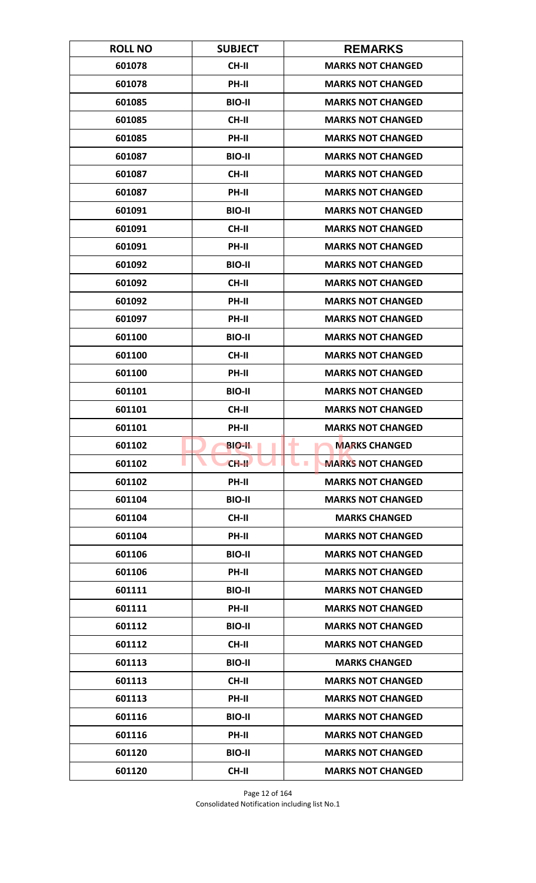| ROLL NO | SUBJECT | REMARKS |
|---|---|---|
| 601078 | CH-II | MARKS NOT CHANGED |
| 601078 | PH-II | MARKS NOT CHANGED |
| 601085 | BIO-II | MARKS NOT CHANGED |
| 601085 | CH-II | MARKS NOT CHANGED |
| 601085 | PH-II | MARKS NOT CHANGED |
| 601087 | BIO-II | MARKS NOT CHANGED |
| 601087 | CH-II | MARKS NOT CHANGED |
| 601087 | PH-II | MARKS NOT CHANGED |
| 601091 | BIO-II | MARKS NOT CHANGED |
| 601091 | CH-II | MARKS NOT CHANGED |
| 601091 | PH-II | MARKS NOT CHANGED |
| 601092 | BIO-II | MARKS NOT CHANGED |
| 601092 | CH-II | MARKS NOT CHANGED |
| 601092 | PH-II | MARKS NOT CHANGED |
| 601097 | PH-II | MARKS NOT CHANGED |
| 601100 | BIO-II | MARKS NOT CHANGED |
| 601100 | CH-II | MARKS NOT CHANGED |
| 601100 | PH-II | MARKS NOT CHANGED |
| 601101 | BIO-II | MARKS NOT CHANGED |
| 601101 | CH-II | MARKS NOT CHANGED |
| 601101 | PH-II | MARKS NOT CHANGED |
| 601102 | BIO-II | MARKS CHANGED |
| 601102 | CH-II | MARKS NOT CHANGED |
| 601102 | PH-II | MARKS NOT CHANGED |
| 601104 | BIO-II | MARKS NOT CHANGED |
| 601104 | CH-II | MARKS CHANGED |
| 601104 | PH-II | MARKS NOT CHANGED |
| 601106 | BIO-II | MARKS NOT CHANGED |
| 601106 | PH-II | MARKS NOT CHANGED |
| 601111 | BIO-II | MARKS NOT CHANGED |
| 601111 | PH-II | MARKS NOT CHANGED |
| 601112 | BIO-II | MARKS NOT CHANGED |
| 601112 | CH-II | MARKS NOT CHANGED |
| 601113 | BIO-II | MARKS CHANGED |
| 601113 | CH-II | MARKS NOT CHANGED |
| 601113 | PH-II | MARKS NOT CHANGED |
| 601116 | BIO-II | MARKS NOT CHANGED |
| 601116 | PH-II | MARKS NOT CHANGED |
| 601120 | BIO-II | MARKS NOT CHANGED |
| 601120 | CH-II | MARKS NOT CHANGED |

Consolidated Notification including list No.1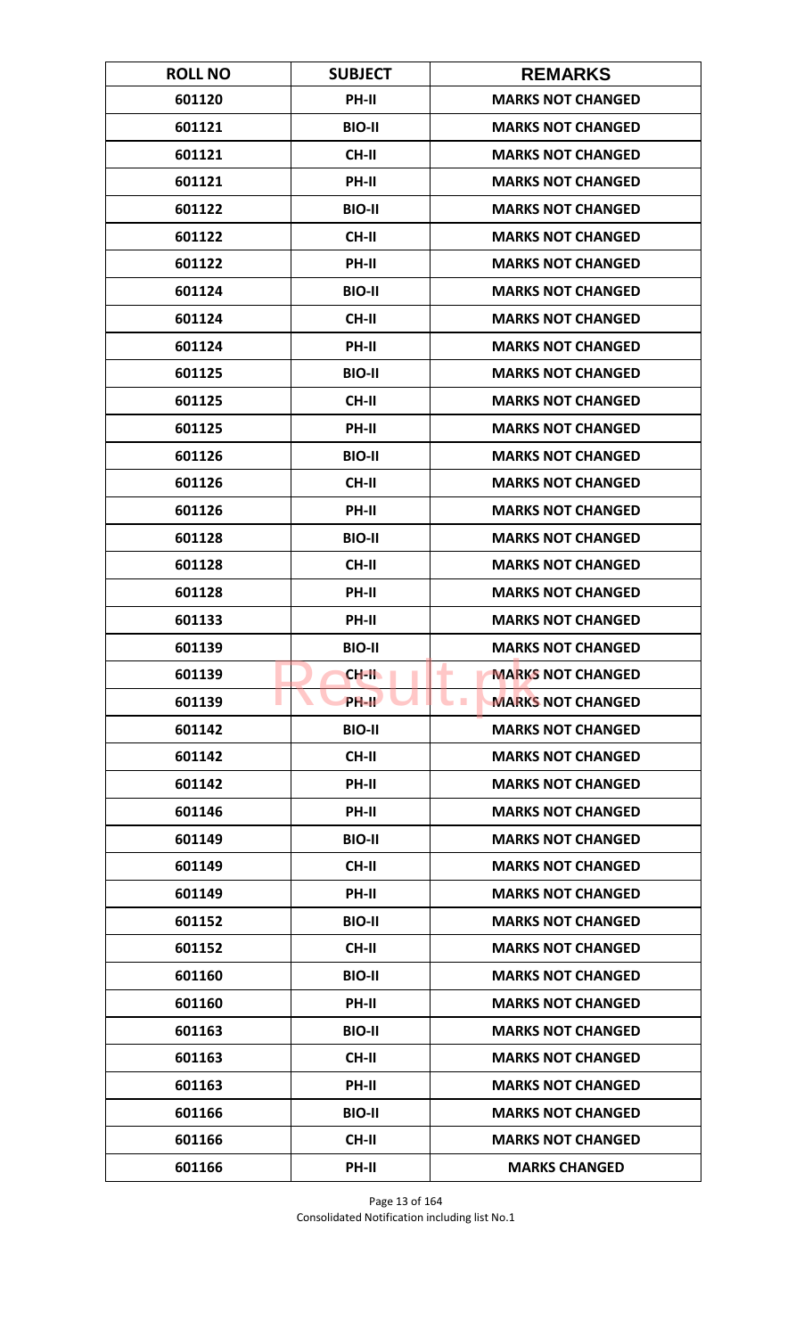| ROLL NO | SUBJECT | REMARKS |
|---|---|---|
| 601120 | PH-II | MARKS NOT CHANGED |
| 601121 | BIO-II | MARKS NOT CHANGED |
| 601121 | CH-II | MARKS NOT CHANGED |
| 601121 | PH-II | MARKS NOT CHANGED |
| 601122 | BIO-II | MARKS NOT CHANGED |
| 601122 | CH-II | MARKS NOT CHANGED |
| 601122 | PH-II | MARKS NOT CHANGED |
| 601124 | BIO-II | MARKS NOT CHANGED |
| 601124 | CH-II | MARKS NOT CHANGED |
| 601124 | PH-II | MARKS NOT CHANGED |
| 601125 | BIO-II | MARKS NOT CHANGED |
| 601125 | CH-II | MARKS NOT CHANGED |
| 601125 | PH-II | MARKS NOT CHANGED |
| 601126 | BIO-II | MARKS NOT CHANGED |
| 601126 | CH-II | MARKS NOT CHANGED |
| 601126 | PH-II | MARKS NOT CHANGED |
| 601128 | BIO-II | MARKS NOT CHANGED |
| 601128 | CH-II | MARKS NOT CHANGED |
| 601128 | PH-II | MARKS NOT CHANGED |
| 601133 | PH-II | MARKS NOT CHANGED |
| 601139 | BIO-II | MARKS NOT CHANGED |
| 601139 | CH-II | MARKS NOT CHANGED |
| 601139 | PH-II | MARKS NOT CHANGED |
| 601142 | BIO-II | MARKS NOT CHANGED |
| 601142 | CH-II | MARKS NOT CHANGED |
| 601142 | PH-II | MARKS NOT CHANGED |
| 601146 | PH-II | MARKS NOT CHANGED |
| 601149 | BIO-II | MARKS NOT CHANGED |
| 601149 | CH-II | MARKS NOT CHANGED |
| 601149 | PH-II | MARKS NOT CHANGED |
| 601152 | BIO-II | MARKS NOT CHANGED |
| 601152 | CH-II | MARKS NOT CHANGED |
| 601160 | BIO-II | MARKS NOT CHANGED |
| 601160 | PH-II | MARKS NOT CHANGED |
| 601163 | BIO-II | MARKS NOT CHANGED |
| 601163 | CH-II | MARKS NOT CHANGED |
| 601163 | PH-II | MARKS NOT CHANGED |
| 601166 | BIO-II | MARKS NOT CHANGED |
| 601166 | CH-II | MARKS NOT CHANGED |
| 601166 | PH-II | MARKS CHANGED |

Consolidated Notification including list No.1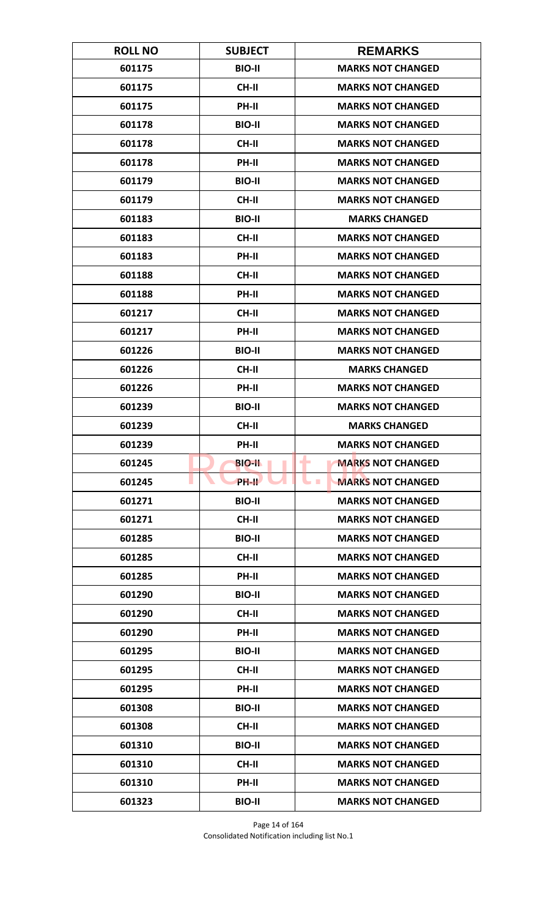| ROLL NO | SUBJECT | REMARKS |
|---|---|---|
| 601175 | BIO-II | MARKS NOT CHANGED |
| 601175 | CH-II | MARKS NOT CHANGED |
| 601175 | PH-II | MARKS NOT CHANGED |
| 601178 | BIO-II | MARKS NOT CHANGED |
| 601178 | CH-II | MARKS NOT CHANGED |
| 601178 | PH-II | MARKS NOT CHANGED |
| 601179 | BIO-II | MARKS NOT CHANGED |
| 601179 | CH-II | MARKS NOT CHANGED |
| 601183 | BIO-II | MARKS CHANGED |
| 601183 | CH-II | MARKS NOT CHANGED |
| 601183 | PH-II | MARKS NOT CHANGED |
| 601188 | CH-II | MARKS NOT CHANGED |
| 601188 | PH-II | MARKS NOT CHANGED |
| 601217 | CH-II | MARKS NOT CHANGED |
| 601217 | PH-II | MARKS NOT CHANGED |
| 601226 | BIO-II | MARKS NOT CHANGED |
| 601226 | CH-II | MARKS CHANGED |
| 601226 | PH-II | MARKS NOT CHANGED |
| 601239 | BIO-II | MARKS NOT CHANGED |
| 601239 | CH-II | MARKS CHANGED |
| 601239 | PH-II | MARKS NOT CHANGED |
| 601245 | BIO-II | MARKS NOT CHANGED |
| 601245 | PH-II | MARKS NOT CHANGED |
| 601271 | BIO-II | MARKS NOT CHANGED |
| 601271 | CH-II | MARKS NOT CHANGED |
| 601285 | BIO-II | MARKS NOT CHANGED |
| 601285 | CH-II | MARKS NOT CHANGED |
| 601285 | PH-II | MARKS NOT CHANGED |
| 601290 | BIO-II | MARKS NOT CHANGED |
| 601290 | CH-II | MARKS NOT CHANGED |
| 601290 | PH-II | MARKS NOT CHANGED |
| 601295 | BIO-II | MARKS NOT CHANGED |
| 601295 | CH-II | MARKS NOT CHANGED |
| 601295 | PH-II | MARKS NOT CHANGED |
| 601308 | BIO-II | MARKS NOT CHANGED |
| 601308 | CH-II | MARKS NOT CHANGED |
| 601310 | BIO-II | MARKS NOT CHANGED |
| 601310 | CH-II | MARKS NOT CHANGED |
| 601310 | PH-II | MARKS NOT CHANGED |
| 601323 | BIO-II | MARKS NOT CHANGED |

Consolidated Notification including list No.1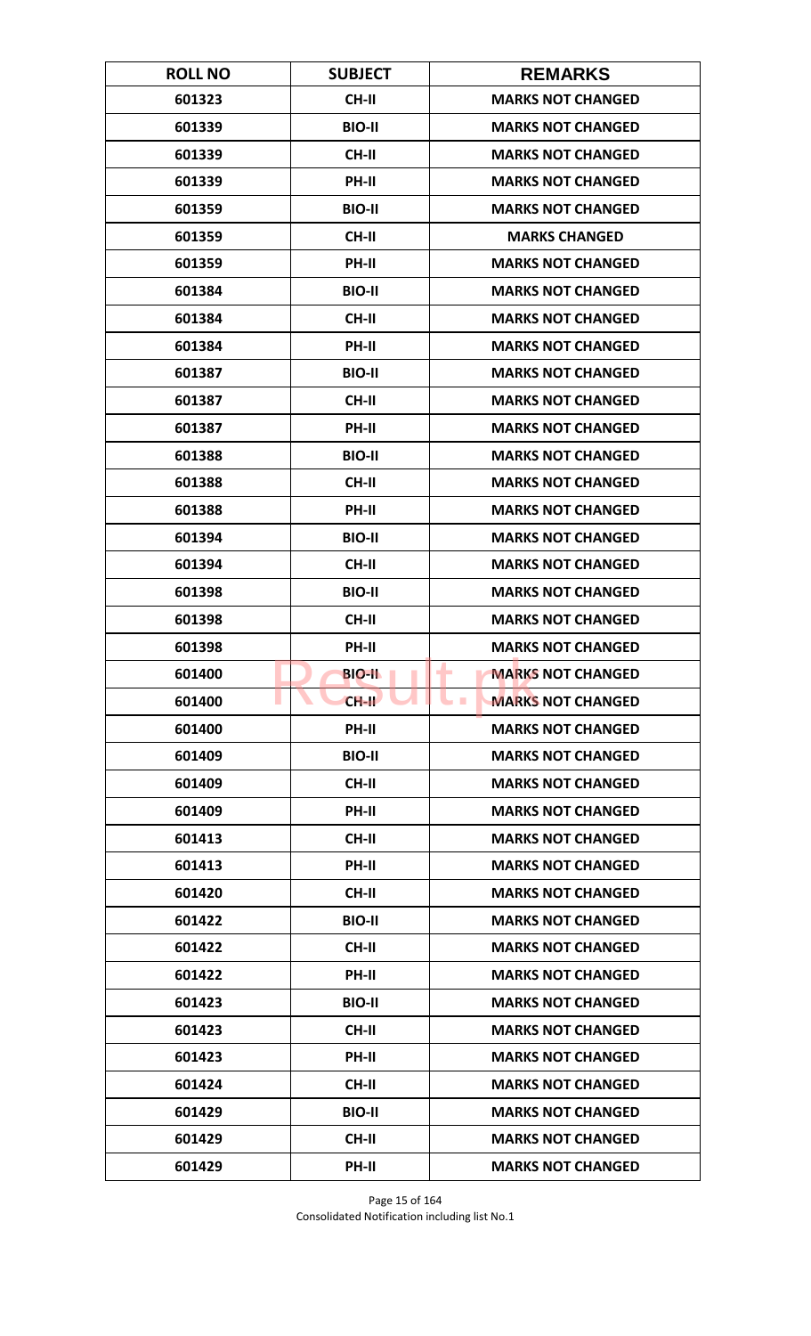| ROLL NO | SUBJECT | REMARKS |
|---|---|---|
| 601323 | CH-II | MARKS NOT CHANGED |
| 601339 | BIO-II | MARKS NOT CHANGED |
| 601339 | CH-II | MARKS NOT CHANGED |
| 601339 | PH-II | MARKS NOT CHANGED |
| 601359 | BIO-II | MARKS NOT CHANGED |
| 601359 | CH-II | MARKS CHANGED |
| 601359 | PH-II | MARKS NOT CHANGED |
| 601384 | BIO-II | MARKS NOT CHANGED |
| 601384 | CH-II | MARKS NOT CHANGED |
| 601384 | PH-II | MARKS NOT CHANGED |
| 601387 | BIO-II | MARKS NOT CHANGED |
| 601387 | CH-II | MARKS NOT CHANGED |
| 601387 | PH-II | MARKS NOT CHANGED |
| 601388 | BIO-II | MARKS NOT CHANGED |
| 601388 | CH-II | MARKS NOT CHANGED |
| 601388 | PH-II | MARKS NOT CHANGED |
| 601394 | BIO-II | MARKS NOT CHANGED |
| 601394 | CH-II | MARKS NOT CHANGED |
| 601398 | BIO-II | MARKS NOT CHANGED |
| 601398 | CH-II | MARKS NOT CHANGED |
| 601398 | PH-II | MARKS NOT CHANGED |
| 601400 | BIO-II | MARKS NOT CHANGED |
| 601400 | CH-II | MARKS NOT CHANGED |
| 601400 | PH-II | MARKS NOT CHANGED |
| 601409 | BIO-II | MARKS NOT CHANGED |
| 601409 | CH-II | MARKS NOT CHANGED |
| 601409 | PH-II | MARKS NOT CHANGED |
| 601413 | CH-II | MARKS NOT CHANGED |
| 601413 | PH-II | MARKS NOT CHANGED |
| 601420 | CH-II | MARKS NOT CHANGED |
| 601422 | BIO-II | MARKS NOT CHANGED |
| 601422 | CH-II | MARKS NOT CHANGED |
| 601422 | PH-II | MARKS NOT CHANGED |
| 601423 | BIO-II | MARKS NOT CHANGED |
| 601423 | CH-II | MARKS NOT CHANGED |
| 601423 | PH-II | MARKS NOT CHANGED |
| 601424 | CH-II | MARKS NOT CHANGED |
| 601429 | BIO-II | MARKS NOT CHANGED |
| 601429 | CH-II | MARKS NOT CHANGED |
| 601429 | PH-II | MARKS NOT CHANGED |

Consolidated Notification including list No.1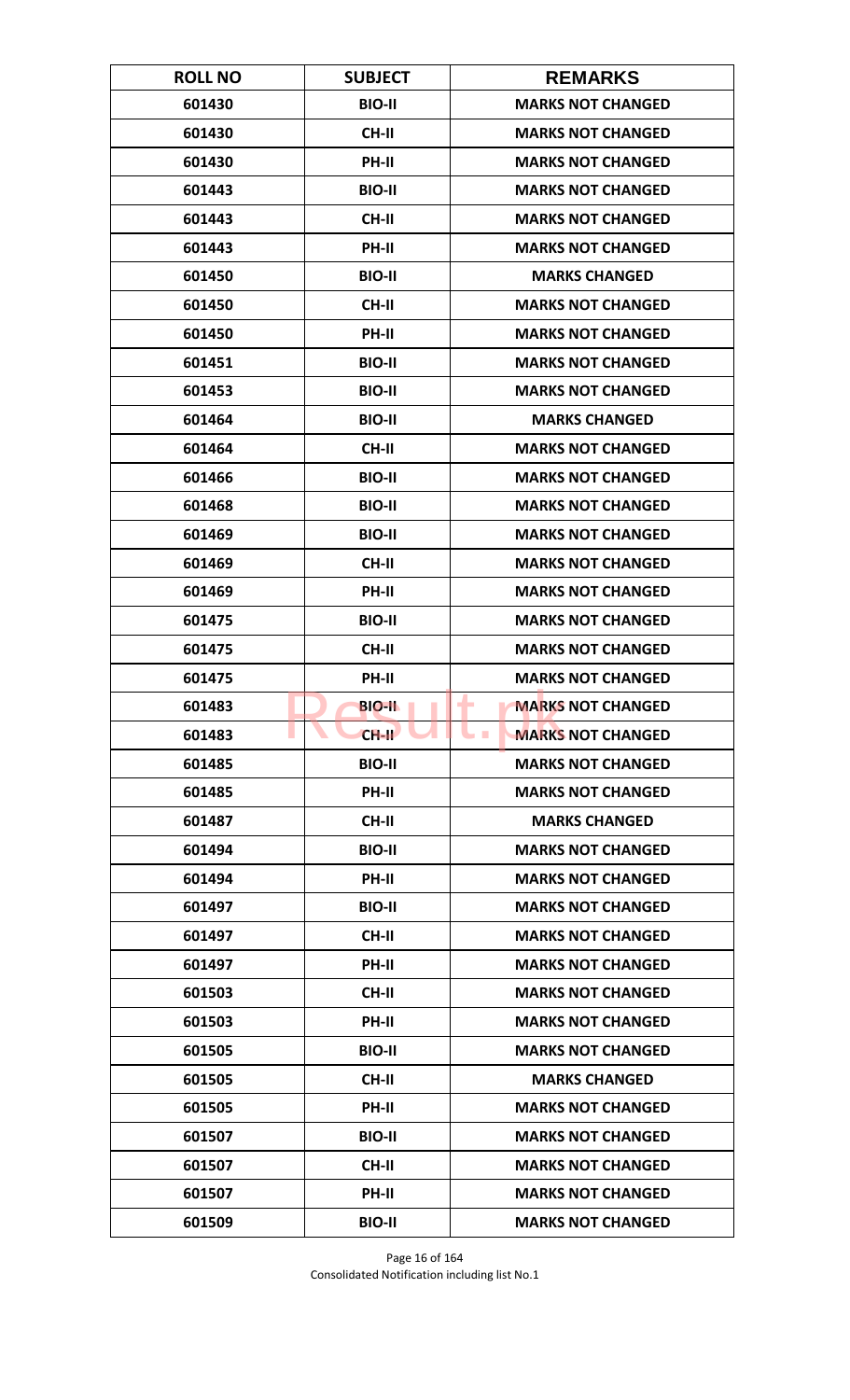| ROLL NO | SUBJECT | REMARKS |
|---|---|---|
| 601430 | BIO-II | MARKS NOT CHANGED |
| 601430 | CH-II | MARKS NOT CHANGED |
| 601430 | PH-II | MARKS NOT CHANGED |
| 601443 | BIO-II | MARKS NOT CHANGED |
| 601443 | CH-II | MARKS NOT CHANGED |
| 601443 | PH-II | MARKS NOT CHANGED |
| 601450 | BIO-II | MARKS CHANGED |
| 601450 | CH-II | MARKS NOT CHANGED |
| 601450 | PH-II | MARKS NOT CHANGED |
| 601451 | BIO-II | MARKS NOT CHANGED |
| 601453 | BIO-II | MARKS NOT CHANGED |
| 601464 | BIO-II | MARKS CHANGED |
| 601464 | CH-II | MARKS NOT CHANGED |
| 601466 | BIO-II | MARKS NOT CHANGED |
| 601468 | BIO-II | MARKS NOT CHANGED |
| 601469 | BIO-II | MARKS NOT CHANGED |
| 601469 | CH-II | MARKS NOT CHANGED |
| 601469 | PH-II | MARKS NOT CHANGED |
| 601475 | BIO-II | MARKS NOT CHANGED |
| 601475 | CH-II | MARKS NOT CHANGED |
| 601475 | PH-II | MARKS NOT CHANGED |
| 601483 | BIO-II | MARKS NOT CHANGED |
| 601483 | CH-II | MARKS NOT CHANGED |
| 601485 | BIO-II | MARKS NOT CHANGED |
| 601485 | PH-II | MARKS NOT CHANGED |
| 601487 | CH-II | MARKS CHANGED |
| 601494 | BIO-II | MARKS NOT CHANGED |
| 601494 | PH-II | MARKS NOT CHANGED |
| 601497 | BIO-II | MARKS NOT CHANGED |
| 601497 | CH-II | MARKS NOT CHANGED |
| 601497 | PH-II | MARKS NOT CHANGED |
| 601503 | CH-II | MARKS NOT CHANGED |
| 601503 | PH-II | MARKS NOT CHANGED |
| 601505 | BIO-II | MARKS NOT CHANGED |
| 601505 | CH-II | MARKS CHANGED |
| 601505 | PH-II | MARKS NOT CHANGED |
| 601507 | BIO-II | MARKS NOT CHANGED |
| 601507 | CH-II | MARKS NOT CHANGED |
| 601507 | PH-II | MARKS NOT CHANGED |
| 601509 | BIO-II | MARKS NOT CHANGED |

Consolidated Notification including list No.1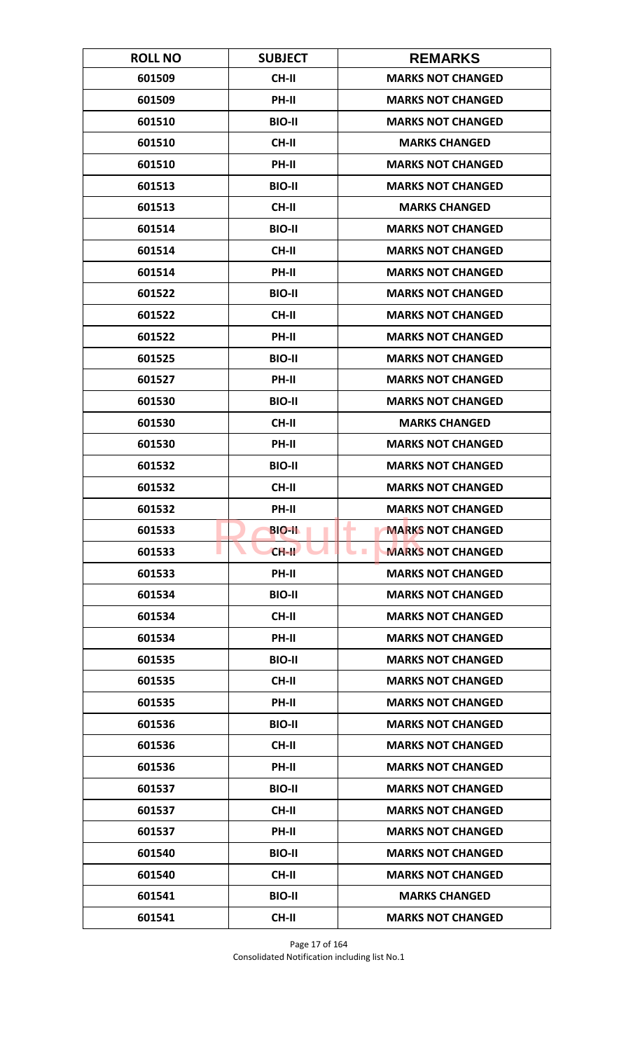| ROLL NO | SUBJECT | REMARKS |
|---|---|---|
| 601509 | CH-II | MARKS NOT CHANGED |
| 601509 | PH-II | MARKS NOT CHANGED |
| 601510 | BIO-II | MARKS NOT CHANGED |
| 601510 | CH-II | MARKS CHANGED |
| 601510 | PH-II | MARKS NOT CHANGED |
| 601513 | BIO-II | MARKS NOT CHANGED |
| 601513 | CH-II | MARKS CHANGED |
| 601514 | BIO-II | MARKS NOT CHANGED |
| 601514 | CH-II | MARKS NOT CHANGED |
| 601514 | PH-II | MARKS NOT CHANGED |
| 601522 | BIO-II | MARKS NOT CHANGED |
| 601522 | CH-II | MARKS NOT CHANGED |
| 601522 | PH-II | MARKS NOT CHANGED |
| 601525 | BIO-II | MARKS NOT CHANGED |
| 601527 | PH-II | MARKS NOT CHANGED |
| 601530 | BIO-II | MARKS NOT CHANGED |
| 601530 | CH-II | MARKS CHANGED |
| 601530 | PH-II | MARKS NOT CHANGED |
| 601532 | BIO-II | MARKS NOT CHANGED |
| 601532 | CH-II | MARKS NOT CHANGED |
| 601532 | PH-II | MARKS NOT CHANGED |
| 601533 | BIO-II | MARKS NOT CHANGED |
| 601533 | CH-II | MARKS NOT CHANGED |
| 601533 | PH-II | MARKS NOT CHANGED |
| 601534 | BIO-II | MARKS NOT CHANGED |
| 601534 | CH-II | MARKS NOT CHANGED |
| 601534 | PH-II | MARKS NOT CHANGED |
| 601535 | BIO-II | MARKS NOT CHANGED |
| 601535 | CH-II | MARKS NOT CHANGED |
| 601535 | PH-II | MARKS NOT CHANGED |
| 601536 | BIO-II | MARKS NOT CHANGED |
| 601536 | CH-II | MARKS NOT CHANGED |
| 601536 | PH-II | MARKS NOT CHANGED |
| 601537 | BIO-II | MARKS NOT CHANGED |
| 601537 | CH-II | MARKS NOT CHANGED |
| 601537 | PH-II | MARKS NOT CHANGED |
| 601540 | BIO-II | MARKS NOT CHANGED |
| 601540 | CH-II | MARKS NOT CHANGED |
| 601541 | BIO-II | MARKS CHANGED |
| 601541 | CH-II | MARKS NOT CHANGED |

Consolidated Notification including list No.1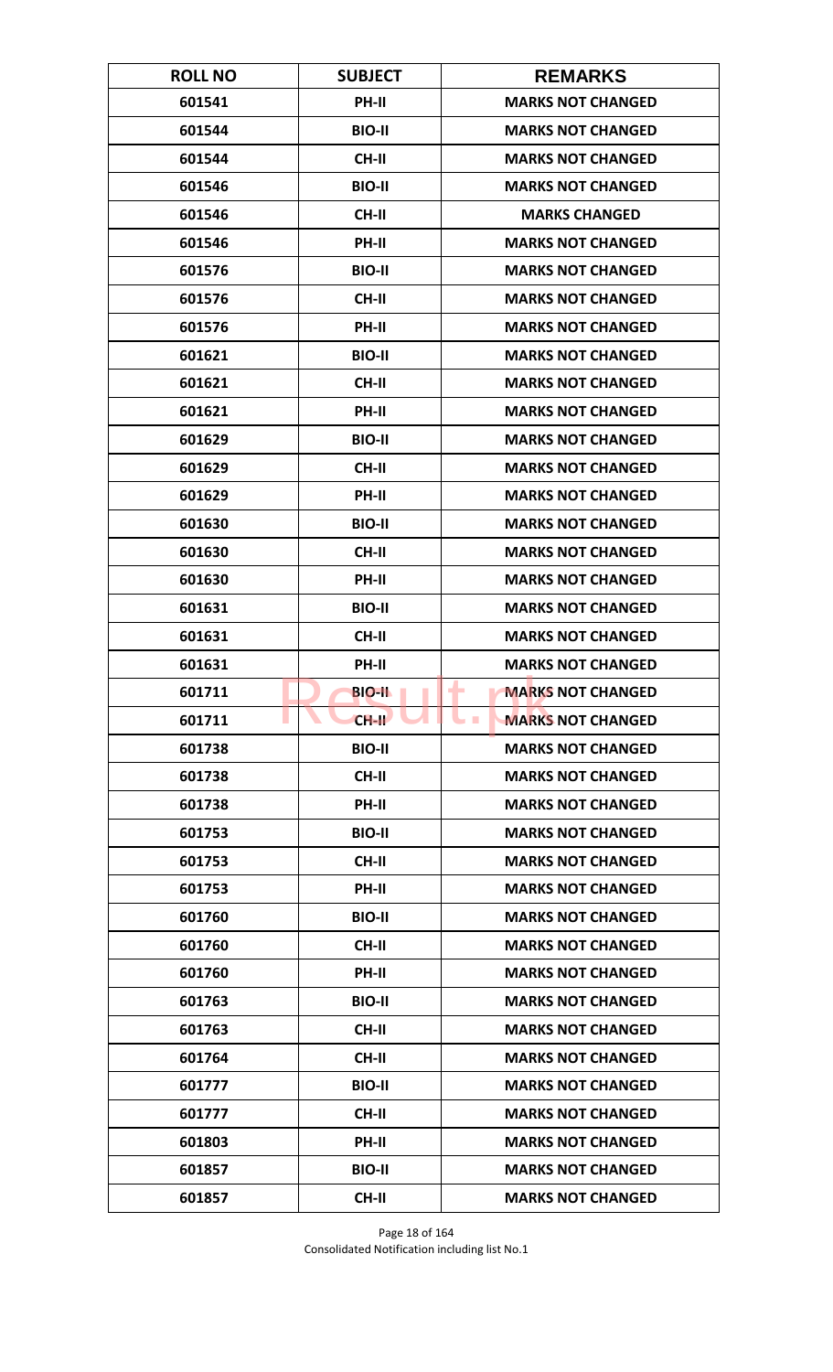| ROLL NO | SUBJECT | REMARKS |
|---|---|---|
| 601541 | PH-II | MARKS NOT CHANGED |
| 601544 | BIO-II | MARKS NOT CHANGED |
| 601544 | CH-II | MARKS NOT CHANGED |
| 601546 | BIO-II | MARKS NOT CHANGED |
| 601546 | CH-II | MARKS CHANGED |
| 601546 | PH-II | MARKS NOT CHANGED |
| 601576 | BIO-II | MARKS NOT CHANGED |
| 601576 | CH-II | MARKS NOT CHANGED |
| 601576 | PH-II | MARKS NOT CHANGED |
| 601621 | BIO-II | MARKS NOT CHANGED |
| 601621 | CH-II | MARKS NOT CHANGED |
| 601621 | PH-II | MARKS NOT CHANGED |
| 601629 | BIO-II | MARKS NOT CHANGED |
| 601629 | CH-II | MARKS NOT CHANGED |
| 601629 | PH-II | MARKS NOT CHANGED |
| 601630 | BIO-II | MARKS NOT CHANGED |
| 601630 | CH-II | MARKS NOT CHANGED |
| 601630 | PH-II | MARKS NOT CHANGED |
| 601631 | BIO-II | MARKS NOT CHANGED |
| 601631 | CH-II | MARKS NOT CHANGED |
| 601631 | PH-II | MARKS NOT CHANGED |
| 601711 | BIO-II | MARKS NOT CHANGED |
| 601711 | CH-II | MARKS NOT CHANGED |
| 601738 | BIO-II | MARKS NOT CHANGED |
| 601738 | CH-II | MARKS NOT CHANGED |
| 601738 | PH-II | MARKS NOT CHANGED |
| 601753 | BIO-II | MARKS NOT CHANGED |
| 601753 | CH-II | MARKS NOT CHANGED |
| 601753 | PH-II | MARKS NOT CHANGED |
| 601760 | BIO-II | MARKS NOT CHANGED |
| 601760 | CH-II | MARKS NOT CHANGED |
| 601760 | PH-II | MARKS NOT CHANGED |
| 601763 | BIO-II | MARKS NOT CHANGED |
| 601763 | CH-II | MARKS NOT CHANGED |
| 601764 | CH-II | MARKS NOT CHANGED |
| 601777 | BIO-II | MARKS NOT CHANGED |
| 601777 | CH-II | MARKS NOT CHANGED |
| 601803 | PH-II | MARKS NOT CHANGED |
| 601857 | BIO-II | MARKS NOT CHANGED |
| 601857 | CH-II | MARKS NOT CHANGED |

Consolidated Notification including list No.1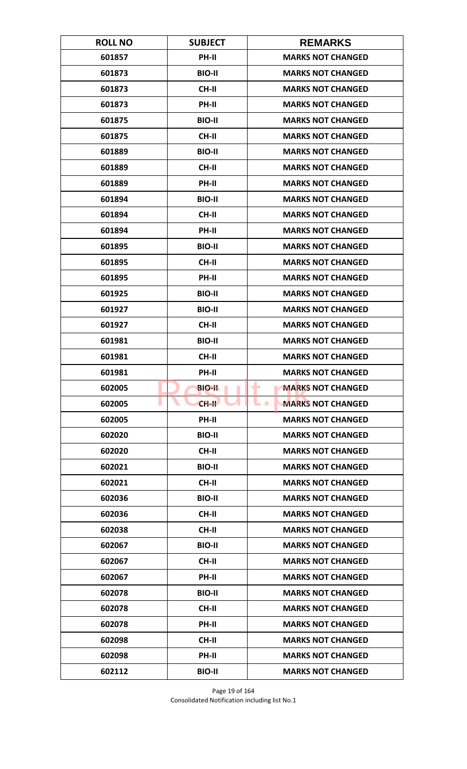| ROLL NO | SUBJECT | REMARKS |
|---|---|---|
| 601857 | PH-II | MARKS NOT CHANGED |
| 601873 | BIO-II | MARKS NOT CHANGED |
| 601873 | CH-II | MARKS NOT CHANGED |
| 601873 | PH-II | MARKS NOT CHANGED |
| 601875 | BIO-II | MARKS NOT CHANGED |
| 601875 | CH-II | MARKS NOT CHANGED |
| 601889 | BIO-II | MARKS NOT CHANGED |
| 601889 | CH-II | MARKS NOT CHANGED |
| 601889 | PH-II | MARKS NOT CHANGED |
| 601894 | BIO-II | MARKS NOT CHANGED |
| 601894 | CH-II | MARKS NOT CHANGED |
| 601894 | PH-II | MARKS NOT CHANGED |
| 601895 | BIO-II | MARKS NOT CHANGED |
| 601895 | CH-II | MARKS NOT CHANGED |
| 601895 | PH-II | MARKS NOT CHANGED |
| 601925 | BIO-II | MARKS NOT CHANGED |
| 601927 | BIO-II | MARKS NOT CHANGED |
| 601927 | CH-II | MARKS NOT CHANGED |
| 601981 | BIO-II | MARKS NOT CHANGED |
| 601981 | CH-II | MARKS NOT CHANGED |
| 601981 | PH-II | MARKS NOT CHANGED |
| 602005 | BIO-II | MARKS NOT CHANGED |
| 602005 | CH-II | MARKS NOT CHANGED |
| 602005 | PH-II | MARKS NOT CHANGED |
| 602020 | BIO-II | MARKS NOT CHANGED |
| 602020 | CH-II | MARKS NOT CHANGED |
| 602021 | BIO-II | MARKS NOT CHANGED |
| 602021 | CH-II | MARKS NOT CHANGED |
| 602036 | BIO-II | MARKS NOT CHANGED |
| 602036 | CH-II | MARKS NOT CHANGED |
| 602038 | CH-II | MARKS NOT CHANGED |
| 602067 | BIO-II | MARKS NOT CHANGED |
| 602067 | CH-II | MARKS NOT CHANGED |
| 602067 | PH-II | MARKS NOT CHANGED |
| 602078 | BIO-II | MARKS NOT CHANGED |
| 602078 | CH-II | MARKS NOT CHANGED |
| 602078 | PH-II | MARKS NOT CHANGED |
| 602098 | CH-II | MARKS NOT CHANGED |
| 602098 | PH-II | MARKS NOT CHANGED |
| 602112 | BIO-II | MARKS NOT CHANGED |

Consolidated Notification including list No.1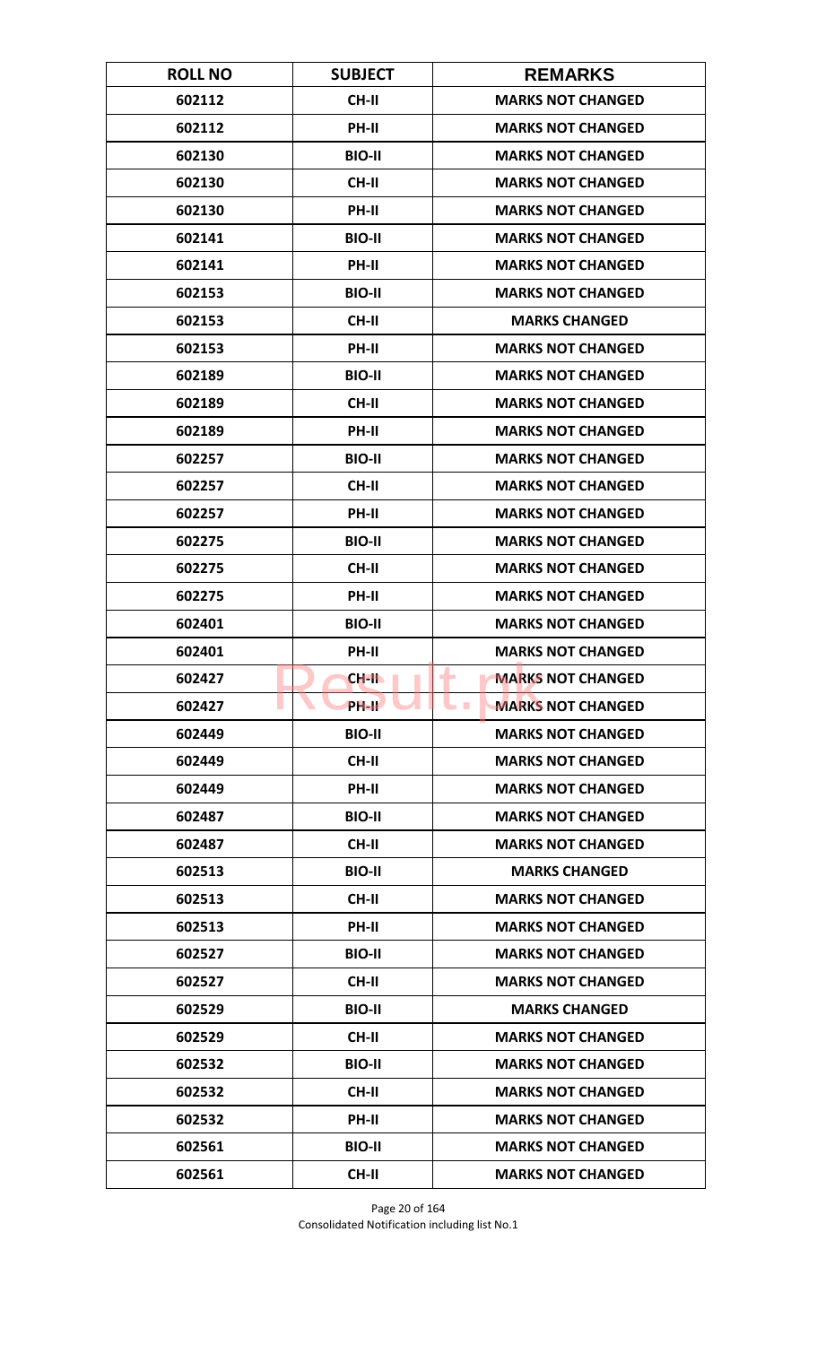| ROLL NO | SUBJECT | REMARKS |
|---|---|---|
| 602112 | CH-II | MARKS NOT CHANGED |
| 602112 | PH-II | MARKS NOT CHANGED |
| 602130 | BIO-II | MARKS NOT CHANGED |
| 602130 | CH-II | MARKS NOT CHANGED |
| 602130 | PH-II | MARKS NOT CHANGED |
| 602141 | BIO-II | MARKS NOT CHANGED |
| 602141 | PH-II | MARKS NOT CHANGED |
| 602153 | BIO-II | MARKS NOT CHANGED |
| 602153 | CH-II | MARKS CHANGED |
| 602153 | PH-II | MARKS NOT CHANGED |
| 602189 | BIO-II | MARKS NOT CHANGED |
| 602189 | CH-II | MARKS NOT CHANGED |
| 602189 | PH-II | MARKS NOT CHANGED |
| 602257 | BIO-II | MARKS NOT CHANGED |
| 602257 | CH-II | MARKS NOT CHANGED |
| 602257 | PH-II | MARKS NOT CHANGED |
| 602275 | BIO-II | MARKS NOT CHANGED |
| 602275 | CH-II | MARKS NOT CHANGED |
| 602275 | PH-II | MARKS NOT CHANGED |
| 602401 | BIO-II | MARKS NOT CHANGED |
| 602401 | PH-II | MARKS NOT CHANGED |
| 602427 | CH-II | MARKS NOT CHANGED |
| 602427 | PH-II | MARKS NOT CHANGED |
| 602449 | BIO-II | MARKS NOT CHANGED |
| 602449 | CH-II | MARKS NOT CHANGED |
| 602449 | PH-II | MARKS NOT CHANGED |
| 602487 | BIO-II | MARKS NOT CHANGED |
| 602487 | CH-II | MARKS NOT CHANGED |
| 602513 | BIO-II | MARKS CHANGED |
| 602513 | CH-II | MARKS NOT CHANGED |
| 602513 | PH-II | MARKS NOT CHANGED |
| 602527 | BIO-II | MARKS NOT CHANGED |
| 602527 | CH-II | MARKS NOT CHANGED |
| 602529 | BIO-II | MARKS CHANGED |
| 602529 | CH-II | MARKS NOT CHANGED |
| 602532 | BIO-II | MARKS NOT CHANGED |
| 602532 | CH-II | MARKS NOT CHANGED |
| 602532 | PH-II | MARKS NOT CHANGED |
| 602561 | BIO-II | MARKS NOT CHANGED |
| 602561 | CH-II | MARKS NOT CHANGED |

Consolidated Notification including list No.1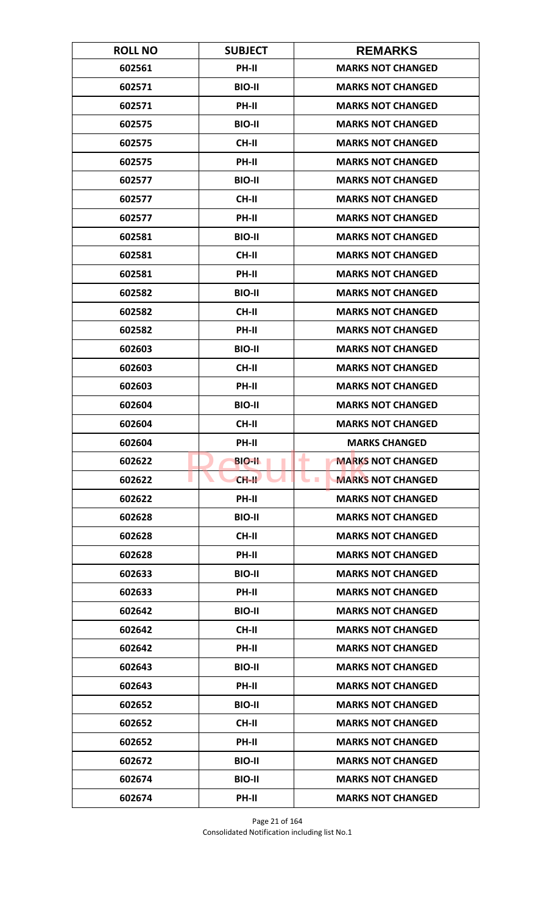| ROLL NO | SUBJECT | REMARKS |
|---|---|---|
| 602561 | PH-II | MARKS NOT CHANGED |
| 602571 | BIO-II | MARKS NOT CHANGED |
| 602571 | PH-II | MARKS NOT CHANGED |
| 602575 | BIO-II | MARKS NOT CHANGED |
| 602575 | CH-II | MARKS NOT CHANGED |
| 602575 | PH-II | MARKS NOT CHANGED |
| 602577 | BIO-II | MARKS NOT CHANGED |
| 602577 | CH-II | MARKS NOT CHANGED |
| 602577 | PH-II | MARKS NOT CHANGED |
| 602581 | BIO-II | MARKS NOT CHANGED |
| 602581 | CH-II | MARKS NOT CHANGED |
| 602581 | PH-II | MARKS NOT CHANGED |
| 602582 | BIO-II | MARKS NOT CHANGED |
| 602582 | CH-II | MARKS NOT CHANGED |
| 602582 | PH-II | MARKS NOT CHANGED |
| 602603 | BIO-II | MARKS NOT CHANGED |
| 602603 | CH-II | MARKS NOT CHANGED |
| 602603 | PH-II | MARKS NOT CHANGED |
| 602604 | BIO-II | MARKS NOT CHANGED |
| 602604 | CH-II | MARKS NOT CHANGED |
| 602604 | PH-II | MARKS CHANGED |
| 602622 | BIO-II | MARKS NOT CHANGED |
| 602622 | CH-II | MARKS NOT CHANGED |
| 602622 | PH-II | MARKS NOT CHANGED |
| 602628 | BIO-II | MARKS NOT CHANGED |
| 602628 | CH-II | MARKS NOT CHANGED |
| 602628 | PH-II | MARKS NOT CHANGED |
| 602633 | BIO-II | MARKS NOT CHANGED |
| 602633 | PH-II | MARKS NOT CHANGED |
| 602642 | BIO-II | MARKS NOT CHANGED |
| 602642 | CH-II | MARKS NOT CHANGED |
| 602642 | PH-II | MARKS NOT CHANGED |
| 602643 | BIO-II | MARKS NOT CHANGED |
| 602643 | PH-II | MARKS NOT CHANGED |
| 602652 | BIO-II | MARKS NOT CHANGED |
| 602652 | CH-II | MARKS NOT CHANGED |
| 602652 | PH-II | MARKS NOT CHANGED |
| 602672 | BIO-II | MARKS NOT CHANGED |
| 602674 | BIO-II | MARKS NOT CHANGED |
| 602674 | PH-II | MARKS NOT CHANGED |

Consolidated Notification including list No.1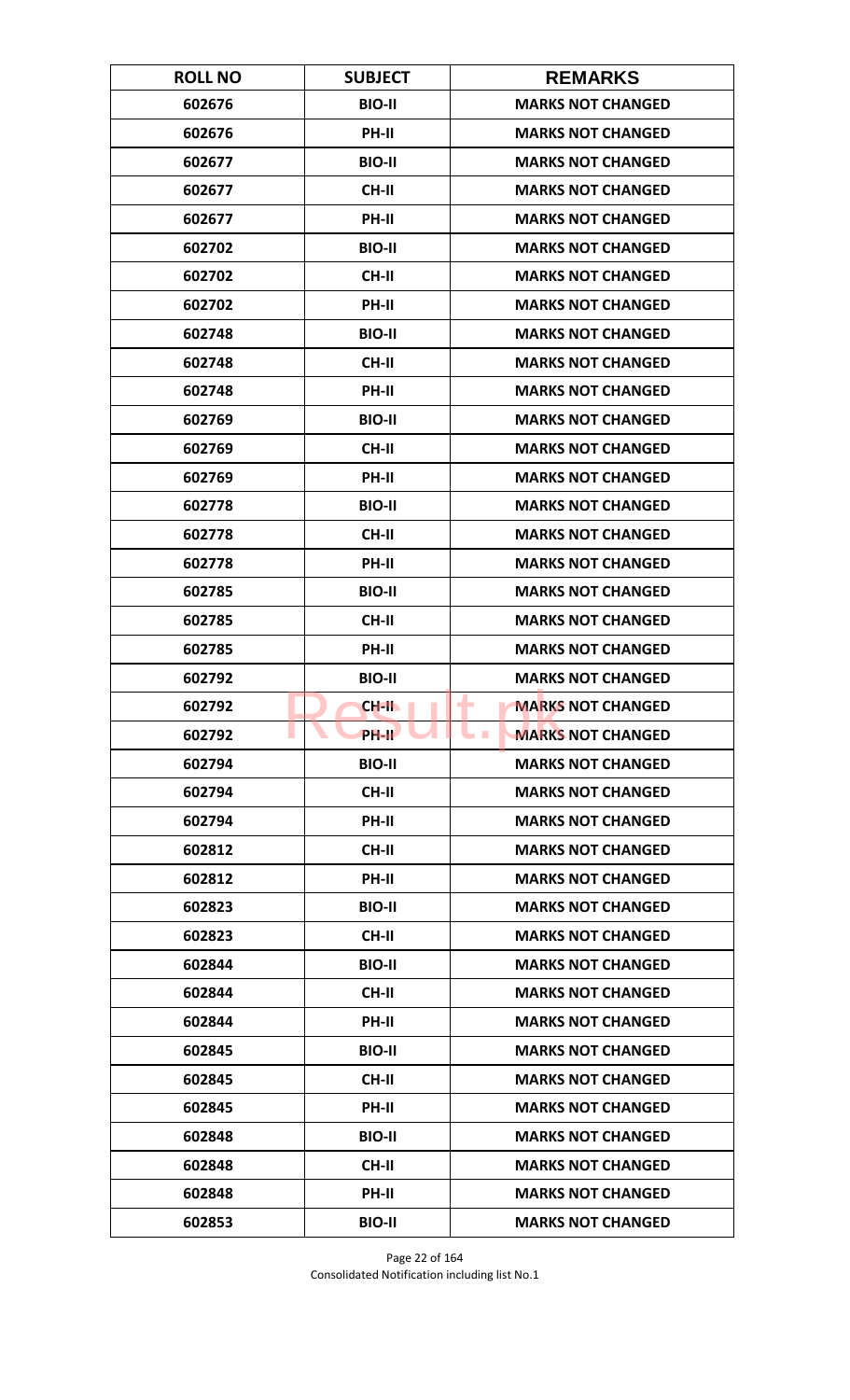| ROLL NO | SUBJECT | REMARKS |
|---|---|---|
| 602676 | BIO-II | MARKS NOT CHANGED |
| 602676 | PH-II | MARKS NOT CHANGED |
| 602677 | BIO-II | MARKS NOT CHANGED |
| 602677 | CH-II | MARKS NOT CHANGED |
| 602677 | PH-II | MARKS NOT CHANGED |
| 602702 | BIO-II | MARKS NOT CHANGED |
| 602702 | CH-II | MARKS NOT CHANGED |
| 602702 | PH-II | MARKS NOT CHANGED |
| 602748 | BIO-II | MARKS NOT CHANGED |
| 602748 | CH-II | MARKS NOT CHANGED |
| 602748 | PH-II | MARKS NOT CHANGED |
| 602769 | BIO-II | MARKS NOT CHANGED |
| 602769 | CH-II | MARKS NOT CHANGED |
| 602769 | PH-II | MARKS NOT CHANGED |
| 602778 | BIO-II | MARKS NOT CHANGED |
| 602778 | CH-II | MARKS NOT CHANGED |
| 602778 | PH-II | MARKS NOT CHANGED |
| 602785 | BIO-II | MARKS NOT CHANGED |
| 602785 | CH-II | MARKS NOT CHANGED |
| 602785 | PH-II | MARKS NOT CHANGED |
| 602792 | BIO-II | MARKS NOT CHANGED |
| 602792 | CH-II | MARKS NOT CHANGED |
| 602792 | PH-II | MARKS NOT CHANGED |
| 602794 | BIO-II | MARKS NOT CHANGED |
| 602794 | CH-II | MARKS NOT CHANGED |
| 602794 | PH-II | MARKS NOT CHANGED |
| 602812 | CH-II | MARKS NOT CHANGED |
| 602812 | PH-II | MARKS NOT CHANGED |
| 602823 | BIO-II | MARKS NOT CHANGED |
| 602823 | CH-II | MARKS NOT CHANGED |
| 602844 | BIO-II | MARKS NOT CHANGED |
| 602844 | CH-II | MARKS NOT CHANGED |
| 602844 | PH-II | MARKS NOT CHANGED |
| 602845 | BIO-II | MARKS NOT CHANGED |
| 602845 | CH-II | MARKS NOT CHANGED |
| 602845 | PH-II | MARKS NOT CHANGED |
| 602848 | BIO-II | MARKS NOT CHANGED |
| 602848 | CH-II | MARKS NOT CHANGED |
| 602848 | PH-II | MARKS NOT CHANGED |
| 602853 | BIO-II | MARKS NOT CHANGED |

Consolidated Notification including list No.1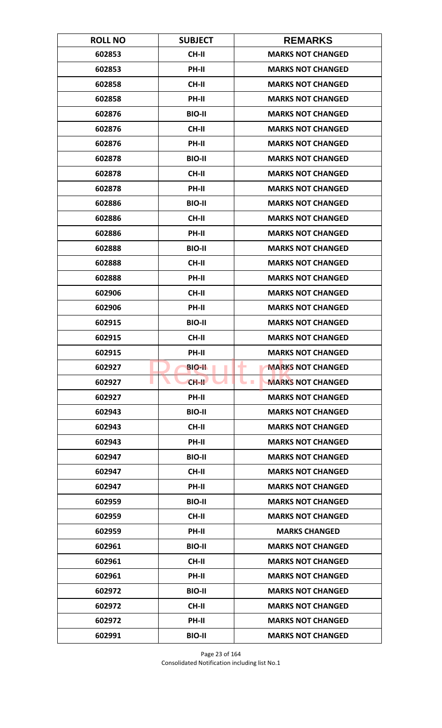| ROLL NO | SUBJECT | REMARKS |
|---|---|---|
| 602853 | CH-II | MARKS NOT CHANGED |
| 602853 | PH-II | MARKS NOT CHANGED |
| 602858 | CH-II | MARKS NOT CHANGED |
| 602858 | PH-II | MARKS NOT CHANGED |
| 602876 | BIO-II | MARKS NOT CHANGED |
| 602876 | CH-II | MARKS NOT CHANGED |
| 602876 | PH-II | MARKS NOT CHANGED |
| 602878 | BIO-II | MARKS NOT CHANGED |
| 602878 | CH-II | MARKS NOT CHANGED |
| 602878 | PH-II | MARKS NOT CHANGED |
| 602886 | BIO-II | MARKS NOT CHANGED |
| 602886 | CH-II | MARKS NOT CHANGED |
| 602886 | PH-II | MARKS NOT CHANGED |
| 602888 | BIO-II | MARKS NOT CHANGED |
| 602888 | CH-II | MARKS NOT CHANGED |
| 602888 | PH-II | MARKS NOT CHANGED |
| 602906 | CH-II | MARKS NOT CHANGED |
| 602906 | PH-II | MARKS NOT CHANGED |
| 602915 | BIO-II | MARKS NOT CHANGED |
| 602915 | CH-II | MARKS NOT CHANGED |
| 602915 | PH-II | MARKS NOT CHANGED |
| 602927 | BIO-II | MARKS NOT CHANGED |
| 602927 | CH-II | MARKS NOT CHANGED |
| 602927 | PH-II | MARKS NOT CHANGED |
| 602943 | BIO-II | MARKS NOT CHANGED |
| 602943 | CH-II | MARKS NOT CHANGED |
| 602943 | PH-II | MARKS NOT CHANGED |
| 602947 | BIO-II | MARKS NOT CHANGED |
| 602947 | CH-II | MARKS NOT CHANGED |
| 602947 | PH-II | MARKS NOT CHANGED |
| 602959 | BIO-II | MARKS NOT CHANGED |
| 602959 | CH-II | MARKS NOT CHANGED |
| 602959 | PH-II | MARKS CHANGED |
| 602961 | BIO-II | MARKS NOT CHANGED |
| 602961 | CH-II | MARKS NOT CHANGED |
| 602961 | PH-II | MARKS NOT CHANGED |
| 602972 | BIO-II | MARKS NOT CHANGED |
| 602972 | CH-II | MARKS NOT CHANGED |
| 602972 | PH-II | MARKS NOT CHANGED |
| 602991 | BIO-II | MARKS NOT CHANGED |

Consolidated Notification including list No.1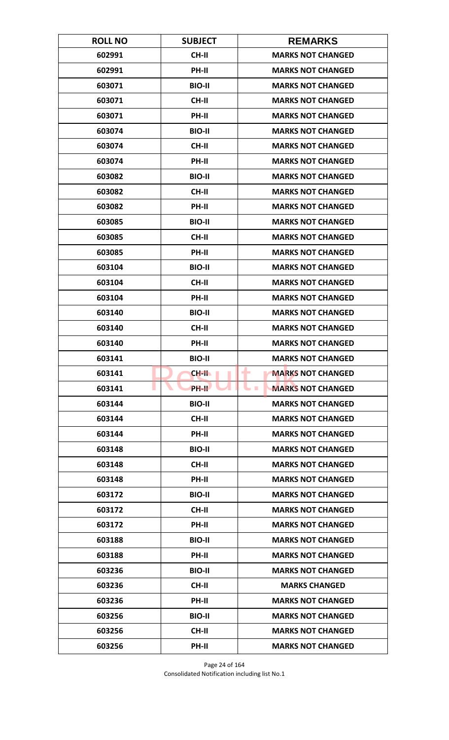| ROLL NO | SUBJECT | REMARKS |
| --- | --- | --- |
| 602991 | CH-II | MARKS NOT CHANGED |
| 602991 | PH-II | MARKS NOT CHANGED |
| 603071 | BIO-II | MARKS NOT CHANGED |
| 603071 | CH-II | MARKS NOT CHANGED |
| 603071 | PH-II | MARKS NOT CHANGED |
| 603074 | BIO-II | MARKS NOT CHANGED |
| 603074 | CH-II | MARKS NOT CHANGED |
| 603074 | PH-II | MARKS NOT CHANGED |
| 603082 | BIO-II | MARKS NOT CHANGED |
| 603082 | CH-II | MARKS NOT CHANGED |
| 603082 | PH-II | MARKS NOT CHANGED |
| 603085 | BIO-II | MARKS NOT CHANGED |
| 603085 | CH-II | MARKS NOT CHANGED |
| 603085 | PH-II | MARKS NOT CHANGED |
| 603104 | BIO-II | MARKS NOT CHANGED |
| 603104 | CH-II | MARKS NOT CHANGED |
| 603104 | PH-II | MARKS NOT CHANGED |
| 603140 | BIO-II | MARKS NOT CHANGED |
| 603140 | CH-II | MARKS NOT CHANGED |
| 603140 | PH-II | MARKS NOT CHANGED |
| 603141 | BIO-II | MARKS NOT CHANGED |
| 603141 | CH-II | MARKS NOT CHANGED |
| 603141 | PH-II | MARKS NOT CHANGED |
| 603144 | BIO-II | MARKS NOT CHANGED |
| 603144 | CH-II | MARKS NOT CHANGED |
| 603144 | PH-II | MARKS NOT CHANGED |
| 603148 | BIO-II | MARKS NOT CHANGED |
| 603148 | CH-II | MARKS NOT CHANGED |
| 603148 | PH-II | MARKS NOT CHANGED |
| 603172 | BIO-II | MARKS NOT CHANGED |
| 603172 | CH-II | MARKS NOT CHANGED |
| 603172 | PH-II | MARKS NOT CHANGED |
| 603188 | BIO-II | MARKS NOT CHANGED |
| 603188 | PH-II | MARKS NOT CHANGED |
| 603236 | BIO-II | MARKS NOT CHANGED |
| 603236 | CH-II | MARKS CHANGED |
| 603236 | PH-II | MARKS NOT CHANGED |
| 603256 | BIO-II | MARKS NOT CHANGED |
| 603256 | CH-II | MARKS NOT CHANGED |
| 603256 | PH-II | MARKS NOT CHANGED |

Consolidated Notification including list No.1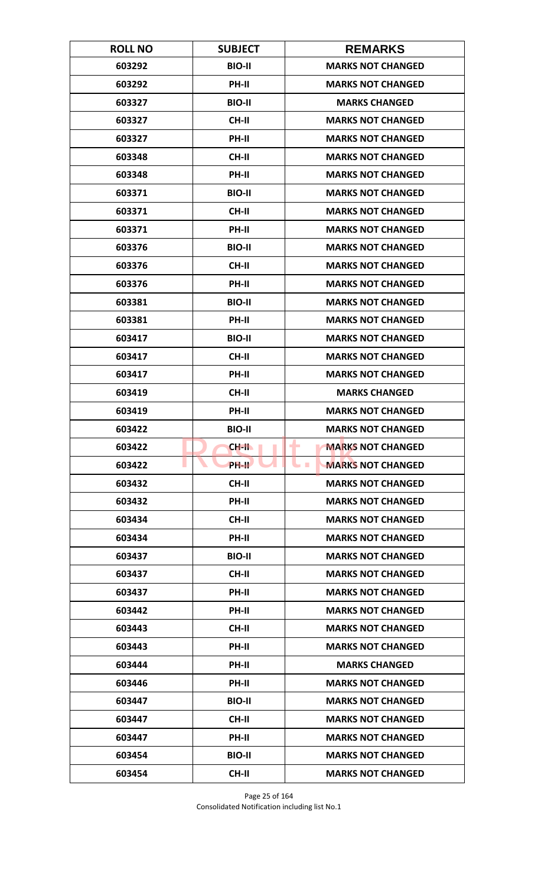| ROLL NO | SUBJECT | REMARKS |
| --- | --- | --- |
| 603292 | BIO-II | MARKS NOT CHANGED |
| 603292 | PH-II | MARKS NOT CHANGED |
| 603327 | BIO-II | MARKS CHANGED |
| 603327 | CH-II | MARKS NOT CHANGED |
| 603327 | PH-II | MARKS NOT CHANGED |
| 603348 | CH-II | MARKS NOT CHANGED |
| 603348 | PH-II | MARKS NOT CHANGED |
| 603371 | BIO-II | MARKS NOT CHANGED |
| 603371 | CH-II | MARKS NOT CHANGED |
| 603371 | PH-II | MARKS NOT CHANGED |
| 603376 | BIO-II | MARKS NOT CHANGED |
| 603376 | CH-II | MARKS NOT CHANGED |
| 603376 | PH-II | MARKS NOT CHANGED |
| 603381 | BIO-II | MARKS NOT CHANGED |
| 603381 | PH-II | MARKS NOT CHANGED |
| 603417 | BIO-II | MARKS NOT CHANGED |
| 603417 | CH-II | MARKS NOT CHANGED |
| 603417 | PH-II | MARKS NOT CHANGED |
| 603419 | CH-II | MARKS CHANGED |
| 603419 | PH-II | MARKS NOT CHANGED |
| 603422 | BIO-II | MARKS NOT CHANGED |
| 603422 | CH-II | MARKS NOT CHANGED |
| 603422 | PH-II | MARKS NOT CHANGED |
| 603432 | CH-II | MARKS NOT CHANGED |
| 603432 | PH-II | MARKS NOT CHANGED |
| 603434 | CH-II | MARKS NOT CHANGED |
| 603434 | PH-II | MARKS NOT CHANGED |
| 603437 | BIO-II | MARKS NOT CHANGED |
| 603437 | CH-II | MARKS NOT CHANGED |
| 603437 | PH-II | MARKS NOT CHANGED |
| 603442 | PH-II | MARKS NOT CHANGED |
| 603443 | CH-II | MARKS NOT CHANGED |
| 603443 | PH-II | MARKS NOT CHANGED |
| 603444 | PH-II | MARKS CHANGED |
| 603446 | PH-II | MARKS NOT CHANGED |
| 603447 | BIO-II | MARKS NOT CHANGED |
| 603447 | CH-II | MARKS NOT CHANGED |
| 603447 | PH-II | MARKS NOT CHANGED |
| 603454 | BIO-II | MARKS NOT CHANGED |
| 603454 | CH-II | MARKS NOT CHANGED |

Consolidated Notification including list No.1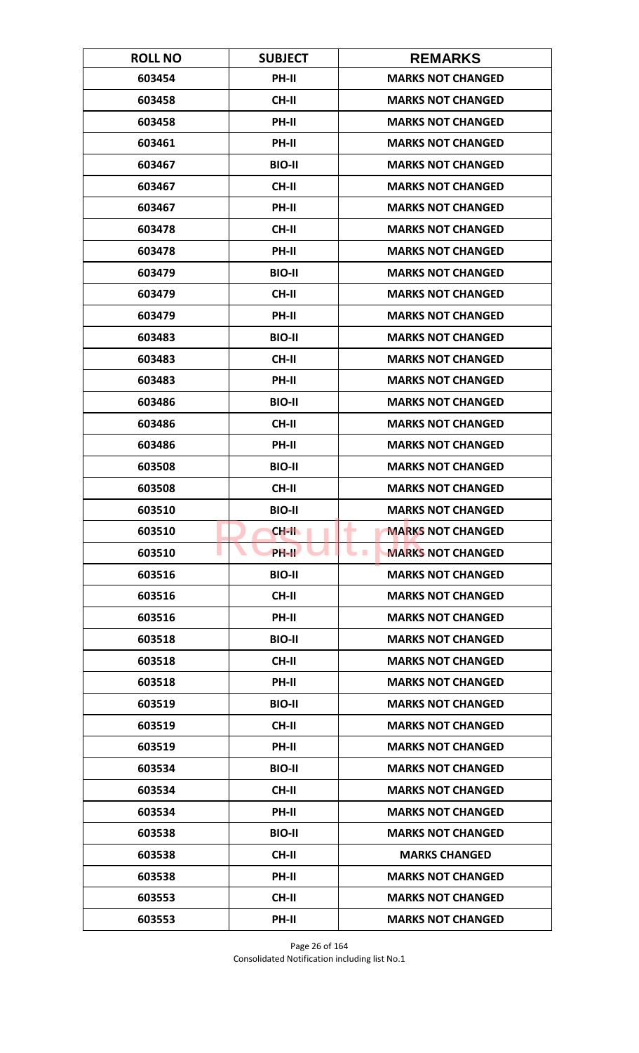| ROLL NO | SUBJECT | REMARKS |
|---|---|---|
| 603454 | PH-II | MARKS NOT CHANGED |
| 603458 | CH-II | MARKS NOT CHANGED |
| 603458 | PH-II | MARKS NOT CHANGED |
| 603461 | PH-II | MARKS NOT CHANGED |
| 603467 | BIO-II | MARKS NOT CHANGED |
| 603467 | CH-II | MARKS NOT CHANGED |
| 603467 | PH-II | MARKS NOT CHANGED |
| 603478 | CH-II | MARKS NOT CHANGED |
| 603478 | PH-II | MARKS NOT CHANGED |
| 603479 | BIO-II | MARKS NOT CHANGED |
| 603479 | CH-II | MARKS NOT CHANGED |
| 603479 | PH-II | MARKS NOT CHANGED |
| 603483 | BIO-II | MARKS NOT CHANGED |
| 603483 | CH-II | MARKS NOT CHANGED |
| 603483 | PH-II | MARKS NOT CHANGED |
| 603486 | BIO-II | MARKS NOT CHANGED |
| 603486 | CH-II | MARKS NOT CHANGED |
| 603486 | PH-II | MARKS NOT CHANGED |
| 603508 | BIO-II | MARKS NOT CHANGED |
| 603508 | CH-II | MARKS NOT CHANGED |
| 603510 | BIO-II | MARKS NOT CHANGED |
| 603510 | CH-II | MARKS NOT CHANGED |
| 603510 | PH-II | MARKS NOT CHANGED |
| 603516 | BIO-II | MARKS NOT CHANGED |
| 603516 | CH-II | MARKS NOT CHANGED |
| 603516 | PH-II | MARKS NOT CHANGED |
| 603518 | BIO-II | MARKS NOT CHANGED |
| 603518 | CH-II | MARKS NOT CHANGED |
| 603518 | PH-II | MARKS NOT CHANGED |
| 603519 | BIO-II | MARKS NOT CHANGED |
| 603519 | CH-II | MARKS NOT CHANGED |
| 603519 | PH-II | MARKS NOT CHANGED |
| 603534 | BIO-II | MARKS NOT CHANGED |
| 603534 | CH-II | MARKS NOT CHANGED |
| 603534 | PH-II | MARKS NOT CHANGED |
| 603538 | BIO-II | MARKS NOT CHANGED |
| 603538 | CH-II | MARKS CHANGED |
| 603538 | PH-II | MARKS NOT CHANGED |
| 603553 | CH-II | MARKS NOT CHANGED |
| 603553 | PH-II | MARKS NOT CHANGED |

Consolidated Notification including list No.1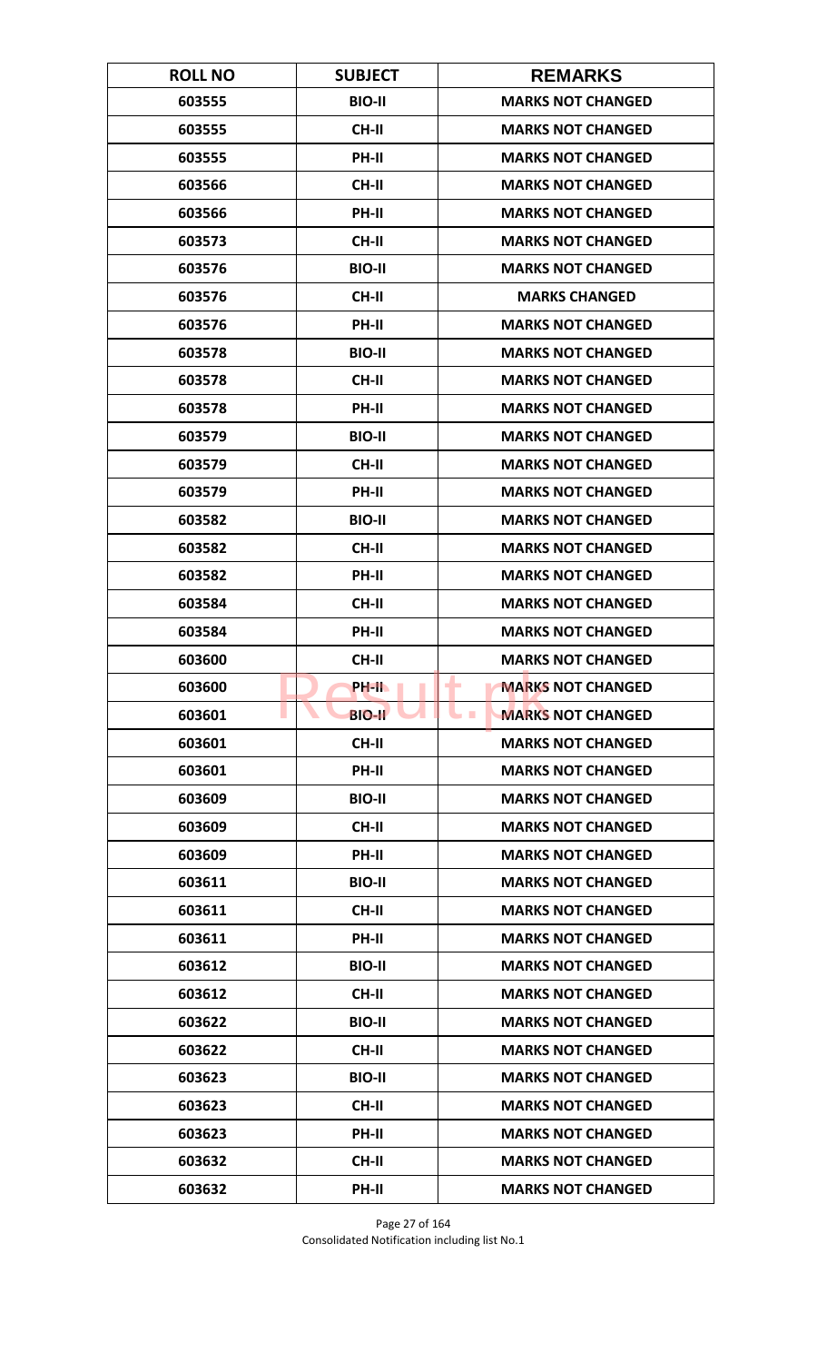| ROLL NO | SUBJECT | REMARKS |
|---|---|---|
| 603555 | BIO-II | MARKS NOT CHANGED |
| 603555 | CH-II | MARKS NOT CHANGED |
| 603555 | PH-II | MARKS NOT CHANGED |
| 603566 | CH-II | MARKS NOT CHANGED |
| 603566 | PH-II | MARKS NOT CHANGED |
| 603573 | CH-II | MARKS NOT CHANGED |
| 603576 | BIO-II | MARKS NOT CHANGED |
| 603576 | CH-II | MARKS CHANGED |
| 603576 | PH-II | MARKS NOT CHANGED |
| 603578 | BIO-II | MARKS NOT CHANGED |
| 603578 | CH-II | MARKS NOT CHANGED |
| 603578 | PH-II | MARKS NOT CHANGED |
| 603579 | BIO-II | MARKS NOT CHANGED |
| 603579 | CH-II | MARKS NOT CHANGED |
| 603579 | PH-II | MARKS NOT CHANGED |
| 603582 | BIO-II | MARKS NOT CHANGED |
| 603582 | CH-II | MARKS NOT CHANGED |
| 603582 | PH-II | MARKS NOT CHANGED |
| 603584 | CH-II | MARKS NOT CHANGED |
| 603584 | PH-II | MARKS NOT CHANGED |
| 603600 | CH-II | MARKS NOT CHANGED |
| 603600 | PH-II | MARKS NOT CHANGED |
| 603601 | BIO-II | MARKS NOT CHANGED |
| 603601 | CH-II | MARKS NOT CHANGED |
| 603601 | PH-II | MARKS NOT CHANGED |
| 603609 | BIO-II | MARKS NOT CHANGED |
| 603609 | CH-II | MARKS NOT CHANGED |
| 603609 | PH-II | MARKS NOT CHANGED |
| 603611 | BIO-II | MARKS NOT CHANGED |
| 603611 | CH-II | MARKS NOT CHANGED |
| 603611 | PH-II | MARKS NOT CHANGED |
| 603612 | BIO-II | MARKS NOT CHANGED |
| 603612 | CH-II | MARKS NOT CHANGED |
| 603622 | BIO-II | MARKS NOT CHANGED |
| 603622 | CH-II | MARKS NOT CHANGED |
| 603623 | BIO-II | MARKS NOT CHANGED |
| 603623 | CH-II | MARKS NOT CHANGED |
| 603623 | PH-II | MARKS NOT CHANGED |
| 603632 | CH-II | MARKS NOT CHANGED |
| 603632 | PH-II | MARKS NOT CHANGED |

Consolidated Notification including list No.1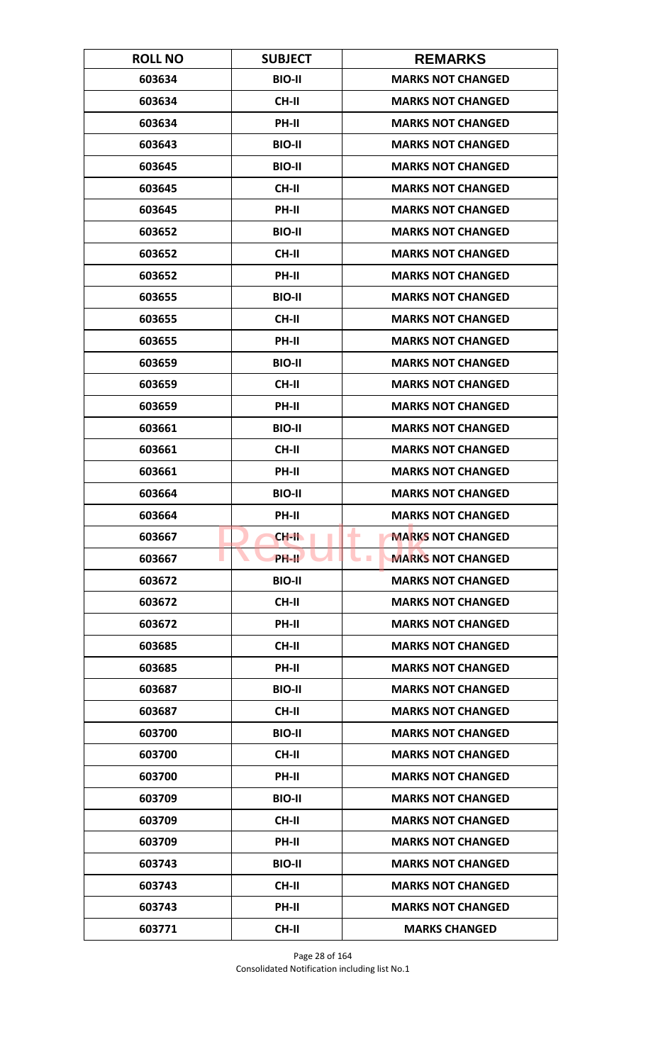| ROLL NO | SUBJECT | REMARKS |
|---|---|---|
| 603634 | BIO-II | MARKS NOT CHANGED |
| 603634 | CH-II | MARKS NOT CHANGED |
| 603634 | PH-II | MARKS NOT CHANGED |
| 603643 | BIO-II | MARKS NOT CHANGED |
| 603645 | BIO-II | MARKS NOT CHANGED |
| 603645 | CH-II | MARKS NOT CHANGED |
| 603645 | PH-II | MARKS NOT CHANGED |
| 603652 | BIO-II | MARKS NOT CHANGED |
| 603652 | CH-II | MARKS NOT CHANGED |
| 603652 | PH-II | MARKS NOT CHANGED |
| 603655 | BIO-II | MARKS NOT CHANGED |
| 603655 | CH-II | MARKS NOT CHANGED |
| 603655 | PH-II | MARKS NOT CHANGED |
| 603659 | BIO-II | MARKS NOT CHANGED |
| 603659 | CH-II | MARKS NOT CHANGED |
| 603659 | PH-II | MARKS NOT CHANGED |
| 603661 | BIO-II | MARKS NOT CHANGED |
| 603661 | CH-II | MARKS NOT CHANGED |
| 603661 | PH-II | MARKS NOT CHANGED |
| 603664 | BIO-II | MARKS NOT CHANGED |
| 603664 | PH-II | MARKS NOT CHANGED |
| 603667 | CH-II | MARKS NOT CHANGED |
| 603667 | PH-II | MARKS NOT CHANGED |
| 603672 | BIO-II | MARKS NOT CHANGED |
| 603672 | CH-II | MARKS NOT CHANGED |
| 603672 | PH-II | MARKS NOT CHANGED |
| 603685 | CH-II | MARKS NOT CHANGED |
| 603685 | PH-II | MARKS NOT CHANGED |
| 603687 | BIO-II | MARKS NOT CHANGED |
| 603687 | CH-II | MARKS NOT CHANGED |
| 603700 | BIO-II | MARKS NOT CHANGED |
| 603700 | CH-II | MARKS NOT CHANGED |
| 603700 | PH-II | MARKS NOT CHANGED |
| 603709 | BIO-II | MARKS NOT CHANGED |
| 603709 | CH-II | MARKS NOT CHANGED |
| 603709 | PH-II | MARKS NOT CHANGED |
| 603743 | BIO-II | MARKS NOT CHANGED |
| 603743 | CH-II | MARKS NOT CHANGED |
| 603743 | PH-II | MARKS NOT CHANGED |
| 603771 | CH-II | MARKS CHANGED |

Consolidated Notification including list No.1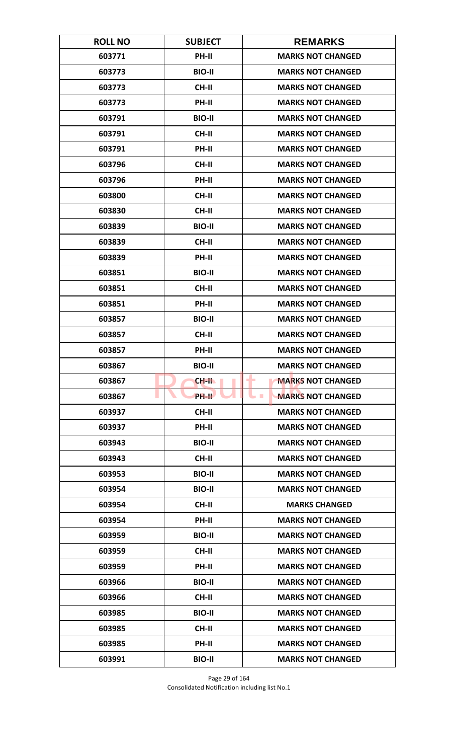| ROLL NO | SUBJECT | REMARKS |
| --- | --- | --- |
| 603771 | PH-II | MARKS NOT CHANGED |
| 603773 | BIO-II | MARKS NOT CHANGED |
| 603773 | CH-II | MARKS NOT CHANGED |
| 603773 | PH-II | MARKS NOT CHANGED |
| 603791 | BIO-II | MARKS NOT CHANGED |
| 603791 | CH-II | MARKS NOT CHANGED |
| 603791 | PH-II | MARKS NOT CHANGED |
| 603796 | CH-II | MARKS NOT CHANGED |
| 603796 | PH-II | MARKS NOT CHANGED |
| 603800 | CH-II | MARKS NOT CHANGED |
| 603830 | CH-II | MARKS NOT CHANGED |
| 603839 | BIO-II | MARKS NOT CHANGED |
| 603839 | CH-II | MARKS NOT CHANGED |
| 603839 | PH-II | MARKS NOT CHANGED |
| 603851 | BIO-II | MARKS NOT CHANGED |
| 603851 | CH-II | MARKS NOT CHANGED |
| 603851 | PH-II | MARKS NOT CHANGED |
| 603857 | BIO-II | MARKS NOT CHANGED |
| 603857 | CH-II | MARKS NOT CHANGED |
| 603857 | PH-II | MARKS NOT CHANGED |
| 603867 | BIO-II | MARKS NOT CHANGED |
| 603867 | CH-II | MARKS NOT CHANGED |
| 603867 | PH-II | MARKS NOT CHANGED |
| 603937 | CH-II | MARKS NOT CHANGED |
| 603937 | PH-II | MARKS NOT CHANGED |
| 603943 | BIO-II | MARKS NOT CHANGED |
| 603943 | CH-II | MARKS NOT CHANGED |
| 603953 | BIO-II | MARKS NOT CHANGED |
| 603954 | BIO-II | MARKS NOT CHANGED |
| 603954 | CH-II | MARKS CHANGED |
| 603954 | PH-II | MARKS NOT CHANGED |
| 603959 | BIO-II | MARKS NOT CHANGED |
| 603959 | CH-II | MARKS NOT CHANGED |
| 603959 | PH-II | MARKS NOT CHANGED |
| 603966 | BIO-II | MARKS NOT CHANGED |
| 603966 | CH-II | MARKS NOT CHANGED |
| 603985 | BIO-II | MARKS NOT CHANGED |
| 603985 | CH-II | MARKS NOT CHANGED |
| 603985 | PH-II | MARKS NOT CHANGED |
| 603991 | BIO-II | MARKS NOT CHANGED |

Consolidated Notification including list No.1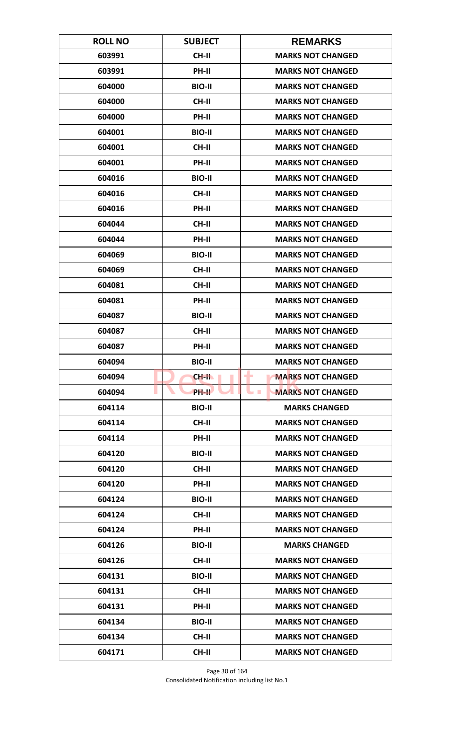| ROLL NO | SUBJECT | REMARKS |
| --- | --- | --- |
| 603991 | CH-II | MARKS NOT CHANGED |
| 603991 | PH-II | MARKS NOT CHANGED |
| 604000 | BIO-II | MARKS NOT CHANGED |
| 604000 | CH-II | MARKS NOT CHANGED |
| 604000 | PH-II | MARKS NOT CHANGED |
| 604001 | BIO-II | MARKS NOT CHANGED |
| 604001 | CH-II | MARKS NOT CHANGED |
| 604001 | PH-II | MARKS NOT CHANGED |
| 604016 | BIO-II | MARKS NOT CHANGED |
| 604016 | CH-II | MARKS NOT CHANGED |
| 604016 | PH-II | MARKS NOT CHANGED |
| 604044 | CH-II | MARKS NOT CHANGED |
| 604044 | PH-II | MARKS NOT CHANGED |
| 604069 | BIO-II | MARKS NOT CHANGED |
| 604069 | CH-II | MARKS NOT CHANGED |
| 604081 | CH-II | MARKS NOT CHANGED |
| 604081 | PH-II | MARKS NOT CHANGED |
| 604087 | BIO-II | MARKS NOT CHANGED |
| 604087 | CH-II | MARKS NOT CHANGED |
| 604087 | PH-II | MARKS NOT CHANGED |
| 604094 | BIO-II | MARKS NOT CHANGED |
| 604094 | CH-II | MARKS NOT CHANGED |
| 604094 | PH-II | MARKS NOT CHANGED |
| 604114 | BIO-II | MARKS CHANGED |
| 604114 | CH-II | MARKS NOT CHANGED |
| 604114 | PH-II | MARKS NOT CHANGED |
| 604120 | BIO-II | MARKS NOT CHANGED |
| 604120 | CH-II | MARKS NOT CHANGED |
| 604120 | PH-II | MARKS NOT CHANGED |
| 604124 | BIO-II | MARKS NOT CHANGED |
| 604124 | CH-II | MARKS NOT CHANGED |
| 604124 | PH-II | MARKS NOT CHANGED |
| 604126 | BIO-II | MARKS CHANGED |
| 604126 | CH-II | MARKS NOT CHANGED |
| 604131 | BIO-II | MARKS NOT CHANGED |
| 604131 | CH-II | MARKS NOT CHANGED |
| 604131 | PH-II | MARKS NOT CHANGED |
| 604134 | BIO-II | MARKS NOT CHANGED |
| 604134 | CH-II | MARKS NOT CHANGED |
| 604171 | CH-II | MARKS NOT CHANGED |

Consolidated Notification including list No.1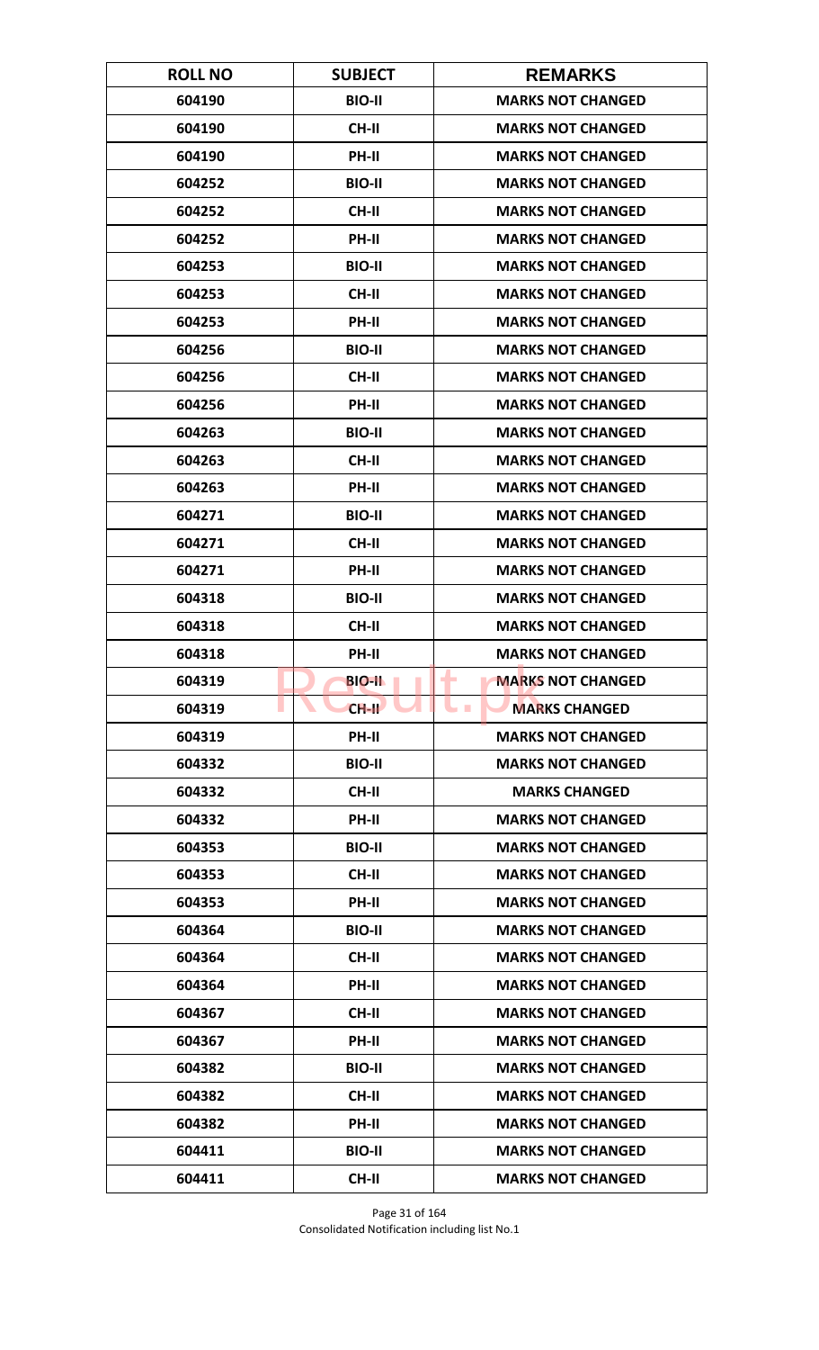| ROLL NO | SUBJECT | REMARKS |
|---|---|---|
| 604190 | BIO-II | MARKS NOT CHANGED |
| 604190 | CH-II | MARKS NOT CHANGED |
| 604190 | PH-II | MARKS NOT CHANGED |
| 604252 | BIO-II | MARKS NOT CHANGED |
| 604252 | CH-II | MARKS NOT CHANGED |
| 604252 | PH-II | MARKS NOT CHANGED |
| 604253 | BIO-II | MARKS NOT CHANGED |
| 604253 | CH-II | MARKS NOT CHANGED |
| 604253 | PH-II | MARKS NOT CHANGED |
| 604256 | BIO-II | MARKS NOT CHANGED |
| 604256 | CH-II | MARKS NOT CHANGED |
| 604256 | PH-II | MARKS NOT CHANGED |
| 604263 | BIO-II | MARKS NOT CHANGED |
| 604263 | CH-II | MARKS NOT CHANGED |
| 604263 | PH-II | MARKS NOT CHANGED |
| 604271 | BIO-II | MARKS NOT CHANGED |
| 604271 | CH-II | MARKS NOT CHANGED |
| 604271 | PH-II | MARKS NOT CHANGED |
| 604318 | BIO-II | MARKS NOT CHANGED |
| 604318 | CH-II | MARKS NOT CHANGED |
| 604318 | PH-II | MARKS NOT CHANGED |
| 604319 | BIO-II | MARKS NOT CHANGED |
| 604319 | CH-II | MARKS CHANGED |
| 604319 | PH-II | MARKS NOT CHANGED |
| 604332 | BIO-II | MARKS NOT CHANGED |
| 604332 | CH-II | MARKS CHANGED |
| 604332 | PH-II | MARKS NOT CHANGED |
| 604353 | BIO-II | MARKS NOT CHANGED |
| 604353 | CH-II | MARKS NOT CHANGED |
| 604353 | PH-II | MARKS NOT CHANGED |
| 604364 | BIO-II | MARKS NOT CHANGED |
| 604364 | CH-II | MARKS NOT CHANGED |
| 604364 | PH-II | MARKS NOT CHANGED |
| 604367 | CH-II | MARKS NOT CHANGED |
| 604367 | PH-II | MARKS NOT CHANGED |
| 604382 | BIO-II | MARKS NOT CHANGED |
| 604382 | CH-II | MARKS NOT CHANGED |
| 604382 | PH-II | MARKS NOT CHANGED |
| 604411 | BIO-II | MARKS NOT CHANGED |
| 604411 | CH-II | MARKS NOT CHANGED |

Consolidated Notification including list No.1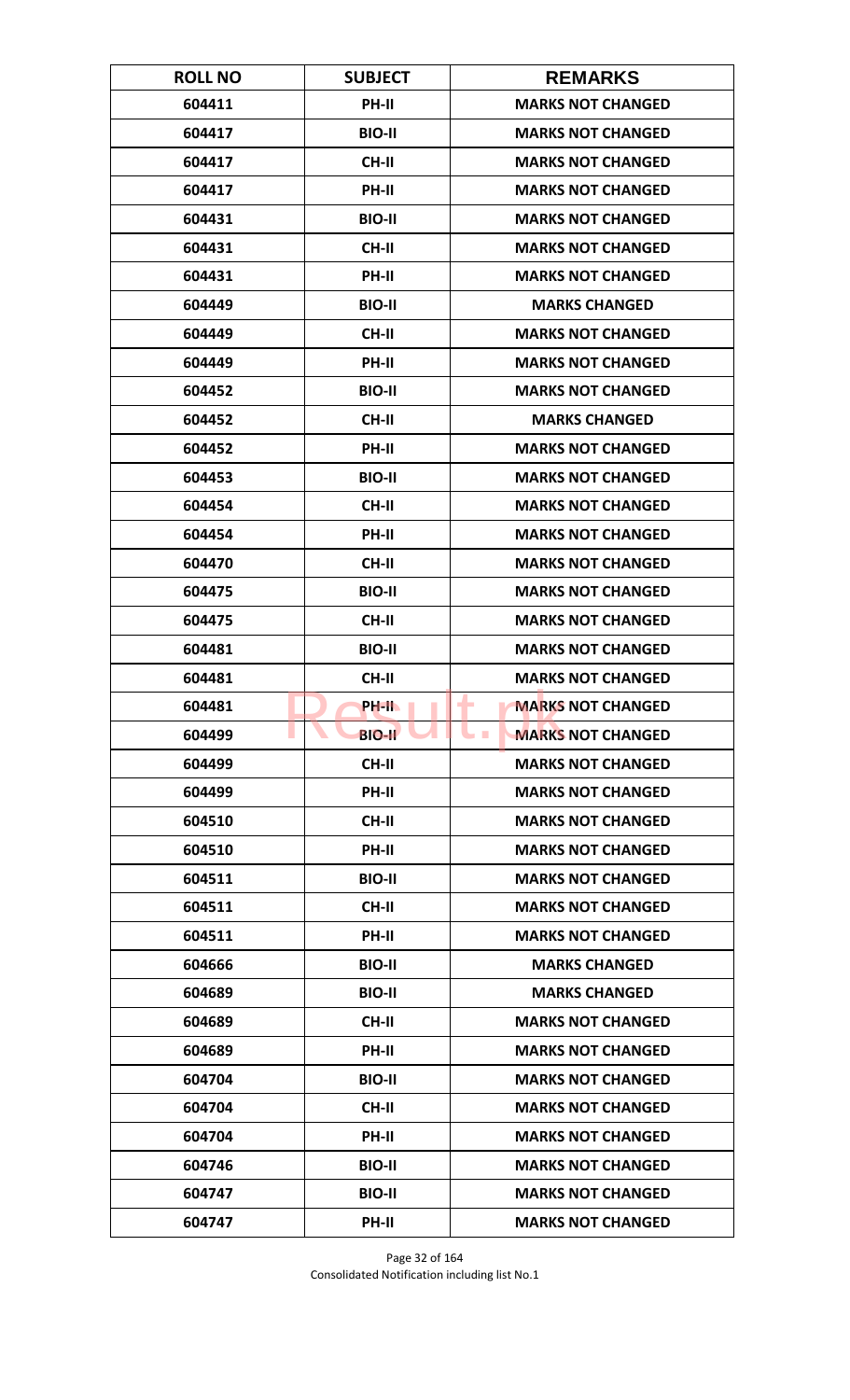| ROLL NO | SUBJECT | REMARKS |
|---|---|---|
| 604411 | PH-II | MARKS NOT CHANGED |
| 604417 | BIO-II | MARKS NOT CHANGED |
| 604417 | CH-II | MARKS NOT CHANGED |
| 604417 | PH-II | MARKS NOT CHANGED |
| 604431 | BIO-II | MARKS NOT CHANGED |
| 604431 | CH-II | MARKS NOT CHANGED |
| 604431 | PH-II | MARKS NOT CHANGED |
| 604449 | BIO-II | MARKS CHANGED |
| 604449 | CH-II | MARKS NOT CHANGED |
| 604449 | PH-II | MARKS NOT CHANGED |
| 604452 | BIO-II | MARKS NOT CHANGED |
| 604452 | CH-II | MARKS CHANGED |
| 604452 | PH-II | MARKS NOT CHANGED |
| 604453 | BIO-II | MARKS NOT CHANGED |
| 604454 | CH-II | MARKS NOT CHANGED |
| 604454 | PH-II | MARKS NOT CHANGED |
| 604470 | CH-II | MARKS NOT CHANGED |
| 604475 | BIO-II | MARKS NOT CHANGED |
| 604475 | CH-II | MARKS NOT CHANGED |
| 604481 | BIO-II | MARKS NOT CHANGED |
| 604481 | CH-II | MARKS NOT CHANGED |
| 604481 | PH-II | MARKS NOT CHANGED |
| 604499 | BIO-II | MARKS NOT CHANGED |
| 604499 | CH-II | MARKS NOT CHANGED |
| 604499 | PH-II | MARKS NOT CHANGED |
| 604510 | CH-II | MARKS NOT CHANGED |
| 604510 | PH-II | MARKS NOT CHANGED |
| 604511 | BIO-II | MARKS NOT CHANGED |
| 604511 | CH-II | MARKS NOT CHANGED |
| 604511 | PH-II | MARKS NOT CHANGED |
| 604666 | BIO-II | MARKS CHANGED |
| 604689 | BIO-II | MARKS CHANGED |
| 604689 | CH-II | MARKS NOT CHANGED |
| 604689 | PH-II | MARKS NOT CHANGED |
| 604704 | BIO-II | MARKS NOT CHANGED |
| 604704 | CH-II | MARKS NOT CHANGED |
| 604704 | PH-II | MARKS NOT CHANGED |
| 604746 | BIO-II | MARKS NOT CHANGED |
| 604747 | BIO-II | MARKS NOT CHANGED |
| 604747 | PH-II | MARKS NOT CHANGED |

Consolidated Notification including list No.1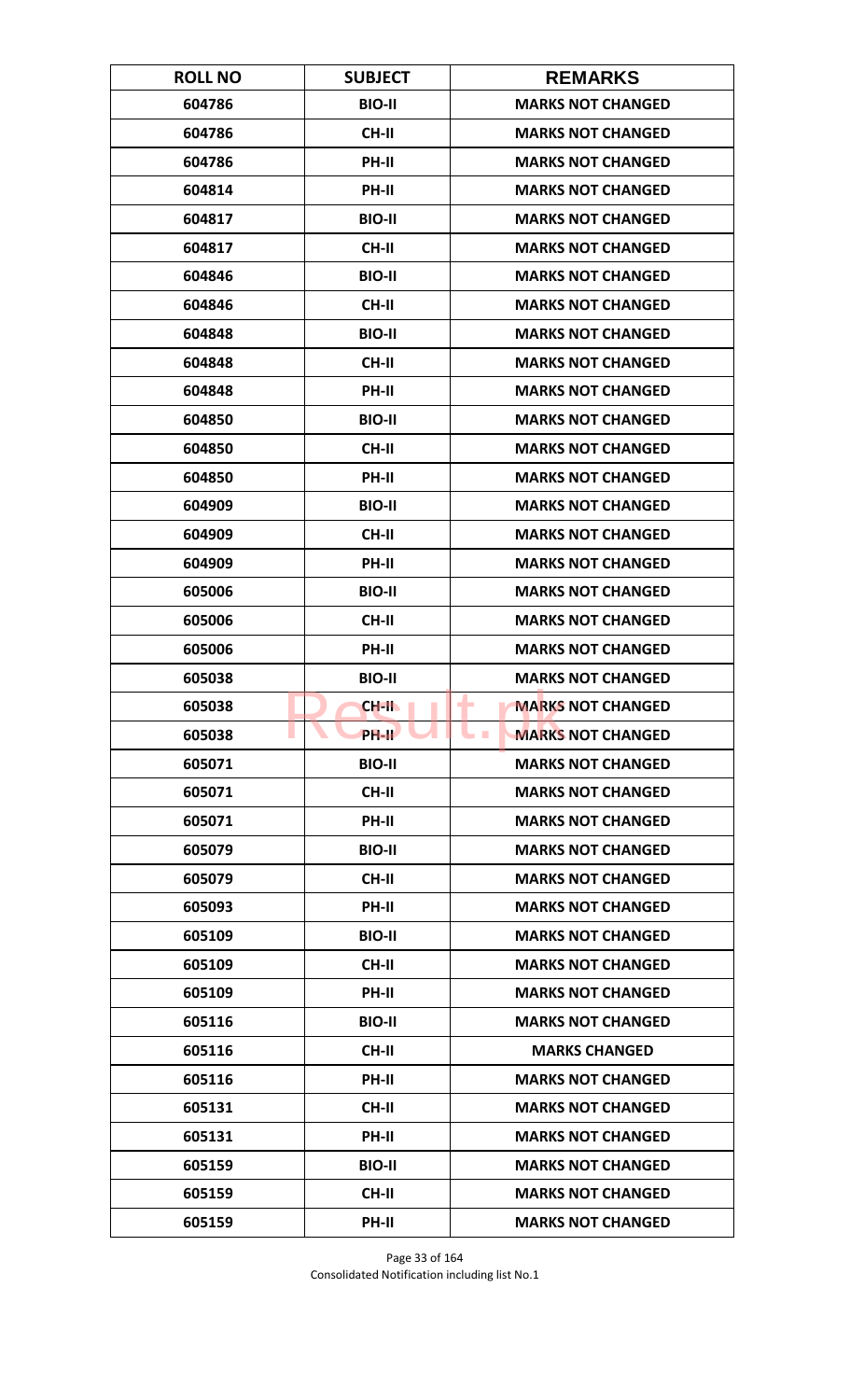| ROLL NO | SUBJECT | REMARKS |
|---|---|---|
| 604786 | BIO-II | MARKS NOT CHANGED |
| 604786 | CH-II | MARKS NOT CHANGED |
| 604786 | PH-II | MARKS NOT CHANGED |
| 604814 | PH-II | MARKS NOT CHANGED |
| 604817 | BIO-II | MARKS NOT CHANGED |
| 604817 | CH-II | MARKS NOT CHANGED |
| 604846 | BIO-II | MARKS NOT CHANGED |
| 604846 | CH-II | MARKS NOT CHANGED |
| 604848 | BIO-II | MARKS NOT CHANGED |
| 604848 | CH-II | MARKS NOT CHANGED |
| 604848 | PH-II | MARKS NOT CHANGED |
| 604850 | BIO-II | MARKS NOT CHANGED |
| 604850 | CH-II | MARKS NOT CHANGED |
| 604850 | PH-II | MARKS NOT CHANGED |
| 604909 | BIO-II | MARKS NOT CHANGED |
| 604909 | CH-II | MARKS NOT CHANGED |
| 604909 | PH-II | MARKS NOT CHANGED |
| 605006 | BIO-II | MARKS NOT CHANGED |
| 605006 | CH-II | MARKS NOT CHANGED |
| 605006 | PH-II | MARKS NOT CHANGED |
| 605038 | BIO-II | MARKS NOT CHANGED |
| 605038 | CH-II | MARKS NOT CHANGED |
| 605038 | PH-II | MARKS NOT CHANGED |
| 605071 | BIO-II | MARKS NOT CHANGED |
| 605071 | CH-II | MARKS NOT CHANGED |
| 605071 | PH-II | MARKS NOT CHANGED |
| 605079 | BIO-II | MARKS NOT CHANGED |
| 605079 | CH-II | MARKS NOT CHANGED |
| 605093 | PH-II | MARKS NOT CHANGED |
| 605109 | BIO-II | MARKS NOT CHANGED |
| 605109 | CH-II | MARKS NOT CHANGED |
| 605109 | PH-II | MARKS NOT CHANGED |
| 605116 | BIO-II | MARKS NOT CHANGED |
| 605116 | CH-II | MARKS CHANGED |
| 605116 | PH-II | MARKS NOT CHANGED |
| 605131 | CH-II | MARKS NOT CHANGED |
| 605131 | PH-II | MARKS NOT CHANGED |
| 605159 | BIO-II | MARKS NOT CHANGED |
| 605159 | CH-II | MARKS NOT CHANGED |
| 605159 | PH-II | MARKS NOT CHANGED |

Consolidated Notification including list No.1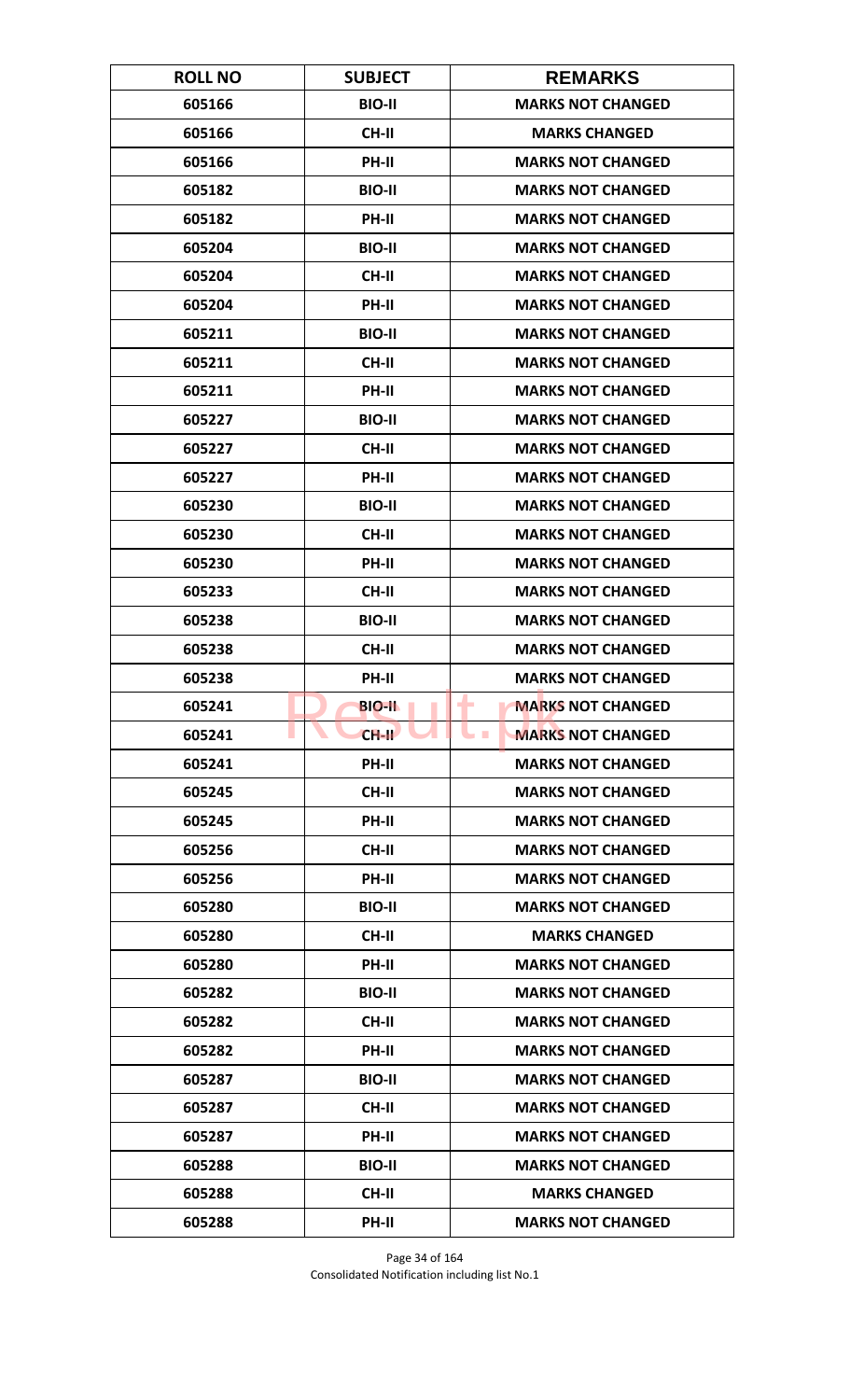| ROLL NO | SUBJECT | REMARKS |
|---|---|---|
| 605166 | BIO-II | MARKS NOT CHANGED |
| 605166 | CH-II | MARKS CHANGED |
| 605166 | PH-II | MARKS NOT CHANGED |
| 605182 | BIO-II | MARKS NOT CHANGED |
| 605182 | PH-II | MARKS NOT CHANGED |
| 605204 | BIO-II | MARKS NOT CHANGED |
| 605204 | CH-II | MARKS NOT CHANGED |
| 605204 | PH-II | MARKS NOT CHANGED |
| 605211 | BIO-II | MARKS NOT CHANGED |
| 605211 | CH-II | MARKS NOT CHANGED |
| 605211 | PH-II | MARKS NOT CHANGED |
| 605227 | BIO-II | MARKS NOT CHANGED |
| 605227 | CH-II | MARKS NOT CHANGED |
| 605227 | PH-II | MARKS NOT CHANGED |
| 605230 | BIO-II | MARKS NOT CHANGED |
| 605230 | CH-II | MARKS NOT CHANGED |
| 605230 | PH-II | MARKS NOT CHANGED |
| 605233 | CH-II | MARKS NOT CHANGED |
| 605238 | BIO-II | MARKS NOT CHANGED |
| 605238 | CH-II | MARKS NOT CHANGED |
| 605238 | PH-II | MARKS NOT CHANGED |
| 605241 | BIO-II | MARKS NOT CHANGED |
| 605241 | CH-II | MARKS NOT CHANGED |
| 605241 | PH-II | MARKS NOT CHANGED |
| 605245 | CH-II | MARKS NOT CHANGED |
| 605245 | PH-II | MARKS NOT CHANGED |
| 605256 | CH-II | MARKS NOT CHANGED |
| 605256 | PH-II | MARKS NOT CHANGED |
| 605280 | BIO-II | MARKS NOT CHANGED |
| 605280 | CH-II | MARKS CHANGED |
| 605280 | PH-II | MARKS NOT CHANGED |
| 605282 | BIO-II | MARKS NOT CHANGED |
| 605282 | CH-II | MARKS NOT CHANGED |
| 605282 | PH-II | MARKS NOT CHANGED |
| 605287 | BIO-II | MARKS NOT CHANGED |
| 605287 | CH-II | MARKS NOT CHANGED |
| 605287 | PH-II | MARKS NOT CHANGED |
| 605288 | BIO-II | MARKS NOT CHANGED |
| 605288 | CH-II | MARKS CHANGED |
| 605288 | PH-II | MARKS NOT CHANGED |

Consolidated Notification including list No.1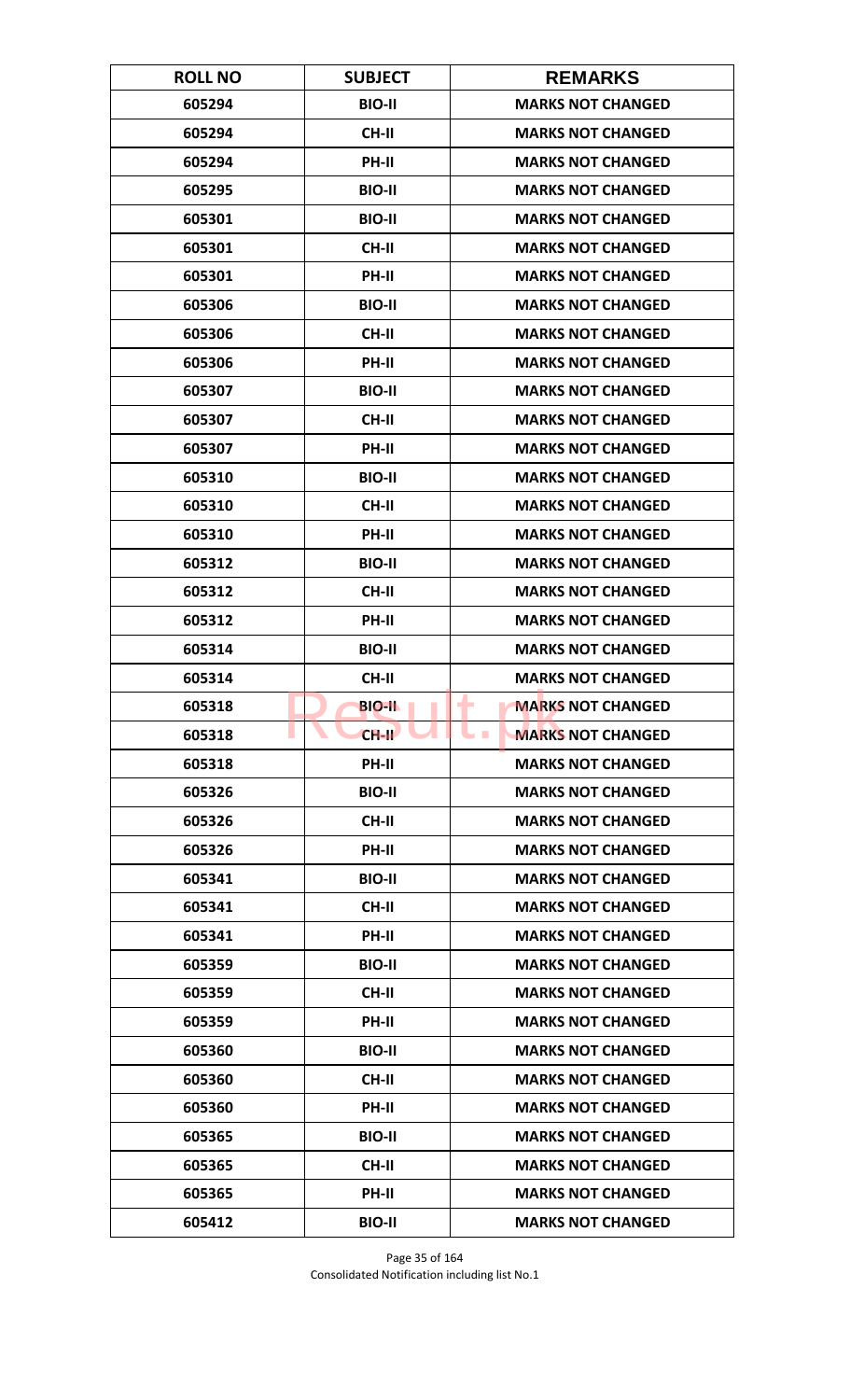| ROLL NO | SUBJECT | REMARKS |
|---|---|---|
| 605294 | BIO-II | MARKS NOT CHANGED |
| 605294 | CH-II | MARKS NOT CHANGED |
| 605294 | PH-II | MARKS NOT CHANGED |
| 605295 | BIO-II | MARKS NOT CHANGED |
| 605301 | BIO-II | MARKS NOT CHANGED |
| 605301 | CH-II | MARKS NOT CHANGED |
| 605301 | PH-II | MARKS NOT CHANGED |
| 605306 | BIO-II | MARKS NOT CHANGED |
| 605306 | CH-II | MARKS NOT CHANGED |
| 605306 | PH-II | MARKS NOT CHANGED |
| 605307 | BIO-II | MARKS NOT CHANGED |
| 605307 | CH-II | MARKS NOT CHANGED |
| 605307 | PH-II | MARKS NOT CHANGED |
| 605310 | BIO-II | MARKS NOT CHANGED |
| 605310 | CH-II | MARKS NOT CHANGED |
| 605310 | PH-II | MARKS NOT CHANGED |
| 605312 | BIO-II | MARKS NOT CHANGED |
| 605312 | CH-II | MARKS NOT CHANGED |
| 605312 | PH-II | MARKS NOT CHANGED |
| 605314 | BIO-II | MARKS NOT CHANGED |
| 605314 | CH-II | MARKS NOT CHANGED |
| 605318 | BIO-II | MARKS NOT CHANGED |
| 605318 | CH-II | MARKS NOT CHANGED |
| 605318 | PH-II | MARKS NOT CHANGED |
| 605326 | BIO-II | MARKS NOT CHANGED |
| 605326 | CH-II | MARKS NOT CHANGED |
| 605326 | PH-II | MARKS NOT CHANGED |
| 605341 | BIO-II | MARKS NOT CHANGED |
| 605341 | CH-II | MARKS NOT CHANGED |
| 605341 | PH-II | MARKS NOT CHANGED |
| 605359 | BIO-II | MARKS NOT CHANGED |
| 605359 | CH-II | MARKS NOT CHANGED |
| 605359 | PH-II | MARKS NOT CHANGED |
| 605360 | BIO-II | MARKS NOT CHANGED |
| 605360 | CH-II | MARKS NOT CHANGED |
| 605360 | PH-II | MARKS NOT CHANGED |
| 605365 | BIO-II | MARKS NOT CHANGED |
| 605365 | CH-II | MARKS NOT CHANGED |
| 605365 | PH-II | MARKS NOT CHANGED |
| 605412 | BIO-II | MARKS NOT CHANGED |

Consolidated Notification including list No.1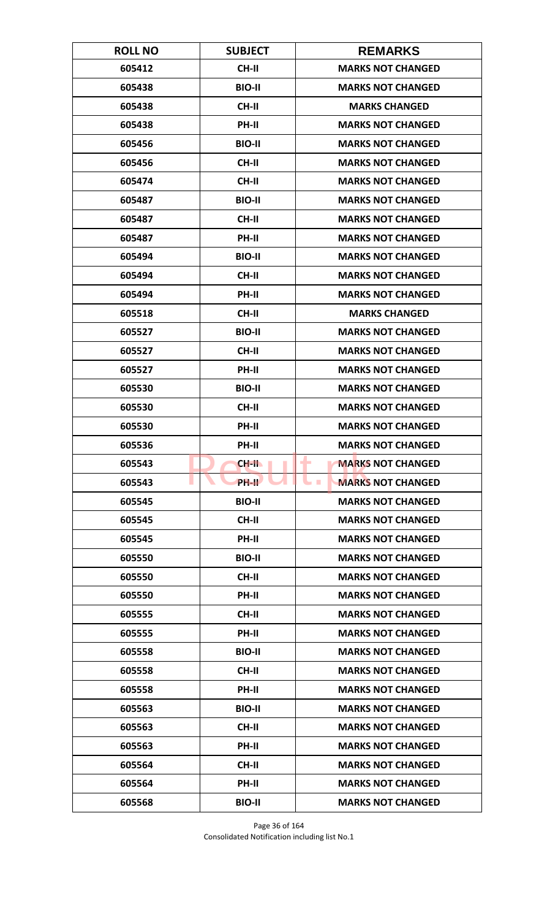| ROLL NO | SUBJECT | REMARKS |
|---|---|---|
| 605412 | CH-II | MARKS NOT CHANGED |
| 605438 | BIO-II | MARKS NOT CHANGED |
| 605438 | CH-II | MARKS CHANGED |
| 605438 | PH-II | MARKS NOT CHANGED |
| 605456 | BIO-II | MARKS NOT CHANGED |
| 605456 | CH-II | MARKS NOT CHANGED |
| 605474 | CH-II | MARKS NOT CHANGED |
| 605487 | BIO-II | MARKS NOT CHANGED |
| 605487 | CH-II | MARKS NOT CHANGED |
| 605487 | PH-II | MARKS NOT CHANGED |
| 605494 | BIO-II | MARKS NOT CHANGED |
| 605494 | CH-II | MARKS NOT CHANGED |
| 605494 | PH-II | MARKS NOT CHANGED |
| 605518 | CH-II | MARKS CHANGED |
| 605527 | BIO-II | MARKS NOT CHANGED |
| 605527 | CH-II | MARKS NOT CHANGED |
| 605527 | PH-II | MARKS NOT CHANGED |
| 605530 | BIO-II | MARKS NOT CHANGED |
| 605530 | CH-II | MARKS NOT CHANGED |
| 605530 | PH-II | MARKS NOT CHANGED |
| 605536 | PH-II | MARKS NOT CHANGED |
| 605543 | CH-II | MARKS NOT CHANGED |
| 605543 | PH-II | MARKS NOT CHANGED |
| 605545 | BIO-II | MARKS NOT CHANGED |
| 605545 | CH-II | MARKS NOT CHANGED |
| 605545 | PH-II | MARKS NOT CHANGED |
| 605550 | BIO-II | MARKS NOT CHANGED |
| 605550 | CH-II | MARKS NOT CHANGED |
| 605550 | PH-II | MARKS NOT CHANGED |
| 605555 | CH-II | MARKS NOT CHANGED |
| 605555 | PH-II | MARKS NOT CHANGED |
| 605558 | BIO-II | MARKS NOT CHANGED |
| 605558 | CH-II | MARKS NOT CHANGED |
| 605558 | PH-II | MARKS NOT CHANGED |
| 605563 | BIO-II | MARKS NOT CHANGED |
| 605563 | CH-II | MARKS NOT CHANGED |
| 605563 | PH-II | MARKS NOT CHANGED |
| 605564 | CH-II | MARKS NOT CHANGED |
| 605564 | PH-II | MARKS NOT CHANGED |
| 605568 | BIO-II | MARKS NOT CHANGED |

Consolidated Notification including list No.1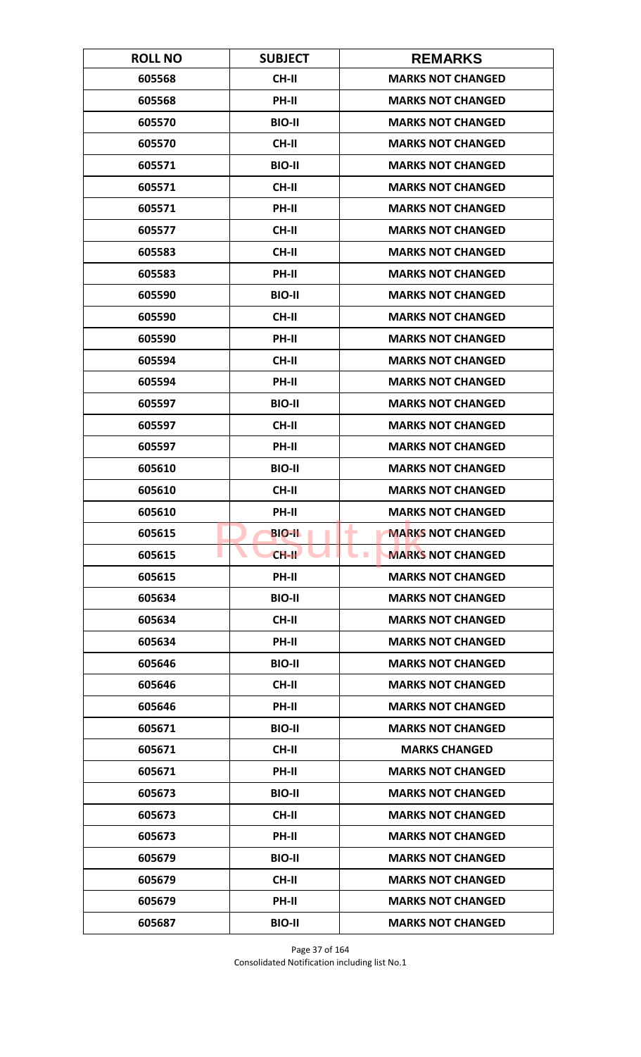| ROLL NO | SUBJECT | REMARKS |
| --- | --- | --- |
| 605568 | CH-II | MARKS NOT CHANGED |
| 605568 | PH-II | MARKS NOT CHANGED |
| 605570 | BIO-II | MARKS NOT CHANGED |
| 605570 | CH-II | MARKS NOT CHANGED |
| 605571 | BIO-II | MARKS NOT CHANGED |
| 605571 | CH-II | MARKS NOT CHANGED |
| 605571 | PH-II | MARKS NOT CHANGED |
| 605577 | CH-II | MARKS NOT CHANGED |
| 605583 | CH-II | MARKS NOT CHANGED |
| 605583 | PH-II | MARKS NOT CHANGED |
| 605590 | BIO-II | MARKS NOT CHANGED |
| 605590 | CH-II | MARKS NOT CHANGED |
| 605590 | PH-II | MARKS NOT CHANGED |
| 605594 | CH-II | MARKS NOT CHANGED |
| 605594 | PH-II | MARKS NOT CHANGED |
| 605597 | BIO-II | MARKS NOT CHANGED |
| 605597 | CH-II | MARKS NOT CHANGED |
| 605597 | PH-II | MARKS NOT CHANGED |
| 605610 | BIO-II | MARKS NOT CHANGED |
| 605610 | CH-II | MARKS NOT CHANGED |
| 605610 | PH-II | MARKS NOT CHANGED |
| 605615 | BIO-II | MARKS NOT CHANGED |
| 605615 | CH-II | MARKS NOT CHANGED |
| 605615 | PH-II | MARKS NOT CHANGED |
| 605634 | BIO-II | MARKS NOT CHANGED |
| 605634 | CH-II | MARKS NOT CHANGED |
| 605634 | PH-II | MARKS NOT CHANGED |
| 605646 | BIO-II | MARKS NOT CHANGED |
| 605646 | CH-II | MARKS NOT CHANGED |
| 605646 | PH-II | MARKS NOT CHANGED |
| 605671 | BIO-II | MARKS NOT CHANGED |
| 605671 | CH-II | MARKS CHANGED |
| 605671 | PH-II | MARKS NOT CHANGED |
| 605673 | BIO-II | MARKS NOT CHANGED |
| 605673 | CH-II | MARKS NOT CHANGED |
| 605673 | PH-II | MARKS NOT CHANGED |
| 605679 | BIO-II | MARKS NOT CHANGED |
| 605679 | CH-II | MARKS NOT CHANGED |
| 605679 | PH-II | MARKS NOT CHANGED |
| 605687 | BIO-II | MARKS NOT CHANGED |

Consolidated Notification including list No.1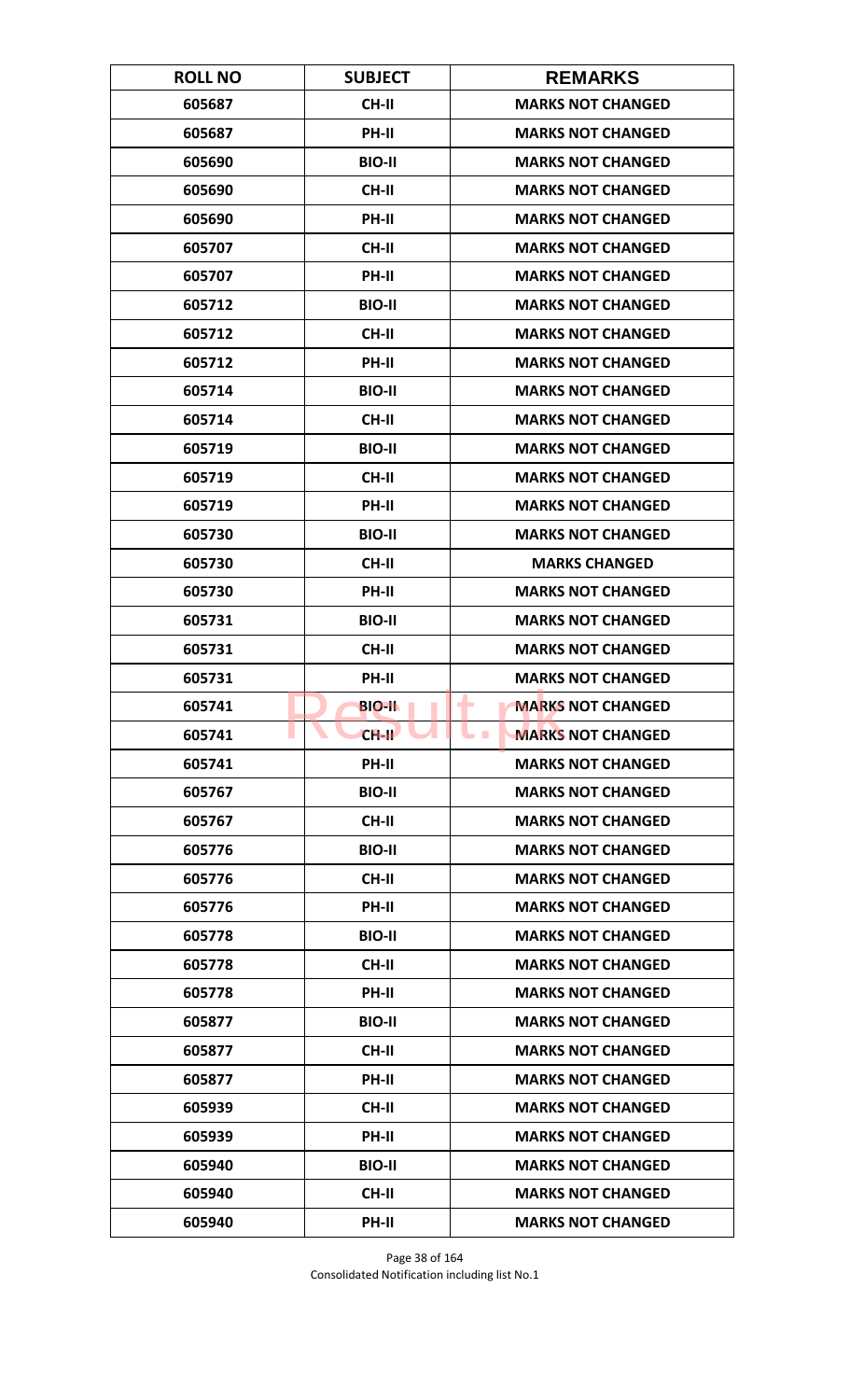| ROLL NO | SUBJECT | REMARKS |
|---|---|---|
| 605687 | CH-II | MARKS NOT CHANGED |
| 605687 | PH-II | MARKS NOT CHANGED |
| 605690 | BIO-II | MARKS NOT CHANGED |
| 605690 | CH-II | MARKS NOT CHANGED |
| 605690 | PH-II | MARKS NOT CHANGED |
| 605707 | CH-II | MARKS NOT CHANGED |
| 605707 | PH-II | MARKS NOT CHANGED |
| 605712 | BIO-II | MARKS NOT CHANGED |
| 605712 | CH-II | MARKS NOT CHANGED |
| 605712 | PH-II | MARKS NOT CHANGED |
| 605714 | BIO-II | MARKS NOT CHANGED |
| 605714 | CH-II | MARKS NOT CHANGED |
| 605719 | BIO-II | MARKS NOT CHANGED |
| 605719 | CH-II | MARKS NOT CHANGED |
| 605719 | PH-II | MARKS NOT CHANGED |
| 605730 | BIO-II | MARKS NOT CHANGED |
| 605730 | CH-II | MARKS CHANGED |
| 605730 | PH-II | MARKS NOT CHANGED |
| 605731 | BIO-II | MARKS NOT CHANGED |
| 605731 | CH-II | MARKS NOT CHANGED |
| 605731 | PH-II | MARKS NOT CHANGED |
| 605741 | BIO-II | MARKS NOT CHANGED |
| 605741 | CH-II | MARKS NOT CHANGED |
| 605741 | PH-II | MARKS NOT CHANGED |
| 605767 | BIO-II | MARKS NOT CHANGED |
| 605767 | CH-II | MARKS NOT CHANGED |
| 605776 | BIO-II | MARKS NOT CHANGED |
| 605776 | CH-II | MARKS NOT CHANGED |
| 605776 | PH-II | MARKS NOT CHANGED |
| 605778 | BIO-II | MARKS NOT CHANGED |
| 605778 | CH-II | MARKS NOT CHANGED |
| 605778 | PH-II | MARKS NOT CHANGED |
| 605877 | BIO-II | MARKS NOT CHANGED |
| 605877 | CH-II | MARKS NOT CHANGED |
| 605877 | PH-II | MARKS NOT CHANGED |
| 605939 | CH-II | MARKS NOT CHANGED |
| 605939 | PH-II | MARKS NOT CHANGED |
| 605940 | BIO-II | MARKS NOT CHANGED |
| 605940 | CH-II | MARKS NOT CHANGED |
| 605940 | PH-II | MARKS NOT CHANGED |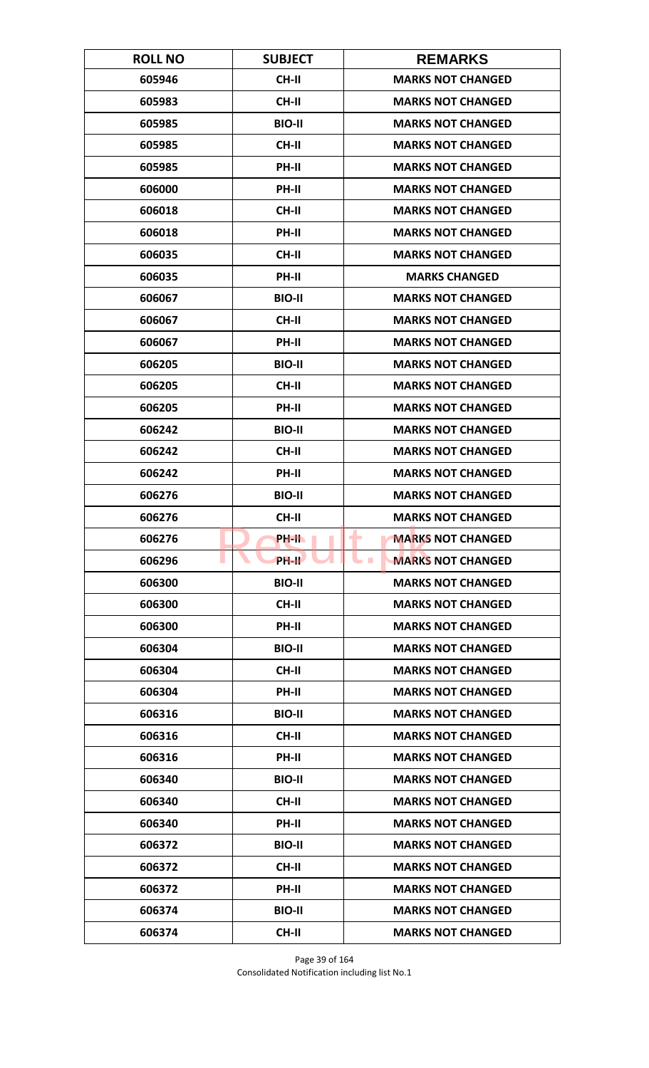| ROLL NO | SUBJECT | REMARKS |
| --- | --- | --- |
| 605946 | CH-II | MARKS NOT CHANGED |
| 605983 | CH-II | MARKS NOT CHANGED |
| 605985 | BIO-II | MARKS NOT CHANGED |
| 605985 | CH-II | MARKS NOT CHANGED |
| 605985 | PH-II | MARKS NOT CHANGED |
| 606000 | PH-II | MARKS NOT CHANGED |
| 606018 | CH-II | MARKS NOT CHANGED |
| 606018 | PH-II | MARKS NOT CHANGED |
| 606035 | CH-II | MARKS NOT CHANGED |
| 606035 | PH-II | MARKS CHANGED |
| 606067 | BIO-II | MARKS NOT CHANGED |
| 606067 | CH-II | MARKS NOT CHANGED |
| 606067 | PH-II | MARKS NOT CHANGED |
| 606205 | BIO-II | MARKS NOT CHANGED |
| 606205 | CH-II | MARKS NOT CHANGED |
| 606205 | PH-II | MARKS NOT CHANGED |
| 606242 | BIO-II | MARKS NOT CHANGED |
| 606242 | CH-II | MARKS NOT CHANGED |
| 606242 | PH-II | MARKS NOT CHANGED |
| 606276 | BIO-II | MARKS NOT CHANGED |
| 606276 | CH-II | MARKS NOT CHANGED |
| 606276 | PH-II | MARKS NOT CHANGED |
| 606296 | PH-II | MARKS NOT CHANGED |
| 606300 | BIO-II | MARKS NOT CHANGED |
| 606300 | CH-II | MARKS NOT CHANGED |
| 606300 | PH-II | MARKS NOT CHANGED |
| 606304 | BIO-II | MARKS NOT CHANGED |
| 606304 | CH-II | MARKS NOT CHANGED |
| 606304 | PH-II | MARKS NOT CHANGED |
| 606316 | BIO-II | MARKS NOT CHANGED |
| 606316 | CH-II | MARKS NOT CHANGED |
| 606316 | PH-II | MARKS NOT CHANGED |
| 606340 | BIO-II | MARKS NOT CHANGED |
| 606340 | CH-II | MARKS NOT CHANGED |
| 606340 | PH-II | MARKS NOT CHANGED |
| 606372 | BIO-II | MARKS NOT CHANGED |
| 606372 | CH-II | MARKS NOT CHANGED |
| 606372 | PH-II | MARKS NOT CHANGED |
| 606374 | BIO-II | MARKS NOT CHANGED |
| 606374 | CH-II | MARKS NOT CHANGED |

Consolidated Notification including list No.1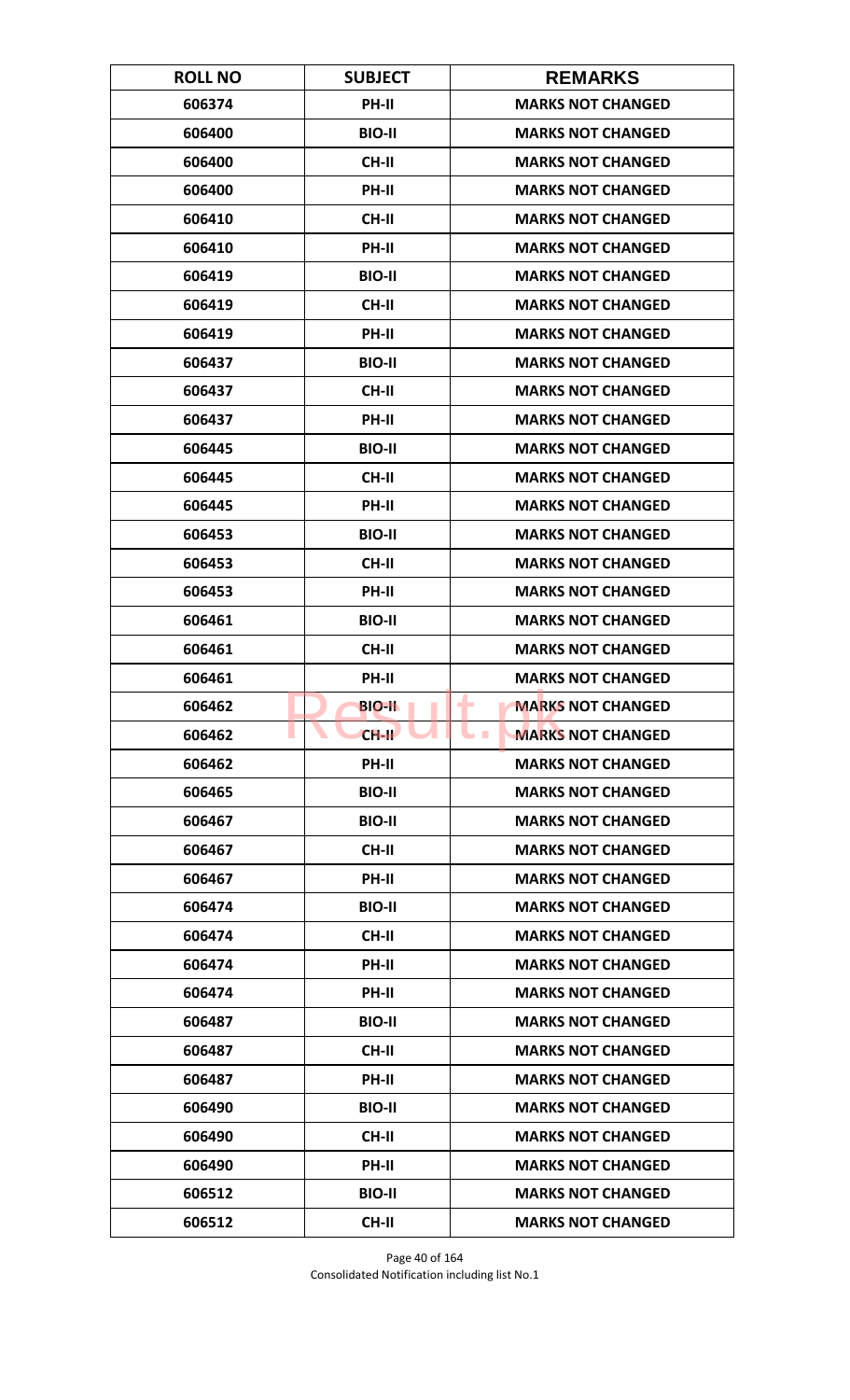| ROLL NO | SUBJECT | REMARKS |
|---|---|---|
| 606374 | PH-II | MARKS NOT CHANGED |
| 606400 | BIO-II | MARKS NOT CHANGED |
| 606400 | CH-II | MARKS NOT CHANGED |
| 606400 | PH-II | MARKS NOT CHANGED |
| 606410 | CH-II | MARKS NOT CHANGED |
| 606410 | PH-II | MARKS NOT CHANGED |
| 606419 | BIO-II | MARKS NOT CHANGED |
| 606419 | CH-II | MARKS NOT CHANGED |
| 606419 | PH-II | MARKS NOT CHANGED |
| 606437 | BIO-II | MARKS NOT CHANGED |
| 606437 | CH-II | MARKS NOT CHANGED |
| 606437 | PH-II | MARKS NOT CHANGED |
| 606445 | BIO-II | MARKS NOT CHANGED |
| 606445 | CH-II | MARKS NOT CHANGED |
| 606445 | PH-II | MARKS NOT CHANGED |
| 606453 | BIO-II | MARKS NOT CHANGED |
| 606453 | CH-II | MARKS NOT CHANGED |
| 606453 | PH-II | MARKS NOT CHANGED |
| 606461 | BIO-II | MARKS NOT CHANGED |
| 606461 | CH-II | MARKS NOT CHANGED |
| 606461 | PH-II | MARKS NOT CHANGED |
| 606462 | BIO-II | MARKS NOT CHANGED |
| 606462 | CH-II | MARKS NOT CHANGED |
| 606462 | PH-II | MARKS NOT CHANGED |
| 606465 | BIO-II | MARKS NOT CHANGED |
| 606467 | BIO-II | MARKS NOT CHANGED |
| 606467 | CH-II | MARKS NOT CHANGED |
| 606467 | PH-II | MARKS NOT CHANGED |
| 606474 | BIO-II | MARKS NOT CHANGED |
| 606474 | CH-II | MARKS NOT CHANGED |
| 606474 | PH-II | MARKS NOT CHANGED |
| 606474 | PH-II | MARKS NOT CHANGED |
| 606487 | BIO-II | MARKS NOT CHANGED |
| 606487 | CH-II | MARKS NOT CHANGED |
| 606487 | PH-II | MARKS NOT CHANGED |
| 606490 | BIO-II | MARKS NOT CHANGED |
| 606490 | CH-II | MARKS NOT CHANGED |
| 606490 | PH-II | MARKS NOT CHANGED |
| 606512 | BIO-II | MARKS NOT CHANGED |
| 606512 | CH-II | MARKS NOT CHANGED |

Consolidated Notification including list No.1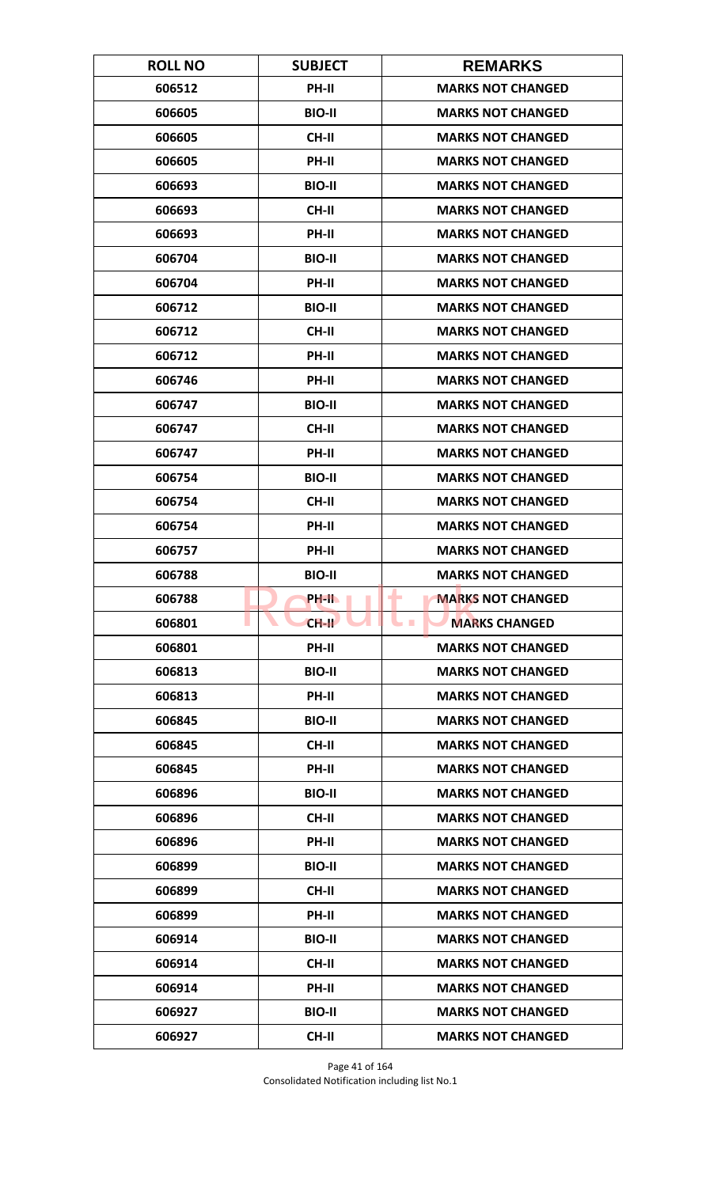| ROLL NO | SUBJECT | REMARKS |
|---|---|---|
| 606512 | PH-II | MARKS NOT CHANGED |
| 606605 | BIO-II | MARKS NOT CHANGED |
| 606605 | CH-II | MARKS NOT CHANGED |
| 606605 | PH-II | MARKS NOT CHANGED |
| 606693 | BIO-II | MARKS NOT CHANGED |
| 606693 | CH-II | MARKS NOT CHANGED |
| 606693 | PH-II | MARKS NOT CHANGED |
| 606704 | BIO-II | MARKS NOT CHANGED |
| 606704 | PH-II | MARKS NOT CHANGED |
| 606712 | BIO-II | MARKS NOT CHANGED |
| 606712 | CH-II | MARKS NOT CHANGED |
| 606712 | PH-II | MARKS NOT CHANGED |
| 606746 | PH-II | MARKS NOT CHANGED |
| 606747 | BIO-II | MARKS NOT CHANGED |
| 606747 | CH-II | MARKS NOT CHANGED |
| 606747 | PH-II | MARKS NOT CHANGED |
| 606754 | BIO-II | MARKS NOT CHANGED |
| 606754 | CH-II | MARKS NOT CHANGED |
| 606754 | PH-II | MARKS NOT CHANGED |
| 606757 | PH-II | MARKS NOT CHANGED |
| 606788 | BIO-II | MARKS NOT CHANGED |
| 606788 | PH-II | MARKS NOT CHANGED |
| 606801 | CH-II | MARKS CHANGED |
| 606801 | PH-II | MARKS NOT CHANGED |
| 606813 | BIO-II | MARKS NOT CHANGED |
| 606813 | PH-II | MARKS NOT CHANGED |
| 606845 | BIO-II | MARKS NOT CHANGED |
| 606845 | CH-II | MARKS NOT CHANGED |
| 606845 | PH-II | MARKS NOT CHANGED |
| 606896 | BIO-II | MARKS NOT CHANGED |
| 606896 | CH-II | MARKS NOT CHANGED |
| 606896 | PH-II | MARKS NOT CHANGED |
| 606899 | BIO-II | MARKS NOT CHANGED |
| 606899 | CH-II | MARKS NOT CHANGED |
| 606899 | PH-II | MARKS NOT CHANGED |
| 606914 | BIO-II | MARKS NOT CHANGED |
| 606914 | CH-II | MARKS NOT CHANGED |
| 606914 | PH-II | MARKS NOT CHANGED |
| 606927 | BIO-II | MARKS NOT CHANGED |
| 606927 | CH-II | MARKS NOT CHANGED |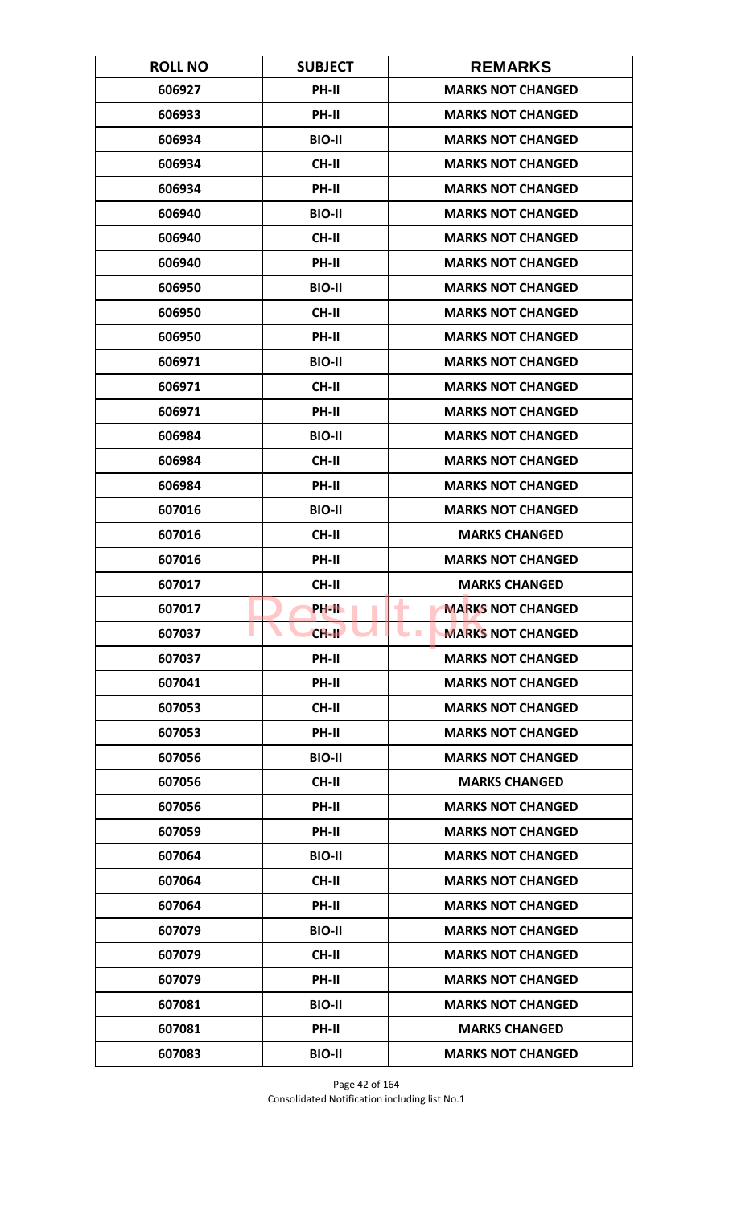| ROLL NO | SUBJECT | REMARKS |
|---|---|---|
| 606927 | PH-II | MARKS NOT CHANGED |
| 606933 | PH-II | MARKS NOT CHANGED |
| 606934 | BIO-II | MARKS NOT CHANGED |
| 606934 | CH-II | MARKS NOT CHANGED |
| 606934 | PH-II | MARKS NOT CHANGED |
| 606940 | BIO-II | MARKS NOT CHANGED |
| 606940 | CH-II | MARKS NOT CHANGED |
| 606940 | PH-II | MARKS NOT CHANGED |
| 606950 | BIO-II | MARKS NOT CHANGED |
| 606950 | CH-II | MARKS NOT CHANGED |
| 606950 | PH-II | MARKS NOT CHANGED |
| 606971 | BIO-II | MARKS NOT CHANGED |
| 606971 | CH-II | MARKS NOT CHANGED |
| 606971 | PH-II | MARKS NOT CHANGED |
| 606984 | BIO-II | MARKS NOT CHANGED |
| 606984 | CH-II | MARKS NOT CHANGED |
| 606984 | PH-II | MARKS NOT CHANGED |
| 607016 | BIO-II | MARKS NOT CHANGED |
| 607016 | CH-II | MARKS CHANGED |
| 607016 | PH-II | MARKS NOT CHANGED |
| 607017 | CH-II | MARKS CHANGED |
| 607017 | PH-II | MARKS NOT CHANGED |
| 607037 | CH-II | MARKS NOT CHANGED |
| 607037 | PH-II | MARKS NOT CHANGED |
| 607041 | PH-II | MARKS NOT CHANGED |
| 607053 | CH-II | MARKS NOT CHANGED |
| 607053 | PH-II | MARKS NOT CHANGED |
| 607056 | BIO-II | MARKS NOT CHANGED |
| 607056 | CH-II | MARKS CHANGED |
| 607056 | PH-II | MARKS NOT CHANGED |
| 607059 | PH-II | MARKS NOT CHANGED |
| 607064 | BIO-II | MARKS NOT CHANGED |
| 607064 | CH-II | MARKS NOT CHANGED |
| 607064 | PH-II | MARKS NOT CHANGED |
| 607079 | BIO-II | MARKS NOT CHANGED |
| 607079 | CH-II | MARKS NOT CHANGED |
| 607079 | PH-II | MARKS NOT CHANGED |
| 607081 | BIO-II | MARKS NOT CHANGED |
| 607081 | PH-II | MARKS CHANGED |
| 607083 | BIO-II | MARKS NOT CHANGED |

Consolidated Notification including list No.1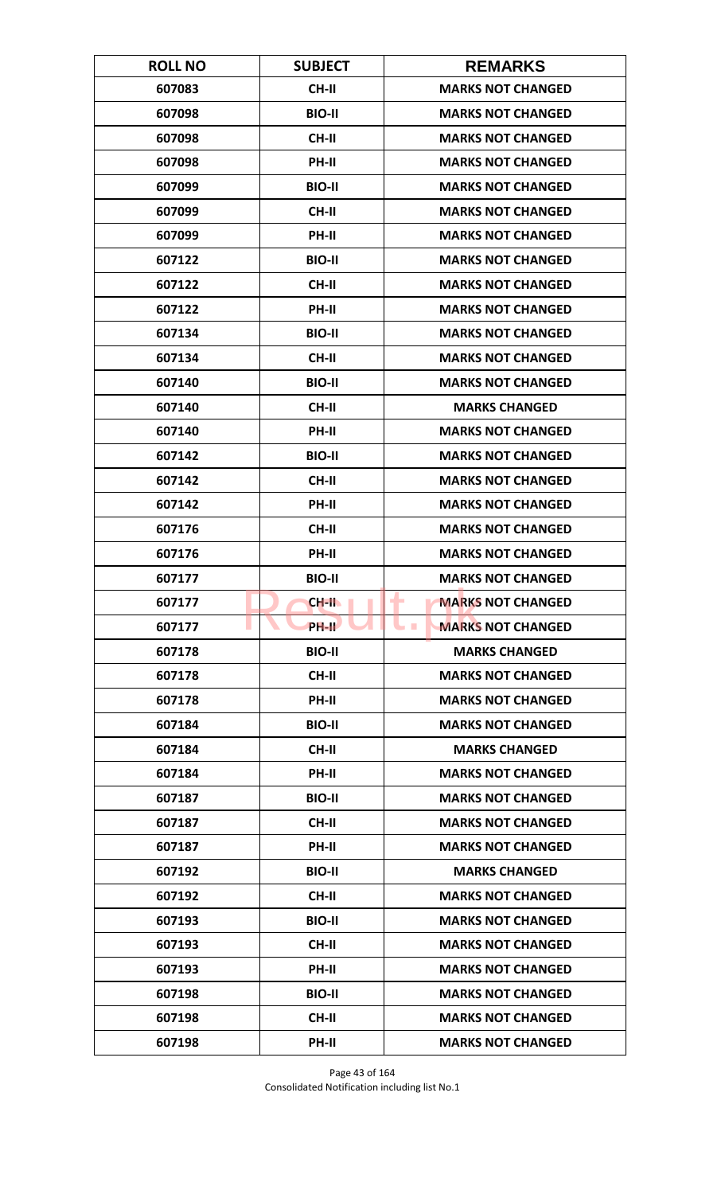| ROLL NO | SUBJECT | REMARKS |
|---|---|---|
| 607083 | CH-II | MARKS NOT CHANGED |
| 607098 | BIO-II | MARKS NOT CHANGED |
| 607098 | CH-II | MARKS NOT CHANGED |
| 607098 | PH-II | MARKS NOT CHANGED |
| 607099 | BIO-II | MARKS NOT CHANGED |
| 607099 | CH-II | MARKS NOT CHANGED |
| 607099 | PH-II | MARKS NOT CHANGED |
| 607122 | BIO-II | MARKS NOT CHANGED |
| 607122 | CH-II | MARKS NOT CHANGED |
| 607122 | PH-II | MARKS NOT CHANGED |
| 607134 | BIO-II | MARKS NOT CHANGED |
| 607134 | CH-II | MARKS NOT CHANGED |
| 607140 | BIO-II | MARKS NOT CHANGED |
| 607140 | CH-II | MARKS CHANGED |
| 607140 | PH-II | MARKS NOT CHANGED |
| 607142 | BIO-II | MARKS NOT CHANGED |
| 607142 | CH-II | MARKS NOT CHANGED |
| 607142 | PH-II | MARKS NOT CHANGED |
| 607176 | CH-II | MARKS NOT CHANGED |
| 607176 | PH-II | MARKS NOT CHANGED |
| 607177 | BIO-II | MARKS NOT CHANGED |
| 607177 | CH-II | MARKS NOT CHANGED |
| 607177 | PH-II | MARKS NOT CHANGED |
| 607178 | BIO-II | MARKS CHANGED |
| 607178 | CH-II | MARKS NOT CHANGED |
| 607178 | PH-II | MARKS NOT CHANGED |
| 607184 | BIO-II | MARKS NOT CHANGED |
| 607184 | CH-II | MARKS CHANGED |
| 607184 | PH-II | MARKS NOT CHANGED |
| 607187 | BIO-II | MARKS NOT CHANGED |
| 607187 | CH-II | MARKS NOT CHANGED |
| 607187 | PH-II | MARKS NOT CHANGED |
| 607192 | BIO-II | MARKS CHANGED |
| 607192 | CH-II | MARKS NOT CHANGED |
| 607193 | BIO-II | MARKS NOT CHANGED |
| 607193 | CH-II | MARKS NOT CHANGED |
| 607193 | PH-II | MARKS NOT CHANGED |
| 607198 | BIO-II | MARKS NOT CHANGED |
| 607198 | CH-II | MARKS NOT CHANGED |
| 607198 | PH-II | MARKS NOT CHANGED |

Consolidated Notification including list No.1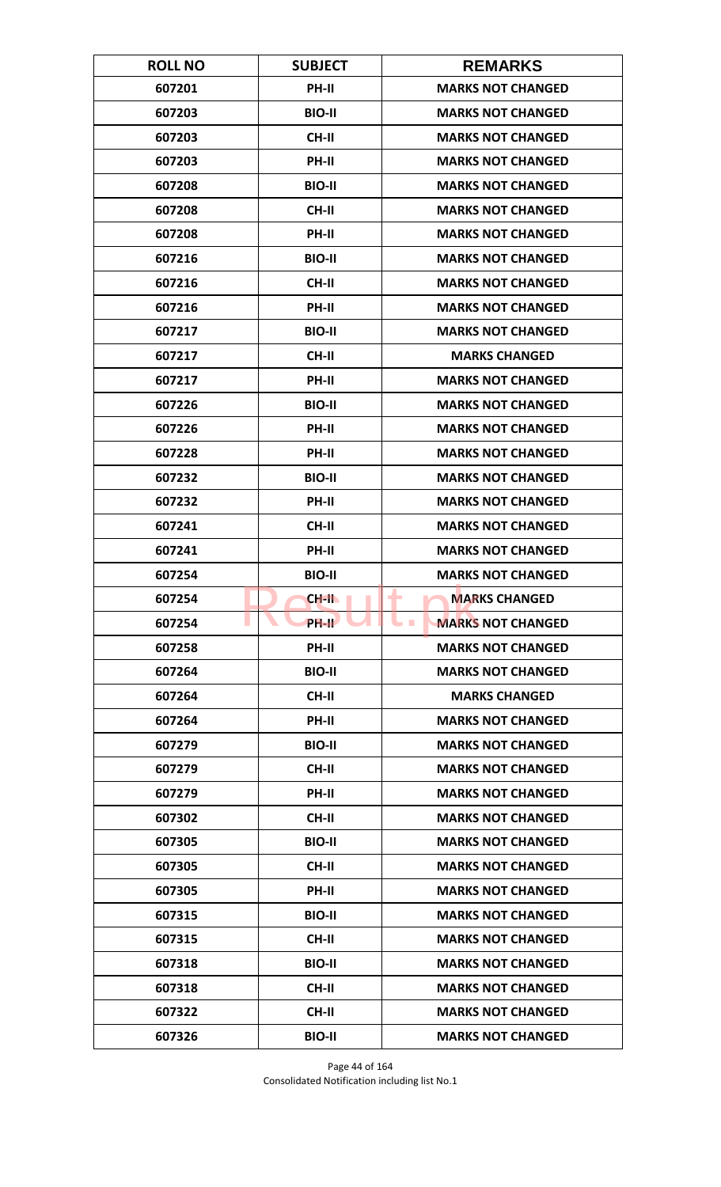| ROLL NO | SUBJECT | REMARKS |
|---|---|---|
| 607201 | PH-II | MARKS NOT CHANGED |
| 607203 | BIO-II | MARKS NOT CHANGED |
| 607203 | CH-II | MARKS NOT CHANGED |
| 607203 | PH-II | MARKS NOT CHANGED |
| 607208 | BIO-II | MARKS NOT CHANGED |
| 607208 | CH-II | MARKS NOT CHANGED |
| 607208 | PH-II | MARKS NOT CHANGED |
| 607216 | BIO-II | MARKS NOT CHANGED |
| 607216 | CH-II | MARKS NOT CHANGED |
| 607216 | PH-II | MARKS NOT CHANGED |
| 607217 | BIO-II | MARKS NOT CHANGED |
| 607217 | CH-II | MARKS CHANGED |
| 607217 | PH-II | MARKS NOT CHANGED |
| 607226 | BIO-II | MARKS NOT CHANGED |
| 607226 | PH-II | MARKS NOT CHANGED |
| 607228 | PH-II | MARKS NOT CHANGED |
| 607232 | BIO-II | MARKS NOT CHANGED |
| 607232 | PH-II | MARKS NOT CHANGED |
| 607241 | CH-II | MARKS NOT CHANGED |
| 607241 | PH-II | MARKS NOT CHANGED |
| 607254 | BIO-II | MARKS NOT CHANGED |
| 607254 | CH-II | MARKS CHANGED |
| 607254 | PH-II | MARKS NOT CHANGED |
| 607258 | PH-II | MARKS NOT CHANGED |
| 607264 | BIO-II | MARKS NOT CHANGED |
| 607264 | CH-II | MARKS CHANGED |
| 607264 | PH-II | MARKS NOT CHANGED |
| 607279 | BIO-II | MARKS NOT CHANGED |
| 607279 | CH-II | MARKS NOT CHANGED |
| 607279 | PH-II | MARKS NOT CHANGED |
| 607302 | CH-II | MARKS NOT CHANGED |
| 607305 | BIO-II | MARKS NOT CHANGED |
| 607305 | CH-II | MARKS NOT CHANGED |
| 607305 | PH-II | MARKS NOT CHANGED |
| 607315 | BIO-II | MARKS NOT CHANGED |
| 607315 | CH-II | MARKS NOT CHANGED |
| 607318 | BIO-II | MARKS NOT CHANGED |
| 607318 | CH-II | MARKS NOT CHANGED |
| 607322 | CH-II | MARKS NOT CHANGED |
| 607326 | BIO-II | MARKS NOT CHANGED |

Consolidated Notification including list No.1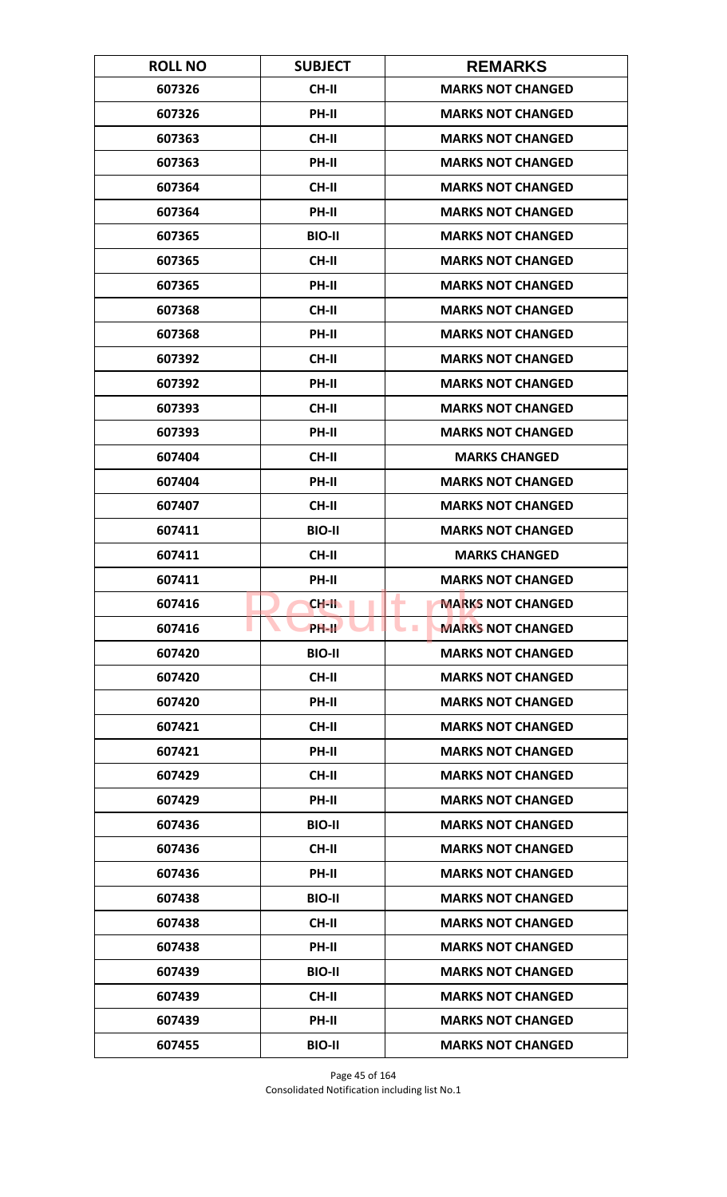| ROLL NO | SUBJECT | REMARKS |
|---|---|---|
| 607326 | CH-II | MARKS NOT CHANGED |
| 607326 | PH-II | MARKS NOT CHANGED |
| 607363 | CH-II | MARKS NOT CHANGED |
| 607363 | PH-II | MARKS NOT CHANGED |
| 607364 | CH-II | MARKS NOT CHANGED |
| 607364 | PH-II | MARKS NOT CHANGED |
| 607365 | BIO-II | MARKS NOT CHANGED |
| 607365 | CH-II | MARKS NOT CHANGED |
| 607365 | PH-II | MARKS NOT CHANGED |
| 607368 | CH-II | MARKS NOT CHANGED |
| 607368 | PH-II | MARKS NOT CHANGED |
| 607392 | CH-II | MARKS NOT CHANGED |
| 607392 | PH-II | MARKS NOT CHANGED |
| 607393 | CH-II | MARKS NOT CHANGED |
| 607393 | PH-II | MARKS NOT CHANGED |
| 607404 | CH-II | MARKS CHANGED |
| 607404 | PH-II | MARKS NOT CHANGED |
| 607407 | CH-II | MARKS NOT CHANGED |
| 607411 | BIO-II | MARKS NOT CHANGED |
| 607411 | CH-II | MARKS CHANGED |
| 607411 | PH-II | MARKS NOT CHANGED |
| 607416 | CH-II | MARKS NOT CHANGED |
| 607416 | PH-II | MARKS NOT CHANGED |
| 607420 | BIO-II | MARKS NOT CHANGED |
| 607420 | CH-II | MARKS NOT CHANGED |
| 607420 | PH-II | MARKS NOT CHANGED |
| 607421 | CH-II | MARKS NOT CHANGED |
| 607421 | PH-II | MARKS NOT CHANGED |
| 607429 | CH-II | MARKS NOT CHANGED |
| 607429 | PH-II | MARKS NOT CHANGED |
| 607436 | BIO-II | MARKS NOT CHANGED |
| 607436 | CH-II | MARKS NOT CHANGED |
| 607436 | PH-II | MARKS NOT CHANGED |
| 607438 | BIO-II | MARKS NOT CHANGED |
| 607438 | CH-II | MARKS NOT CHANGED |
| 607438 | PH-II | MARKS NOT CHANGED |
| 607439 | BIO-II | MARKS NOT CHANGED |
| 607439 | CH-II | MARKS NOT CHANGED |
| 607439 | PH-II | MARKS NOT CHANGED |
| 607455 | BIO-II | MARKS NOT CHANGED |

Consolidated Notification including list No.1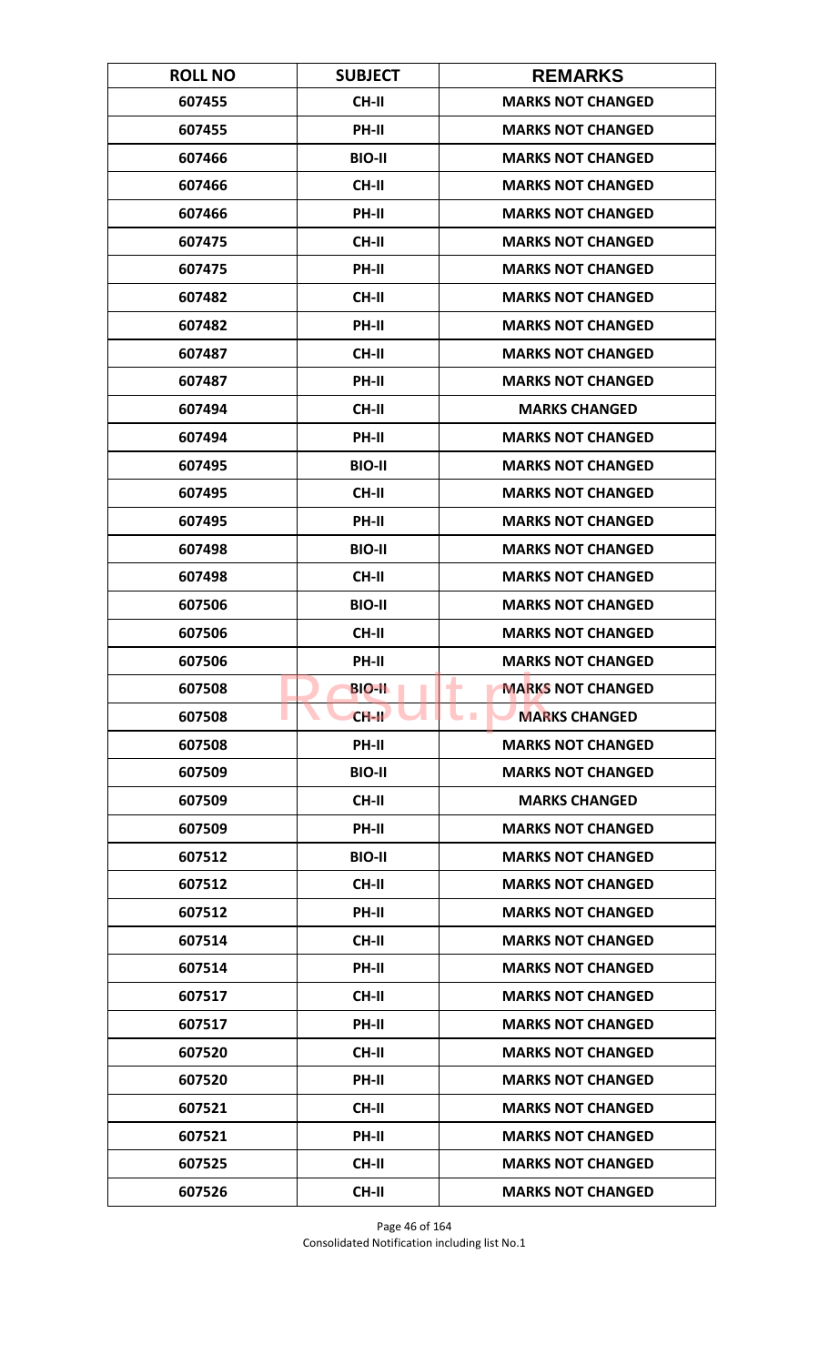| ROLL NO | SUBJECT | REMARKS |
| --- | --- | --- |
| 607455 | CH-II | MARKS NOT CHANGED |
| 607455 | PH-II | MARKS NOT CHANGED |
| 607466 | BIO-II | MARKS NOT CHANGED |
| 607466 | CH-II | MARKS NOT CHANGED |
| 607466 | PH-II | MARKS NOT CHANGED |
| 607475 | CH-II | MARKS NOT CHANGED |
| 607475 | PH-II | MARKS NOT CHANGED |
| 607482 | CH-II | MARKS NOT CHANGED |
| 607482 | PH-II | MARKS NOT CHANGED |
| 607487 | CH-II | MARKS NOT CHANGED |
| 607487 | PH-II | MARKS NOT CHANGED |
| 607494 | CH-II | MARKS CHANGED |
| 607494 | PH-II | MARKS NOT CHANGED |
| 607495 | BIO-II | MARKS NOT CHANGED |
| 607495 | CH-II | MARKS NOT CHANGED |
| 607495 | PH-II | MARKS NOT CHANGED |
| 607498 | BIO-II | MARKS NOT CHANGED |
| 607498 | CH-II | MARKS NOT CHANGED |
| 607506 | BIO-II | MARKS NOT CHANGED |
| 607506 | CH-II | MARKS NOT CHANGED |
| 607506 | PH-II | MARKS NOT CHANGED |
| 607508 | BIO-II | MARKS NOT CHANGED |
| 607508 | CH-II | MARKS CHANGED |
| 607508 | PH-II | MARKS NOT CHANGED |
| 607509 | BIO-II | MARKS NOT CHANGED |
| 607509 | CH-II | MARKS CHANGED |
| 607509 | PH-II | MARKS NOT CHANGED |
| 607512 | BIO-II | MARKS NOT CHANGED |
| 607512 | CH-II | MARKS NOT CHANGED |
| 607512 | PH-II | MARKS NOT CHANGED |
| 607514 | CH-II | MARKS NOT CHANGED |
| 607514 | PH-II | MARKS NOT CHANGED |
| 607517 | CH-II | MARKS NOT CHANGED |
| 607517 | PH-II | MARKS NOT CHANGED |
| 607520 | CH-II | MARKS NOT CHANGED |
| 607520 | PH-II | MARKS NOT CHANGED |
| 607521 | CH-II | MARKS NOT CHANGED |
| 607521 | PH-II | MARKS NOT CHANGED |
| 607525 | CH-II | MARKS NOT CHANGED |
| 607526 | CH-II | MARKS NOT CHANGED |

Consolidated Notification including list No.1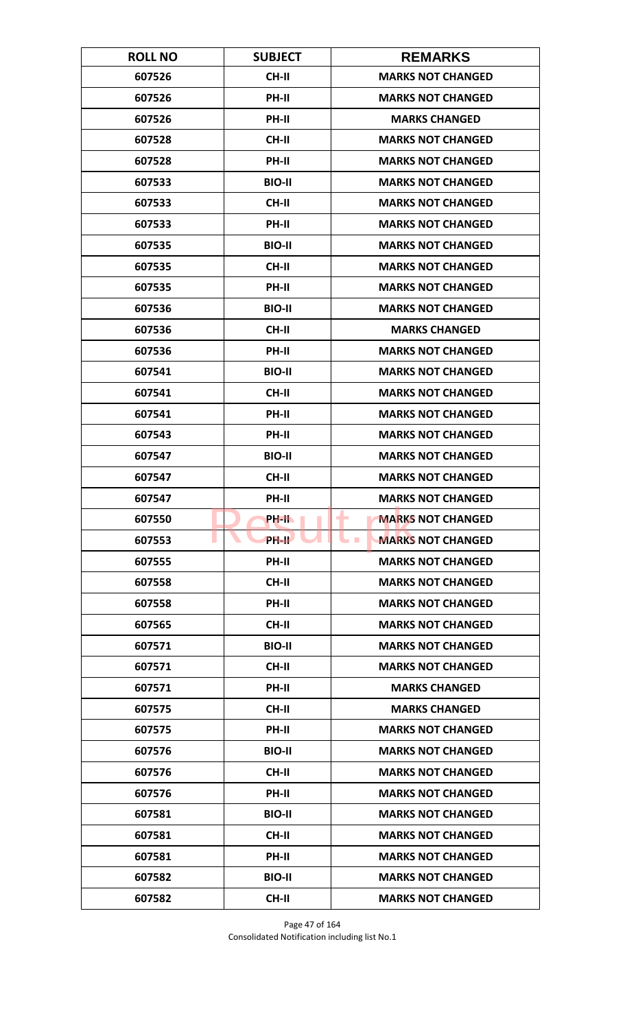| ROLL NO | SUBJECT | REMARKS |
| --- | --- | --- |
| 607526 | CH-II | MARKS NOT CHANGED |
| 607526 | PH-II | MARKS NOT CHANGED |
| 607526 | PH-II | MARKS CHANGED |
| 607528 | CH-II | MARKS NOT CHANGED |
| 607528 | PH-II | MARKS NOT CHANGED |
| 607533 | BIO-II | MARKS NOT CHANGED |
| 607533 | CH-II | MARKS NOT CHANGED |
| 607533 | PH-II | MARKS NOT CHANGED |
| 607535 | BIO-II | MARKS NOT CHANGED |
| 607535 | CH-II | MARKS NOT CHANGED |
| 607535 | PH-II | MARKS NOT CHANGED |
| 607536 | BIO-II | MARKS NOT CHANGED |
| 607536 | CH-II | MARKS CHANGED |
| 607536 | PH-II | MARKS NOT CHANGED |
| 607541 | BIO-II | MARKS NOT CHANGED |
| 607541 | CH-II | MARKS NOT CHANGED |
| 607541 | PH-II | MARKS NOT CHANGED |
| 607543 | PH-II | MARKS NOT CHANGED |
| 607547 | BIO-II | MARKS NOT CHANGED |
| 607547 | CH-II | MARKS NOT CHANGED |
| 607547 | PH-II | MARKS NOT CHANGED |
| 607550 | PH-II | MARKS NOT CHANGED |
| 607553 | PH-II | MARKS NOT CHANGED |
| 607555 | PH-II | MARKS NOT CHANGED |
| 607558 | CH-II | MARKS NOT CHANGED |
| 607558 | PH-II | MARKS NOT CHANGED |
| 607565 | CH-II | MARKS NOT CHANGED |
| 607571 | BIO-II | MARKS NOT CHANGED |
| 607571 | CH-II | MARKS NOT CHANGED |
| 607571 | PH-II | MARKS CHANGED |
| 607575 | CH-II | MARKS CHANGED |
| 607575 | PH-II | MARKS NOT CHANGED |
| 607576 | BIO-II | MARKS NOT CHANGED |
| 607576 | CH-II | MARKS NOT CHANGED |
| 607576 | PH-II | MARKS NOT CHANGED |
| 607581 | BIO-II | MARKS NOT CHANGED |
| 607581 | CH-II | MARKS NOT CHANGED |
| 607581 | PH-II | MARKS NOT CHANGED |
| 607582 | BIO-II | MARKS NOT CHANGED |
| 607582 | CH-II | MARKS NOT CHANGED |

Consolidated Notification including list No.1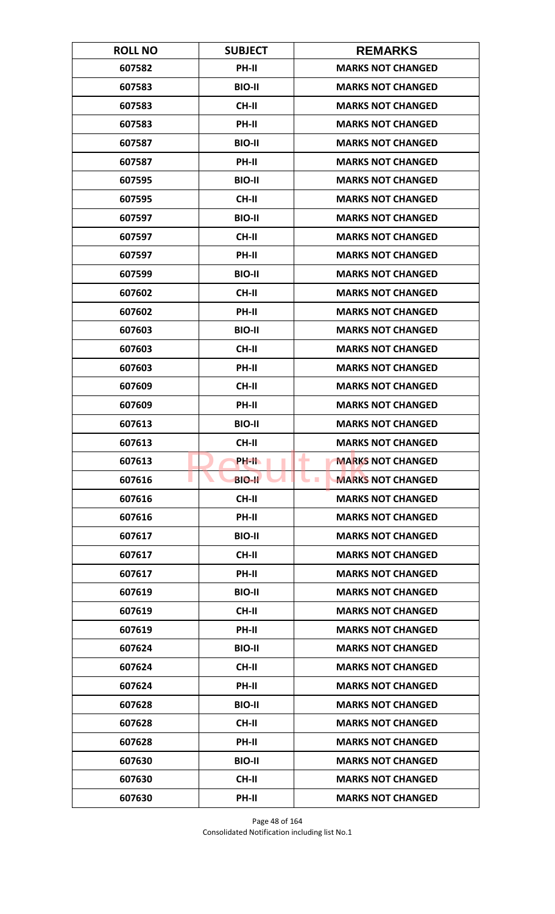| ROLL NO | SUBJECT | REMARKS |
|---|---|---|
| 607582 | PH-II | MARKS NOT CHANGED |
| 607583 | BIO-II | MARKS NOT CHANGED |
| 607583 | CH-II | MARKS NOT CHANGED |
| 607583 | PH-II | MARKS NOT CHANGED |
| 607587 | BIO-II | MARKS NOT CHANGED |
| 607587 | PH-II | MARKS NOT CHANGED |
| 607595 | BIO-II | MARKS NOT CHANGED |
| 607595 | CH-II | MARKS NOT CHANGED |
| 607597 | BIO-II | MARKS NOT CHANGED |
| 607597 | CH-II | MARKS NOT CHANGED |
| 607597 | PH-II | MARKS NOT CHANGED |
| 607599 | BIO-II | MARKS NOT CHANGED |
| 607602 | CH-II | MARKS NOT CHANGED |
| 607602 | PH-II | MARKS NOT CHANGED |
| 607603 | BIO-II | MARKS NOT CHANGED |
| 607603 | CH-II | MARKS NOT CHANGED |
| 607603 | PH-II | MARKS NOT CHANGED |
| 607609 | CH-II | MARKS NOT CHANGED |
| 607609 | PH-II | MARKS NOT CHANGED |
| 607613 | BIO-II | MARKS NOT CHANGED |
| 607613 | CH-II | MARKS NOT CHANGED |
| 607613 | PH-II | MARKS NOT CHANGED |
| 607616 | BIO-II | MARKS NOT CHANGED |
| 607616 | CH-II | MARKS NOT CHANGED |
| 607616 | PH-II | MARKS NOT CHANGED |
| 607617 | BIO-II | MARKS NOT CHANGED |
| 607617 | CH-II | MARKS NOT CHANGED |
| 607617 | PH-II | MARKS NOT CHANGED |
| 607619 | BIO-II | MARKS NOT CHANGED |
| 607619 | CH-II | MARKS NOT CHANGED |
| 607619 | PH-II | MARKS NOT CHANGED |
| 607624 | BIO-II | MARKS NOT CHANGED |
| 607624 | CH-II | MARKS NOT CHANGED |
| 607624 | PH-II | MARKS NOT CHANGED |
| 607628 | BIO-II | MARKS NOT CHANGED |
| 607628 | CH-II | MARKS NOT CHANGED |
| 607628 | PH-II | MARKS NOT CHANGED |
| 607630 | BIO-II | MARKS NOT CHANGED |
| 607630 | CH-II | MARKS NOT CHANGED |
| 607630 | PH-II | MARKS NOT CHANGED |

Consolidated Notification including list No.1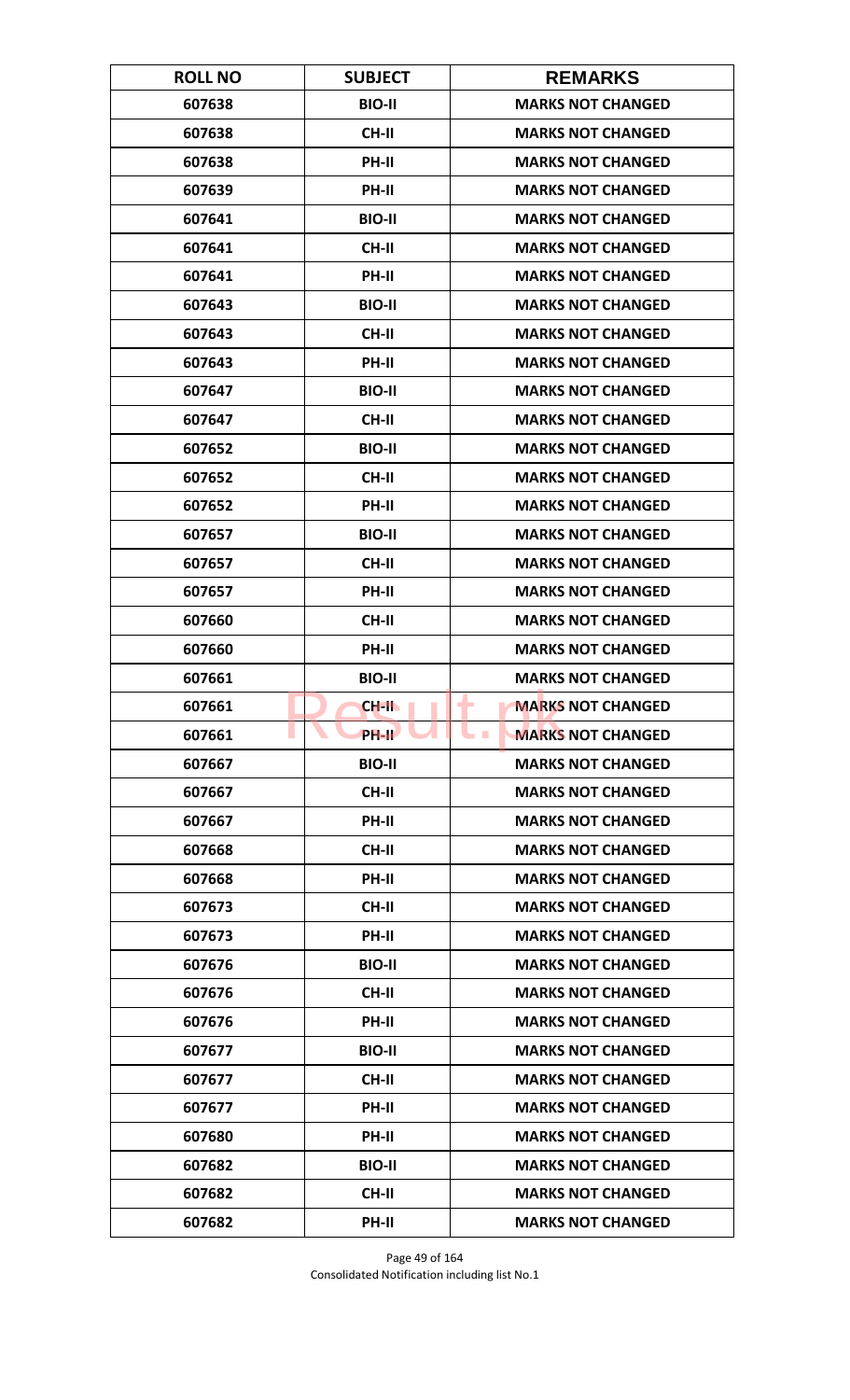| ROLL NO | SUBJECT | REMARKS |
|---|---|---|
| 607638 | BIO-II | MARKS NOT CHANGED |
| 607638 | CH-II | MARKS NOT CHANGED |
| 607638 | PH-II | MARKS NOT CHANGED |
| 607639 | PH-II | MARKS NOT CHANGED |
| 607641 | BIO-II | MARKS NOT CHANGED |
| 607641 | CH-II | MARKS NOT CHANGED |
| 607641 | PH-II | MARKS NOT CHANGED |
| 607643 | BIO-II | MARKS NOT CHANGED |
| 607643 | CH-II | MARKS NOT CHANGED |
| 607643 | PH-II | MARKS NOT CHANGED |
| 607647 | BIO-II | MARKS NOT CHANGED |
| 607647 | CH-II | MARKS NOT CHANGED |
| 607652 | BIO-II | MARKS NOT CHANGED |
| 607652 | CH-II | MARKS NOT CHANGED |
| 607652 | PH-II | MARKS NOT CHANGED |
| 607657 | BIO-II | MARKS NOT CHANGED |
| 607657 | CH-II | MARKS NOT CHANGED |
| 607657 | PH-II | MARKS NOT CHANGED |
| 607660 | CH-II | MARKS NOT CHANGED |
| 607660 | PH-II | MARKS NOT CHANGED |
| 607661 | BIO-II | MARKS NOT CHANGED |
| 607661 | CH-II | MARKS NOT CHANGED |
| 607661 | PH-II | MARKS NOT CHANGED |
| 607667 | BIO-II | MARKS NOT CHANGED |
| 607667 | CH-II | MARKS NOT CHANGED |
| 607667 | PH-II | MARKS NOT CHANGED |
| 607668 | CH-II | MARKS NOT CHANGED |
| 607668 | PH-II | MARKS NOT CHANGED |
| 607673 | CH-II | MARKS NOT CHANGED |
| 607673 | PH-II | MARKS NOT CHANGED |
| 607676 | BIO-II | MARKS NOT CHANGED |
| 607676 | CH-II | MARKS NOT CHANGED |
| 607676 | PH-II | MARKS NOT CHANGED |
| 607677 | BIO-II | MARKS NOT CHANGED |
| 607677 | CH-II | MARKS NOT CHANGED |
| 607677 | PH-II | MARKS NOT CHANGED |
| 607680 | PH-II | MARKS NOT CHANGED |
| 607682 | BIO-II | MARKS NOT CHANGED |
| 607682 | CH-II | MARKS NOT CHANGED |
| 607682 | PH-II | MARKS NOT CHANGED |

Consolidated Notification including list No.1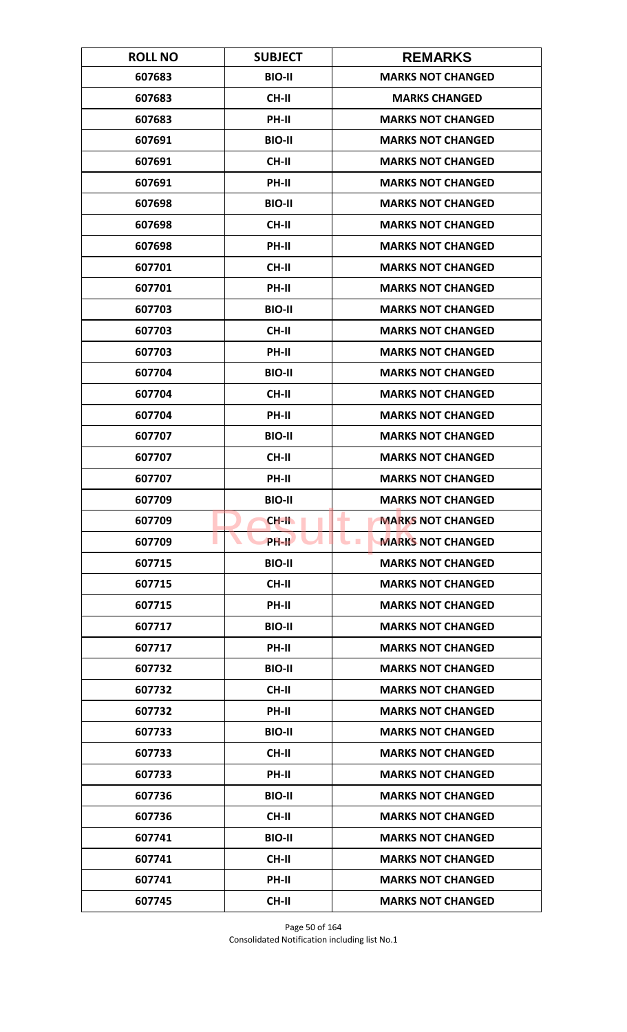| ROLL NO | SUBJECT | REMARKS |
|---|---|---|
| 607683 | BIO-II | MARKS NOT CHANGED |
| 607683 | CH-II | MARKS CHANGED |
| 607683 | PH-II | MARKS NOT CHANGED |
| 607691 | BIO-II | MARKS NOT CHANGED |
| 607691 | CH-II | MARKS NOT CHANGED |
| 607691 | PH-II | MARKS NOT CHANGED |
| 607698 | BIO-II | MARKS NOT CHANGED |
| 607698 | CH-II | MARKS NOT CHANGED |
| 607698 | PH-II | MARKS NOT CHANGED |
| 607701 | CH-II | MARKS NOT CHANGED |
| 607701 | PH-II | MARKS NOT CHANGED |
| 607703 | BIO-II | MARKS NOT CHANGED |
| 607703 | CH-II | MARKS NOT CHANGED |
| 607703 | PH-II | MARKS NOT CHANGED |
| 607704 | BIO-II | MARKS NOT CHANGED |
| 607704 | CH-II | MARKS NOT CHANGED |
| 607704 | PH-II | MARKS NOT CHANGED |
| 607707 | BIO-II | MARKS NOT CHANGED |
| 607707 | CH-II | MARKS NOT CHANGED |
| 607707 | PH-II | MARKS NOT CHANGED |
| 607709 | BIO-II | MARKS NOT CHANGED |
| 607709 | CH-II | MARKS NOT CHANGED |
| 607709 | PH-II | MARKS NOT CHANGED |
| 607715 | BIO-II | MARKS NOT CHANGED |
| 607715 | CH-II | MARKS NOT CHANGED |
| 607715 | PH-II | MARKS NOT CHANGED |
| 607717 | BIO-II | MARKS NOT CHANGED |
| 607717 | PH-II | MARKS NOT CHANGED |
| 607732 | BIO-II | MARKS NOT CHANGED |
| 607732 | CH-II | MARKS NOT CHANGED |
| 607732 | PH-II | MARKS NOT CHANGED |
| 607733 | BIO-II | MARKS NOT CHANGED |
| 607733 | CH-II | MARKS NOT CHANGED |
| 607733 | PH-II | MARKS NOT CHANGED |
| 607736 | BIO-II | MARKS NOT CHANGED |
| 607736 | CH-II | MARKS NOT CHANGED |
| 607741 | BIO-II | MARKS NOT CHANGED |
| 607741 | CH-II | MARKS NOT CHANGED |
| 607741 | PH-II | MARKS NOT CHANGED |
| 607745 | CH-II | MARKS NOT CHANGED |

Consolidated Notification including list No.1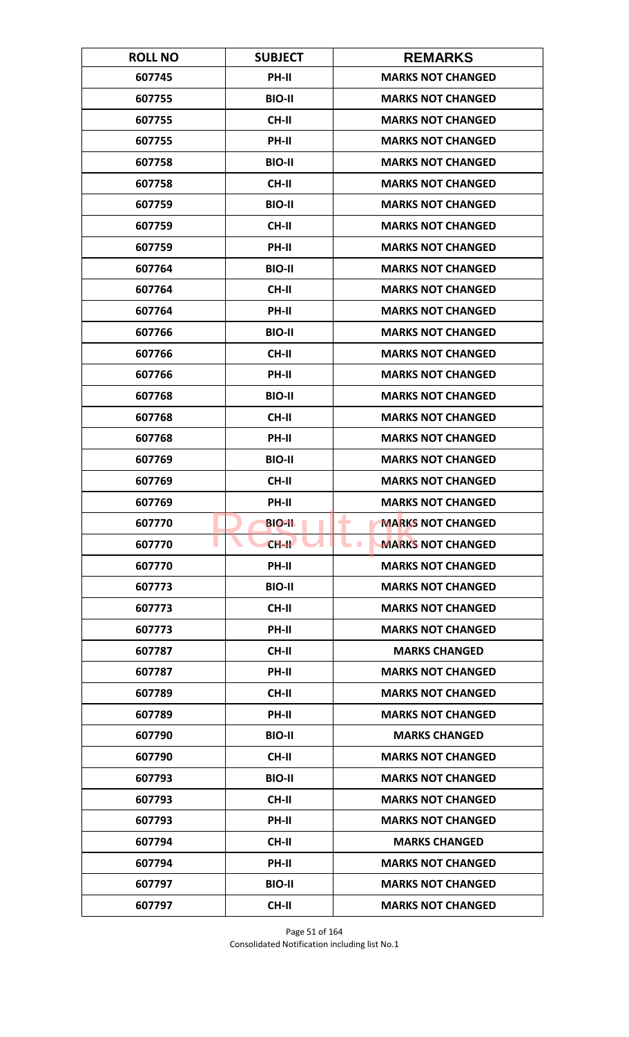| ROLL NO | SUBJECT | REMARKS |
|---|---|---|
| 607745 | PH-II | MARKS NOT CHANGED |
| 607755 | BIO-II | MARKS NOT CHANGED |
| 607755 | CH-II | MARKS NOT CHANGED |
| 607755 | PH-II | MARKS NOT CHANGED |
| 607758 | BIO-II | MARKS NOT CHANGED |
| 607758 | CH-II | MARKS NOT CHANGED |
| 607759 | BIO-II | MARKS NOT CHANGED |
| 607759 | CH-II | MARKS NOT CHANGED |
| 607759 | PH-II | MARKS NOT CHANGED |
| 607764 | BIO-II | MARKS NOT CHANGED |
| 607764 | CH-II | MARKS NOT CHANGED |
| 607764 | PH-II | MARKS NOT CHANGED |
| 607766 | BIO-II | MARKS NOT CHANGED |
| 607766 | CH-II | MARKS NOT CHANGED |
| 607766 | PH-II | MARKS NOT CHANGED |
| 607768 | BIO-II | MARKS NOT CHANGED |
| 607768 | CH-II | MARKS NOT CHANGED |
| 607768 | PH-II | MARKS NOT CHANGED |
| 607769 | BIO-II | MARKS NOT CHANGED |
| 607769 | CH-II | MARKS NOT CHANGED |
| 607769 | PH-II | MARKS NOT CHANGED |
| 607770 | BIO-II | MARKS NOT CHANGED |
| 607770 | CH-II | MARKS NOT CHANGED |
| 607770 | PH-II | MARKS NOT CHANGED |
| 607773 | BIO-II | MARKS NOT CHANGED |
| 607773 | CH-II | MARKS NOT CHANGED |
| 607773 | PH-II | MARKS NOT CHANGED |
| 607787 | CH-II | MARKS CHANGED |
| 607787 | PH-II | MARKS NOT CHANGED |
| 607789 | CH-II | MARKS NOT CHANGED |
| 607789 | PH-II | MARKS NOT CHANGED |
| 607790 | BIO-II | MARKS CHANGED |
| 607790 | CH-II | MARKS NOT CHANGED |
| 607793 | BIO-II | MARKS NOT CHANGED |
| 607793 | CH-II | MARKS NOT CHANGED |
| 607793 | PH-II | MARKS NOT CHANGED |
| 607794 | CH-II | MARKS CHANGED |
| 607794 | PH-II | MARKS NOT CHANGED |
| 607797 | BIO-II | MARKS NOT CHANGED |
| 607797 | CH-II | MARKS NOT CHANGED |

Consolidated Notification including list No.1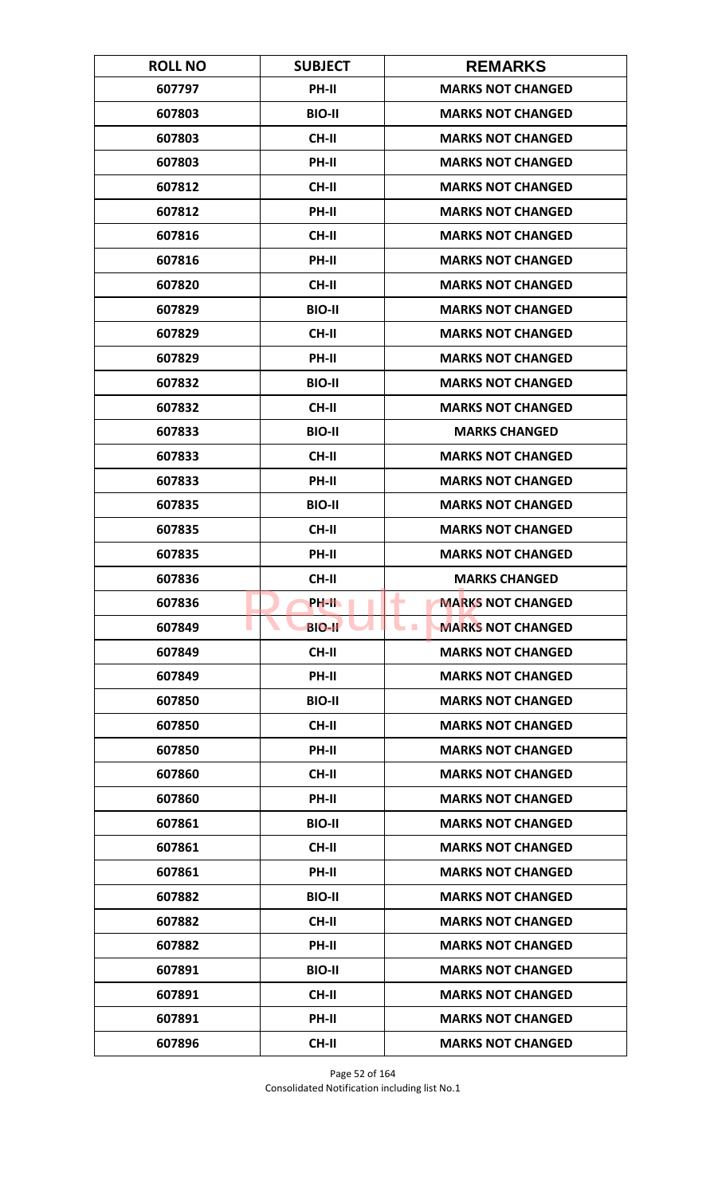| ROLL NO | SUBJECT | REMARKS |
| --- | --- | --- |
| 607797 | PH-II | MARKS NOT CHANGED |
| 607803 | BIO-II | MARKS NOT CHANGED |
| 607803 | CH-II | MARKS NOT CHANGED |
| 607803 | PH-II | MARKS NOT CHANGED |
| 607812 | CH-II | MARKS NOT CHANGED |
| 607812 | PH-II | MARKS NOT CHANGED |
| 607816 | CH-II | MARKS NOT CHANGED |
| 607816 | PH-II | MARKS NOT CHANGED |
| 607820 | CH-II | MARKS NOT CHANGED |
| 607829 | BIO-II | MARKS NOT CHANGED |
| 607829 | CH-II | MARKS NOT CHANGED |
| 607829 | PH-II | MARKS NOT CHANGED |
| 607832 | BIO-II | MARKS NOT CHANGED |
| 607832 | CH-II | MARKS NOT CHANGED |
| 607833 | BIO-II | MARKS CHANGED |
| 607833 | CH-II | MARKS NOT CHANGED |
| 607833 | PH-II | MARKS NOT CHANGED |
| 607835 | BIO-II | MARKS NOT CHANGED |
| 607835 | CH-II | MARKS NOT CHANGED |
| 607835 | PH-II | MARKS NOT CHANGED |
| 607836 | CH-II | MARKS CHANGED |
| 607836 | PH-II | MARKS NOT CHANGED |
| 607849 | BIO-II | MARKS NOT CHANGED |
| 607849 | CH-II | MARKS NOT CHANGED |
| 607849 | PH-II | MARKS NOT CHANGED |
| 607850 | BIO-II | MARKS NOT CHANGED |
| 607850 | CH-II | MARKS NOT CHANGED |
| 607850 | PH-II | MARKS NOT CHANGED |
| 607860 | CH-II | MARKS NOT CHANGED |
| 607860 | PH-II | MARKS NOT CHANGED |
| 607861 | BIO-II | MARKS NOT CHANGED |
| 607861 | CH-II | MARKS NOT CHANGED |
| 607861 | PH-II | MARKS NOT CHANGED |
| 607882 | BIO-II | MARKS NOT CHANGED |
| 607882 | CH-II | MARKS NOT CHANGED |
| 607882 | PH-II | MARKS NOT CHANGED |
| 607891 | BIO-II | MARKS NOT CHANGED |
| 607891 | CH-II | MARKS NOT CHANGED |
| 607891 | PH-II | MARKS NOT CHANGED |
| 607896 | CH-II | MARKS NOT CHANGED |

Consolidated Notification including list No.1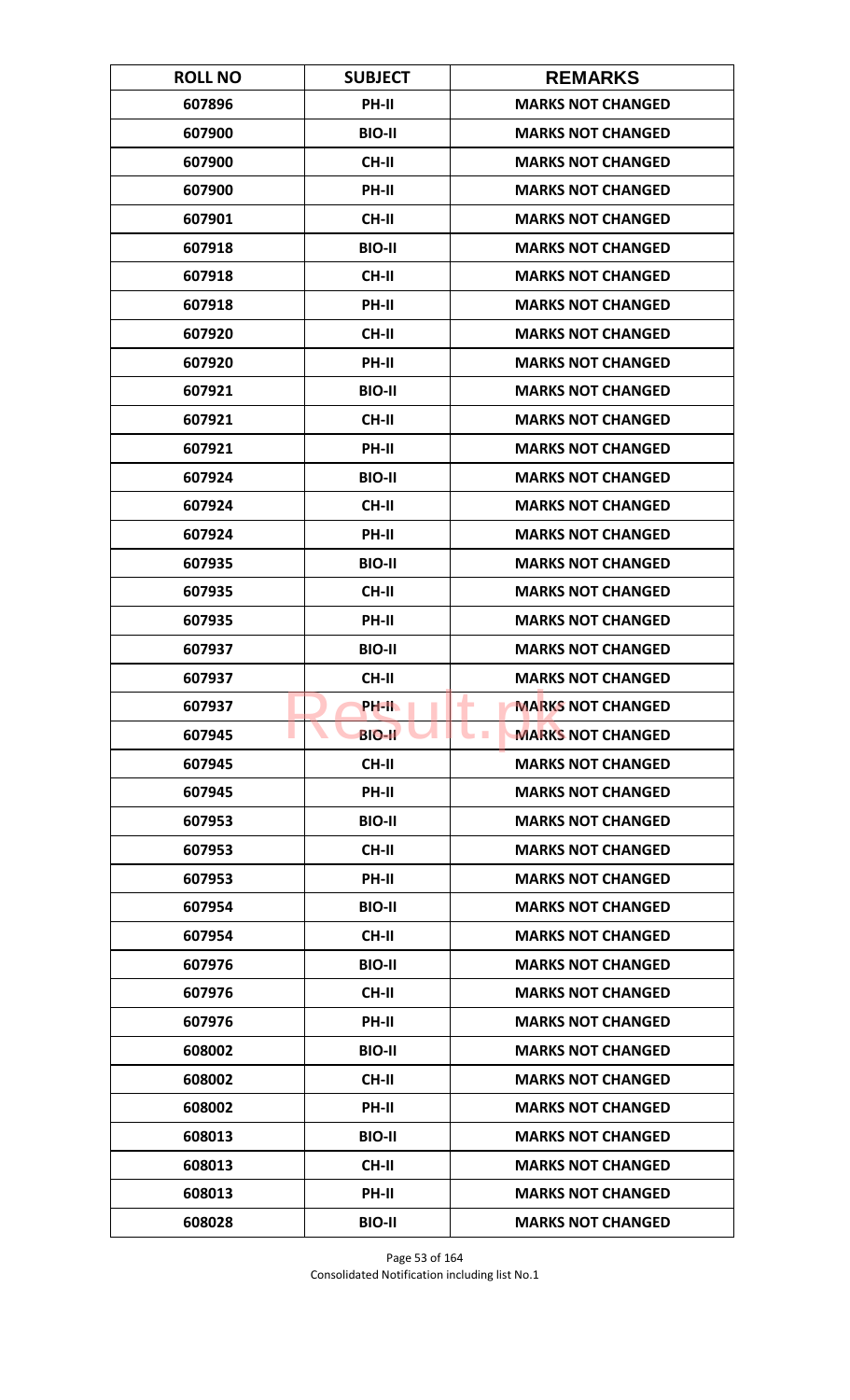| ROLL NO | SUBJECT | REMARKS |
|---|---|---|
| 607896 | PH-II | MARKS NOT CHANGED |
| 607900 | BIO-II | MARKS NOT CHANGED |
| 607900 | CH-II | MARKS NOT CHANGED |
| 607900 | PH-II | MARKS NOT CHANGED |
| 607901 | CH-II | MARKS NOT CHANGED |
| 607918 | BIO-II | MARKS NOT CHANGED |
| 607918 | CH-II | MARKS NOT CHANGED |
| 607918 | PH-II | MARKS NOT CHANGED |
| 607920 | CH-II | MARKS NOT CHANGED |
| 607920 | PH-II | MARKS NOT CHANGED |
| 607921 | BIO-II | MARKS NOT CHANGED |
| 607921 | CH-II | MARKS NOT CHANGED |
| 607921 | PH-II | MARKS NOT CHANGED |
| 607924 | BIO-II | MARKS NOT CHANGED |
| 607924 | CH-II | MARKS NOT CHANGED |
| 607924 | PH-II | MARKS NOT CHANGED |
| 607935 | BIO-II | MARKS NOT CHANGED |
| 607935 | CH-II | MARKS NOT CHANGED |
| 607935 | PH-II | MARKS NOT CHANGED |
| 607937 | BIO-II | MARKS NOT CHANGED |
| 607937 | CH-II | MARKS NOT CHANGED |
| 607937 | PH-II | MARKS NOT CHANGED |
| 607945 | BIO-II | MARKS NOT CHANGED |
| 607945 | CH-II | MARKS NOT CHANGED |
| 607945 | PH-II | MARKS NOT CHANGED |
| 607953 | BIO-II | MARKS NOT CHANGED |
| 607953 | CH-II | MARKS NOT CHANGED |
| 607953 | PH-II | MARKS NOT CHANGED |
| 607954 | BIO-II | MARKS NOT CHANGED |
| 607954 | CH-II | MARKS NOT CHANGED |
| 607976 | BIO-II | MARKS NOT CHANGED |
| 607976 | CH-II | MARKS NOT CHANGED |
| 607976 | PH-II | MARKS NOT CHANGED |
| 608002 | BIO-II | MARKS NOT CHANGED |
| 608002 | CH-II | MARKS NOT CHANGED |
| 608002 | PH-II | MARKS NOT CHANGED |
| 608013 | BIO-II | MARKS NOT CHANGED |
| 608013 | CH-II | MARKS NOT CHANGED |
| 608013 | PH-II | MARKS NOT CHANGED |
| 608028 | BIO-II | MARKS NOT CHANGED |

Consolidated Notification including list No.1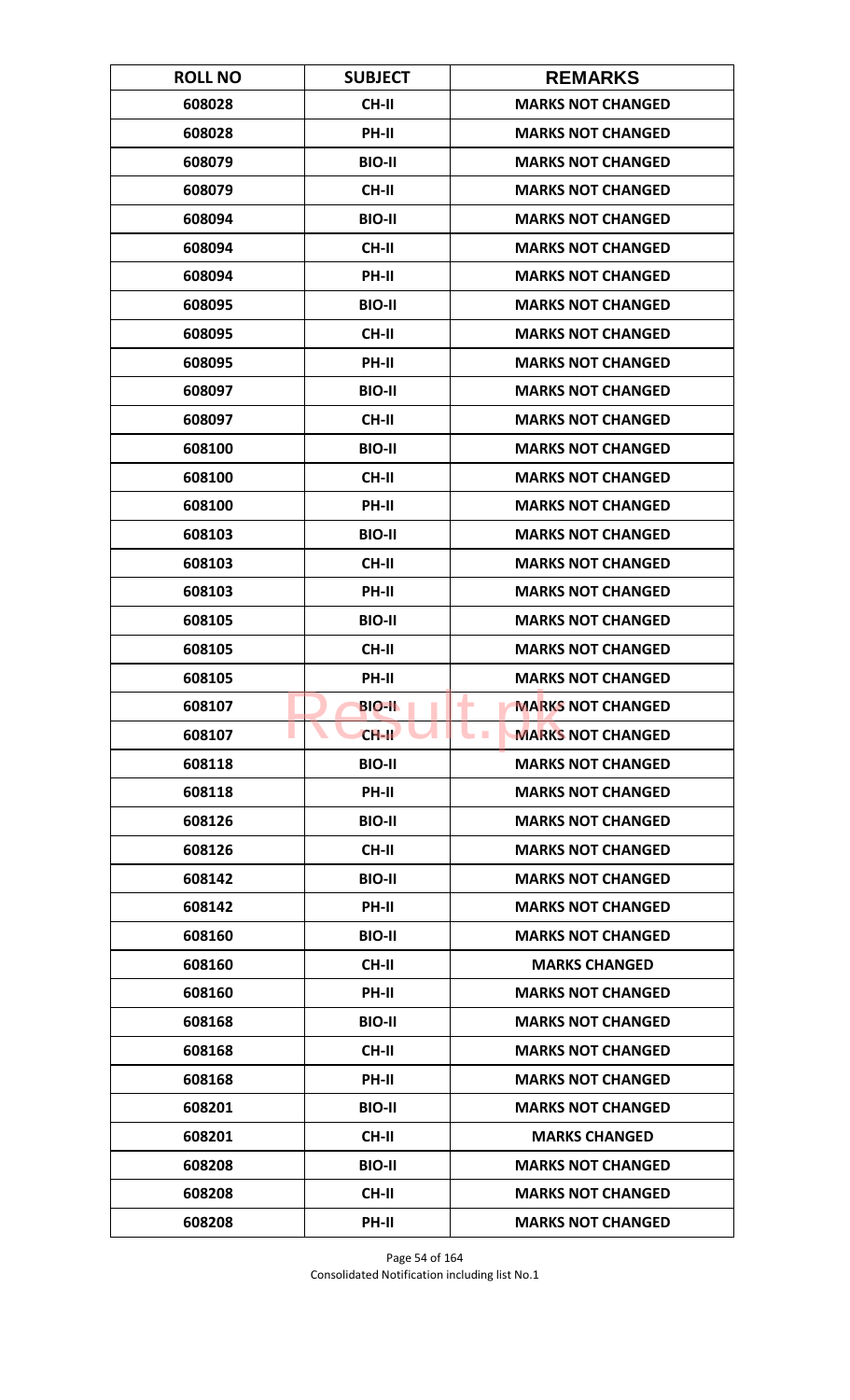| ROLL NO | SUBJECT | REMARKS |
| --- | --- | --- |
| 608028 | CH-II | MARKS NOT CHANGED |
| 608028 | PH-II | MARKS NOT CHANGED |
| 608079 | BIO-II | MARKS NOT CHANGED |
| 608079 | CH-II | MARKS NOT CHANGED |
| 608094 | BIO-II | MARKS NOT CHANGED |
| 608094 | CH-II | MARKS NOT CHANGED |
| 608094 | PH-II | MARKS NOT CHANGED |
| 608095 | BIO-II | MARKS NOT CHANGED |
| 608095 | CH-II | MARKS NOT CHANGED |
| 608095 | PH-II | MARKS NOT CHANGED |
| 608097 | BIO-II | MARKS NOT CHANGED |
| 608097 | CH-II | MARKS NOT CHANGED |
| 608100 | BIO-II | MARKS NOT CHANGED |
| 608100 | CH-II | MARKS NOT CHANGED |
| 608100 | PH-II | MARKS NOT CHANGED |
| 608103 | BIO-II | MARKS NOT CHANGED |
| 608103 | CH-II | MARKS NOT CHANGED |
| 608103 | PH-II | MARKS NOT CHANGED |
| 608105 | BIO-II | MARKS NOT CHANGED |
| 608105 | CH-II | MARKS NOT CHANGED |
| 608105 | PH-II | MARKS NOT CHANGED |
| 608107 | BIO-II | MARKS NOT CHANGED |
| 608107 | CH-II | MARKS NOT CHANGED |
| 608118 | BIO-II | MARKS NOT CHANGED |
| 608118 | PH-II | MARKS NOT CHANGED |
| 608126 | BIO-II | MARKS NOT CHANGED |
| 608126 | CH-II | MARKS NOT CHANGED |
| 608142 | BIO-II | MARKS NOT CHANGED |
| 608142 | PH-II | MARKS NOT CHANGED |
| 608160 | BIO-II | MARKS NOT CHANGED |
| 608160 | CH-II | MARKS CHANGED |
| 608160 | PH-II | MARKS NOT CHANGED |
| 608168 | BIO-II | MARKS NOT CHANGED |
| 608168 | CH-II | MARKS NOT CHANGED |
| 608168 | PH-II | MARKS NOT CHANGED |
| 608201 | BIO-II | MARKS NOT CHANGED |
| 608201 | CH-II | MARKS CHANGED |
| 608208 | BIO-II | MARKS NOT CHANGED |
| 608208 | CH-II | MARKS NOT CHANGED |
| 608208 | PH-II | MARKS NOT CHANGED |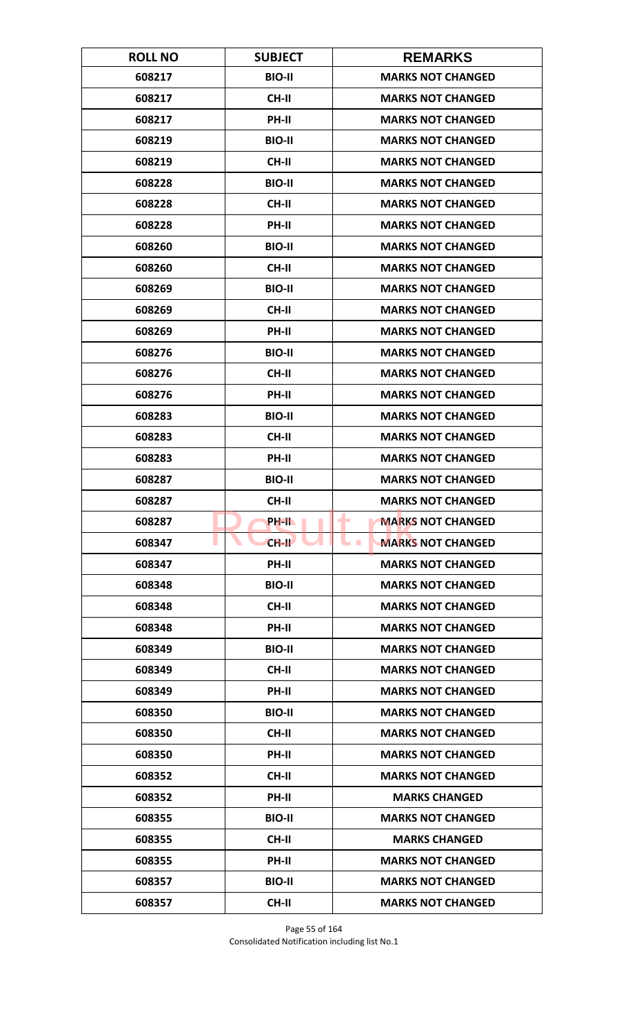| ROLL NO | SUBJECT | REMARKS |
|---|---|---|
| 608217 | BIO-II | MARKS NOT CHANGED |
| 608217 | CH-II | MARKS NOT CHANGED |
| 608217 | PH-II | MARKS NOT CHANGED |
| 608219 | BIO-II | MARKS NOT CHANGED |
| 608219 | CH-II | MARKS NOT CHANGED |
| 608228 | BIO-II | MARKS NOT CHANGED |
| 608228 | CH-II | MARKS NOT CHANGED |
| 608228 | PH-II | MARKS NOT CHANGED |
| 608260 | BIO-II | MARKS NOT CHANGED |
| 608260 | CH-II | MARKS NOT CHANGED |
| 608269 | BIO-II | MARKS NOT CHANGED |
| 608269 | CH-II | MARKS NOT CHANGED |
| 608269 | PH-II | MARKS NOT CHANGED |
| 608276 | BIO-II | MARKS NOT CHANGED |
| 608276 | CH-II | MARKS NOT CHANGED |
| 608276 | PH-II | MARKS NOT CHANGED |
| 608283 | BIO-II | MARKS NOT CHANGED |
| 608283 | CH-II | MARKS NOT CHANGED |
| 608283 | PH-II | MARKS NOT CHANGED |
| 608287 | BIO-II | MARKS NOT CHANGED |
| 608287 | CH-II | MARKS NOT CHANGED |
| 608287 | PH-II | MARKS NOT CHANGED |
| 608347 | CH-II | MARKS NOT CHANGED |
| 608347 | PH-II | MARKS NOT CHANGED |
| 608348 | BIO-II | MARKS NOT CHANGED |
| 608348 | CH-II | MARKS NOT CHANGED |
| 608348 | PH-II | MARKS NOT CHANGED |
| 608349 | BIO-II | MARKS NOT CHANGED |
| 608349 | CH-II | MARKS NOT CHANGED |
| 608349 | PH-II | MARKS NOT CHANGED |
| 608350 | BIO-II | MARKS NOT CHANGED |
| 608350 | CH-II | MARKS NOT CHANGED |
| 608350 | PH-II | MARKS NOT CHANGED |
| 608352 | CH-II | MARKS NOT CHANGED |
| 608352 | PH-II | MARKS CHANGED |
| 608355 | BIO-II | MARKS NOT CHANGED |
| 608355 | CH-II | MARKS CHANGED |
| 608355 | PH-II | MARKS NOT CHANGED |
| 608357 | BIO-II | MARKS NOT CHANGED |
| 608357 | CH-II | MARKS NOT CHANGED |

Consolidated Notification including list No.1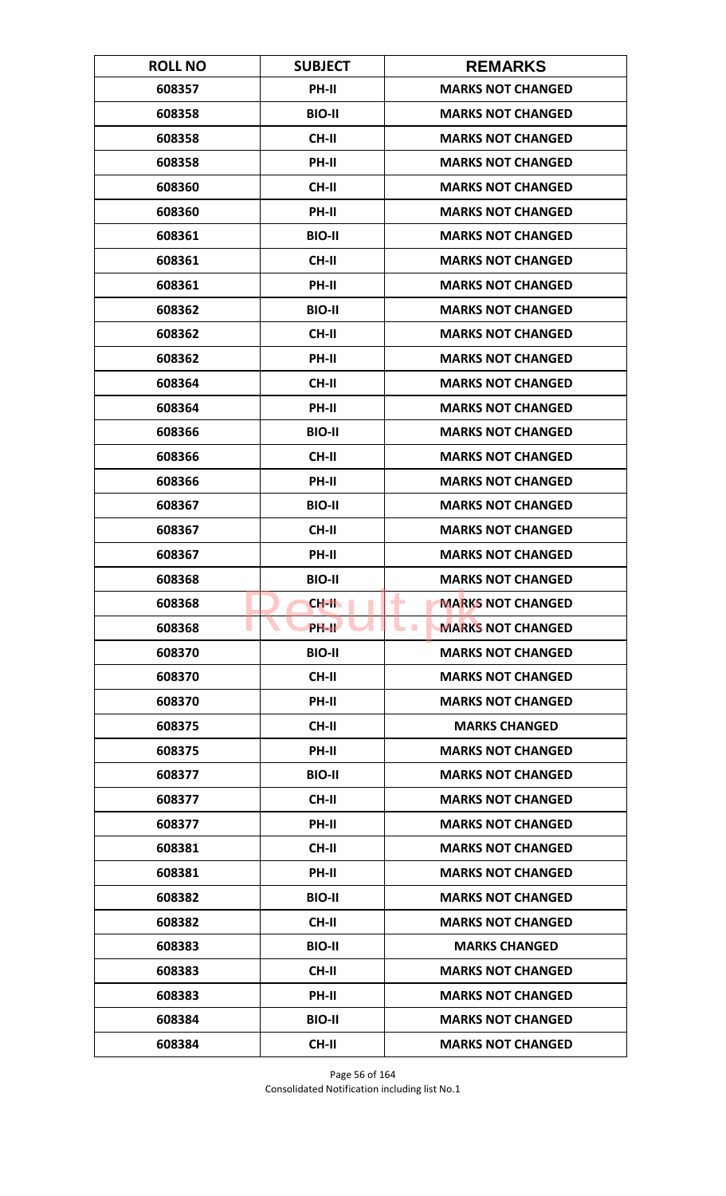| ROLL NO | SUBJECT | REMARKS |
| --- | --- | --- |
| 608357 | PH-II | MARKS NOT CHANGED |
| 608358 | BIO-II | MARKS NOT CHANGED |
| 608358 | CH-II | MARKS NOT CHANGED |
| 608358 | PH-II | MARKS NOT CHANGED |
| 608360 | CH-II | MARKS NOT CHANGED |
| 608360 | PH-II | MARKS NOT CHANGED |
| 608361 | BIO-II | MARKS NOT CHANGED |
| 608361 | CH-II | MARKS NOT CHANGED |
| 608361 | PH-II | MARKS NOT CHANGED |
| 608362 | BIO-II | MARKS NOT CHANGED |
| 608362 | CH-II | MARKS NOT CHANGED |
| 608362 | PH-II | MARKS NOT CHANGED |
| 608364 | CH-II | MARKS NOT CHANGED |
| 608364 | PH-II | MARKS NOT CHANGED |
| 608366 | BIO-II | MARKS NOT CHANGED |
| 608366 | CH-II | MARKS NOT CHANGED |
| 608366 | PH-II | MARKS NOT CHANGED |
| 608367 | BIO-II | MARKS NOT CHANGED |
| 608367 | CH-II | MARKS NOT CHANGED |
| 608367 | PH-II | MARKS NOT CHANGED |
| 608368 | BIO-II | MARKS NOT CHANGED |
| 608368 | CH-II | MARKS NOT CHANGED |
| 608368 | PH-II | MARKS NOT CHANGED |
| 608370 | BIO-II | MARKS NOT CHANGED |
| 608370 | CH-II | MARKS NOT CHANGED |
| 608370 | PH-II | MARKS NOT CHANGED |
| 608375 | CH-II | MARKS CHANGED |
| 608375 | PH-II | MARKS NOT CHANGED |
| 608377 | BIO-II | MARKS NOT CHANGED |
| 608377 | CH-II | MARKS NOT CHANGED |
| 608377 | PH-II | MARKS NOT CHANGED |
| 608381 | CH-II | MARKS NOT CHANGED |
| 608381 | PH-II | MARKS NOT CHANGED |
| 608382 | BIO-II | MARKS NOT CHANGED |
| 608382 | CH-II | MARKS NOT CHANGED |
| 608383 | BIO-II | MARKS CHANGED |
| 608383 | CH-II | MARKS NOT CHANGED |
| 608383 | PH-II | MARKS NOT CHANGED |
| 608384 | BIO-II | MARKS NOT CHANGED |
| 608384 | CH-II | MARKS NOT CHANGED |

Consolidated Notification including list No.1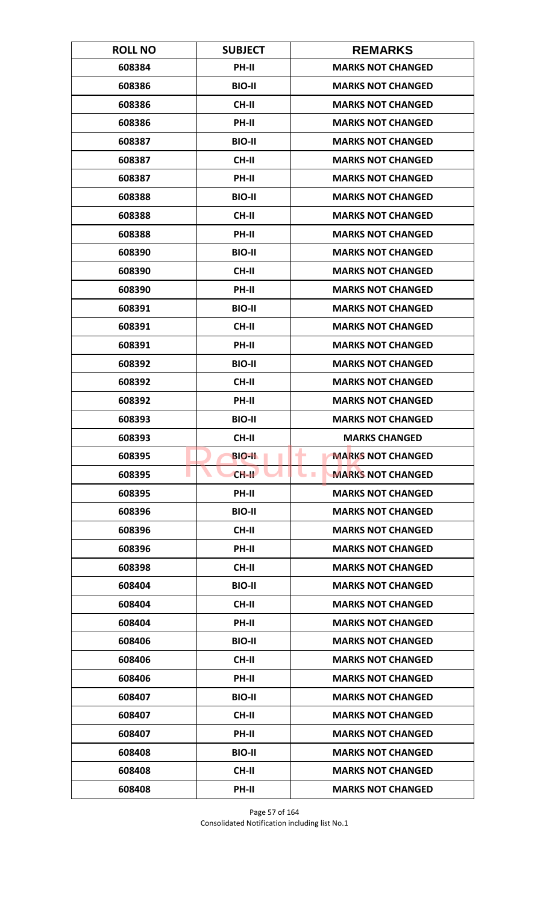| ROLL NO | SUBJECT | REMARKS |
|---|---|---|
| 608384 | PH-II | MARKS NOT CHANGED |
| 608386 | BIO-II | MARKS NOT CHANGED |
| 608386 | CH-II | MARKS NOT CHANGED |
| 608386 | PH-II | MARKS NOT CHANGED |
| 608387 | BIO-II | MARKS NOT CHANGED |
| 608387 | CH-II | MARKS NOT CHANGED |
| 608387 | PH-II | MARKS NOT CHANGED |
| 608388 | BIO-II | MARKS NOT CHANGED |
| 608388 | CH-II | MARKS NOT CHANGED |
| 608388 | PH-II | MARKS NOT CHANGED |
| 608390 | BIO-II | MARKS NOT CHANGED |
| 608390 | CH-II | MARKS NOT CHANGED |
| 608390 | PH-II | MARKS NOT CHANGED |
| 608391 | BIO-II | MARKS NOT CHANGED |
| 608391 | CH-II | MARKS NOT CHANGED |
| 608391 | PH-II | MARKS NOT CHANGED |
| 608392 | BIO-II | MARKS NOT CHANGED |
| 608392 | CH-II | MARKS NOT CHANGED |
| 608392 | PH-II | MARKS NOT CHANGED |
| 608393 | BIO-II | MARKS NOT CHANGED |
| 608393 | CH-II | MARKS CHANGED |
| 608395 | BIO-II | MARKS NOT CHANGED |
| 608395 | CH-II | MARKS NOT CHANGED |
| 608395 | PH-II | MARKS NOT CHANGED |
| 608396 | BIO-II | MARKS NOT CHANGED |
| 608396 | CH-II | MARKS NOT CHANGED |
| 608396 | PH-II | MARKS NOT CHANGED |
| 608398 | CH-II | MARKS NOT CHANGED |
| 608404 | BIO-II | MARKS NOT CHANGED |
| 608404 | CH-II | MARKS NOT CHANGED |
| 608404 | PH-II | MARKS NOT CHANGED |
| 608406 | BIO-II | MARKS NOT CHANGED |
| 608406 | CH-II | MARKS NOT CHANGED |
| 608406 | PH-II | MARKS NOT CHANGED |
| 608407 | BIO-II | MARKS NOT CHANGED |
| 608407 | CH-II | MARKS NOT CHANGED |
| 608407 | PH-II | MARKS NOT CHANGED |
| 608408 | BIO-II | MARKS NOT CHANGED |
| 608408 | CH-II | MARKS NOT CHANGED |
| 608408 | PH-II | MARKS NOT CHANGED |

Consolidated Notification including list No.1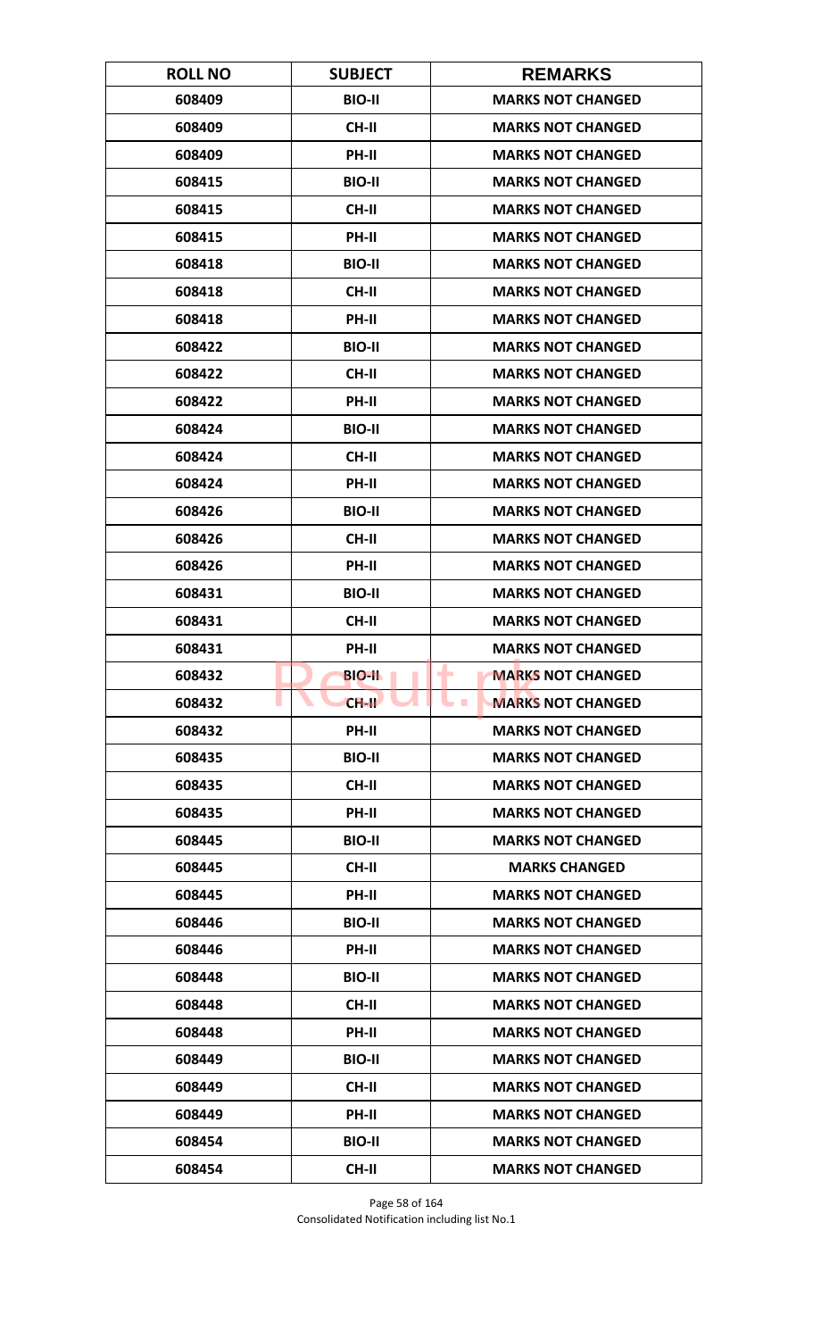| ROLL NO | SUBJECT | REMARKS |
|---|---|---|
| 608409 | BIO-II | MARKS NOT CHANGED |
| 608409 | CH-II | MARKS NOT CHANGED |
| 608409 | PH-II | MARKS NOT CHANGED |
| 608415 | BIO-II | MARKS NOT CHANGED |
| 608415 | CH-II | MARKS NOT CHANGED |
| 608415 | PH-II | MARKS NOT CHANGED |
| 608418 | BIO-II | MARKS NOT CHANGED |
| 608418 | CH-II | MARKS NOT CHANGED |
| 608418 | PH-II | MARKS NOT CHANGED |
| 608422 | BIO-II | MARKS NOT CHANGED |
| 608422 | CH-II | MARKS NOT CHANGED |
| 608422 | PH-II | MARKS NOT CHANGED |
| 608424 | BIO-II | MARKS NOT CHANGED |
| 608424 | CH-II | MARKS NOT CHANGED |
| 608424 | PH-II | MARKS NOT CHANGED |
| 608426 | BIO-II | MARKS NOT CHANGED |
| 608426 | CH-II | MARKS NOT CHANGED |
| 608426 | PH-II | MARKS NOT CHANGED |
| 608431 | BIO-II | MARKS NOT CHANGED |
| 608431 | CH-II | MARKS NOT CHANGED |
| 608431 | PH-II | MARKS NOT CHANGED |
| 608432 | BIO-II | MARKS NOT CHANGED |
| 608432 | CH-II | MARKS NOT CHANGED |
| 608432 | PH-II | MARKS NOT CHANGED |
| 608435 | BIO-II | MARKS NOT CHANGED |
| 608435 | CH-II | MARKS NOT CHANGED |
| 608435 | PH-II | MARKS NOT CHANGED |
| 608445 | BIO-II | MARKS NOT CHANGED |
| 608445 | CH-II | MARKS CHANGED |
| 608445 | PH-II | MARKS NOT CHANGED |
| 608446 | BIO-II | MARKS NOT CHANGED |
| 608446 | PH-II | MARKS NOT CHANGED |
| 608448 | BIO-II | MARKS NOT CHANGED |
| 608448 | CH-II | MARKS NOT CHANGED |
| 608448 | PH-II | MARKS NOT CHANGED |
| 608449 | BIO-II | MARKS NOT CHANGED |
| 608449 | CH-II | MARKS NOT CHANGED |
| 608449 | PH-II | MARKS NOT CHANGED |
| 608454 | BIO-II | MARKS NOT CHANGED |
| 608454 | CH-II | MARKS NOT CHANGED |

Consolidated Notification including list No.1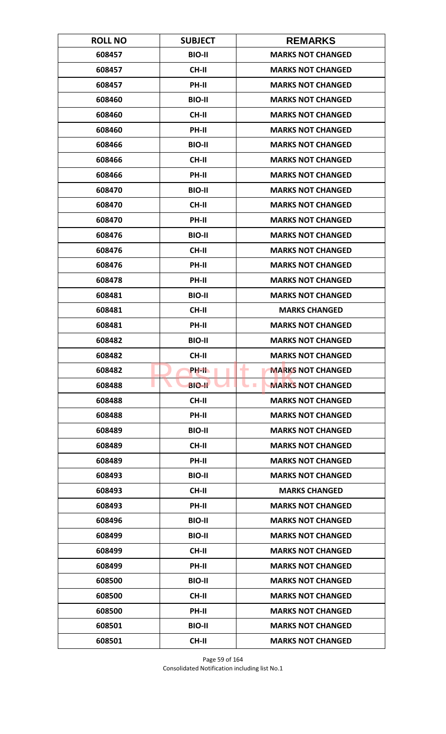| ROLL NO | SUBJECT | REMARKS |
|---|---|---|
| 608457 | BIO-II | MARKS NOT CHANGED |
| 608457 | CH-II | MARKS NOT CHANGED |
| 608457 | PH-II | MARKS NOT CHANGED |
| 608460 | BIO-II | MARKS NOT CHANGED |
| 608460 | CH-II | MARKS NOT CHANGED |
| 608460 | PH-II | MARKS NOT CHANGED |
| 608466 | BIO-II | MARKS NOT CHANGED |
| 608466 | CH-II | MARKS NOT CHANGED |
| 608466 | PH-II | MARKS NOT CHANGED |
| 608470 | BIO-II | MARKS NOT CHANGED |
| 608470 | CH-II | MARKS NOT CHANGED |
| 608470 | PH-II | MARKS NOT CHANGED |
| 608476 | BIO-II | MARKS NOT CHANGED |
| 608476 | CH-II | MARKS NOT CHANGED |
| 608476 | PH-II | MARKS NOT CHANGED |
| 608478 | PH-II | MARKS NOT CHANGED |
| 608481 | BIO-II | MARKS NOT CHANGED |
| 608481 | CH-II | MARKS CHANGED |
| 608481 | PH-II | MARKS NOT CHANGED |
| 608482 | BIO-II | MARKS NOT CHANGED |
| 608482 | CH-II | MARKS NOT CHANGED |
| 608482 | PH-II | MARKS NOT CHANGED |
| 608488 | BIO-II | MARKS NOT CHANGED |
| 608488 | CH-II | MARKS NOT CHANGED |
| 608488 | PH-II | MARKS NOT CHANGED |
| 608489 | BIO-II | MARKS NOT CHANGED |
| 608489 | CH-II | MARKS NOT CHANGED |
| 608489 | PH-II | MARKS NOT CHANGED |
| 608493 | BIO-II | MARKS NOT CHANGED |
| 608493 | CH-II | MARKS CHANGED |
| 608493 | PH-II | MARKS NOT CHANGED |
| 608496 | BIO-II | MARKS NOT CHANGED |
| 608499 | BIO-II | MARKS NOT CHANGED |
| 608499 | CH-II | MARKS NOT CHANGED |
| 608499 | PH-II | MARKS NOT CHANGED |
| 608500 | BIO-II | MARKS NOT CHANGED |
| 608500 | CH-II | MARKS NOT CHANGED |
| 608500 | PH-II | MARKS NOT CHANGED |
| 608501 | BIO-II | MARKS NOT CHANGED |
| 608501 | CH-II | MARKS NOT CHANGED |

Consolidated Notification including list No.1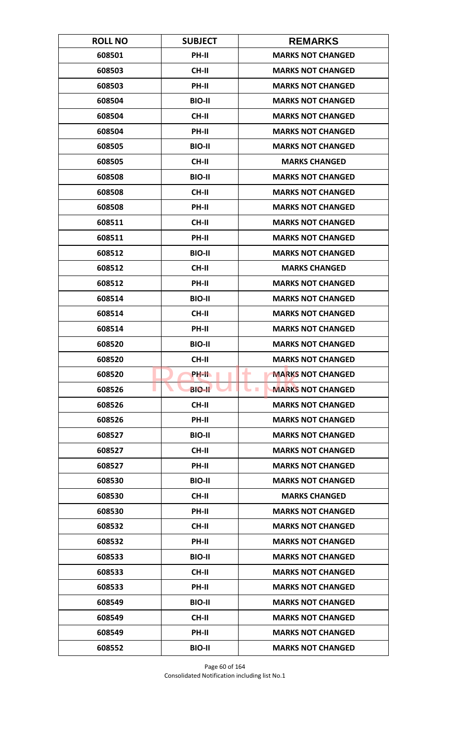| ROLL NO | SUBJECT | REMARKS |
|---|---|---|
| 608501 | PH-II | MARKS NOT CHANGED |
| 608503 | CH-II | MARKS NOT CHANGED |
| 608503 | PH-II | MARKS NOT CHANGED |
| 608504 | BIO-II | MARKS NOT CHANGED |
| 608504 | CH-II | MARKS NOT CHANGED |
| 608504 | PH-II | MARKS NOT CHANGED |
| 608505 | BIO-II | MARKS NOT CHANGED |
| 608505 | CH-II | MARKS CHANGED |
| 608508 | BIO-II | MARKS NOT CHANGED |
| 608508 | CH-II | MARKS NOT CHANGED |
| 608508 | PH-II | MARKS NOT CHANGED |
| 608511 | CH-II | MARKS NOT CHANGED |
| 608511 | PH-II | MARKS NOT CHANGED |
| 608512 | BIO-II | MARKS NOT CHANGED |
| 608512 | CH-II | MARKS CHANGED |
| 608512 | PH-II | MARKS NOT CHANGED |
| 608514 | BIO-II | MARKS NOT CHANGED |
| 608514 | CH-II | MARKS NOT CHANGED |
| 608514 | PH-II | MARKS NOT CHANGED |
| 608520 | BIO-II | MARKS NOT CHANGED |
| 608520 | CH-II | MARKS NOT CHANGED |
| 608520 | PH-II | MARKS NOT CHANGED |
| 608526 | BIO-II | MARKS NOT CHANGED |
| 608526 | CH-II | MARKS NOT CHANGED |
| 608526 | PH-II | MARKS NOT CHANGED |
| 608527 | BIO-II | MARKS NOT CHANGED |
| 608527 | CH-II | MARKS NOT CHANGED |
| 608527 | PH-II | MARKS NOT CHANGED |
| 608530 | BIO-II | MARKS NOT CHANGED |
| 608530 | CH-II | MARKS CHANGED |
| 608530 | PH-II | MARKS NOT CHANGED |
| 608532 | CH-II | MARKS NOT CHANGED |
| 608532 | PH-II | MARKS NOT CHANGED |
| 608533 | BIO-II | MARKS NOT CHANGED |
| 608533 | CH-II | MARKS NOT CHANGED |
| 608533 | PH-II | MARKS NOT CHANGED |
| 608549 | BIO-II | MARKS NOT CHANGED |
| 608549 | CH-II | MARKS NOT CHANGED |
| 608549 | PH-II | MARKS NOT CHANGED |
| 608552 | BIO-II | MARKS NOT CHANGED |

Consolidated Notification including list No.1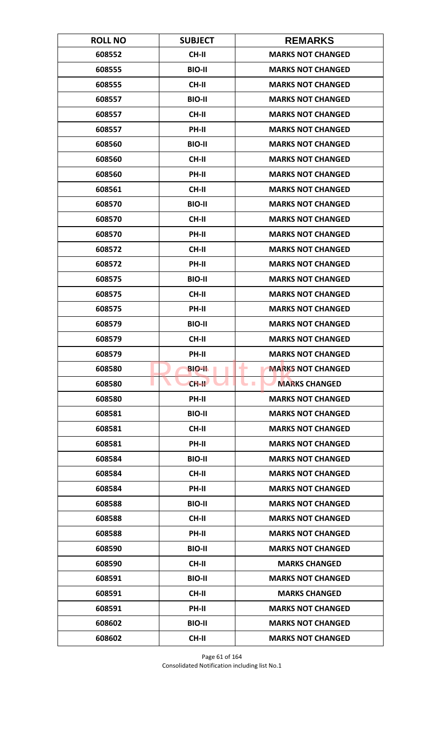| ROLL NO | SUBJECT | REMARKS |
|---|---|---|
| 608552 | CH-II | MARKS NOT CHANGED |
| 608555 | BIO-II | MARKS NOT CHANGED |
| 608555 | CH-II | MARKS NOT CHANGED |
| 608557 | BIO-II | MARKS NOT CHANGED |
| 608557 | CH-II | MARKS NOT CHANGED |
| 608557 | PH-II | MARKS NOT CHANGED |
| 608560 | BIO-II | MARKS NOT CHANGED |
| 608560 | CH-II | MARKS NOT CHANGED |
| 608560 | PH-II | MARKS NOT CHANGED |
| 608561 | CH-II | MARKS NOT CHANGED |
| 608570 | BIO-II | MARKS NOT CHANGED |
| 608570 | CH-II | MARKS NOT CHANGED |
| 608570 | PH-II | MARKS NOT CHANGED |
| 608572 | CH-II | MARKS NOT CHANGED |
| 608572 | PH-II | MARKS NOT CHANGED |
| 608575 | BIO-II | MARKS NOT CHANGED |
| 608575 | CH-II | MARKS NOT CHANGED |
| 608575 | PH-II | MARKS NOT CHANGED |
| 608579 | BIO-II | MARKS NOT CHANGED |
| 608579 | CH-II | MARKS NOT CHANGED |
| 608579 | PH-II | MARKS NOT CHANGED |
| 608580 | BIO-II | MARKS NOT CHANGED |
| 608580 | CH-II | MARKS CHANGED |
| 608580 | PH-II | MARKS NOT CHANGED |
| 608581 | BIO-II | MARKS NOT CHANGED |
| 608581 | CH-II | MARKS NOT CHANGED |
| 608581 | PH-II | MARKS NOT CHANGED |
| 608584 | BIO-II | MARKS NOT CHANGED |
| 608584 | CH-II | MARKS NOT CHANGED |
| 608584 | PH-II | MARKS NOT CHANGED |
| 608588 | BIO-II | MARKS NOT CHANGED |
| 608588 | CH-II | MARKS NOT CHANGED |
| 608588 | PH-II | MARKS NOT CHANGED |
| 608590 | BIO-II | MARKS NOT CHANGED |
| 608590 | CH-II | MARKS CHANGED |
| 608591 | BIO-II | MARKS NOT CHANGED |
| 608591 | CH-II | MARKS CHANGED |
| 608591 | PH-II | MARKS NOT CHANGED |
| 608602 | BIO-II | MARKS NOT CHANGED |
| 608602 | CH-II | MARKS NOT CHANGED |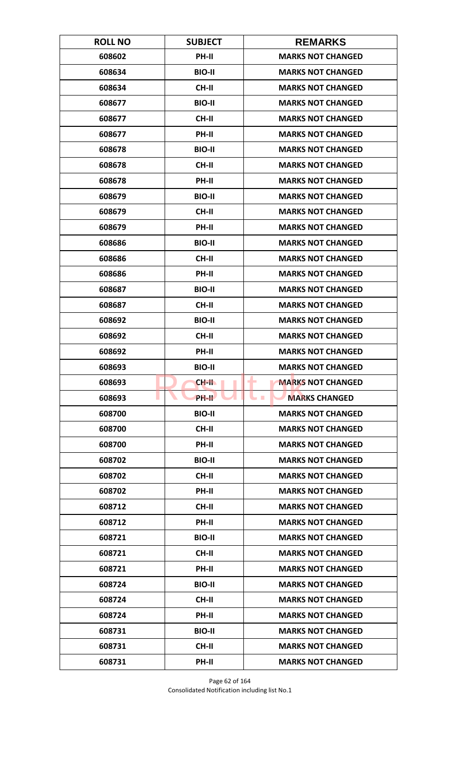| ROLL NO | SUBJECT | REMARKS |
|---|---|---|
| 608602 | PH-II | MARKS NOT CHANGED |
| 608634 | BIO-II | MARKS NOT CHANGED |
| 608634 | CH-II | MARKS NOT CHANGED |
| 608677 | BIO-II | MARKS NOT CHANGED |
| 608677 | CH-II | MARKS NOT CHANGED |
| 608677 | PH-II | MARKS NOT CHANGED |
| 608678 | BIO-II | MARKS NOT CHANGED |
| 608678 | CH-II | MARKS NOT CHANGED |
| 608678 | PH-II | MARKS NOT CHANGED |
| 608679 | BIO-II | MARKS NOT CHANGED |
| 608679 | CH-II | MARKS NOT CHANGED |
| 608679 | PH-II | MARKS NOT CHANGED |
| 608686 | BIO-II | MARKS NOT CHANGED |
| 608686 | CH-II | MARKS NOT CHANGED |
| 608686 | PH-II | MARKS NOT CHANGED |
| 608687 | BIO-II | MARKS NOT CHANGED |
| 608687 | CH-II | MARKS NOT CHANGED |
| 608692 | BIO-II | MARKS NOT CHANGED |
| 608692 | CH-II | MARKS NOT CHANGED |
| 608692 | PH-II | MARKS NOT CHANGED |
| 608693 | BIO-II | MARKS NOT CHANGED |
| 608693 | CH-II | MARKS NOT CHANGED |
| 608693 | PH-II | MARKS CHANGED |
| 608700 | BIO-II | MARKS NOT CHANGED |
| 608700 | CH-II | MARKS NOT CHANGED |
| 608700 | PH-II | MARKS NOT CHANGED |
| 608702 | BIO-II | MARKS NOT CHANGED |
| 608702 | CH-II | MARKS NOT CHANGED |
| 608702 | PH-II | MARKS NOT CHANGED |
| 608712 | CH-II | MARKS NOT CHANGED |
| 608712 | PH-II | MARKS NOT CHANGED |
| 608721 | BIO-II | MARKS NOT CHANGED |
| 608721 | CH-II | MARKS NOT CHANGED |
| 608721 | PH-II | MARKS NOT CHANGED |
| 608724 | BIO-II | MARKS NOT CHANGED |
| 608724 | CH-II | MARKS NOT CHANGED |
| 608724 | PH-II | MARKS NOT CHANGED |
| 608731 | BIO-II | MARKS NOT CHANGED |
| 608731 | CH-II | MARKS NOT CHANGED |
| 608731 | PH-II | MARKS NOT CHANGED |

Consolidated Notification including list No.1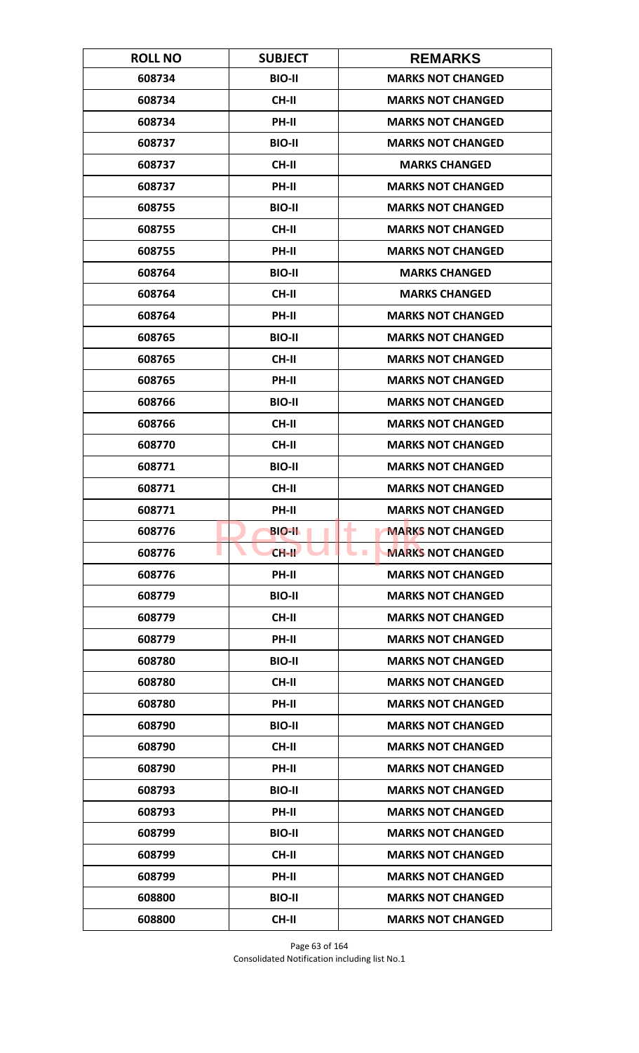| ROLL NO | SUBJECT | REMARKS |
|---|---|---|
| 608734 | BIO-II | MARKS NOT CHANGED |
| 608734 | CH-II | MARKS NOT CHANGED |
| 608734 | PH-II | MARKS NOT CHANGED |
| 608737 | BIO-II | MARKS NOT CHANGED |
| 608737 | CH-II | MARKS CHANGED |
| 608737 | PH-II | MARKS NOT CHANGED |
| 608755 | BIO-II | MARKS NOT CHANGED |
| 608755 | CH-II | MARKS NOT CHANGED |
| 608755 | PH-II | MARKS NOT CHANGED |
| 608764 | BIO-II | MARKS CHANGED |
| 608764 | CH-II | MARKS CHANGED |
| 608764 | PH-II | MARKS NOT CHANGED |
| 608765 | BIO-II | MARKS NOT CHANGED |
| 608765 | CH-II | MARKS NOT CHANGED |
| 608765 | PH-II | MARKS NOT CHANGED |
| 608766 | BIO-II | MARKS NOT CHANGED |
| 608766 | CH-II | MARKS NOT CHANGED |
| 608770 | CH-II | MARKS NOT CHANGED |
| 608771 | BIO-II | MARKS NOT CHANGED |
| 608771 | CH-II | MARKS NOT CHANGED |
| 608771 | PH-II | MARKS NOT CHANGED |
| 608776 | BIO-II | MARKS NOT CHANGED |
| 608776 | CH-II | MARKS NOT CHANGED |
| 608776 | PH-II | MARKS NOT CHANGED |
| 608779 | BIO-II | MARKS NOT CHANGED |
| 608779 | CH-II | MARKS NOT CHANGED |
| 608779 | PH-II | MARKS NOT CHANGED |
| 608780 | BIO-II | MARKS NOT CHANGED |
| 608780 | CH-II | MARKS NOT CHANGED |
| 608780 | PH-II | MARKS NOT CHANGED |
| 608790 | BIO-II | MARKS NOT CHANGED |
| 608790 | CH-II | MARKS NOT CHANGED |
| 608790 | PH-II | MARKS NOT CHANGED |
| 608793 | BIO-II | MARKS NOT CHANGED |
| 608793 | PH-II | MARKS NOT CHANGED |
| 608799 | BIO-II | MARKS NOT CHANGED |
| 608799 | CH-II | MARKS NOT CHANGED |
| 608799 | PH-II | MARKS NOT CHANGED |
| 608800 | BIO-II | MARKS NOT CHANGED |
| 608800 | CH-II | MARKS NOT CHANGED |

Consolidated Notification including list No.1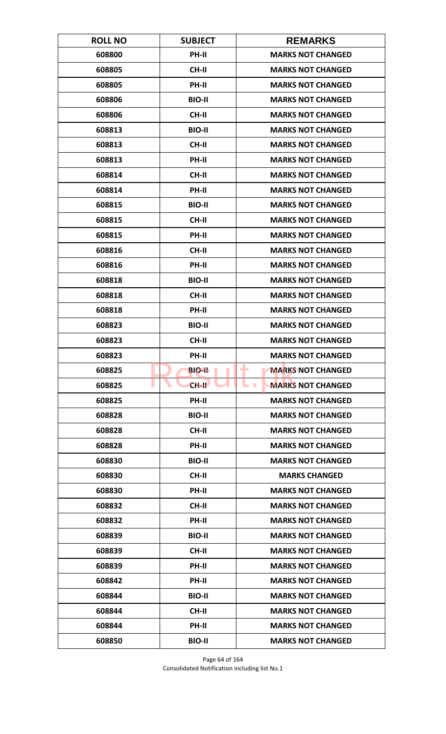| ROLL NO | SUBJECT | REMARKS |
|---|---|---|
| 608800 | PH-II | MARKS NOT CHANGED |
| 608805 | CH-II | MARKS NOT CHANGED |
| 608805 | PH-II | MARKS NOT CHANGED |
| 608806 | BIO-II | MARKS NOT CHANGED |
| 608806 | CH-II | MARKS NOT CHANGED |
| 608813 | BIO-II | MARKS NOT CHANGED |
| 608813 | CH-II | MARKS NOT CHANGED |
| 608813 | PH-II | MARKS NOT CHANGED |
| 608814 | CH-II | MARKS NOT CHANGED |
| 608814 | PH-II | MARKS NOT CHANGED |
| 608815 | BIO-II | MARKS NOT CHANGED |
| 608815 | CH-II | MARKS NOT CHANGED |
| 608815 | PH-II | MARKS NOT CHANGED |
| 608816 | CH-II | MARKS NOT CHANGED |
| 608816 | PH-II | MARKS NOT CHANGED |
| 608818 | BIO-II | MARKS NOT CHANGED |
| 608818 | CH-II | MARKS NOT CHANGED |
| 608818 | PH-II | MARKS NOT CHANGED |
| 608823 | BIO-II | MARKS NOT CHANGED |
| 608823 | CH-II | MARKS NOT CHANGED |
| 608823 | PH-II | MARKS NOT CHANGED |
| 608825 | BIO-II | MARKS NOT CHANGED |
| 608825 | CH-II | MARKS NOT CHANGED |
| 608825 | PH-II | MARKS NOT CHANGED |
| 608828 | BIO-II | MARKS NOT CHANGED |
| 608828 | CH-II | MARKS NOT CHANGED |
| 608828 | PH-II | MARKS NOT CHANGED |
| 608830 | BIO-II | MARKS NOT CHANGED |
| 608830 | CH-II | MARKS CHANGED |
| 608830 | PH-II | MARKS NOT CHANGED |
| 608832 | CH-II | MARKS NOT CHANGED |
| 608832 | PH-II | MARKS NOT CHANGED |
| 608839 | BIO-II | MARKS NOT CHANGED |
| 608839 | CH-II | MARKS NOT CHANGED |
| 608839 | PH-II | MARKS NOT CHANGED |
| 608842 | PH-II | MARKS NOT CHANGED |
| 608844 | BIO-II | MARKS NOT CHANGED |
| 608844 | CH-II | MARKS NOT CHANGED |
| 608844 | PH-II | MARKS NOT CHANGED |
| 608850 | BIO-II | MARKS NOT CHANGED |

Consolidated Notification including list No.1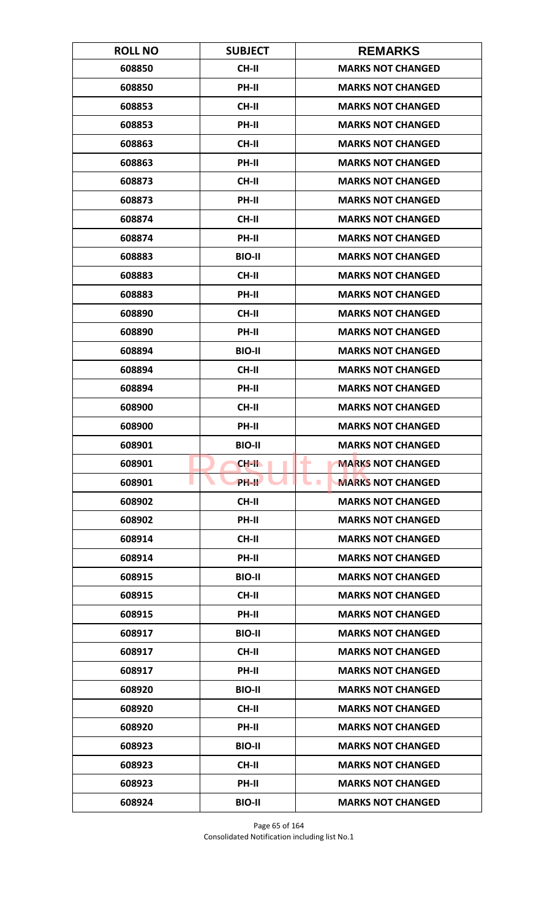| ROLL NO | SUBJECT | REMARKS |
|---|---|---|
| 608850 | CH-II | MARKS NOT CHANGED |
| 608850 | PH-II | MARKS NOT CHANGED |
| 608853 | CH-II | MARKS NOT CHANGED |
| 608853 | PH-II | MARKS NOT CHANGED |
| 608863 | CH-II | MARKS NOT CHANGED |
| 608863 | PH-II | MARKS NOT CHANGED |
| 608873 | CH-II | MARKS NOT CHANGED |
| 608873 | PH-II | MARKS NOT CHANGED |
| 608874 | CH-II | MARKS NOT CHANGED |
| 608874 | PH-II | MARKS NOT CHANGED |
| 608883 | BIO-II | MARKS NOT CHANGED |
| 608883 | CH-II | MARKS NOT CHANGED |
| 608883 | PH-II | MARKS NOT CHANGED |
| 608890 | CH-II | MARKS NOT CHANGED |
| 608890 | PH-II | MARKS NOT CHANGED |
| 608894 | BIO-II | MARKS NOT CHANGED |
| 608894 | CH-II | MARKS NOT CHANGED |
| 608894 | PH-II | MARKS NOT CHANGED |
| 608900 | CH-II | MARKS NOT CHANGED |
| 608900 | PH-II | MARKS NOT CHANGED |
| 608901 | BIO-II | MARKS NOT CHANGED |
| 608901 | CH-II | MARKS NOT CHANGED |
| 608901 | PH-II | MARKS NOT CHANGED |
| 608902 | CH-II | MARKS NOT CHANGED |
| 608902 | PH-II | MARKS NOT CHANGED |
| 608914 | CH-II | MARKS NOT CHANGED |
| 608914 | PH-II | MARKS NOT CHANGED |
| 608915 | BIO-II | MARKS NOT CHANGED |
| 608915 | CH-II | MARKS NOT CHANGED |
| 608915 | PH-II | MARKS NOT CHANGED |
| 608917 | BIO-II | MARKS NOT CHANGED |
| 608917 | CH-II | MARKS NOT CHANGED |
| 608917 | PH-II | MARKS NOT CHANGED |
| 608920 | BIO-II | MARKS NOT CHANGED |
| 608920 | CH-II | MARKS NOT CHANGED |
| 608920 | PH-II | MARKS NOT CHANGED |
| 608923 | BIO-II | MARKS NOT CHANGED |
| 608923 | CH-II | MARKS NOT CHANGED |
| 608923 | PH-II | MARKS NOT CHANGED |
| 608924 | BIO-II | MARKS NOT CHANGED |

Consolidated Notification including list No.1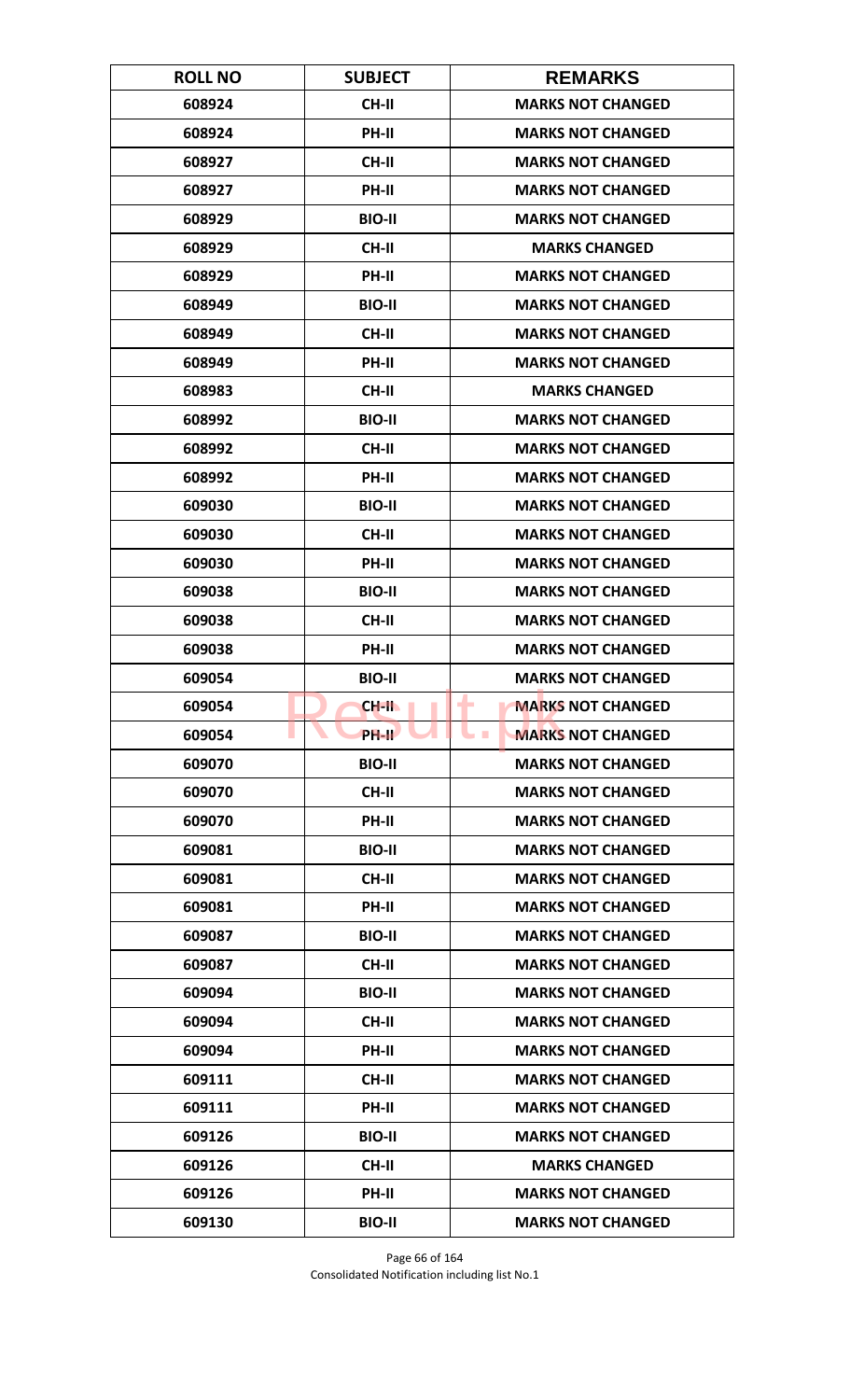| ROLL NO | SUBJECT | REMARKS |
|---|---|---|
| 608924 | CH-II | MARKS NOT CHANGED |
| 608924 | PH-II | MARKS NOT CHANGED |
| 608927 | CH-II | MARKS NOT CHANGED |
| 608927 | PH-II | MARKS NOT CHANGED |
| 608929 | BIO-II | MARKS NOT CHANGED |
| 608929 | CH-II | MARKS CHANGED |
| 608929 | PH-II | MARKS NOT CHANGED |
| 608949 | BIO-II | MARKS NOT CHANGED |
| 608949 | CH-II | MARKS NOT CHANGED |
| 608949 | PH-II | MARKS NOT CHANGED |
| 608983 | CH-II | MARKS CHANGED |
| 608992 | BIO-II | MARKS NOT CHANGED |
| 608992 | CH-II | MARKS NOT CHANGED |
| 608992 | PH-II | MARKS NOT CHANGED |
| 609030 | BIO-II | MARKS NOT CHANGED |
| 609030 | CH-II | MARKS NOT CHANGED |
| 609030 | PH-II | MARKS NOT CHANGED |
| 609038 | BIO-II | MARKS NOT CHANGED |
| 609038 | CH-II | MARKS NOT CHANGED |
| 609038 | PH-II | MARKS NOT CHANGED |
| 609054 | BIO-II | MARKS NOT CHANGED |
| 609054 | CH-II | MARKS NOT CHANGED |
| 609054 | PH-II | MARKS NOT CHANGED |
| 609070 | BIO-II | MARKS NOT CHANGED |
| 609070 | CH-II | MARKS NOT CHANGED |
| 609070 | PH-II | MARKS NOT CHANGED |
| 609081 | BIO-II | MARKS NOT CHANGED |
| 609081 | CH-II | MARKS NOT CHANGED |
| 609081 | PH-II | MARKS NOT CHANGED |
| 609087 | BIO-II | MARKS NOT CHANGED |
| 609087 | CH-II | MARKS NOT CHANGED |
| 609094 | BIO-II | MARKS NOT CHANGED |
| 609094 | CH-II | MARKS NOT CHANGED |
| 609094 | PH-II | MARKS NOT CHANGED |
| 609111 | CH-II | MARKS NOT CHANGED |
| 609111 | PH-II | MARKS NOT CHANGED |
| 609126 | BIO-II | MARKS NOT CHANGED |
| 609126 | CH-II | MARKS CHANGED |
| 609126 | PH-II | MARKS NOT CHANGED |
| 609130 | BIO-II | MARKS NOT CHANGED |

Consolidated Notification including list No.1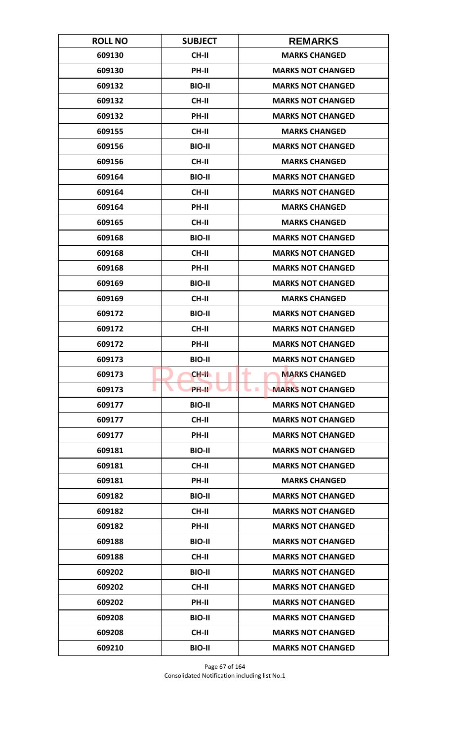| ROLL NO | SUBJECT | REMARKS |
|---|---|---|
| 609130 | CH-II | MARKS CHANGED |
| 609130 | PH-II | MARKS NOT CHANGED |
| 609132 | BIO-II | MARKS NOT CHANGED |
| 609132 | CH-II | MARKS NOT CHANGED |
| 609132 | PH-II | MARKS NOT CHANGED |
| 609155 | CH-II | MARKS CHANGED |
| 609156 | BIO-II | MARKS NOT CHANGED |
| 609156 | CH-II | MARKS CHANGED |
| 609164 | BIO-II | MARKS NOT CHANGED |
| 609164 | CH-II | MARKS NOT CHANGED |
| 609164 | PH-II | MARKS CHANGED |
| 609165 | CH-II | MARKS CHANGED |
| 609168 | BIO-II | MARKS NOT CHANGED |
| 609168 | CH-II | MARKS NOT CHANGED |
| 609168 | PH-II | MARKS NOT CHANGED |
| 609169 | BIO-II | MARKS NOT CHANGED |
| 609169 | CH-II | MARKS CHANGED |
| 609172 | BIO-II | MARKS NOT CHANGED |
| 609172 | CH-II | MARKS NOT CHANGED |
| 609172 | PH-II | MARKS NOT CHANGED |
| 609173 | BIO-II | MARKS NOT CHANGED |
| 609173 | CH-II | MARKS CHANGED |
| 609173 | PH-II | MARKS NOT CHANGED |
| 609177 | BIO-II | MARKS NOT CHANGED |
| 609177 | CH-II | MARKS NOT CHANGED |
| 609177 | PH-II | MARKS NOT CHANGED |
| 609181 | BIO-II | MARKS NOT CHANGED |
| 609181 | CH-II | MARKS NOT CHANGED |
| 609181 | PH-II | MARKS CHANGED |
| 609182 | BIO-II | MARKS NOT CHANGED |
| 609182 | CH-II | MARKS NOT CHANGED |
| 609182 | PH-II | MARKS NOT CHANGED |
| 609188 | BIO-II | MARKS NOT CHANGED |
| 609188 | CH-II | MARKS NOT CHANGED |
| 609202 | BIO-II | MARKS NOT CHANGED |
| 609202 | CH-II | MARKS NOT CHANGED |
| 609202 | PH-II | MARKS NOT CHANGED |
| 609208 | BIO-II | MARKS NOT CHANGED |
| 609208 | CH-II | MARKS NOT CHANGED |
| 609210 | BIO-II | MARKS NOT CHANGED |

Consolidated Notification including list No.1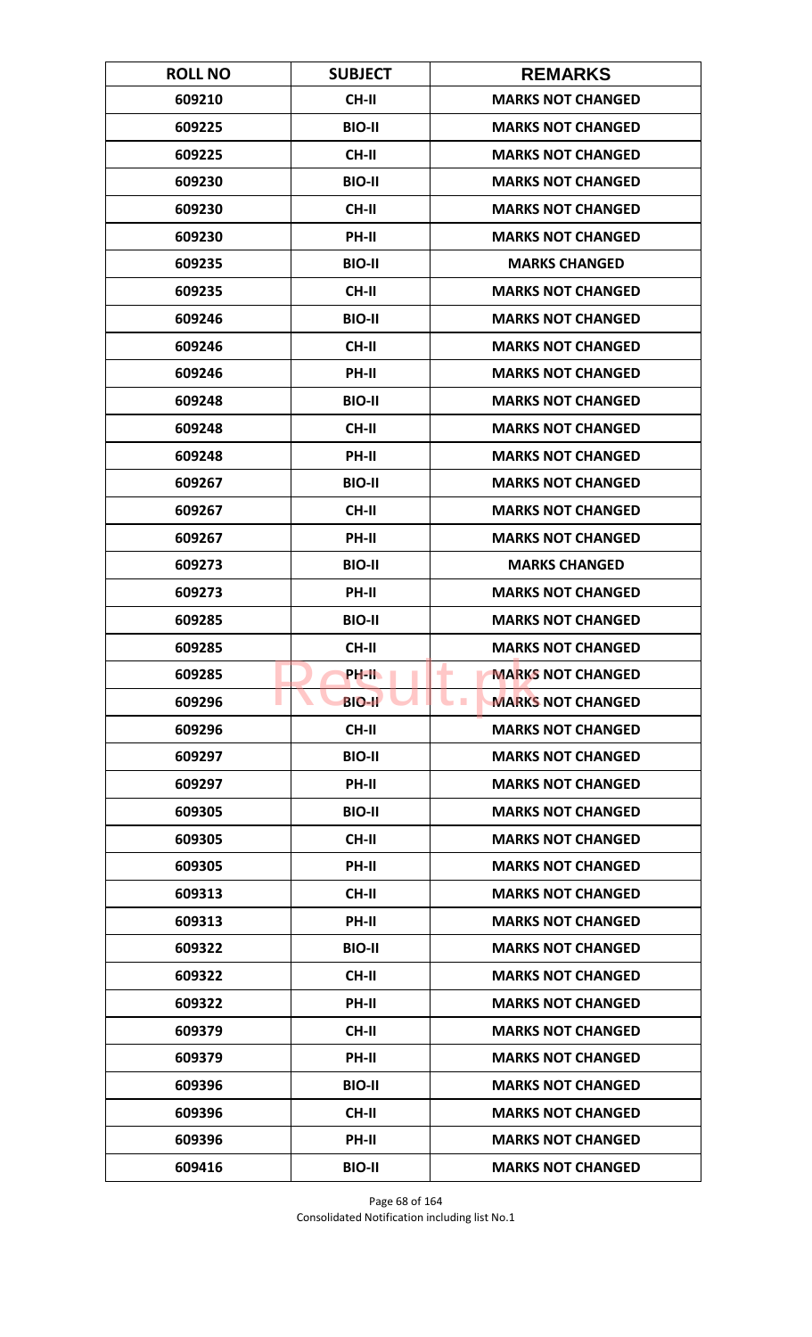| ROLL NO | SUBJECT | REMARKS |
|---|---|---|
| 609210 | CH-II | MARKS NOT CHANGED |
| 609225 | BIO-II | MARKS NOT CHANGED |
| 609225 | CH-II | MARKS NOT CHANGED |
| 609230 | BIO-II | MARKS NOT CHANGED |
| 609230 | CH-II | MARKS NOT CHANGED |
| 609230 | PH-II | MARKS NOT CHANGED |
| 609235 | BIO-II | MARKS CHANGED |
| 609235 | CH-II | MARKS NOT CHANGED |
| 609246 | BIO-II | MARKS NOT CHANGED |
| 609246 | CH-II | MARKS NOT CHANGED |
| 609246 | PH-II | MARKS NOT CHANGED |
| 609248 | BIO-II | MARKS NOT CHANGED |
| 609248 | CH-II | MARKS NOT CHANGED |
| 609248 | PH-II | MARKS NOT CHANGED |
| 609267 | BIO-II | MARKS NOT CHANGED |
| 609267 | CH-II | MARKS NOT CHANGED |
| 609267 | PH-II | MARKS NOT CHANGED |
| 609273 | BIO-II | MARKS CHANGED |
| 609273 | PH-II | MARKS NOT CHANGED |
| 609285 | BIO-II | MARKS NOT CHANGED |
| 609285 | CH-II | MARKS NOT CHANGED |
| 609285 | PH-II | MARKS NOT CHANGED |
| 609296 | BIO-II | MARKS NOT CHANGED |
| 609296 | CH-II | MARKS NOT CHANGED |
| 609297 | BIO-II | MARKS NOT CHANGED |
| 609297 | PH-II | MARKS NOT CHANGED |
| 609305 | BIO-II | MARKS NOT CHANGED |
| 609305 | CH-II | MARKS NOT CHANGED |
| 609305 | PH-II | MARKS NOT CHANGED |
| 609313 | CH-II | MARKS NOT CHANGED |
| 609313 | PH-II | MARKS NOT CHANGED |
| 609322 | BIO-II | MARKS NOT CHANGED |
| 609322 | CH-II | MARKS NOT CHANGED |
| 609322 | PH-II | MARKS NOT CHANGED |
| 609379 | CH-II | MARKS NOT CHANGED |
| 609379 | PH-II | MARKS NOT CHANGED |
| 609396 | BIO-II | MARKS NOT CHANGED |
| 609396 | CH-II | MARKS NOT CHANGED |
| 609396 | PH-II | MARKS NOT CHANGED |
| 609416 | BIO-II | MARKS NOT CHANGED |

Consolidated Notification including list No.1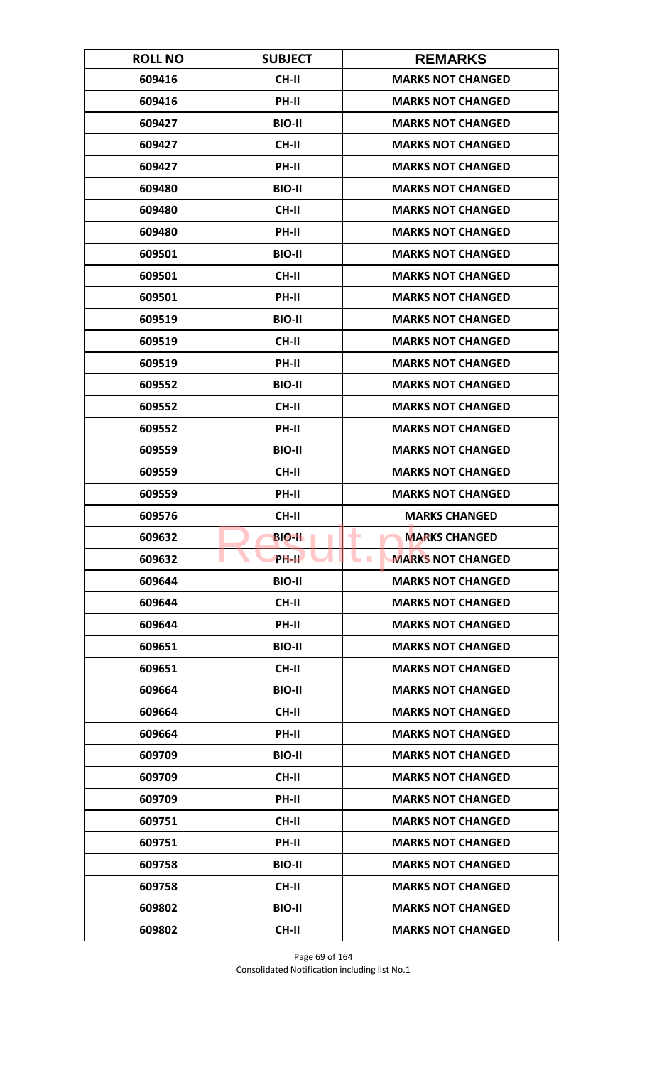| ROLL NO | SUBJECT | REMARKS |
| --- | --- | --- |
| 609416 | CH-II | MARKS NOT CHANGED |
| 609416 | PH-II | MARKS NOT CHANGED |
| 609427 | BIO-II | MARKS NOT CHANGED |
| 609427 | CH-II | MARKS NOT CHANGED |
| 609427 | PH-II | MARKS NOT CHANGED |
| 609480 | BIO-II | MARKS NOT CHANGED |
| 609480 | CH-II | MARKS NOT CHANGED |
| 609480 | PH-II | MARKS NOT CHANGED |
| 609501 | BIO-II | MARKS NOT CHANGED |
| 609501 | CH-II | MARKS NOT CHANGED |
| 609501 | PH-II | MARKS NOT CHANGED |
| 609519 | BIO-II | MARKS NOT CHANGED |
| 609519 | CH-II | MARKS NOT CHANGED |
| 609519 | PH-II | MARKS NOT CHANGED |
| 609552 | BIO-II | MARKS NOT CHANGED |
| 609552 | CH-II | MARKS NOT CHANGED |
| 609552 | PH-II | MARKS NOT CHANGED |
| 609559 | BIO-II | MARKS NOT CHANGED |
| 609559 | CH-II | MARKS NOT CHANGED |
| 609559 | PH-II | MARKS NOT CHANGED |
| 609576 | CH-II | MARKS CHANGED |
| 609632 | BIO-II | MARKS CHANGED |
| 609632 | PH-II | MARKS NOT CHANGED |
| 609644 | BIO-II | MARKS NOT CHANGED |
| 609644 | CH-II | MARKS NOT CHANGED |
| 609644 | PH-II | MARKS NOT CHANGED |
| 609651 | BIO-II | MARKS NOT CHANGED |
| 609651 | CH-II | MARKS NOT CHANGED |
| 609664 | BIO-II | MARKS NOT CHANGED |
| 609664 | CH-II | MARKS NOT CHANGED |
| 609664 | PH-II | MARKS NOT CHANGED |
| 609709 | BIO-II | MARKS NOT CHANGED |
| 609709 | CH-II | MARKS NOT CHANGED |
| 609709 | PH-II | MARKS NOT CHANGED |
| 609751 | CH-II | MARKS NOT CHANGED |
| 609751 | PH-II | MARKS NOT CHANGED |
| 609758 | BIO-II | MARKS NOT CHANGED |
| 609758 | CH-II | MARKS NOT CHANGED |
| 609802 | BIO-II | MARKS NOT CHANGED |
| 609802 | CH-II | MARKS NOT CHANGED |

Consolidated Notification including list No.1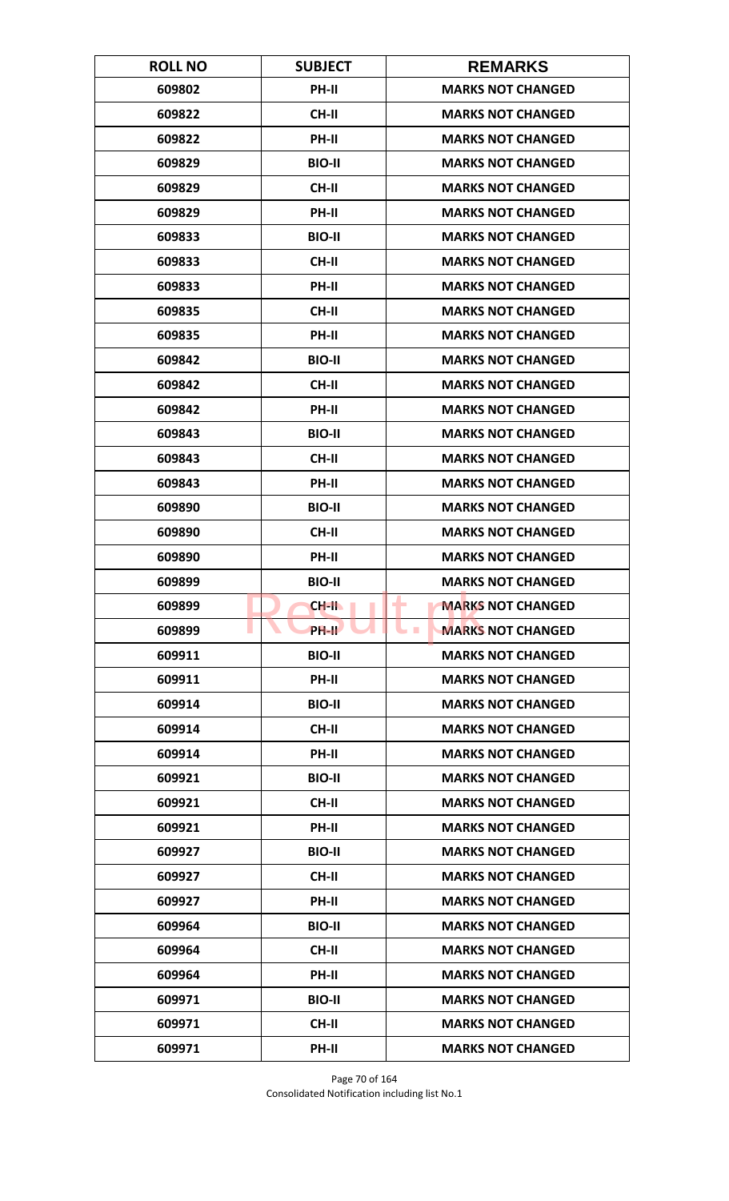| ROLL NO | SUBJECT | REMARKS |
| --- | --- | --- |
| 609802 | PH-II | MARKS NOT CHANGED |
| 609822 | CH-II | MARKS NOT CHANGED |
| 609822 | PH-II | MARKS NOT CHANGED |
| 609829 | BIO-II | MARKS NOT CHANGED |
| 609829 | CH-II | MARKS NOT CHANGED |
| 609829 | PH-II | MARKS NOT CHANGED |
| 609833 | BIO-II | MARKS NOT CHANGED |
| 609833 | CH-II | MARKS NOT CHANGED |
| 609833 | PH-II | MARKS NOT CHANGED |
| 609835 | CH-II | MARKS NOT CHANGED |
| 609835 | PH-II | MARKS NOT CHANGED |
| 609842 | BIO-II | MARKS NOT CHANGED |
| 609842 | CH-II | MARKS NOT CHANGED |
| 609842 | PH-II | MARKS NOT CHANGED |
| 609843 | BIO-II | MARKS NOT CHANGED |
| 609843 | CH-II | MARKS NOT CHANGED |
| 609843 | PH-II | MARKS NOT CHANGED |
| 609890 | BIO-II | MARKS NOT CHANGED |
| 609890 | CH-II | MARKS NOT CHANGED |
| 609890 | PH-II | MARKS NOT CHANGED |
| 609899 | BIO-II | MARKS NOT CHANGED |
| 609899 | CH-II | MARKS NOT CHANGED |
| 609899 | PH-II | MARKS NOT CHANGED |
| 609911 | BIO-II | MARKS NOT CHANGED |
| 609911 | PH-II | MARKS NOT CHANGED |
| 609914 | BIO-II | MARKS NOT CHANGED |
| 609914 | CH-II | MARKS NOT CHANGED |
| 609914 | PH-II | MARKS NOT CHANGED |
| 609921 | BIO-II | MARKS NOT CHANGED |
| 609921 | CH-II | MARKS NOT CHANGED |
| 609921 | PH-II | MARKS NOT CHANGED |
| 609927 | BIO-II | MARKS NOT CHANGED |
| 609927 | CH-II | MARKS NOT CHANGED |
| 609927 | PH-II | MARKS NOT CHANGED |
| 609964 | BIO-II | MARKS NOT CHANGED |
| 609964 | CH-II | MARKS NOT CHANGED |
| 609964 | PH-II | MARKS NOT CHANGED |
| 609971 | BIO-II | MARKS NOT CHANGED |
| 609971 | CH-II | MARKS NOT CHANGED |
| 609971 | PH-II | MARKS NOT CHANGED |

Consolidated Notification including list No.1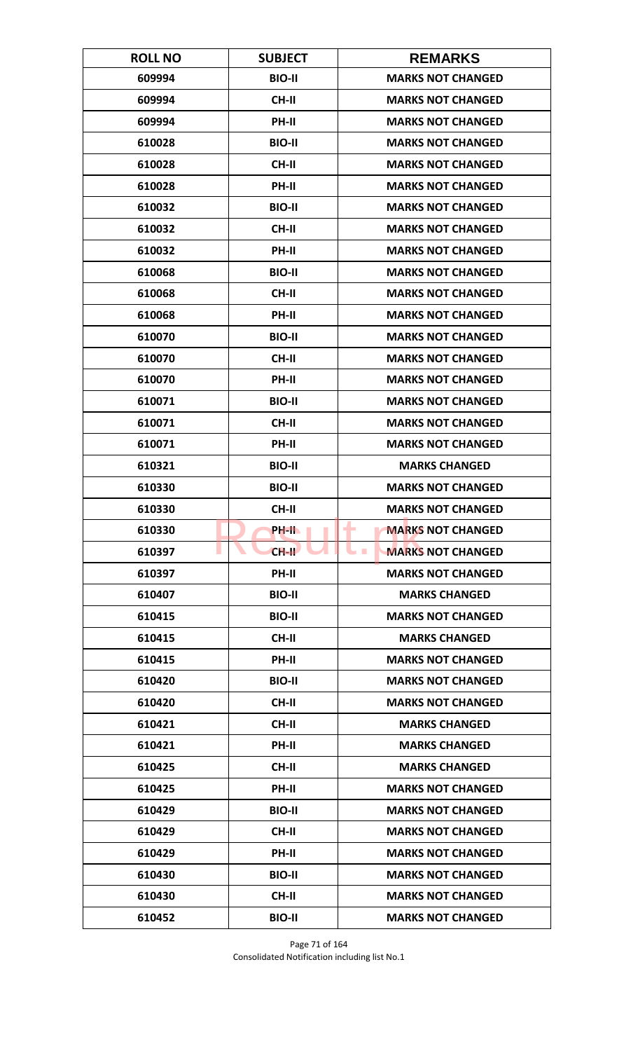| ROLL NO | SUBJECT | REMARKS |
|---|---|---|
| 609994 | BIO-II | MARKS NOT CHANGED |
| 609994 | CH-II | MARKS NOT CHANGED |
| 609994 | PH-II | MARKS NOT CHANGED |
| 610028 | BIO-II | MARKS NOT CHANGED |
| 610028 | CH-II | MARKS NOT CHANGED |
| 610028 | PH-II | MARKS NOT CHANGED |
| 610032 | BIO-II | MARKS NOT CHANGED |
| 610032 | CH-II | MARKS NOT CHANGED |
| 610032 | PH-II | MARKS NOT CHANGED |
| 610068 | BIO-II | MARKS NOT CHANGED |
| 610068 | CH-II | MARKS NOT CHANGED |
| 610068 | PH-II | MARKS NOT CHANGED |
| 610070 | BIO-II | MARKS NOT CHANGED |
| 610070 | CH-II | MARKS NOT CHANGED |
| 610070 | PH-II | MARKS NOT CHANGED |
| 610071 | BIO-II | MARKS NOT CHANGED |
| 610071 | CH-II | MARKS NOT CHANGED |
| 610071 | PH-II | MARKS NOT CHANGED |
| 610321 | BIO-II | MARKS CHANGED |
| 610330 | BIO-II | MARKS NOT CHANGED |
| 610330 | CH-II | MARKS NOT CHANGED |
| 610330 | PH-II | MARKS NOT CHANGED |
| 610397 | CH-II | MARKS NOT CHANGED |
| 610397 | PH-II | MARKS NOT CHANGED |
| 610407 | BIO-II | MARKS CHANGED |
| 610415 | BIO-II | MARKS NOT CHANGED |
| 610415 | CH-II | MARKS CHANGED |
| 610415 | PH-II | MARKS NOT CHANGED |
| 610420 | BIO-II | MARKS NOT CHANGED |
| 610420 | CH-II | MARKS NOT CHANGED |
| 610421 | CH-II | MARKS CHANGED |
| 610421 | PH-II | MARKS CHANGED |
| 610425 | CH-II | MARKS CHANGED |
| 610425 | PH-II | MARKS NOT CHANGED |
| 610429 | BIO-II | MARKS NOT CHANGED |
| 610429 | CH-II | MARKS NOT CHANGED |
| 610429 | PH-II | MARKS NOT CHANGED |
| 610430 | BIO-II | MARKS NOT CHANGED |
| 610430 | CH-II | MARKS NOT CHANGED |
| 610452 | BIO-II | MARKS NOT CHANGED |

Consolidated Notification including list No.1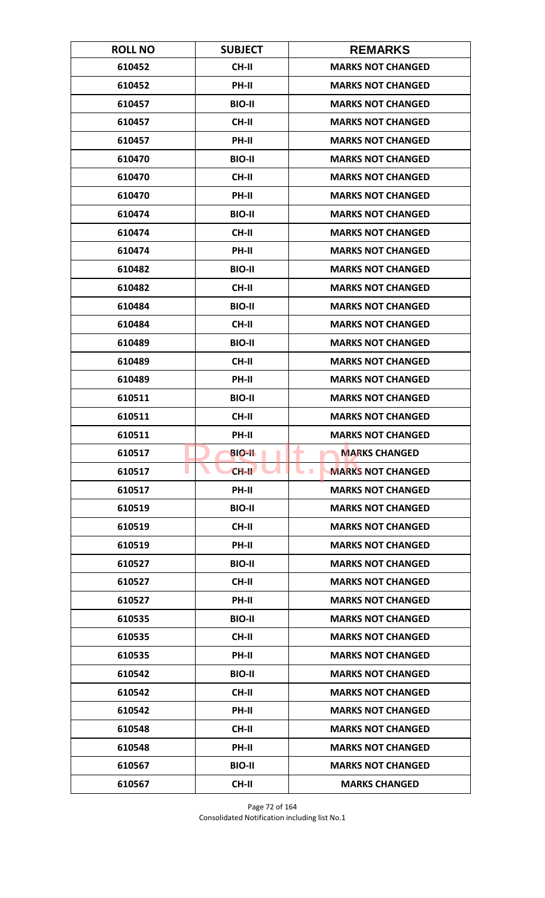| ROLL NO | SUBJECT | REMARKS |
|---|---|---|
| 610452 | CH-II | MARKS NOT CHANGED |
| 610452 | PH-II | MARKS NOT CHANGED |
| 610457 | BIO-II | MARKS NOT CHANGED |
| 610457 | CH-II | MARKS NOT CHANGED |
| 610457 | PH-II | MARKS NOT CHANGED |
| 610470 | BIO-II | MARKS NOT CHANGED |
| 610470 | CH-II | MARKS NOT CHANGED |
| 610470 | PH-II | MARKS NOT CHANGED |
| 610474 | BIO-II | MARKS NOT CHANGED |
| 610474 | CH-II | MARKS NOT CHANGED |
| 610474 | PH-II | MARKS NOT CHANGED |
| 610482 | BIO-II | MARKS NOT CHANGED |
| 610482 | CH-II | MARKS NOT CHANGED |
| 610484 | BIO-II | MARKS NOT CHANGED |
| 610484 | CH-II | MARKS NOT CHANGED |
| 610489 | BIO-II | MARKS NOT CHANGED |
| 610489 | CH-II | MARKS NOT CHANGED |
| 610489 | PH-II | MARKS NOT CHANGED |
| 610511 | BIO-II | MARKS NOT CHANGED |
| 610511 | CH-II | MARKS NOT CHANGED |
| 610511 | PH-II | MARKS NOT CHANGED |
| 610517 | BIO-II | MARKS CHANGED |
| 610517 | CH-II | MARKS NOT CHANGED |
| 610517 | PH-II | MARKS NOT CHANGED |
| 610519 | BIO-II | MARKS NOT CHANGED |
| 610519 | CH-II | MARKS NOT CHANGED |
| 610519 | PH-II | MARKS NOT CHANGED |
| 610527 | BIO-II | MARKS NOT CHANGED |
| 610527 | CH-II | MARKS NOT CHANGED |
| 610527 | PH-II | MARKS NOT CHANGED |
| 610535 | BIO-II | MARKS NOT CHANGED |
| 610535 | CH-II | MARKS NOT CHANGED |
| 610535 | PH-II | MARKS NOT CHANGED |
| 610542 | BIO-II | MARKS NOT CHANGED |
| 610542 | CH-II | MARKS NOT CHANGED |
| 610542 | PH-II | MARKS NOT CHANGED |
| 610548 | CH-II | MARKS NOT CHANGED |
| 610548 | PH-II | MARKS NOT CHANGED |
| 610567 | BIO-II | MARKS NOT CHANGED |
| 610567 | CH-II | MARKS CHANGED |

Consolidated Notification including list No.1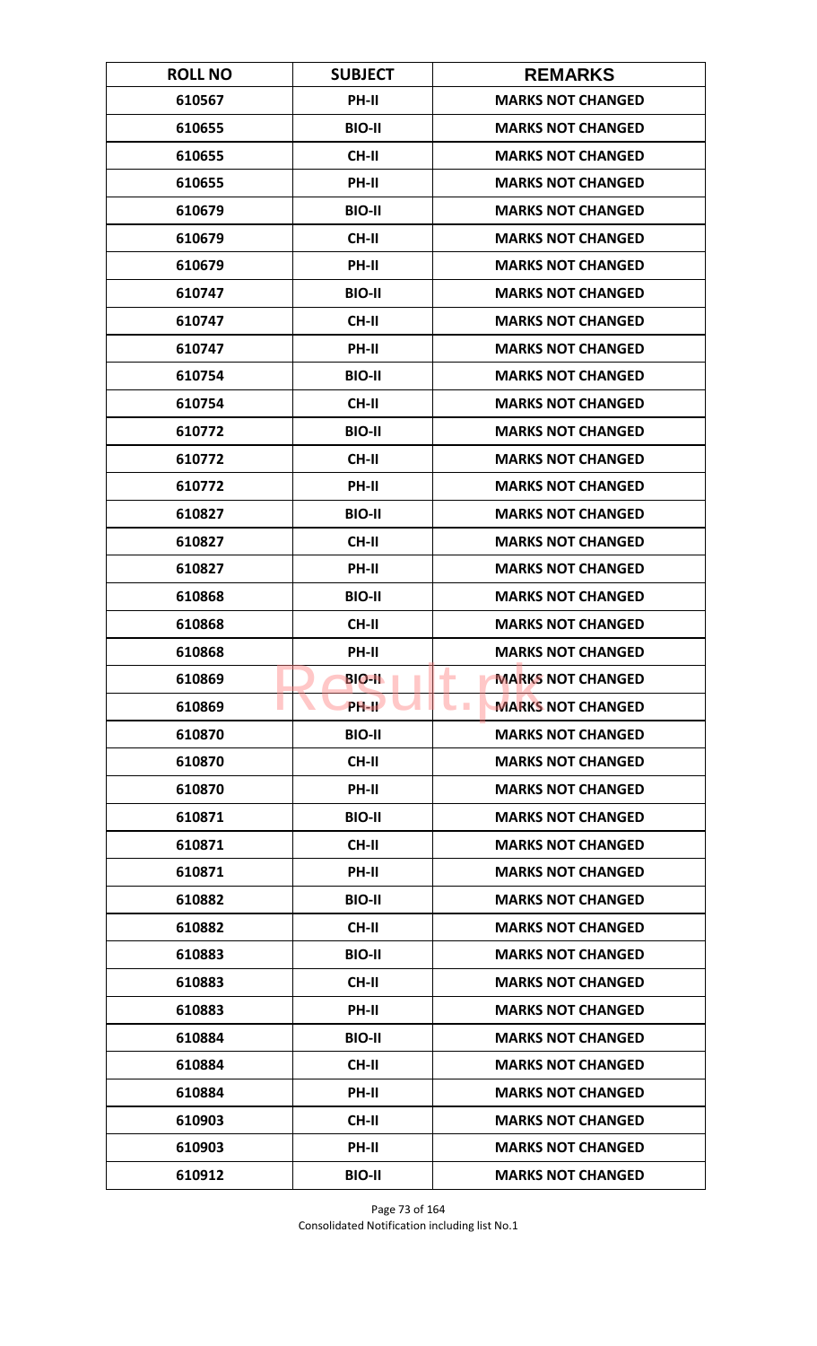| ROLL NO | SUBJECT | REMARKS |
|---|---|---|
| 610567 | PH-II | MARKS NOT CHANGED |
| 610655 | BIO-II | MARKS NOT CHANGED |
| 610655 | CH-II | MARKS NOT CHANGED |
| 610655 | PH-II | MARKS NOT CHANGED |
| 610679 | BIO-II | MARKS NOT CHANGED |
| 610679 | CH-II | MARKS NOT CHANGED |
| 610679 | PH-II | MARKS NOT CHANGED |
| 610747 | BIO-II | MARKS NOT CHANGED |
| 610747 | CH-II | MARKS NOT CHANGED |
| 610747 | PH-II | MARKS NOT CHANGED |
| 610754 | BIO-II | MARKS NOT CHANGED |
| 610754 | CH-II | MARKS NOT CHANGED |
| 610772 | BIO-II | MARKS NOT CHANGED |
| 610772 | CH-II | MARKS NOT CHANGED |
| 610772 | PH-II | MARKS NOT CHANGED |
| 610827 | BIO-II | MARKS NOT CHANGED |
| 610827 | CH-II | MARKS NOT CHANGED |
| 610827 | PH-II | MARKS NOT CHANGED |
| 610868 | BIO-II | MARKS NOT CHANGED |
| 610868 | CH-II | MARKS NOT CHANGED |
| 610868 | PH-II | MARKS NOT CHANGED |
| 610869 | BIO-II | MARKS NOT CHANGED |
| 610869 | PH-II | MARKS NOT CHANGED |
| 610870 | BIO-II | MARKS NOT CHANGED |
| 610870 | CH-II | MARKS NOT CHANGED |
| 610870 | PH-II | MARKS NOT CHANGED |
| 610871 | BIO-II | MARKS NOT CHANGED |
| 610871 | CH-II | MARKS NOT CHANGED |
| 610871 | PH-II | MARKS NOT CHANGED |
| 610882 | BIO-II | MARKS NOT CHANGED |
| 610882 | CH-II | MARKS NOT CHANGED |
| 610883 | BIO-II | MARKS NOT CHANGED |
| 610883 | CH-II | MARKS NOT CHANGED |
| 610883 | PH-II | MARKS NOT CHANGED |
| 610884 | BIO-II | MARKS NOT CHANGED |
| 610884 | CH-II | MARKS NOT CHANGED |
| 610884 | PH-II | MARKS NOT CHANGED |
| 610903 | CH-II | MARKS NOT CHANGED |
| 610903 | PH-II | MARKS NOT CHANGED |
| 610912 | BIO-II | MARKS NOT CHANGED |

Consolidated Notification including list No.1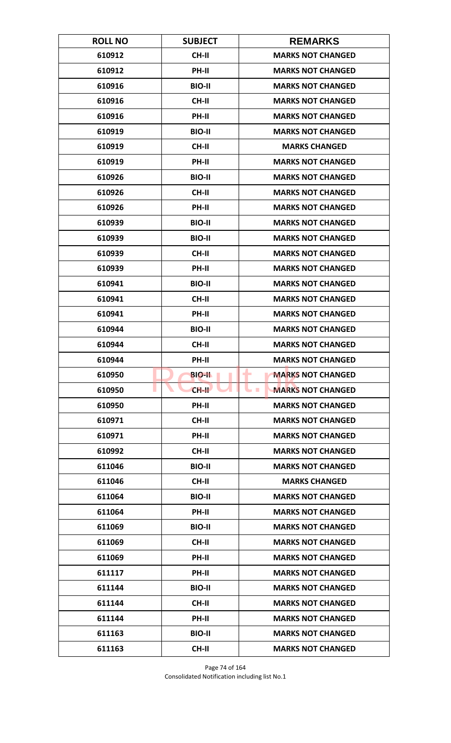| ROLL NO | SUBJECT | REMARKS |
|---|---|---|
| 610912 | CH-II | MARKS NOT CHANGED |
| 610912 | PH-II | MARKS NOT CHANGED |
| 610916 | BIO-II | MARKS NOT CHANGED |
| 610916 | CH-II | MARKS NOT CHANGED |
| 610916 | PH-II | MARKS NOT CHANGED |
| 610919 | BIO-II | MARKS NOT CHANGED |
| 610919 | CH-II | MARKS CHANGED |
| 610919 | PH-II | MARKS NOT CHANGED |
| 610926 | BIO-II | MARKS NOT CHANGED |
| 610926 | CH-II | MARKS NOT CHANGED |
| 610926 | PH-II | MARKS NOT CHANGED |
| 610939 | BIO-II | MARKS NOT CHANGED |
| 610939 | BIO-II | MARKS NOT CHANGED |
| 610939 | CH-II | MARKS NOT CHANGED |
| 610939 | PH-II | MARKS NOT CHANGED |
| 610941 | BIO-II | MARKS NOT CHANGED |
| 610941 | CH-II | MARKS NOT CHANGED |
| 610941 | PH-II | MARKS NOT CHANGED |
| 610944 | BIO-II | MARKS NOT CHANGED |
| 610944 | CH-II | MARKS NOT CHANGED |
| 610944 | PH-II | MARKS NOT CHANGED |
| 610950 | BIO-II | MARKS NOT CHANGED |
| 610950 | CH-II | MARKS NOT CHANGED |
| 610950 | PH-II | MARKS NOT CHANGED |
| 610971 | CH-II | MARKS NOT CHANGED |
| 610971 | PH-II | MARKS NOT CHANGED |
| 610992 | CH-II | MARKS NOT CHANGED |
| 611046 | BIO-II | MARKS NOT CHANGED |
| 611046 | CH-II | MARKS CHANGED |
| 611064 | BIO-II | MARKS NOT CHANGED |
| 611064 | PH-II | MARKS NOT CHANGED |
| 611069 | BIO-II | MARKS NOT CHANGED |
| 611069 | CH-II | MARKS NOT CHANGED |
| 611069 | PH-II | MARKS NOT CHANGED |
| 611117 | PH-II | MARKS NOT CHANGED |
| 611144 | BIO-II | MARKS NOT CHANGED |
| 611144 | CH-II | MARKS NOT CHANGED |
| 611144 | PH-II | MARKS NOT CHANGED |
| 611163 | BIO-II | MARKS NOT CHANGED |
| 611163 | CH-II | MARKS NOT CHANGED |

Consolidated Notification including list No.1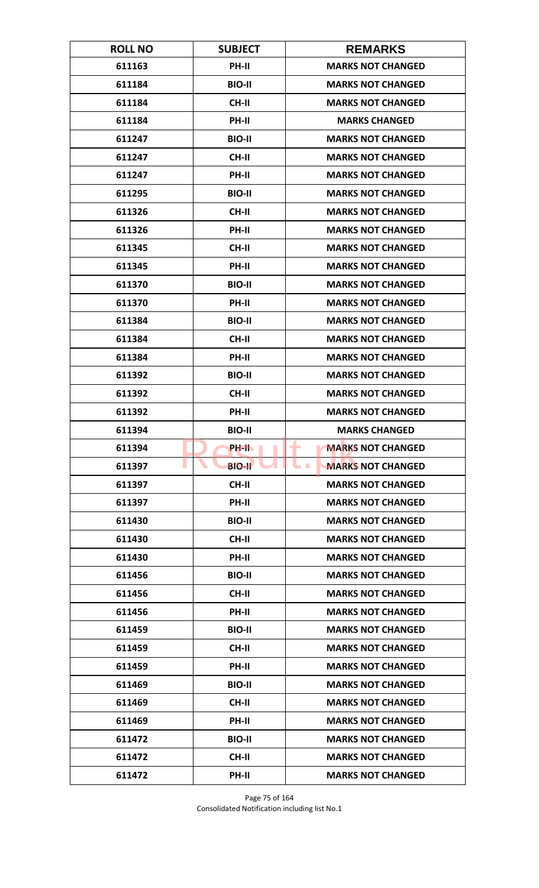| ROLL NO | SUBJECT | REMARKS |
|---|---|---|
| 611163 | PH-II | MARKS NOT CHANGED |
| 611184 | BIO-II | MARKS NOT CHANGED |
| 611184 | CH-II | MARKS NOT CHANGED |
| 611184 | PH-II | MARKS CHANGED |
| 611247 | BIO-II | MARKS NOT CHANGED |
| 611247 | CH-II | MARKS NOT CHANGED |
| 611247 | PH-II | MARKS NOT CHANGED |
| 611295 | BIO-II | MARKS NOT CHANGED |
| 611326 | CH-II | MARKS NOT CHANGED |
| 611326 | PH-II | MARKS NOT CHANGED |
| 611345 | CH-II | MARKS NOT CHANGED |
| 611345 | PH-II | MARKS NOT CHANGED |
| 611370 | BIO-II | MARKS NOT CHANGED |
| 611370 | PH-II | MARKS NOT CHANGED |
| 611384 | BIO-II | MARKS NOT CHANGED |
| 611384 | CH-II | MARKS NOT CHANGED |
| 611384 | PH-II | MARKS NOT CHANGED |
| 611392 | BIO-II | MARKS NOT CHANGED |
| 611392 | CH-II | MARKS NOT CHANGED |
| 611392 | PH-II | MARKS NOT CHANGED |
| 611394 | BIO-II | MARKS CHANGED |
| 611394 | PH-II | MARKS NOT CHANGED |
| 611397 | BIO-II | MARKS NOT CHANGED |
| 611397 | CH-II | MARKS NOT CHANGED |
| 611397 | PH-II | MARKS NOT CHANGED |
| 611430 | BIO-II | MARKS NOT CHANGED |
| 611430 | CH-II | MARKS NOT CHANGED |
| 611430 | PH-II | MARKS NOT CHANGED |
| 611456 | BIO-II | MARKS NOT CHANGED |
| 611456 | CH-II | MARKS NOT CHANGED |
| 611456 | PH-II | MARKS NOT CHANGED |
| 611459 | BIO-II | MARKS NOT CHANGED |
| 611459 | CH-II | MARKS NOT CHANGED |
| 611459 | PH-II | MARKS NOT CHANGED |
| 611469 | BIO-II | MARKS NOT CHANGED |
| 611469 | CH-II | MARKS NOT CHANGED |
| 611469 | PH-II | MARKS NOT CHANGED |
| 611472 | BIO-II | MARKS NOT CHANGED |
| 611472 | CH-II | MARKS NOT CHANGED |
| 611472 | PH-II | MARKS NOT CHANGED |

Consolidated Notification including list No.1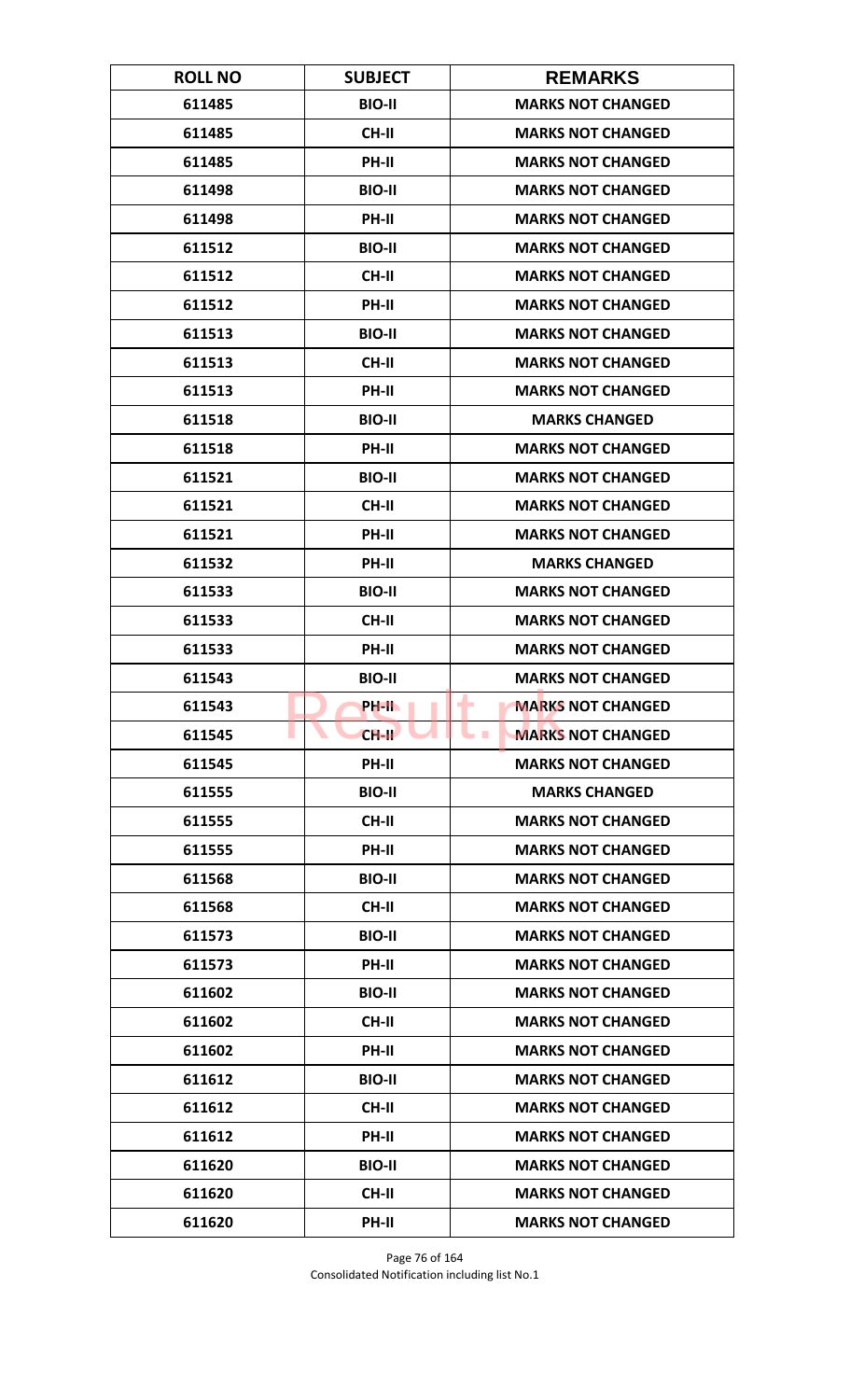| ROLL NO | SUBJECT | REMARKS |
|---|---|---|
| 611485 | BIO-II | MARKS NOT CHANGED |
| 611485 | CH-II | MARKS NOT CHANGED |
| 611485 | PH-II | MARKS NOT CHANGED |
| 611498 | BIO-II | MARKS NOT CHANGED |
| 611498 | PH-II | MARKS NOT CHANGED |
| 611512 | BIO-II | MARKS NOT CHANGED |
| 611512 | CH-II | MARKS NOT CHANGED |
| 611512 | PH-II | MARKS NOT CHANGED |
| 611513 | BIO-II | MARKS NOT CHANGED |
| 611513 | CH-II | MARKS NOT CHANGED |
| 611513 | PH-II | MARKS NOT CHANGED |
| 611518 | BIO-II | MARKS CHANGED |
| 611518 | PH-II | MARKS NOT CHANGED |
| 611521 | BIO-II | MARKS NOT CHANGED |
| 611521 | CH-II | MARKS NOT CHANGED |
| 611521 | PH-II | MARKS NOT CHANGED |
| 611532 | PH-II | MARKS CHANGED |
| 611533 | BIO-II | MARKS NOT CHANGED |
| 611533 | CH-II | MARKS NOT CHANGED |
| 611533 | PH-II | MARKS NOT CHANGED |
| 611543 | BIO-II | MARKS NOT CHANGED |
| 611543 | PH-II | MARKS NOT CHANGED |
| 611545 | CH-II | MARKS NOT CHANGED |
| 611545 | PH-II | MARKS NOT CHANGED |
| 611555 | BIO-II | MARKS CHANGED |
| 611555 | CH-II | MARKS NOT CHANGED |
| 611555 | PH-II | MARKS NOT CHANGED |
| 611568 | BIO-II | MARKS NOT CHANGED |
| 611568 | CH-II | MARKS NOT CHANGED |
| 611573 | BIO-II | MARKS NOT CHANGED |
| 611573 | PH-II | MARKS NOT CHANGED |
| 611602 | BIO-II | MARKS NOT CHANGED |
| 611602 | CH-II | MARKS NOT CHANGED |
| 611602 | PH-II | MARKS NOT CHANGED |
| 611612 | BIO-II | MARKS NOT CHANGED |
| 611612 | CH-II | MARKS NOT CHANGED |
| 611612 | PH-II | MARKS NOT CHANGED |
| 611620 | BIO-II | MARKS NOT CHANGED |
| 611620 | CH-II | MARKS NOT CHANGED |
| 611620 | PH-II | MARKS NOT CHANGED |

Consolidated Notification including list No.1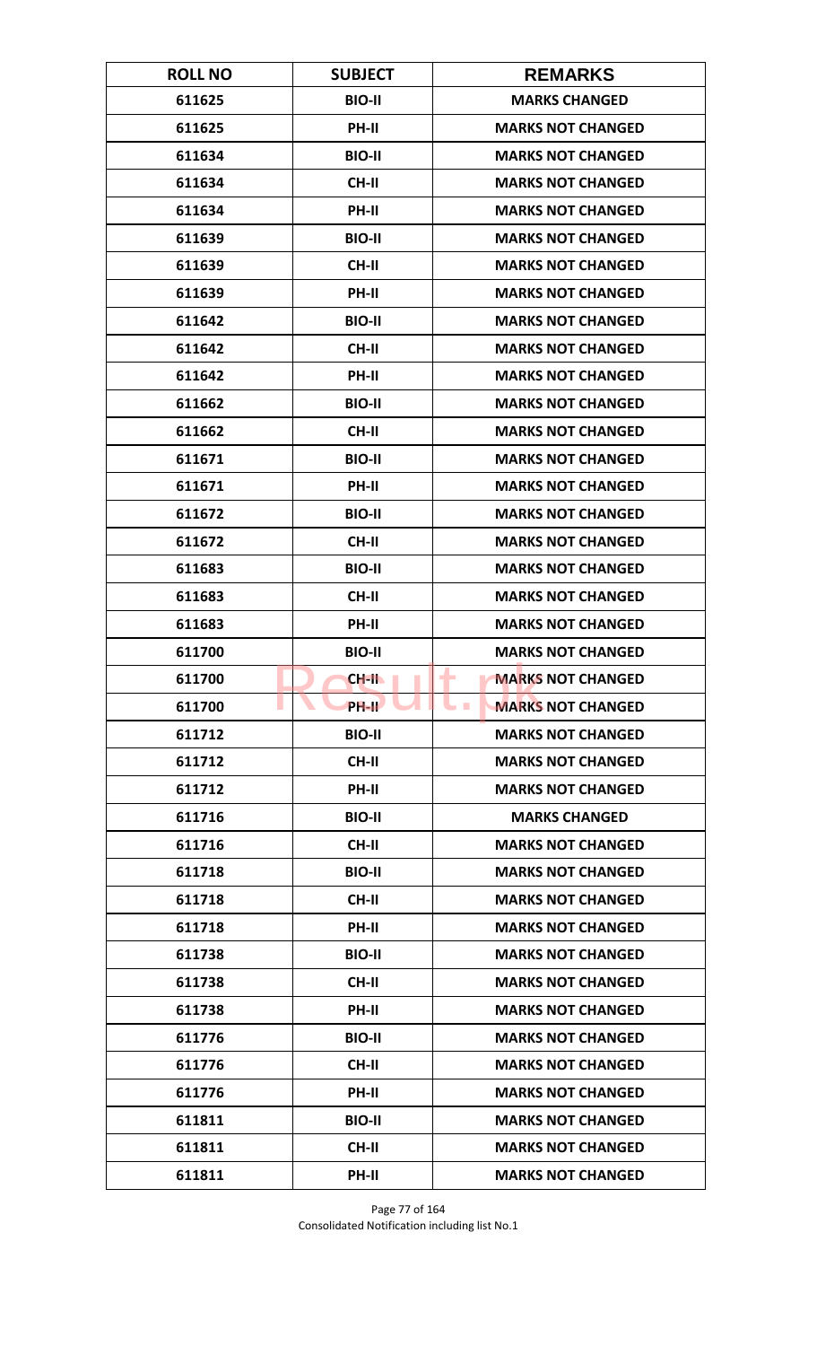| ROLL NO | SUBJECT | REMARKS |
|---|---|---|
| 611625 | BIO-II | MARKS CHANGED |
| 611625 | PH-II | MARKS NOT CHANGED |
| 611634 | BIO-II | MARKS NOT CHANGED |
| 611634 | CH-II | MARKS NOT CHANGED |
| 611634 | PH-II | MARKS NOT CHANGED |
| 611639 | BIO-II | MARKS NOT CHANGED |
| 611639 | CH-II | MARKS NOT CHANGED |
| 611639 | PH-II | MARKS NOT CHANGED |
| 611642 | BIO-II | MARKS NOT CHANGED |
| 611642 | CH-II | MARKS NOT CHANGED |
| 611642 | PH-II | MARKS NOT CHANGED |
| 611662 | BIO-II | MARKS NOT CHANGED |
| 611662 | CH-II | MARKS NOT CHANGED |
| 611671 | BIO-II | MARKS NOT CHANGED |
| 611671 | PH-II | MARKS NOT CHANGED |
| 611672 | BIO-II | MARKS NOT CHANGED |
| 611672 | CH-II | MARKS NOT CHANGED |
| 611683 | BIO-II | MARKS NOT CHANGED |
| 611683 | CH-II | MARKS NOT CHANGED |
| 611683 | PH-II | MARKS NOT CHANGED |
| 611700 | BIO-II | MARKS NOT CHANGED |
| 611700 | CH-II | MARKS NOT CHANGED |
| 611700 | PH-II | MARKS NOT CHANGED |
| 611712 | BIO-II | MARKS NOT CHANGED |
| 611712 | CH-II | MARKS NOT CHANGED |
| 611712 | PH-II | MARKS NOT CHANGED |
| 611716 | BIO-II | MARKS CHANGED |
| 611716 | CH-II | MARKS NOT CHANGED |
| 611718 | BIO-II | MARKS NOT CHANGED |
| 611718 | CH-II | MARKS NOT CHANGED |
| 611718 | PH-II | MARKS NOT CHANGED |
| 611738 | BIO-II | MARKS NOT CHANGED |
| 611738 | CH-II | MARKS NOT CHANGED |
| 611738 | PH-II | MARKS NOT CHANGED |
| 611776 | BIO-II | MARKS NOT CHANGED |
| 611776 | CH-II | MARKS NOT CHANGED |
| 611776 | PH-II | MARKS NOT CHANGED |
| 611811 | BIO-II | MARKS NOT CHANGED |
| 611811 | CH-II | MARKS NOT CHANGED |
| 611811 | PH-II | MARKS NOT CHANGED |

Consolidated Notification including list No.1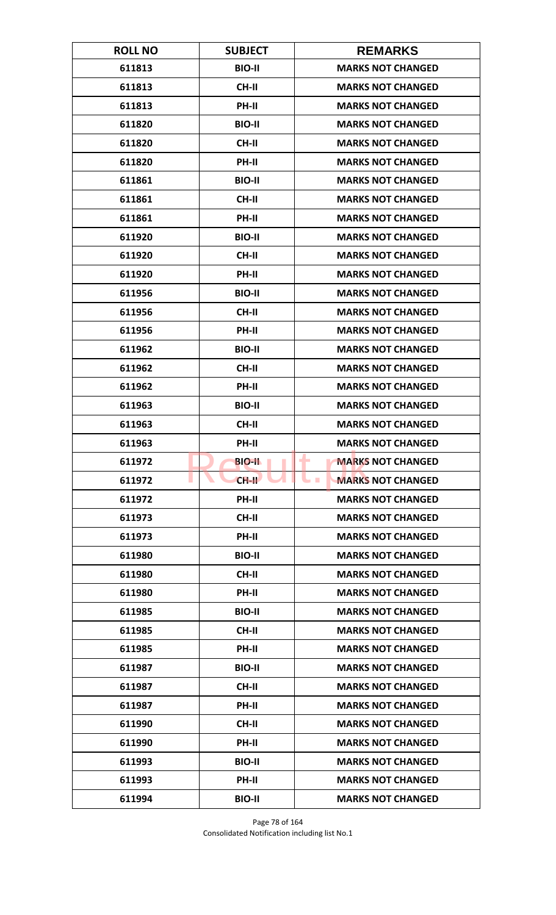| ROLL NO | SUBJECT | REMARKS |
|---|---|---|
| 611813 | BIO-II | MARKS NOT CHANGED |
| 611813 | CH-II | MARKS NOT CHANGED |
| 611813 | PH-II | MARKS NOT CHANGED |
| 611820 | BIO-II | MARKS NOT CHANGED |
| 611820 | CH-II | MARKS NOT CHANGED |
| 611820 | PH-II | MARKS NOT CHANGED |
| 611861 | BIO-II | MARKS NOT CHANGED |
| 611861 | CH-II | MARKS NOT CHANGED |
| 611861 | PH-II | MARKS NOT CHANGED |
| 611920 | BIO-II | MARKS NOT CHANGED |
| 611920 | CH-II | MARKS NOT CHANGED |
| 611920 | PH-II | MARKS NOT CHANGED |
| 611956 | BIO-II | MARKS NOT CHANGED |
| 611956 | CH-II | MARKS NOT CHANGED |
| 611956 | PH-II | MARKS NOT CHANGED |
| 611962 | BIO-II | MARKS NOT CHANGED |
| 611962 | CH-II | MARKS NOT CHANGED |
| 611962 | PH-II | MARKS NOT CHANGED |
| 611963 | BIO-II | MARKS NOT CHANGED |
| 611963 | CH-II | MARKS NOT CHANGED |
| 611963 | PH-II | MARKS NOT CHANGED |
| 611972 | BIO-II | MARKS NOT CHANGED |
| 611972 | CH-II | MARKS NOT CHANGED |
| 611972 | PH-II | MARKS NOT CHANGED |
| 611973 | CH-II | MARKS NOT CHANGED |
| 611973 | PH-II | MARKS NOT CHANGED |
| 611980 | BIO-II | MARKS NOT CHANGED |
| 611980 | CH-II | MARKS NOT CHANGED |
| 611980 | PH-II | MARKS NOT CHANGED |
| 611985 | BIO-II | MARKS NOT CHANGED |
| 611985 | CH-II | MARKS NOT CHANGED |
| 611985 | PH-II | MARKS NOT CHANGED |
| 611987 | BIO-II | MARKS NOT CHANGED |
| 611987 | CH-II | MARKS NOT CHANGED |
| 611987 | PH-II | MARKS NOT CHANGED |
| 611990 | CH-II | MARKS NOT CHANGED |
| 611990 | PH-II | MARKS NOT CHANGED |
| 611993 | BIO-II | MARKS NOT CHANGED |
| 611993 | PH-II | MARKS NOT CHANGED |
| 611994 | BIO-II | MARKS NOT CHANGED |

Consolidated Notification including list No.1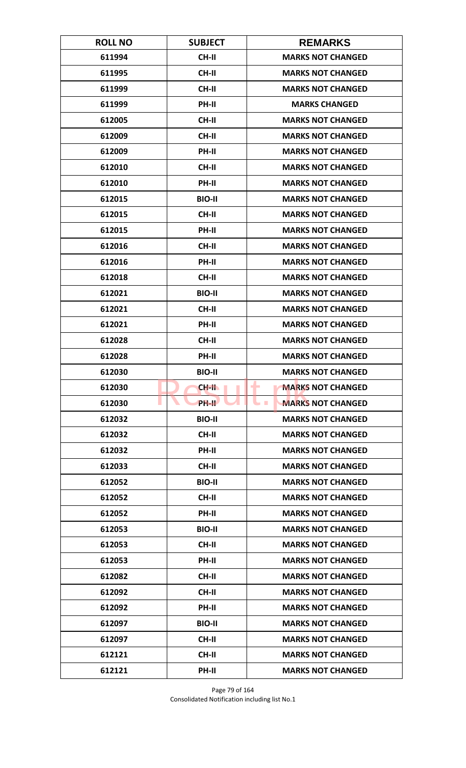| ROLL NO | SUBJECT | REMARKS |
|---|---|---|
| 611994 | CH-II | MARKS NOT CHANGED |
| 611995 | CH-II | MARKS NOT CHANGED |
| 611999 | CH-II | MARKS NOT CHANGED |
| 611999 | PH-II | MARKS CHANGED |
| 612005 | CH-II | MARKS NOT CHANGED |
| 612009 | CH-II | MARKS NOT CHANGED |
| 612009 | PH-II | MARKS NOT CHANGED |
| 612010 | CH-II | MARKS NOT CHANGED |
| 612010 | PH-II | MARKS NOT CHANGED |
| 612015 | BIO-II | MARKS NOT CHANGED |
| 612015 | CH-II | MARKS NOT CHANGED |
| 612015 | PH-II | MARKS NOT CHANGED |
| 612016 | CH-II | MARKS NOT CHANGED |
| 612016 | PH-II | MARKS NOT CHANGED |
| 612018 | CH-II | MARKS NOT CHANGED |
| 612021 | BIO-II | MARKS NOT CHANGED |
| 612021 | CH-II | MARKS NOT CHANGED |
| 612021 | PH-II | MARKS NOT CHANGED |
| 612028 | CH-II | MARKS NOT CHANGED |
| 612028 | PH-II | MARKS NOT CHANGED |
| 612030 | BIO-II | MARKS NOT CHANGED |
| 612030 | CH-II | MARKS NOT CHANGED |
| 612030 | PH-II | MARKS NOT CHANGED |
| 612032 | BIO-II | MARKS NOT CHANGED |
| 612032 | CH-II | MARKS NOT CHANGED |
| 612032 | PH-II | MARKS NOT CHANGED |
| 612033 | CH-II | MARKS NOT CHANGED |
| 612052 | BIO-II | MARKS NOT CHANGED |
| 612052 | CH-II | MARKS NOT CHANGED |
| 612052 | PH-II | MARKS NOT CHANGED |
| 612053 | BIO-II | MARKS NOT CHANGED |
| 612053 | CH-II | MARKS NOT CHANGED |
| 612053 | PH-II | MARKS NOT CHANGED |
| 612082 | CH-II | MARKS NOT CHANGED |
| 612092 | CH-II | MARKS NOT CHANGED |
| 612092 | PH-II | MARKS NOT CHANGED |
| 612097 | BIO-II | MARKS NOT CHANGED |
| 612097 | CH-II | MARKS NOT CHANGED |
| 612121 | CH-II | MARKS NOT CHANGED |
| 612121 | PH-II | MARKS NOT CHANGED |

Consolidated Notification including list No.1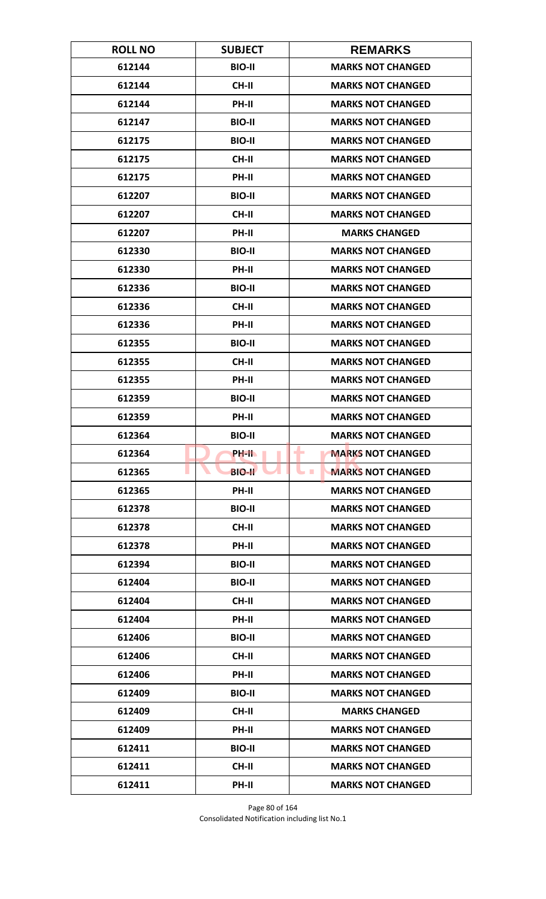| ROLL NO | SUBJECT | REMARKS |
|---|---|---|
| 612144 | BIO-II | MARKS NOT CHANGED |
| 612144 | CH-II | MARKS NOT CHANGED |
| 612144 | PH-II | MARKS NOT CHANGED |
| 612147 | BIO-II | MARKS NOT CHANGED |
| 612175 | BIO-II | MARKS NOT CHANGED |
| 612175 | CH-II | MARKS NOT CHANGED |
| 612175 | PH-II | MARKS NOT CHANGED |
| 612207 | BIO-II | MARKS NOT CHANGED |
| 612207 | CH-II | MARKS NOT CHANGED |
| 612207 | PH-II | MARKS CHANGED |
| 612330 | BIO-II | MARKS NOT CHANGED |
| 612330 | PH-II | MARKS NOT CHANGED |
| 612336 | BIO-II | MARKS NOT CHANGED |
| 612336 | CH-II | MARKS NOT CHANGED |
| 612336 | PH-II | MARKS NOT CHANGED |
| 612355 | BIO-II | MARKS NOT CHANGED |
| 612355 | CH-II | MARKS NOT CHANGED |
| 612355 | PH-II | MARKS NOT CHANGED |
| 612359 | BIO-II | MARKS NOT CHANGED |
| 612359 | PH-II | MARKS NOT CHANGED |
| 612364 | BIO-II | MARKS NOT CHANGED |
| 612364 | PH-II | MARKS NOT CHANGED |
| 612365 | BIO-II | MARKS NOT CHANGED |
| 612365 | PH-II | MARKS NOT CHANGED |
| 612378 | BIO-II | MARKS NOT CHANGED |
| 612378 | CH-II | MARKS NOT CHANGED |
| 612378 | PH-II | MARKS NOT CHANGED |
| 612394 | BIO-II | MARKS NOT CHANGED |
| 612404 | BIO-II | MARKS NOT CHANGED |
| 612404 | CH-II | MARKS NOT CHANGED |
| 612404 | PH-II | MARKS NOT CHANGED |
| 612406 | BIO-II | MARKS NOT CHANGED |
| 612406 | CH-II | MARKS NOT CHANGED |
| 612406 | PH-II | MARKS NOT CHANGED |
| 612409 | BIO-II | MARKS NOT CHANGED |
| 612409 | CH-II | MARKS CHANGED |
| 612409 | PH-II | MARKS NOT CHANGED |
| 612411 | BIO-II | MARKS NOT CHANGED |
| 612411 | CH-II | MARKS NOT CHANGED |
| 612411 | PH-II | MARKS NOT CHANGED |

Consolidated Notification including list No.1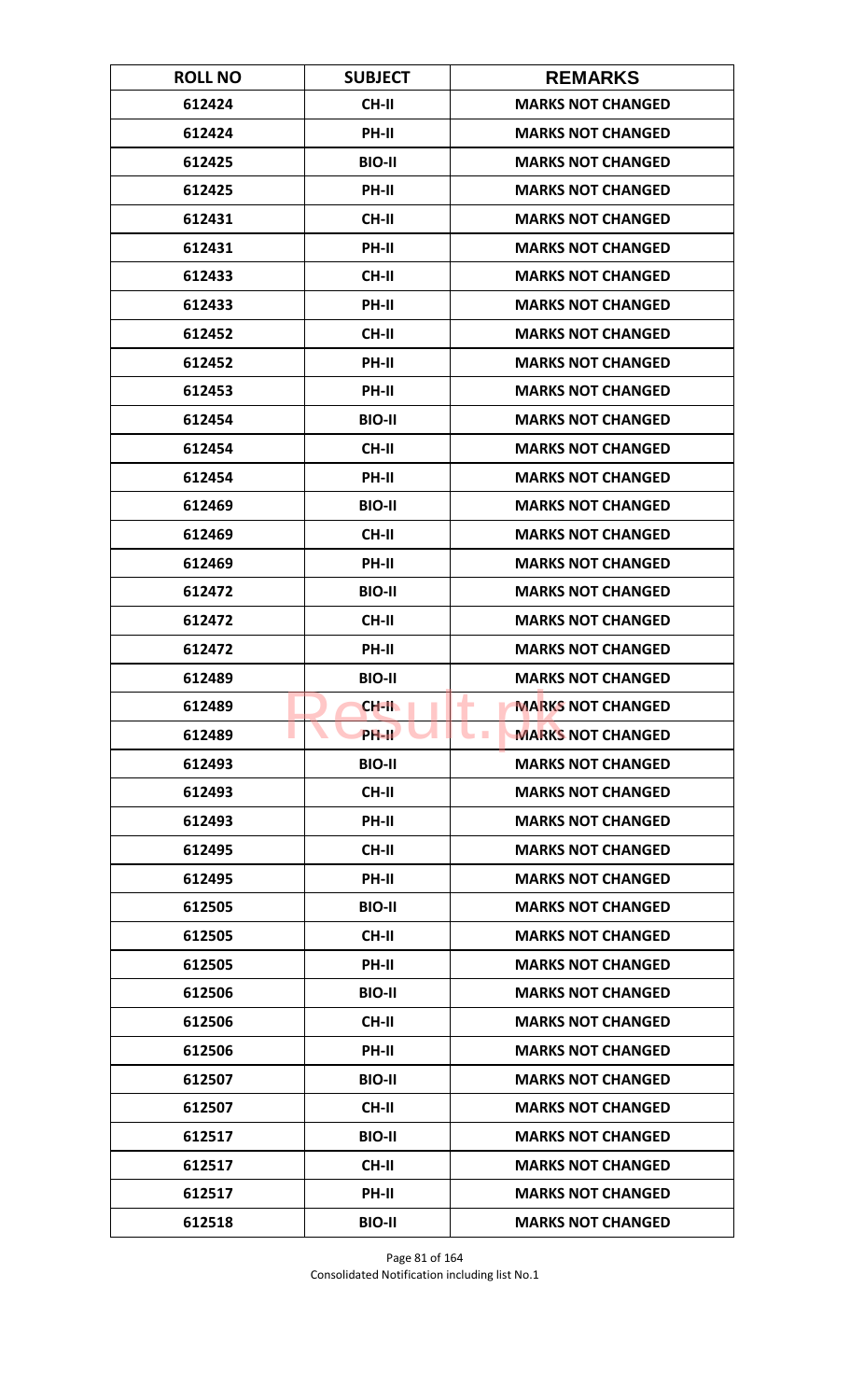| ROLL NO | SUBJECT | REMARKS |
|---|---|---|
| 612424 | CH-II | MARKS NOT CHANGED |
| 612424 | PH-II | MARKS NOT CHANGED |
| 612425 | BIO-II | MARKS NOT CHANGED |
| 612425 | PH-II | MARKS NOT CHANGED |
| 612431 | CH-II | MARKS NOT CHANGED |
| 612431 | PH-II | MARKS NOT CHANGED |
| 612433 | CH-II | MARKS NOT CHANGED |
| 612433 | PH-II | MARKS NOT CHANGED |
| 612452 | CH-II | MARKS NOT CHANGED |
| 612452 | PH-II | MARKS NOT CHANGED |
| 612453 | PH-II | MARKS NOT CHANGED |
| 612454 | BIO-II | MARKS NOT CHANGED |
| 612454 | CH-II | MARKS NOT CHANGED |
| 612454 | PH-II | MARKS NOT CHANGED |
| 612469 | BIO-II | MARKS NOT CHANGED |
| 612469 | CH-II | MARKS NOT CHANGED |
| 612469 | PH-II | MARKS NOT CHANGED |
| 612472 | BIO-II | MARKS NOT CHANGED |
| 612472 | CH-II | MARKS NOT CHANGED |
| 612472 | PH-II | MARKS NOT CHANGED |
| 612489 | BIO-II | MARKS NOT CHANGED |
| 612489 | CH-II | MARKS NOT CHANGED |
| 612489 | PH-II | MARKS NOT CHANGED |
| 612493 | BIO-II | MARKS NOT CHANGED |
| 612493 | CH-II | MARKS NOT CHANGED |
| 612493 | PH-II | MARKS NOT CHANGED |
| 612495 | CH-II | MARKS NOT CHANGED |
| 612495 | PH-II | MARKS NOT CHANGED |
| 612505 | BIO-II | MARKS NOT CHANGED |
| 612505 | CH-II | MARKS NOT CHANGED |
| 612505 | PH-II | MARKS NOT CHANGED |
| 612506 | BIO-II | MARKS NOT CHANGED |
| 612506 | CH-II | MARKS NOT CHANGED |
| 612506 | PH-II | MARKS NOT CHANGED |
| 612507 | BIO-II | MARKS NOT CHANGED |
| 612507 | CH-II | MARKS NOT CHANGED |
| 612517 | BIO-II | MARKS NOT CHANGED |
| 612517 | CH-II | MARKS NOT CHANGED |
| 612517 | PH-II | MARKS NOT CHANGED |
| 612518 | BIO-II | MARKS NOT CHANGED |

Consolidated Notification including list No.1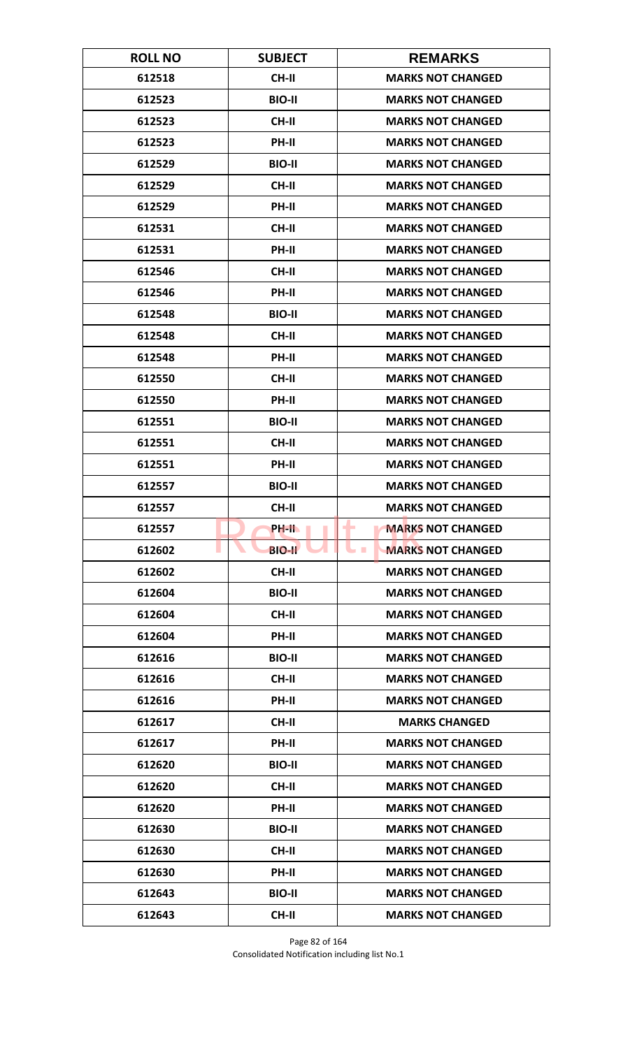| ROLL NO | SUBJECT | REMARKS |
| --- | --- | --- |
| 612518 | CH-II | MARKS NOT CHANGED |
| 612523 | BIO-II | MARKS NOT CHANGED |
| 612523 | CH-II | MARKS NOT CHANGED |
| 612523 | PH-II | MARKS NOT CHANGED |
| 612529 | BIO-II | MARKS NOT CHANGED |
| 612529 | CH-II | MARKS NOT CHANGED |
| 612529 | PH-II | MARKS NOT CHANGED |
| 612531 | CH-II | MARKS NOT CHANGED |
| 612531 | PH-II | MARKS NOT CHANGED |
| 612546 | CH-II | MARKS NOT CHANGED |
| 612546 | PH-II | MARKS NOT CHANGED |
| 612548 | BIO-II | MARKS NOT CHANGED |
| 612548 | CH-II | MARKS NOT CHANGED |
| 612548 | PH-II | MARKS NOT CHANGED |
| 612550 | CH-II | MARKS NOT CHANGED |
| 612550 | PH-II | MARKS NOT CHANGED |
| 612551 | BIO-II | MARKS NOT CHANGED |
| 612551 | CH-II | MARKS NOT CHANGED |
| 612551 | PH-II | MARKS NOT CHANGED |
| 612557 | BIO-II | MARKS NOT CHANGED |
| 612557 | CH-II | MARKS NOT CHANGED |
| 612557 | PH-II | MARKS NOT CHANGED |
| 612602 | BIO-II | MARKS NOT CHANGED |
| 612602 | CH-II | MARKS NOT CHANGED |
| 612604 | BIO-II | MARKS NOT CHANGED |
| 612604 | CH-II | MARKS NOT CHANGED |
| 612604 | PH-II | MARKS NOT CHANGED |
| 612616 | BIO-II | MARKS NOT CHANGED |
| 612616 | CH-II | MARKS NOT CHANGED |
| 612616 | PH-II | MARKS NOT CHANGED |
| 612617 | CH-II | MARKS CHANGED |
| 612617 | PH-II | MARKS NOT CHANGED |
| 612620 | BIO-II | MARKS NOT CHANGED |
| 612620 | CH-II | MARKS NOT CHANGED |
| 612620 | PH-II | MARKS NOT CHANGED |
| 612630 | BIO-II | MARKS NOT CHANGED |
| 612630 | CH-II | MARKS NOT CHANGED |
| 612630 | PH-II | MARKS NOT CHANGED |
| 612643 | BIO-II | MARKS NOT CHANGED |
| 612643 | CH-II | MARKS NOT CHANGED |

Consolidated Notification including list No.1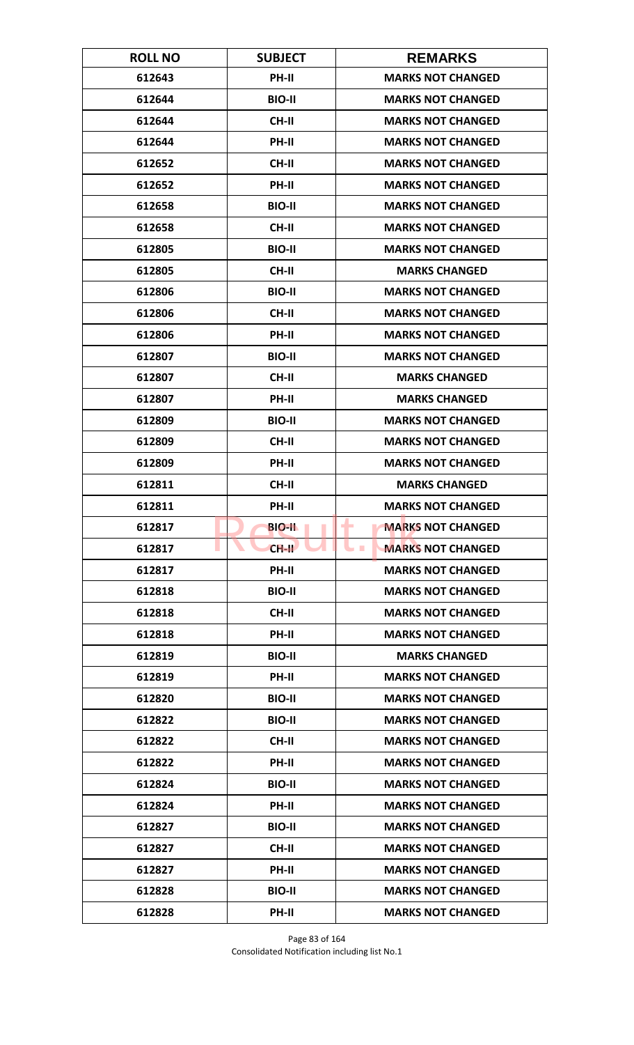| ROLL NO | SUBJECT | REMARKS |
| --- | --- | --- |
| 612643 | PH-II | MARKS NOT CHANGED |
| 612644 | BIO-II | MARKS NOT CHANGED |
| 612644 | CH-II | MARKS NOT CHANGED |
| 612644 | PH-II | MARKS NOT CHANGED |
| 612652 | CH-II | MARKS NOT CHANGED |
| 612652 | PH-II | MARKS NOT CHANGED |
| 612658 | BIO-II | MARKS NOT CHANGED |
| 612658 | CH-II | MARKS NOT CHANGED |
| 612805 | BIO-II | MARKS NOT CHANGED |
| 612805 | CH-II | MARKS CHANGED |
| 612806 | BIO-II | MARKS NOT CHANGED |
| 612806 | CH-II | MARKS NOT CHANGED |
| 612806 | PH-II | MARKS NOT CHANGED |
| 612807 | BIO-II | MARKS NOT CHANGED |
| 612807 | CH-II | MARKS CHANGED |
| 612807 | PH-II | MARKS CHANGED |
| 612809 | BIO-II | MARKS NOT CHANGED |
| 612809 | CH-II | MARKS NOT CHANGED |
| 612809 | PH-II | MARKS NOT CHANGED |
| 612811 | CH-II | MARKS CHANGED |
| 612811 | PH-II | MARKS NOT CHANGED |
| 612817 | BIO-II | MARKS NOT CHANGED |
| 612817 | CH-II | MARKS NOT CHANGED |
| 612817 | PH-II | MARKS NOT CHANGED |
| 612818 | BIO-II | MARKS NOT CHANGED |
| 612818 | CH-II | MARKS NOT CHANGED |
| 612818 | PH-II | MARKS NOT CHANGED |
| 612819 | BIO-II | MARKS CHANGED |
| 612819 | PH-II | MARKS NOT CHANGED |
| 612820 | BIO-II | MARKS NOT CHANGED |
| 612822 | BIO-II | MARKS NOT CHANGED |
| 612822 | CH-II | MARKS NOT CHANGED |
| 612822 | PH-II | MARKS NOT CHANGED |
| 612824 | BIO-II | MARKS NOT CHANGED |
| 612824 | PH-II | MARKS NOT CHANGED |
| 612827 | BIO-II | MARKS NOT CHANGED |
| 612827 | CH-II | MARKS NOT CHANGED |
| 612827 | PH-II | MARKS NOT CHANGED |
| 612828 | BIO-II | MARKS NOT CHANGED |
| 612828 | PH-II | MARKS NOT CHANGED |

Consolidated Notification including list No.1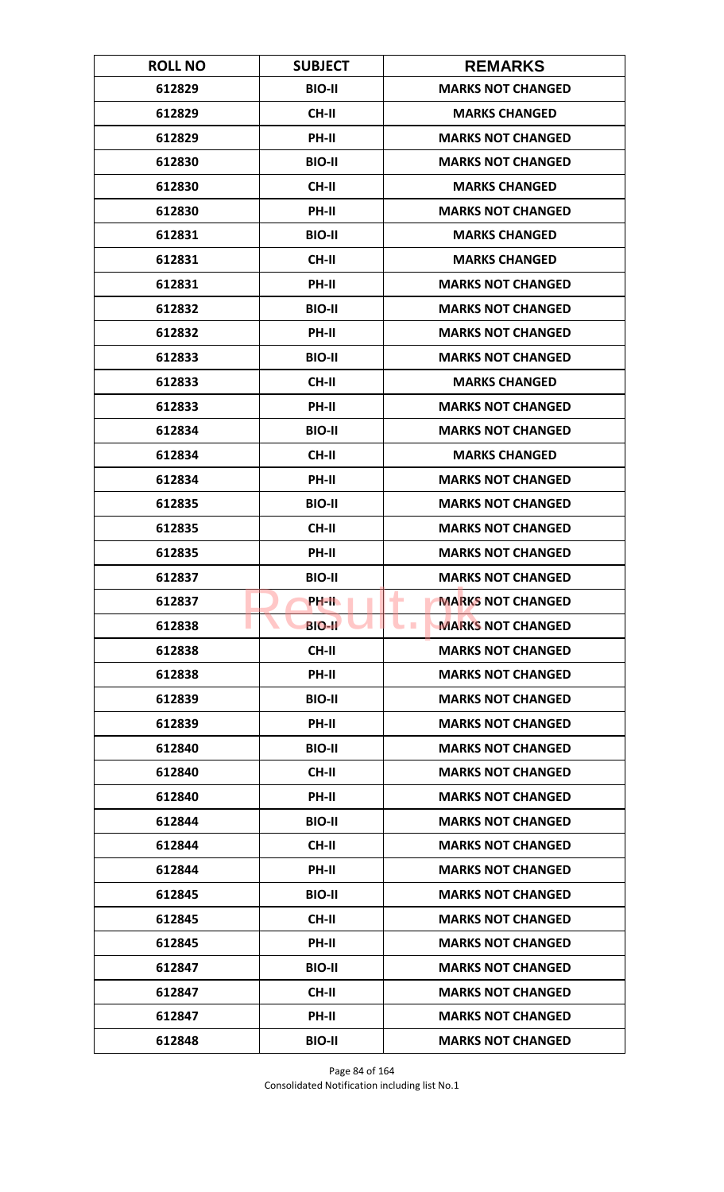| ROLL NO | SUBJECT | REMARKS |
|---|---|---|
| 612829 | BIO-II | MARKS NOT CHANGED |
| 612829 | CH-II | MARKS CHANGED |
| 612829 | PH-II | MARKS NOT CHANGED |
| 612830 | BIO-II | MARKS NOT CHANGED |
| 612830 | CH-II | MARKS CHANGED |
| 612830 | PH-II | MARKS NOT CHANGED |
| 612831 | BIO-II | MARKS CHANGED |
| 612831 | CH-II | MARKS CHANGED |
| 612831 | PH-II | MARKS NOT CHANGED |
| 612832 | BIO-II | MARKS NOT CHANGED |
| 612832 | PH-II | MARKS NOT CHANGED |
| 612833 | BIO-II | MARKS NOT CHANGED |
| 612833 | CH-II | MARKS CHANGED |
| 612833 | PH-II | MARKS NOT CHANGED |
| 612834 | BIO-II | MARKS NOT CHANGED |
| 612834 | CH-II | MARKS CHANGED |
| 612834 | PH-II | MARKS NOT CHANGED |
| 612835 | BIO-II | MARKS NOT CHANGED |
| 612835 | CH-II | MARKS NOT CHANGED |
| 612835 | PH-II | MARKS NOT CHANGED |
| 612837 | BIO-II | MARKS NOT CHANGED |
| 612837 | PH-II | MARKS NOT CHANGED |
| 612838 | BIO-II | MARKS NOT CHANGED |
| 612838 | CH-II | MARKS NOT CHANGED |
| 612838 | PH-II | MARKS NOT CHANGED |
| 612839 | BIO-II | MARKS NOT CHANGED |
| 612839 | PH-II | MARKS NOT CHANGED |
| 612840 | BIO-II | MARKS NOT CHANGED |
| 612840 | CH-II | MARKS NOT CHANGED |
| 612840 | PH-II | MARKS NOT CHANGED |
| 612844 | BIO-II | MARKS NOT CHANGED |
| 612844 | CH-II | MARKS NOT CHANGED |
| 612844 | PH-II | MARKS NOT CHANGED |
| 612845 | BIO-II | MARKS NOT CHANGED |
| 612845 | CH-II | MARKS NOT CHANGED |
| 612845 | PH-II | MARKS NOT CHANGED |
| 612847 | BIO-II | MARKS NOT CHANGED |
| 612847 | CH-II | MARKS NOT CHANGED |
| 612847 | PH-II | MARKS NOT CHANGED |
| 612848 | BIO-II | MARKS NOT CHANGED |

Consolidated Notification including list No.1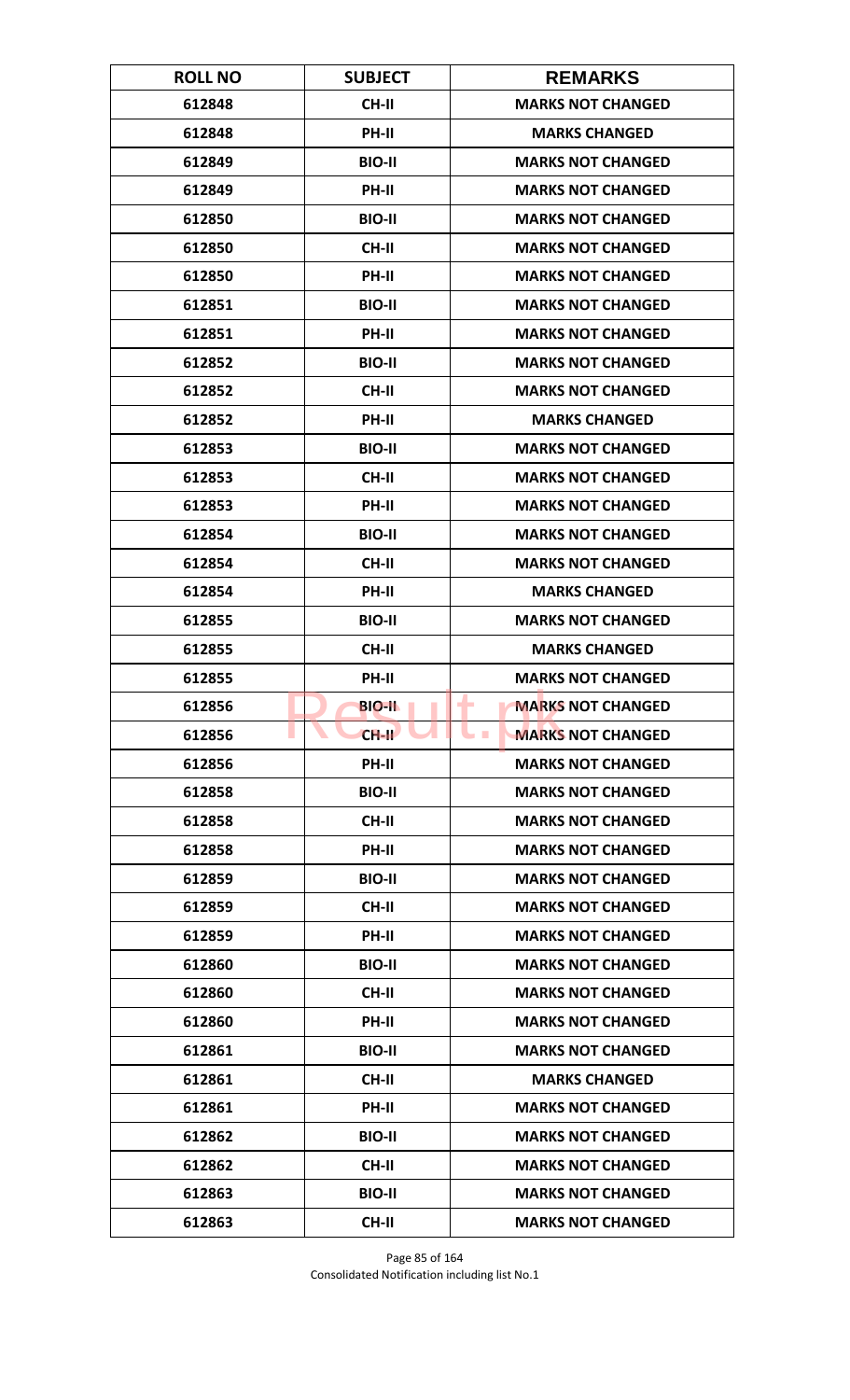| ROLL NO | SUBJECT | REMARKS |
|---|---|---|
| 612848 | CH-II | MARKS NOT CHANGED |
| 612848 | PH-II | MARKS CHANGED |
| 612849 | BIO-II | MARKS NOT CHANGED |
| 612849 | PH-II | MARKS NOT CHANGED |
| 612850 | BIO-II | MARKS NOT CHANGED |
| 612850 | CH-II | MARKS NOT CHANGED |
| 612850 | PH-II | MARKS NOT CHANGED |
| 612851 | BIO-II | MARKS NOT CHANGED |
| 612851 | PH-II | MARKS NOT CHANGED |
| 612852 | BIO-II | MARKS NOT CHANGED |
| 612852 | CH-II | MARKS NOT CHANGED |
| 612852 | PH-II | MARKS CHANGED |
| 612853 | BIO-II | MARKS NOT CHANGED |
| 612853 | CH-II | MARKS NOT CHANGED |
| 612853 | PH-II | MARKS NOT CHANGED |
| 612854 | BIO-II | MARKS NOT CHANGED |
| 612854 | CH-II | MARKS NOT CHANGED |
| 612854 | PH-II | MARKS CHANGED |
| 612855 | BIO-II | MARKS NOT CHANGED |
| 612855 | CH-II | MARKS CHANGED |
| 612855 | PH-II | MARKS NOT CHANGED |
| 612856 | BIO-II | MARKS NOT CHANGED |
| 612856 | CH-II | MARKS NOT CHANGED |
| 612856 | PH-II | MARKS NOT CHANGED |
| 612858 | BIO-II | MARKS NOT CHANGED |
| 612858 | CH-II | MARKS NOT CHANGED |
| 612858 | PH-II | MARKS NOT CHANGED |
| 612859 | BIO-II | MARKS NOT CHANGED |
| 612859 | CH-II | MARKS NOT CHANGED |
| 612859 | PH-II | MARKS NOT CHANGED |
| 612860 | BIO-II | MARKS NOT CHANGED |
| 612860 | CH-II | MARKS NOT CHANGED |
| 612860 | PH-II | MARKS NOT CHANGED |
| 612861 | BIO-II | MARKS NOT CHANGED |
| 612861 | CH-II | MARKS CHANGED |
| 612861 | PH-II | MARKS NOT CHANGED |
| 612862 | BIO-II | MARKS NOT CHANGED |
| 612862 | CH-II | MARKS NOT CHANGED |
| 612863 | BIO-II | MARKS NOT CHANGED |
| 612863 | CH-II | MARKS NOT CHANGED |

Consolidated Notification including list No.1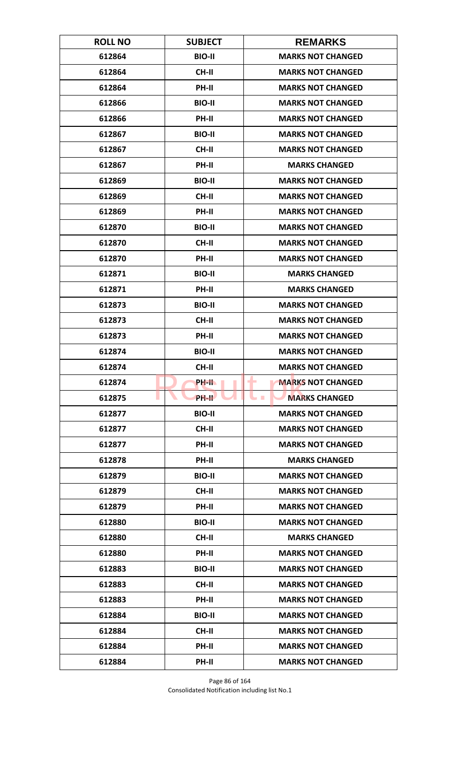| ROLL NO | SUBJECT | REMARKS |
|---|---|---|
| 612864 | BIO-II | MARKS NOT CHANGED |
| 612864 | CH-II | MARKS NOT CHANGED |
| 612864 | PH-II | MARKS NOT CHANGED |
| 612866 | BIO-II | MARKS NOT CHANGED |
| 612866 | PH-II | MARKS NOT CHANGED |
| 612867 | BIO-II | MARKS NOT CHANGED |
| 612867 | CH-II | MARKS NOT CHANGED |
| 612867 | PH-II | MARKS CHANGED |
| 612869 | BIO-II | MARKS NOT CHANGED |
| 612869 | CH-II | MARKS NOT CHANGED |
| 612869 | PH-II | MARKS NOT CHANGED |
| 612870 | BIO-II | MARKS NOT CHANGED |
| 612870 | CH-II | MARKS NOT CHANGED |
| 612870 | PH-II | MARKS NOT CHANGED |
| 612871 | BIO-II | MARKS CHANGED |
| 612871 | PH-II | MARKS CHANGED |
| 612873 | BIO-II | MARKS NOT CHANGED |
| 612873 | CH-II | MARKS NOT CHANGED |
| 612873 | PH-II | MARKS NOT CHANGED |
| 612874 | BIO-II | MARKS NOT CHANGED |
| 612874 | CH-II | MARKS NOT CHANGED |
| 612874 | PH-II | MARKS NOT CHANGED |
| 612875 | PH-II | MARKS CHANGED |
| 612877 | BIO-II | MARKS NOT CHANGED |
| 612877 | CH-II | MARKS NOT CHANGED |
| 612877 | PH-II | MARKS NOT CHANGED |
| 612878 | PH-II | MARKS CHANGED |
| 612879 | BIO-II | MARKS NOT CHANGED |
| 612879 | CH-II | MARKS NOT CHANGED |
| 612879 | PH-II | MARKS NOT CHANGED |
| 612880 | BIO-II | MARKS NOT CHANGED |
| 612880 | CH-II | MARKS CHANGED |
| 612880 | PH-II | MARKS NOT CHANGED |
| 612883 | BIO-II | MARKS NOT CHANGED |
| 612883 | CH-II | MARKS NOT CHANGED |
| 612883 | PH-II | MARKS NOT CHANGED |
| 612884 | BIO-II | MARKS NOT CHANGED |
| 612884 | CH-II | MARKS NOT CHANGED |
| 612884 | PH-II | MARKS NOT CHANGED |
| 612884 | PH-II | MARKS NOT CHANGED |

Consolidated Notification including list No.1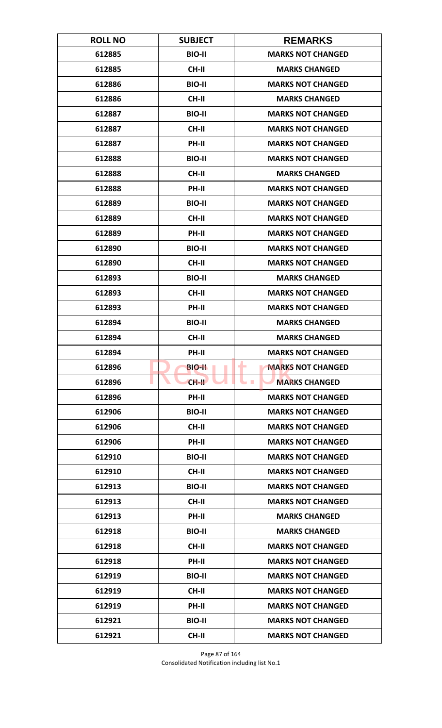| ROLL NO | SUBJECT | REMARKS |
|---|---|---|
| 612885 | BIO-II | MARKS NOT CHANGED |
| 612885 | CH-II | MARKS CHANGED |
| 612886 | BIO-II | MARKS NOT CHANGED |
| 612886 | CH-II | MARKS CHANGED |
| 612887 | BIO-II | MARKS NOT CHANGED |
| 612887 | CH-II | MARKS NOT CHANGED |
| 612887 | PH-II | MARKS NOT CHANGED |
| 612888 | BIO-II | MARKS NOT CHANGED |
| 612888 | CH-II | MARKS CHANGED |
| 612888 | PH-II | MARKS NOT CHANGED |
| 612889 | BIO-II | MARKS NOT CHANGED |
| 612889 | CH-II | MARKS NOT CHANGED |
| 612889 | PH-II | MARKS NOT CHANGED |
| 612890 | BIO-II | MARKS NOT CHANGED |
| 612890 | CH-II | MARKS NOT CHANGED |
| 612893 | BIO-II | MARKS CHANGED |
| 612893 | CH-II | MARKS NOT CHANGED |
| 612893 | PH-II | MARKS NOT CHANGED |
| 612894 | BIO-II | MARKS CHANGED |
| 612894 | CH-II | MARKS CHANGED |
| 612894 | PH-II | MARKS NOT CHANGED |
| 612896 | BIO-II | MARKS NOT CHANGED |
| 612896 | CH-II | MARKS CHANGED |
| 612896 | PH-II | MARKS NOT CHANGED |
| 612906 | BIO-II | MARKS NOT CHANGED |
| 612906 | CH-II | MARKS NOT CHANGED |
| 612906 | PH-II | MARKS NOT CHANGED |
| 612910 | BIO-II | MARKS NOT CHANGED |
| 612910 | CH-II | MARKS NOT CHANGED |
| 612913 | BIO-II | MARKS NOT CHANGED |
| 612913 | CH-II | MARKS NOT CHANGED |
| 612913 | PH-II | MARKS CHANGED |
| 612918 | BIO-II | MARKS CHANGED |
| 612918 | CH-II | MARKS NOT CHANGED |
| 612918 | PH-II | MARKS NOT CHANGED |
| 612919 | BIO-II | MARKS NOT CHANGED |
| 612919 | CH-II | MARKS NOT CHANGED |
| 612919 | PH-II | MARKS NOT CHANGED |
| 612921 | BIO-II | MARKS NOT CHANGED |
| 612921 | CH-II | MARKS NOT CHANGED |

Consolidated Notification including list No.1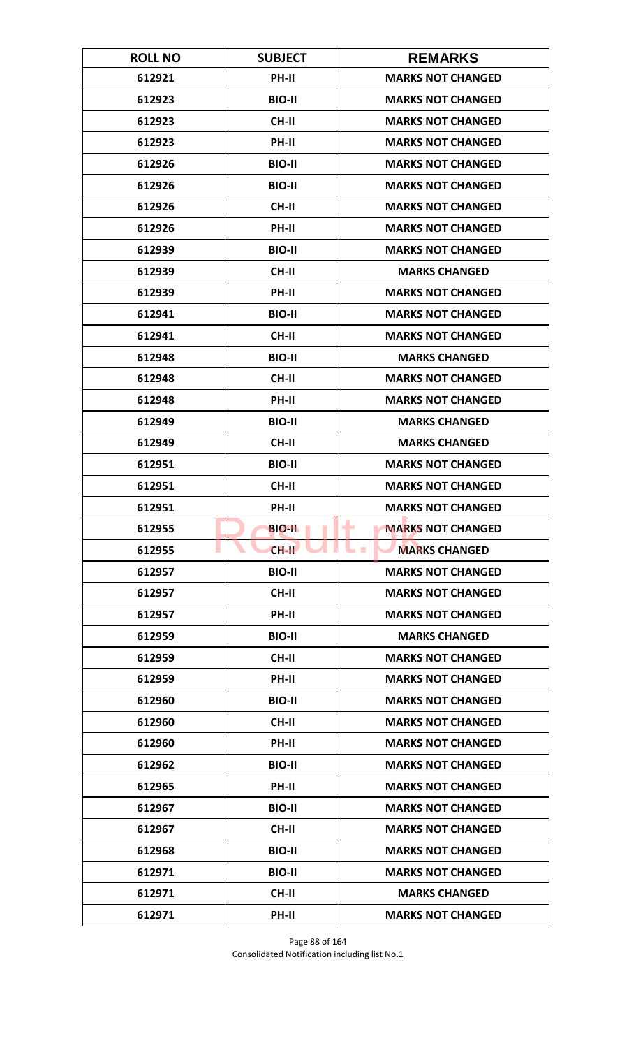| ROLL NO | SUBJECT | REMARKS |
| --- | --- | --- |
| 612921 | PH-II | MARKS NOT CHANGED |
| 612923 | BIO-II | MARKS NOT CHANGED |
| 612923 | CH-II | MARKS NOT CHANGED |
| 612923 | PH-II | MARKS NOT CHANGED |
| 612926 | BIO-II | MARKS NOT CHANGED |
| 612926 | BIO-II | MARKS NOT CHANGED |
| 612926 | CH-II | MARKS NOT CHANGED |
| 612926 | PH-II | MARKS NOT CHANGED |
| 612939 | BIO-II | MARKS NOT CHANGED |
| 612939 | CH-II | MARKS CHANGED |
| 612939 | PH-II | MARKS NOT CHANGED |
| 612941 | BIO-II | MARKS NOT CHANGED |
| 612941 | CH-II | MARKS NOT CHANGED |
| 612948 | BIO-II | MARKS CHANGED |
| 612948 | CH-II | MARKS NOT CHANGED |
| 612948 | PH-II | MARKS NOT CHANGED |
| 612949 | BIO-II | MARKS CHANGED |
| 612949 | CH-II | MARKS CHANGED |
| 612951 | BIO-II | MARKS NOT CHANGED |
| 612951 | CH-II | MARKS NOT CHANGED |
| 612951 | PH-II | MARKS NOT CHANGED |
| 612955 | BIO-II | MARKS NOT CHANGED |
| 612955 | CH-II | MARKS CHANGED |
| 612957 | BIO-II | MARKS NOT CHANGED |
| 612957 | CH-II | MARKS NOT CHANGED |
| 612957 | PH-II | MARKS NOT CHANGED |
| 612959 | BIO-II | MARKS CHANGED |
| 612959 | CH-II | MARKS NOT CHANGED |
| 612959 | PH-II | MARKS NOT CHANGED |
| 612960 | BIO-II | MARKS NOT CHANGED |
| 612960 | CH-II | MARKS NOT CHANGED |
| 612960 | PH-II | MARKS NOT CHANGED |
| 612962 | BIO-II | MARKS NOT CHANGED |
| 612965 | PH-II | MARKS NOT CHANGED |
| 612967 | BIO-II | MARKS NOT CHANGED |
| 612967 | CH-II | MARKS NOT CHANGED |
| 612968 | BIO-II | MARKS NOT CHANGED |
| 612971 | BIO-II | MARKS NOT CHANGED |
| 612971 | CH-II | MARKS CHANGED |
| 612971 | PH-II | MARKS NOT CHANGED |

Consolidated Notification including list No.1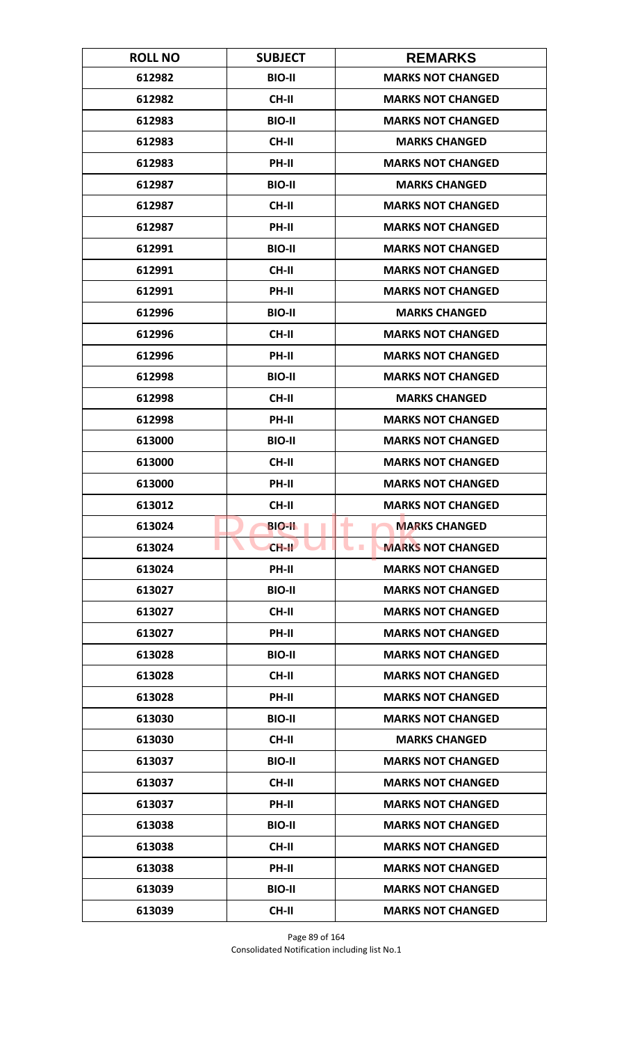| ROLL NO | SUBJECT | REMARKS |
| --- | --- | --- |
| 612982 | BIO-II | MARKS NOT CHANGED |
| 612982 | CH-II | MARKS NOT CHANGED |
| 612983 | BIO-II | MARKS NOT CHANGED |
| 612983 | CH-II | MARKS CHANGED |
| 612983 | PH-II | MARKS NOT CHANGED |
| 612987 | BIO-II | MARKS CHANGED |
| 612987 | CH-II | MARKS NOT CHANGED |
| 612987 | PH-II | MARKS NOT CHANGED |
| 612991 | BIO-II | MARKS NOT CHANGED |
| 612991 | CH-II | MARKS NOT CHANGED |
| 612991 | PH-II | MARKS NOT CHANGED |
| 612996 | BIO-II | MARKS CHANGED |
| 612996 | CH-II | MARKS NOT CHANGED |
| 612996 | PH-II | MARKS NOT CHANGED |
| 612998 | BIO-II | MARKS NOT CHANGED |
| 612998 | CH-II | MARKS CHANGED |
| 612998 | PH-II | MARKS NOT CHANGED |
| 613000 | BIO-II | MARKS NOT CHANGED |
| 613000 | CH-II | MARKS NOT CHANGED |
| 613000 | PH-II | MARKS NOT CHANGED |
| 613012 | CH-II | MARKS NOT CHANGED |
| 613024 | BIO-II | MARKS CHANGED |
| 613024 | CH-II | MARKS NOT CHANGED |
| 613024 | PH-II | MARKS NOT CHANGED |
| 613027 | BIO-II | MARKS NOT CHANGED |
| 613027 | CH-II | MARKS NOT CHANGED |
| 613027 | PH-II | MARKS NOT CHANGED |
| 613028 | BIO-II | MARKS NOT CHANGED |
| 613028 | CH-II | MARKS NOT CHANGED |
| 613028 | PH-II | MARKS NOT CHANGED |
| 613030 | BIO-II | MARKS NOT CHANGED |
| 613030 | CH-II | MARKS CHANGED |
| 613037 | BIO-II | MARKS NOT CHANGED |
| 613037 | CH-II | MARKS NOT CHANGED |
| 613037 | PH-II | MARKS NOT CHANGED |
| 613038 | BIO-II | MARKS NOT CHANGED |
| 613038 | CH-II | MARKS NOT CHANGED |
| 613038 | PH-II | MARKS NOT CHANGED |
| 613039 | BIO-II | MARKS NOT CHANGED |
| 613039 | CH-II | MARKS NOT CHANGED |

Consolidated Notification including list No.1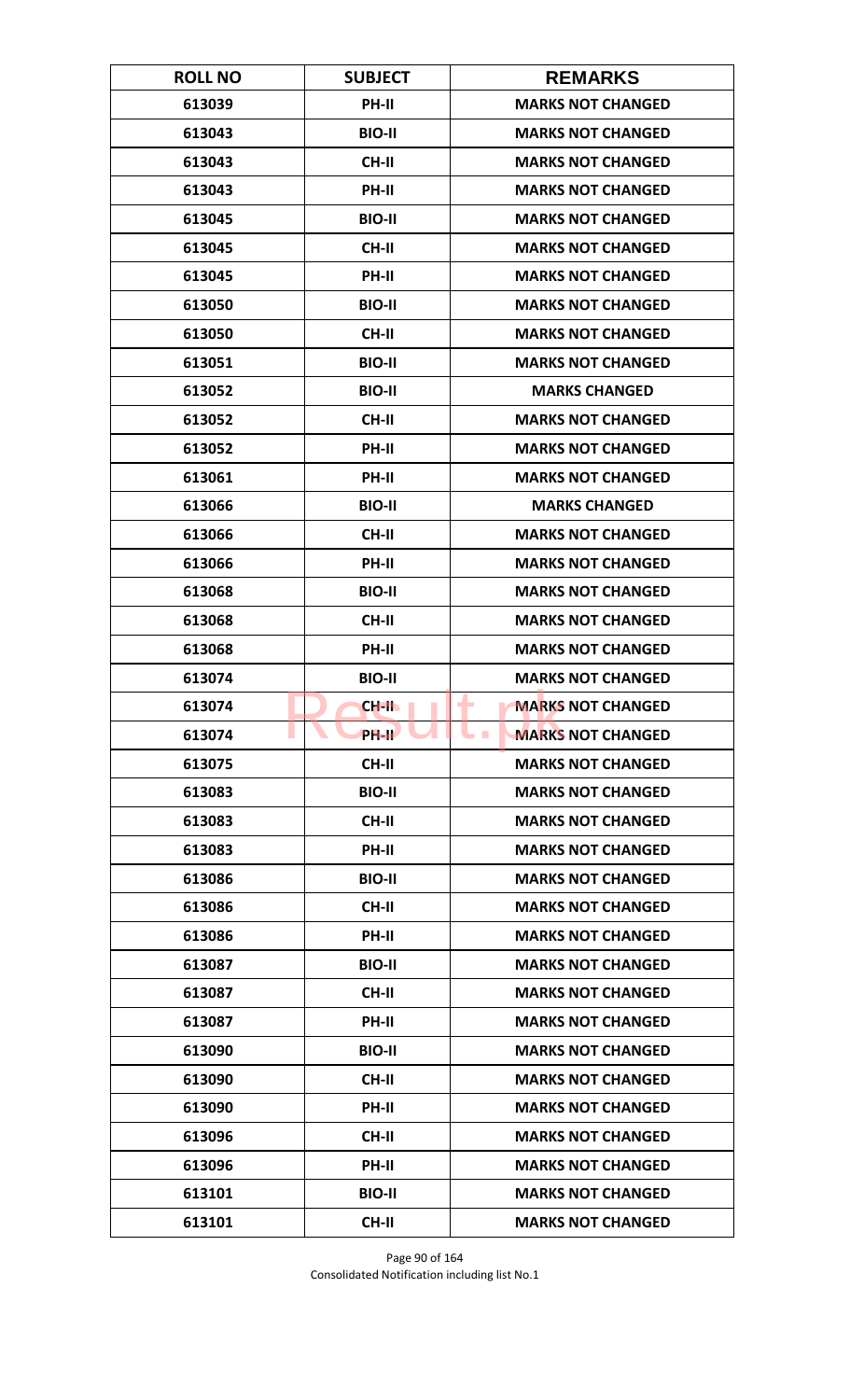| ROLL NO | SUBJECT | REMARKS |
|---|---|---|
| 613039 | PH-II | MARKS NOT CHANGED |
| 613043 | BIO-II | MARKS NOT CHANGED |
| 613043 | CH-II | MARKS NOT CHANGED |
| 613043 | PH-II | MARKS NOT CHANGED |
| 613045 | BIO-II | MARKS NOT CHANGED |
| 613045 | CH-II | MARKS NOT CHANGED |
| 613045 | PH-II | MARKS NOT CHANGED |
| 613050 | BIO-II | MARKS NOT CHANGED |
| 613050 | CH-II | MARKS NOT CHANGED |
| 613051 | BIO-II | MARKS NOT CHANGED |
| 613052 | BIO-II | MARKS CHANGED |
| 613052 | CH-II | MARKS NOT CHANGED |
| 613052 | PH-II | MARKS NOT CHANGED |
| 613061 | PH-II | MARKS NOT CHANGED |
| 613066 | BIO-II | MARKS CHANGED |
| 613066 | CH-II | MARKS NOT CHANGED |
| 613066 | PH-II | MARKS NOT CHANGED |
| 613068 | BIO-II | MARKS NOT CHANGED |
| 613068 | CH-II | MARKS NOT CHANGED |
| 613068 | PH-II | MARKS NOT CHANGED |
| 613074 | BIO-II | MARKS NOT CHANGED |
| 613074 | CH-II | MARKS NOT CHANGED |
| 613074 | PH-II | MARKS NOT CHANGED |
| 613075 | CH-II | MARKS NOT CHANGED |
| 613083 | BIO-II | MARKS NOT CHANGED |
| 613083 | CH-II | MARKS NOT CHANGED |
| 613083 | PH-II | MARKS NOT CHANGED |
| 613086 | BIO-II | MARKS NOT CHANGED |
| 613086 | CH-II | MARKS NOT CHANGED |
| 613086 | PH-II | MARKS NOT CHANGED |
| 613087 | BIO-II | MARKS NOT CHANGED |
| 613087 | CH-II | MARKS NOT CHANGED |
| 613087 | PH-II | MARKS NOT CHANGED |
| 613090 | BIO-II | MARKS NOT CHANGED |
| 613090 | CH-II | MARKS NOT CHANGED |
| 613090 | PH-II | MARKS NOT CHANGED |
| 613096 | CH-II | MARKS NOT CHANGED |
| 613096 | PH-II | MARKS NOT CHANGED |
| 613101 | BIO-II | MARKS NOT CHANGED |
| 613101 | CH-II | MARKS NOT CHANGED |

Consolidated Notification including list No.1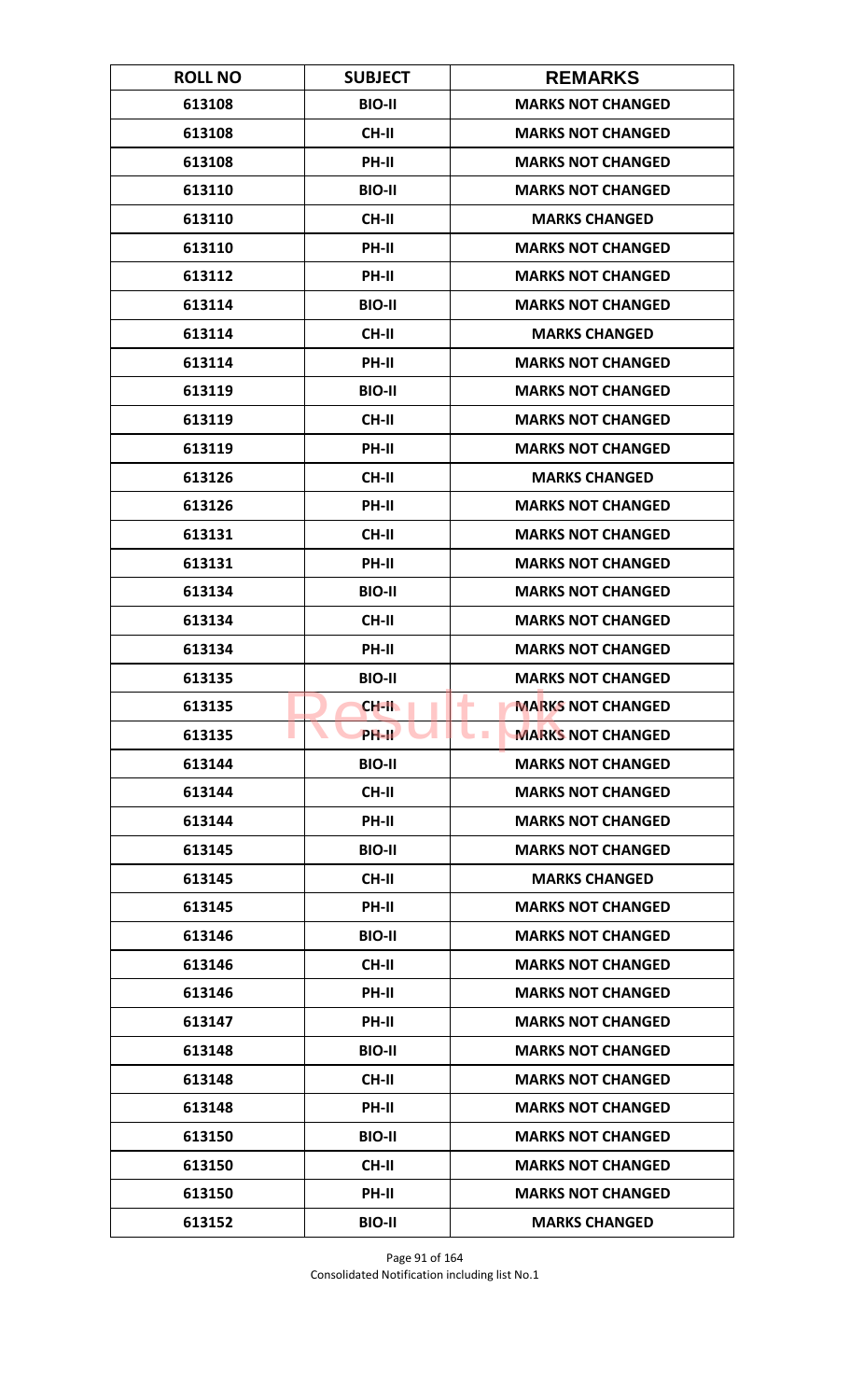| ROLL NO | SUBJECT | REMARKS |
| --- | --- | --- |
| 613108 | BIO-II | MARKS NOT CHANGED |
| 613108 | CH-II | MARKS NOT CHANGED |
| 613108 | PH-II | MARKS NOT CHANGED |
| 613110 | BIO-II | MARKS NOT CHANGED |
| 613110 | CH-II | MARKS CHANGED |
| 613110 | PH-II | MARKS NOT CHANGED |
| 613112 | PH-II | MARKS NOT CHANGED |
| 613114 | BIO-II | MARKS NOT CHANGED |
| 613114 | CH-II | MARKS CHANGED |
| 613114 | PH-II | MARKS NOT CHANGED |
| 613119 | BIO-II | MARKS NOT CHANGED |
| 613119 | CH-II | MARKS NOT CHANGED |
| 613119 | PH-II | MARKS NOT CHANGED |
| 613126 | CH-II | MARKS CHANGED |
| 613126 | PH-II | MARKS NOT CHANGED |
| 613131 | CH-II | MARKS NOT CHANGED |
| 613131 | PH-II | MARKS NOT CHANGED |
| 613134 | BIO-II | MARKS NOT CHANGED |
| 613134 | CH-II | MARKS NOT CHANGED |
| 613134 | PH-II | MARKS NOT CHANGED |
| 613135 | BIO-II | MARKS NOT CHANGED |
| 613135 | CH-II | MARKS NOT CHANGED |
| 613135 | PH-II | MARKS NOT CHANGED |
| 613144 | BIO-II | MARKS NOT CHANGED |
| 613144 | CH-II | MARKS NOT CHANGED |
| 613144 | PH-II | MARKS NOT CHANGED |
| 613145 | BIO-II | MARKS NOT CHANGED |
| 613145 | CH-II | MARKS CHANGED |
| 613145 | PH-II | MARKS NOT CHANGED |
| 613146 | BIO-II | MARKS NOT CHANGED |
| 613146 | CH-II | MARKS NOT CHANGED |
| 613146 | PH-II | MARKS NOT CHANGED |
| 613147 | PH-II | MARKS NOT CHANGED |
| 613148 | BIO-II | MARKS NOT CHANGED |
| 613148 | CH-II | MARKS NOT CHANGED |
| 613148 | PH-II | MARKS NOT CHANGED |
| 613150 | BIO-II | MARKS NOT CHANGED |
| 613150 | CH-II | MARKS NOT CHANGED |
| 613150 | PH-II | MARKS NOT CHANGED |
| 613152 | BIO-II | MARKS CHANGED |

Consolidated Notification including list No.1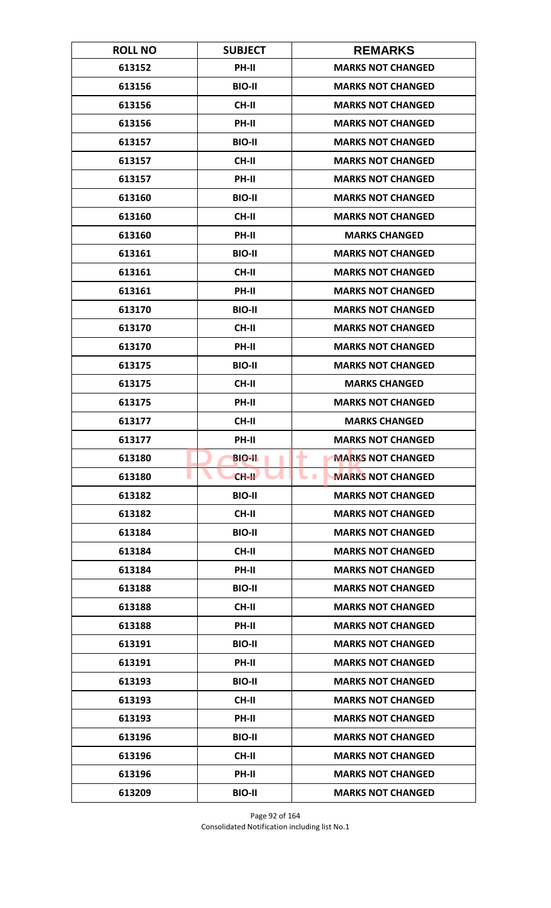| ROLL NO | SUBJECT | REMARKS |
|---|---|---|
| 613152 | PH-II | MARKS NOT CHANGED |
| 613156 | BIO-II | MARKS NOT CHANGED |
| 613156 | CH-II | MARKS NOT CHANGED |
| 613156 | PH-II | MARKS NOT CHANGED |
| 613157 | BIO-II | MARKS NOT CHANGED |
| 613157 | CH-II | MARKS NOT CHANGED |
| 613157 | PH-II | MARKS NOT CHANGED |
| 613160 | BIO-II | MARKS NOT CHANGED |
| 613160 | CH-II | MARKS NOT CHANGED |
| 613160 | PH-II | MARKS CHANGED |
| 613161 | BIO-II | MARKS NOT CHANGED |
| 613161 | CH-II | MARKS NOT CHANGED |
| 613161 | PH-II | MARKS NOT CHANGED |
| 613170 | BIO-II | MARKS NOT CHANGED |
| 613170 | CH-II | MARKS NOT CHANGED |
| 613170 | PH-II | MARKS NOT CHANGED |
| 613175 | BIO-II | MARKS NOT CHANGED |
| 613175 | CH-II | MARKS CHANGED |
| 613175 | PH-II | MARKS NOT CHANGED |
| 613177 | CH-II | MARKS CHANGED |
| 613177 | PH-II | MARKS NOT CHANGED |
| 613180 | BIO-II | MARKS NOT CHANGED |
| 613180 | CH-II | MARKS NOT CHANGED |
| 613182 | BIO-II | MARKS NOT CHANGED |
| 613182 | CH-II | MARKS NOT CHANGED |
| 613184 | BIO-II | MARKS NOT CHANGED |
| 613184 | CH-II | MARKS NOT CHANGED |
| 613184 | PH-II | MARKS NOT CHANGED |
| 613188 | BIO-II | MARKS NOT CHANGED |
| 613188 | CH-II | MARKS NOT CHANGED |
| 613188 | PH-II | MARKS NOT CHANGED |
| 613191 | BIO-II | MARKS NOT CHANGED |
| 613191 | PH-II | MARKS NOT CHANGED |
| 613193 | BIO-II | MARKS NOT CHANGED |
| 613193 | CH-II | MARKS NOT CHANGED |
| 613193 | PH-II | MARKS NOT CHANGED |
| 613196 | BIO-II | MARKS NOT CHANGED |
| 613196 | CH-II | MARKS NOT CHANGED |
| 613196 | PH-II | MARKS NOT CHANGED |
| 613209 | BIO-II | MARKS NOT CHANGED |

Consolidated Notification including list No.1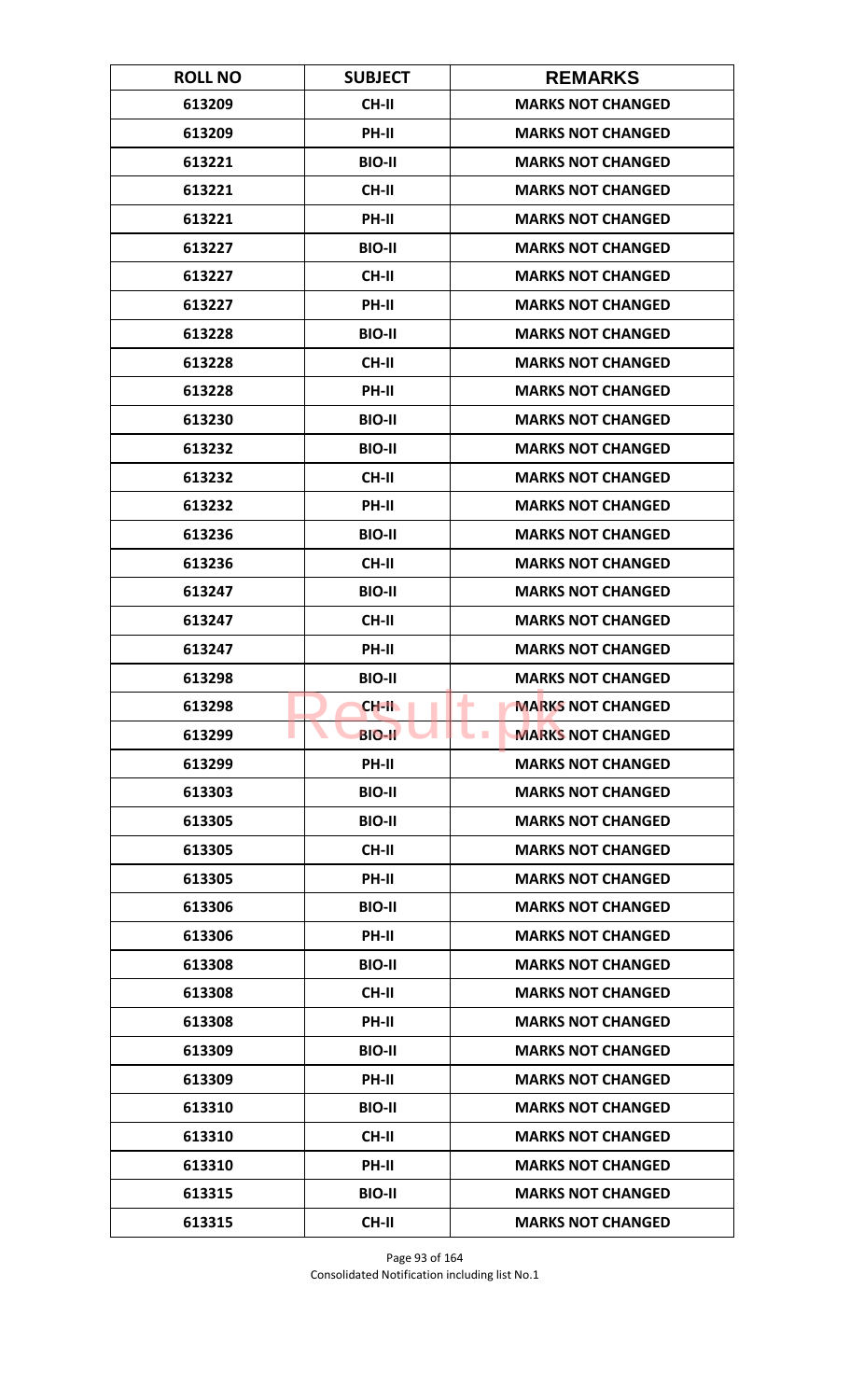| ROLL NO | SUBJECT | REMARKS |
|---|---|---|
| 613209 | CH-II | MARKS NOT CHANGED |
| 613209 | PH-II | MARKS NOT CHANGED |
| 613221 | BIO-II | MARKS NOT CHANGED |
| 613221 | CH-II | MARKS NOT CHANGED |
| 613221 | PH-II | MARKS NOT CHANGED |
| 613227 | BIO-II | MARKS NOT CHANGED |
| 613227 | CH-II | MARKS NOT CHANGED |
| 613227 | PH-II | MARKS NOT CHANGED |
| 613228 | BIO-II | MARKS NOT CHANGED |
| 613228 | CH-II | MARKS NOT CHANGED |
| 613228 | PH-II | MARKS NOT CHANGED |
| 613230 | BIO-II | MARKS NOT CHANGED |
| 613232 | BIO-II | MARKS NOT CHANGED |
| 613232 | CH-II | MARKS NOT CHANGED |
| 613232 | PH-II | MARKS NOT CHANGED |
| 613236 | BIO-II | MARKS NOT CHANGED |
| 613236 | CH-II | MARKS NOT CHANGED |
| 613247 | BIO-II | MARKS NOT CHANGED |
| 613247 | CH-II | MARKS NOT CHANGED |
| 613247 | PH-II | MARKS NOT CHANGED |
| 613298 | BIO-II | MARKS NOT CHANGED |
| 613298 | CH-II | MARKS NOT CHANGED |
| 613299 | BIO-II | MARKS NOT CHANGED |
| 613299 | PH-II | MARKS NOT CHANGED |
| 613303 | BIO-II | MARKS NOT CHANGED |
| 613305 | BIO-II | MARKS NOT CHANGED |
| 613305 | CH-II | MARKS NOT CHANGED |
| 613305 | PH-II | MARKS NOT CHANGED |
| 613306 | BIO-II | MARKS NOT CHANGED |
| 613306 | PH-II | MARKS NOT CHANGED |
| 613308 | BIO-II | MARKS NOT CHANGED |
| 613308 | CH-II | MARKS NOT CHANGED |
| 613308 | PH-II | MARKS NOT CHANGED |
| 613309 | BIO-II | MARKS NOT CHANGED |
| 613309 | PH-II | MARKS NOT CHANGED |
| 613310 | BIO-II | MARKS NOT CHANGED |
| 613310 | CH-II | MARKS NOT CHANGED |
| 613310 | PH-II | MARKS NOT CHANGED |
| 613315 | BIO-II | MARKS NOT CHANGED |
| 613315 | CH-II | MARKS NOT CHANGED |

Consolidated Notification including list No.1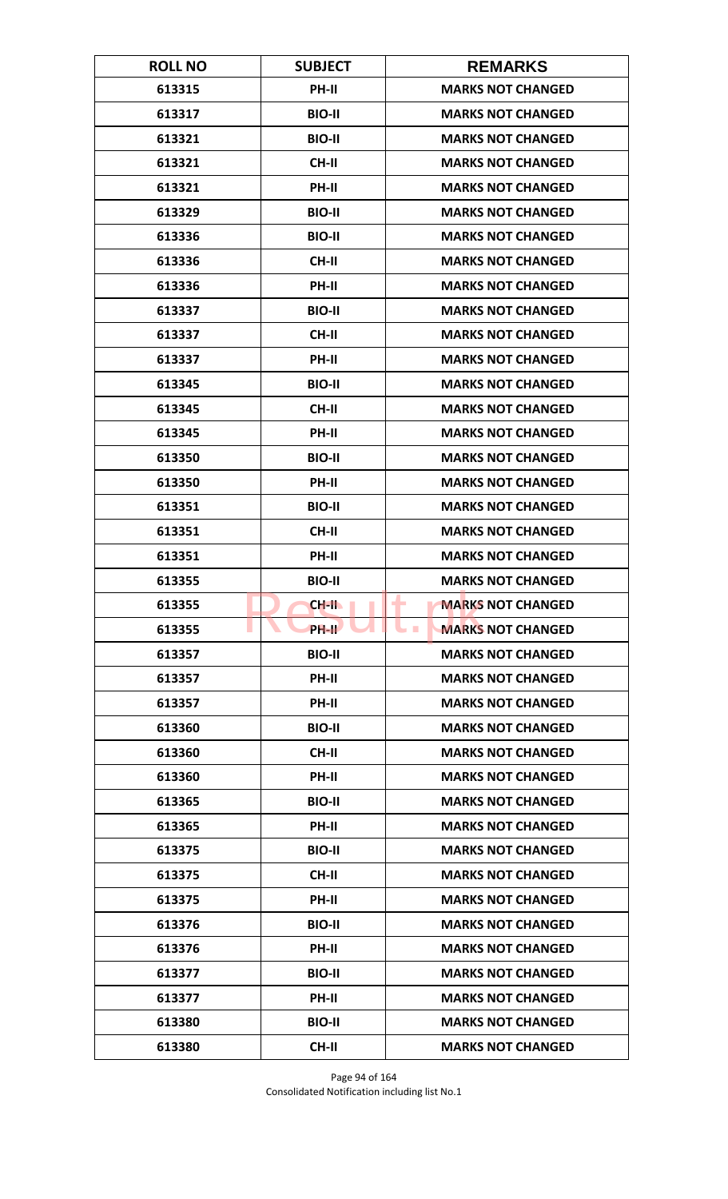| ROLL NO | SUBJECT | REMARKS |
|---|---|---|
| 613315 | PH-II | MARKS NOT CHANGED |
| 613317 | BIO-II | MARKS NOT CHANGED |
| 613321 | BIO-II | MARKS NOT CHANGED |
| 613321 | CH-II | MARKS NOT CHANGED |
| 613321 | PH-II | MARKS NOT CHANGED |
| 613329 | BIO-II | MARKS NOT CHANGED |
| 613336 | BIO-II | MARKS NOT CHANGED |
| 613336 | CH-II | MARKS NOT CHANGED |
| 613336 | PH-II | MARKS NOT CHANGED |
| 613337 | BIO-II | MARKS NOT CHANGED |
| 613337 | CH-II | MARKS NOT CHANGED |
| 613337 | PH-II | MARKS NOT CHANGED |
| 613345 | BIO-II | MARKS NOT CHANGED |
| 613345 | CH-II | MARKS NOT CHANGED |
| 613345 | PH-II | MARKS NOT CHANGED |
| 613350 | BIO-II | MARKS NOT CHANGED |
| 613350 | PH-II | MARKS NOT CHANGED |
| 613351 | BIO-II | MARKS NOT CHANGED |
| 613351 | CH-II | MARKS NOT CHANGED |
| 613351 | PH-II | MARKS NOT CHANGED |
| 613355 | BIO-II | MARKS NOT CHANGED |
| 613355 | CH-II | MARKS NOT CHANGED |
| 613355 | PH-II | MARKS NOT CHANGED |
| 613357 | BIO-II | MARKS NOT CHANGED |
| 613357 | PH-II | MARKS NOT CHANGED |
| 613357 | PH-II | MARKS NOT CHANGED |
| 613360 | BIO-II | MARKS NOT CHANGED |
| 613360 | CH-II | MARKS NOT CHANGED |
| 613360 | PH-II | MARKS NOT CHANGED |
| 613365 | BIO-II | MARKS NOT CHANGED |
| 613365 | PH-II | MARKS NOT CHANGED |
| 613375 | BIO-II | MARKS NOT CHANGED |
| 613375 | CH-II | MARKS NOT CHANGED |
| 613375 | PH-II | MARKS NOT CHANGED |
| 613376 | BIO-II | MARKS NOT CHANGED |
| 613376 | PH-II | MARKS NOT CHANGED |
| 613377 | BIO-II | MARKS NOT CHANGED |
| 613377 | PH-II | MARKS NOT CHANGED |
| 613380 | BIO-II | MARKS NOT CHANGED |
| 613380 | CH-II | MARKS NOT CHANGED |

Consolidated Notification including list No.1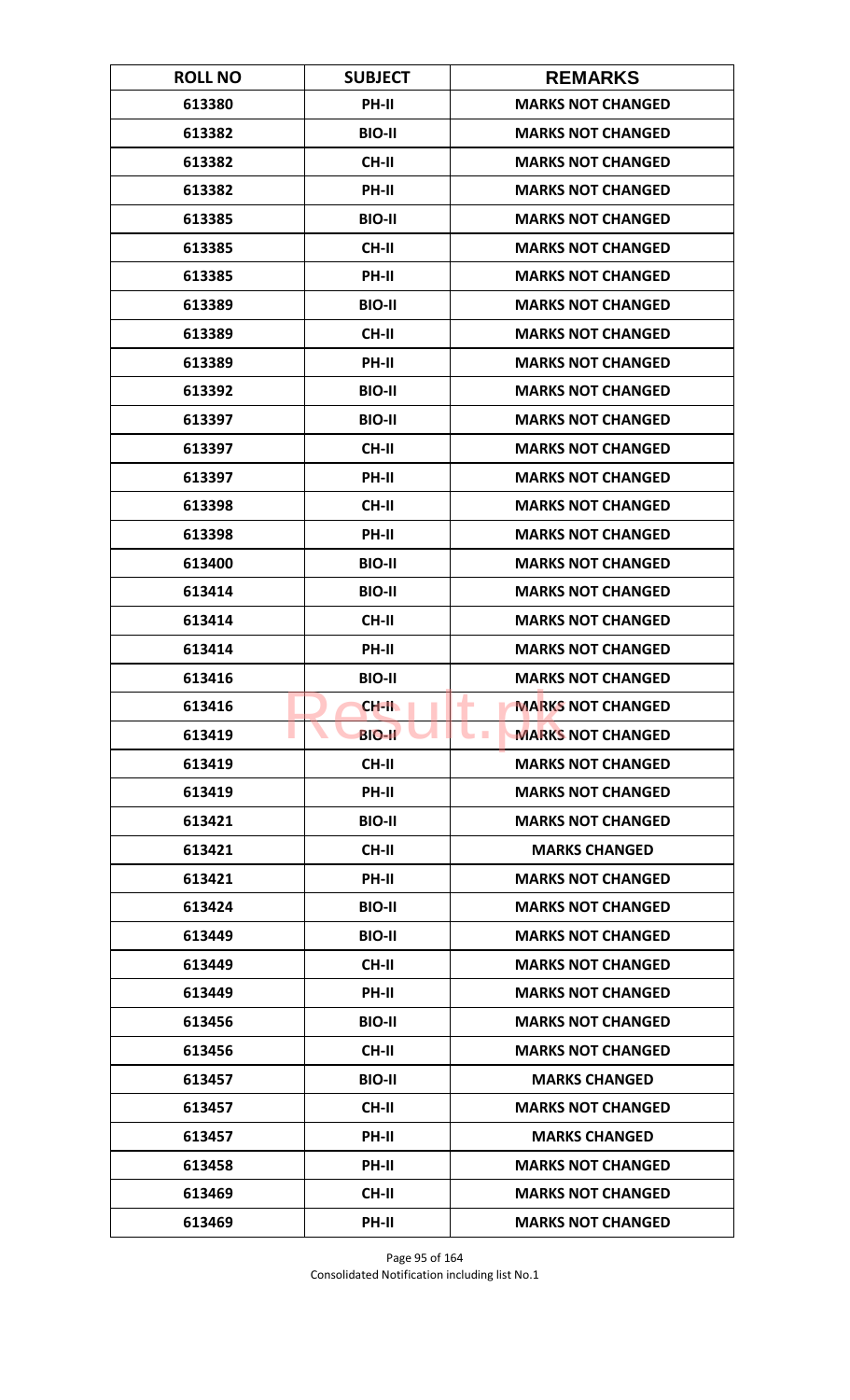| ROLL NO | SUBJECT | REMARKS |
|---|---|---|
| 613380 | PH-II | MARKS NOT CHANGED |
| 613382 | BIO-II | MARKS NOT CHANGED |
| 613382 | CH-II | MARKS NOT CHANGED |
| 613382 | PH-II | MARKS NOT CHANGED |
| 613385 | BIO-II | MARKS NOT CHANGED |
| 613385 | CH-II | MARKS NOT CHANGED |
| 613385 | PH-II | MARKS NOT CHANGED |
| 613389 | BIO-II | MARKS NOT CHANGED |
| 613389 | CH-II | MARKS NOT CHANGED |
| 613389 | PH-II | MARKS NOT CHANGED |
| 613392 | BIO-II | MARKS NOT CHANGED |
| 613397 | BIO-II | MARKS NOT CHANGED |
| 613397 | CH-II | MARKS NOT CHANGED |
| 613397 | PH-II | MARKS NOT CHANGED |
| 613398 | CH-II | MARKS NOT CHANGED |
| 613398 | PH-II | MARKS NOT CHANGED |
| 613400 | BIO-II | MARKS NOT CHANGED |
| 613414 | BIO-II | MARKS NOT CHANGED |
| 613414 | CH-II | MARKS NOT CHANGED |
| 613414 | PH-II | MARKS NOT CHANGED |
| 613416 | BIO-II | MARKS NOT CHANGED |
| 613416 | CH-II | MARKS NOT CHANGED |
| 613419 | BIO-II | MARKS NOT CHANGED |
| 613419 | CH-II | MARKS NOT CHANGED |
| 613419 | PH-II | MARKS NOT CHANGED |
| 613421 | BIO-II | MARKS NOT CHANGED |
| 613421 | CH-II | MARKS CHANGED |
| 613421 | PH-II | MARKS NOT CHANGED |
| 613424 | BIO-II | MARKS NOT CHANGED |
| 613449 | BIO-II | MARKS NOT CHANGED |
| 613449 | CH-II | MARKS NOT CHANGED |
| 613449 | PH-II | MARKS NOT CHANGED |
| 613456 | BIO-II | MARKS NOT CHANGED |
| 613456 | CH-II | MARKS NOT CHANGED |
| 613457 | BIO-II | MARKS CHANGED |
| 613457 | CH-II | MARKS NOT CHANGED |
| 613457 | PH-II | MARKS CHANGED |
| 613458 | PH-II | MARKS NOT CHANGED |
| 613469 | CH-II | MARKS NOT CHANGED |
| 613469 | PH-II | MARKS NOT CHANGED |

Consolidated Notification including list No.1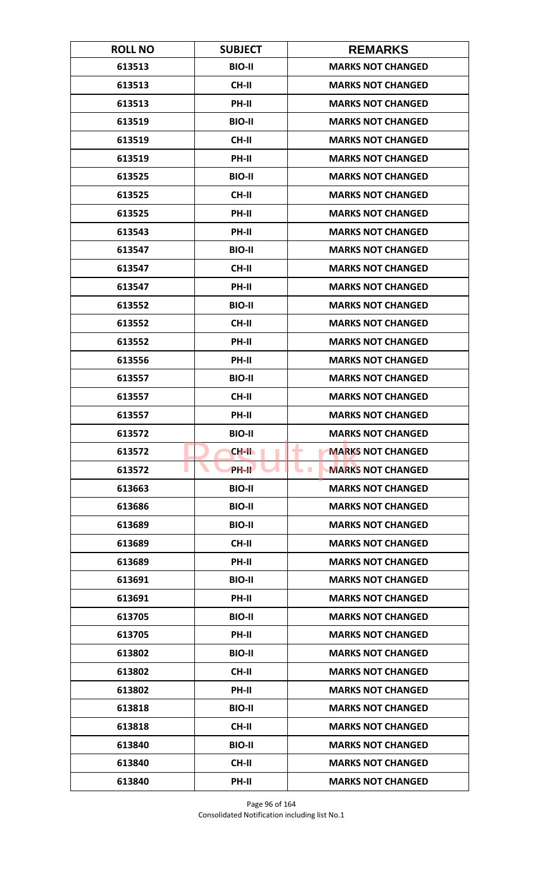| ROLL NO | SUBJECT | REMARKS |
| --- | --- | --- |
| 613513 | BIO-II | MARKS NOT CHANGED |
| 613513 | CH-II | MARKS NOT CHANGED |
| 613513 | PH-II | MARKS NOT CHANGED |
| 613519 | BIO-II | MARKS NOT CHANGED |
| 613519 | CH-II | MARKS NOT CHANGED |
| 613519 | PH-II | MARKS NOT CHANGED |
| 613525 | BIO-II | MARKS NOT CHANGED |
| 613525 | CH-II | MARKS NOT CHANGED |
| 613525 | PH-II | MARKS NOT CHANGED |
| 613543 | PH-II | MARKS NOT CHANGED |
| 613547 | BIO-II | MARKS NOT CHANGED |
| 613547 | CH-II | MARKS NOT CHANGED |
| 613547 | PH-II | MARKS NOT CHANGED |
| 613552 | BIO-II | MARKS NOT CHANGED |
| 613552 | CH-II | MARKS NOT CHANGED |
| 613552 | PH-II | MARKS NOT CHANGED |
| 613556 | PH-II | MARKS NOT CHANGED |
| 613557 | BIO-II | MARKS NOT CHANGED |
| 613557 | CH-II | MARKS NOT CHANGED |
| 613557 | PH-II | MARKS NOT CHANGED |
| 613572 | BIO-II | MARKS NOT CHANGED |
| 613572 | CH-II | MARKS NOT CHANGED |
| 613572 | PH-II | MARKS NOT CHANGED |
| 613663 | BIO-II | MARKS NOT CHANGED |
| 613686 | BIO-II | MARKS NOT CHANGED |
| 613689 | BIO-II | MARKS NOT CHANGED |
| 613689 | CH-II | MARKS NOT CHANGED |
| 613689 | PH-II | MARKS NOT CHANGED |
| 613691 | BIO-II | MARKS NOT CHANGED |
| 613691 | PH-II | MARKS NOT CHANGED |
| 613705 | BIO-II | MARKS NOT CHANGED |
| 613705 | PH-II | MARKS NOT CHANGED |
| 613802 | BIO-II | MARKS NOT CHANGED |
| 613802 | CH-II | MARKS NOT CHANGED |
| 613802 | PH-II | MARKS NOT CHANGED |
| 613818 | BIO-II | MARKS NOT CHANGED |
| 613818 | CH-II | MARKS NOT CHANGED |
| 613840 | BIO-II | MARKS NOT CHANGED |
| 613840 | CH-II | MARKS NOT CHANGED |
| 613840 | PH-II | MARKS NOT CHANGED |

Consolidated Notification including list No.1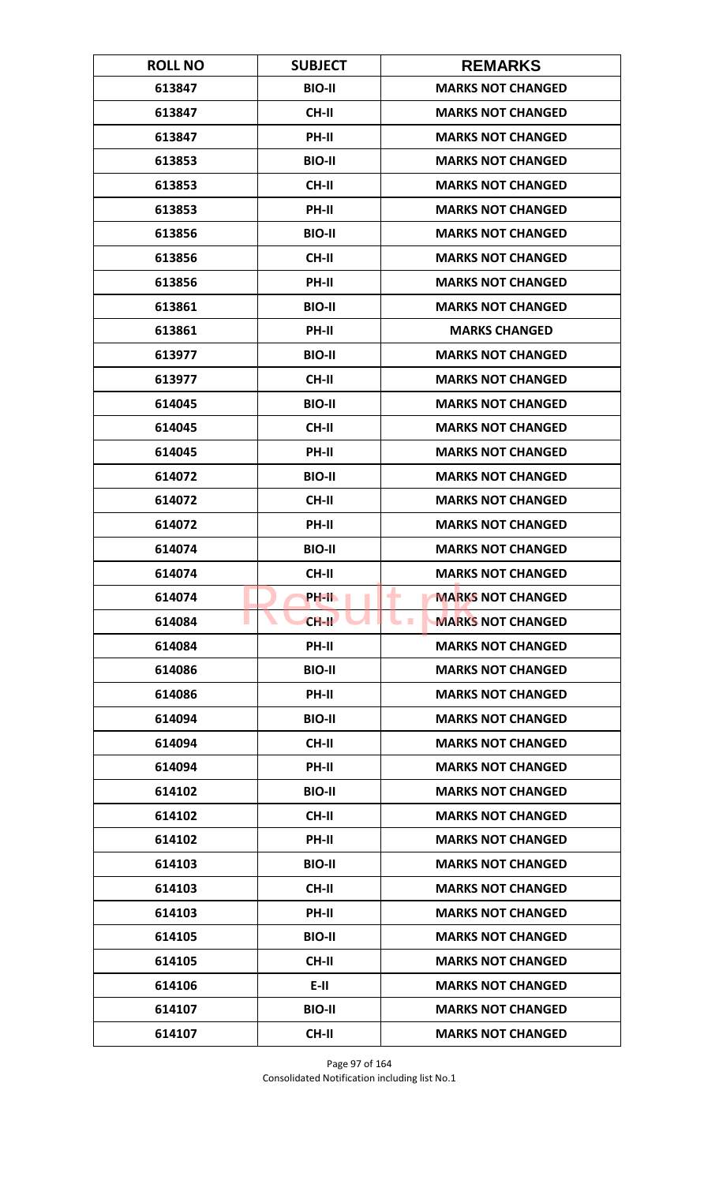| ROLL NO | SUBJECT | REMARKS |
|---|---|---|
| 613847 | BIO-II | MARKS NOT CHANGED |
| 613847 | CH-II | MARKS NOT CHANGED |
| 613847 | PH-II | MARKS NOT CHANGED |
| 613853 | BIO-II | MARKS NOT CHANGED |
| 613853 | CH-II | MARKS NOT CHANGED |
| 613853 | PH-II | MARKS NOT CHANGED |
| 613856 | BIO-II | MARKS NOT CHANGED |
| 613856 | CH-II | MARKS NOT CHANGED |
| 613856 | PH-II | MARKS NOT CHANGED |
| 613861 | BIO-II | MARKS NOT CHANGED |
| 613861 | PH-II | MARKS CHANGED |
| 613977 | BIO-II | MARKS NOT CHANGED |
| 613977 | CH-II | MARKS NOT CHANGED |
| 614045 | BIO-II | MARKS NOT CHANGED |
| 614045 | CH-II | MARKS NOT CHANGED |
| 614045 | PH-II | MARKS NOT CHANGED |
| 614072 | BIO-II | MARKS NOT CHANGED |
| 614072 | CH-II | MARKS NOT CHANGED |
| 614072 | PH-II | MARKS NOT CHANGED |
| 614074 | BIO-II | MARKS NOT CHANGED |
| 614074 | CH-II | MARKS NOT CHANGED |
| 614074 | PH-II | MARKS NOT CHANGED |
| 614084 | CH-II | MARKS NOT CHANGED |
| 614084 | PH-II | MARKS NOT CHANGED |
| 614086 | BIO-II | MARKS NOT CHANGED |
| 614086 | PH-II | MARKS NOT CHANGED |
| 614094 | BIO-II | MARKS NOT CHANGED |
| 614094 | CH-II | MARKS NOT CHANGED |
| 614094 | PH-II | MARKS NOT CHANGED |
| 614102 | BIO-II | MARKS NOT CHANGED |
| 614102 | CH-II | MARKS NOT CHANGED |
| 614102 | PH-II | MARKS NOT CHANGED |
| 614103 | BIO-II | MARKS NOT CHANGED |
| 614103 | CH-II | MARKS NOT CHANGED |
| 614103 | PH-II | MARKS NOT CHANGED |
| 614105 | BIO-II | MARKS NOT CHANGED |
| 614105 | CH-II | MARKS NOT CHANGED |
| 614106 | E-II | MARKS NOT CHANGED |
| 614107 | BIO-II | MARKS NOT CHANGED |
| 614107 | CH-II | MARKS NOT CHANGED |

Consolidated Notification including list No.1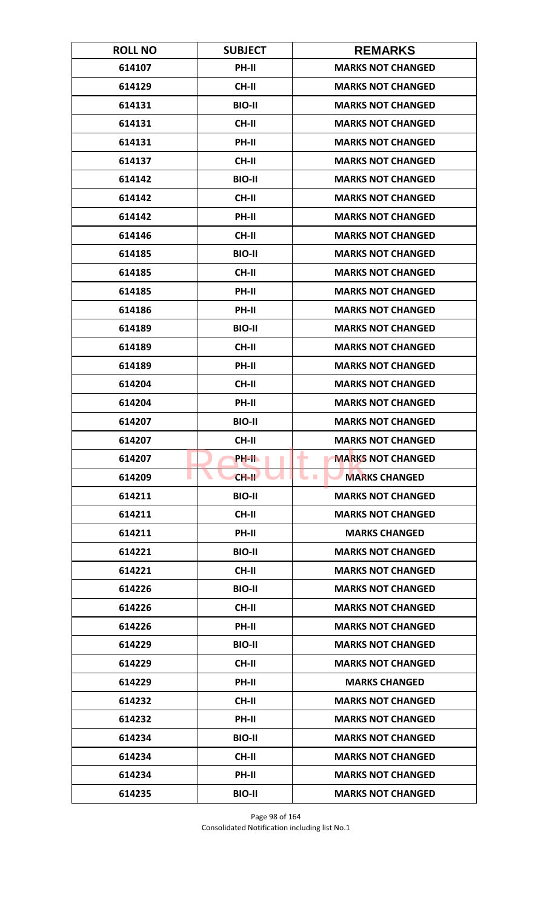| ROLL NO | SUBJECT | REMARKS |
|---|---|---|
| 614107 | PH-II | MARKS NOT CHANGED |
| 614129 | CH-II | MARKS NOT CHANGED |
| 614131 | BIO-II | MARKS NOT CHANGED |
| 614131 | CH-II | MARKS NOT CHANGED |
| 614131 | PH-II | MARKS NOT CHANGED |
| 614137 | CH-II | MARKS NOT CHANGED |
| 614142 | BIO-II | MARKS NOT CHANGED |
| 614142 | CH-II | MARKS NOT CHANGED |
| 614142 | PH-II | MARKS NOT CHANGED |
| 614146 | CH-II | MARKS NOT CHANGED |
| 614185 | BIO-II | MARKS NOT CHANGED |
| 614185 | CH-II | MARKS NOT CHANGED |
| 614185 | PH-II | MARKS NOT CHANGED |
| 614186 | PH-II | MARKS NOT CHANGED |
| 614189 | BIO-II | MARKS NOT CHANGED |
| 614189 | CH-II | MARKS NOT CHANGED |
| 614189 | PH-II | MARKS NOT CHANGED |
| 614204 | CH-II | MARKS NOT CHANGED |
| 614204 | PH-II | MARKS NOT CHANGED |
| 614207 | BIO-II | MARKS NOT CHANGED |
| 614207 | CH-II | MARKS NOT CHANGED |
| 614207 | PH-II | MARKS NOT CHANGED |
| 614209 | CH-II | MARKS CHANGED |
| 614211 | BIO-II | MARKS NOT CHANGED |
| 614211 | CH-II | MARKS NOT CHANGED |
| 614211 | PH-II | MARKS CHANGED |
| 614221 | BIO-II | MARKS NOT CHANGED |
| 614221 | CH-II | MARKS NOT CHANGED |
| 614226 | BIO-II | MARKS NOT CHANGED |
| 614226 | CH-II | MARKS NOT CHANGED |
| 614226 | PH-II | MARKS NOT CHANGED |
| 614229 | BIO-II | MARKS NOT CHANGED |
| 614229 | CH-II | MARKS NOT CHANGED |
| 614229 | PH-II | MARKS CHANGED |
| 614232 | CH-II | MARKS NOT CHANGED |
| 614232 | PH-II | MARKS NOT CHANGED |
| 614234 | BIO-II | MARKS NOT CHANGED |
| 614234 | CH-II | MARKS NOT CHANGED |
| 614234 | PH-II | MARKS NOT CHANGED |
| 614235 | BIO-II | MARKS NOT CHANGED |

Consolidated Notification including list No.1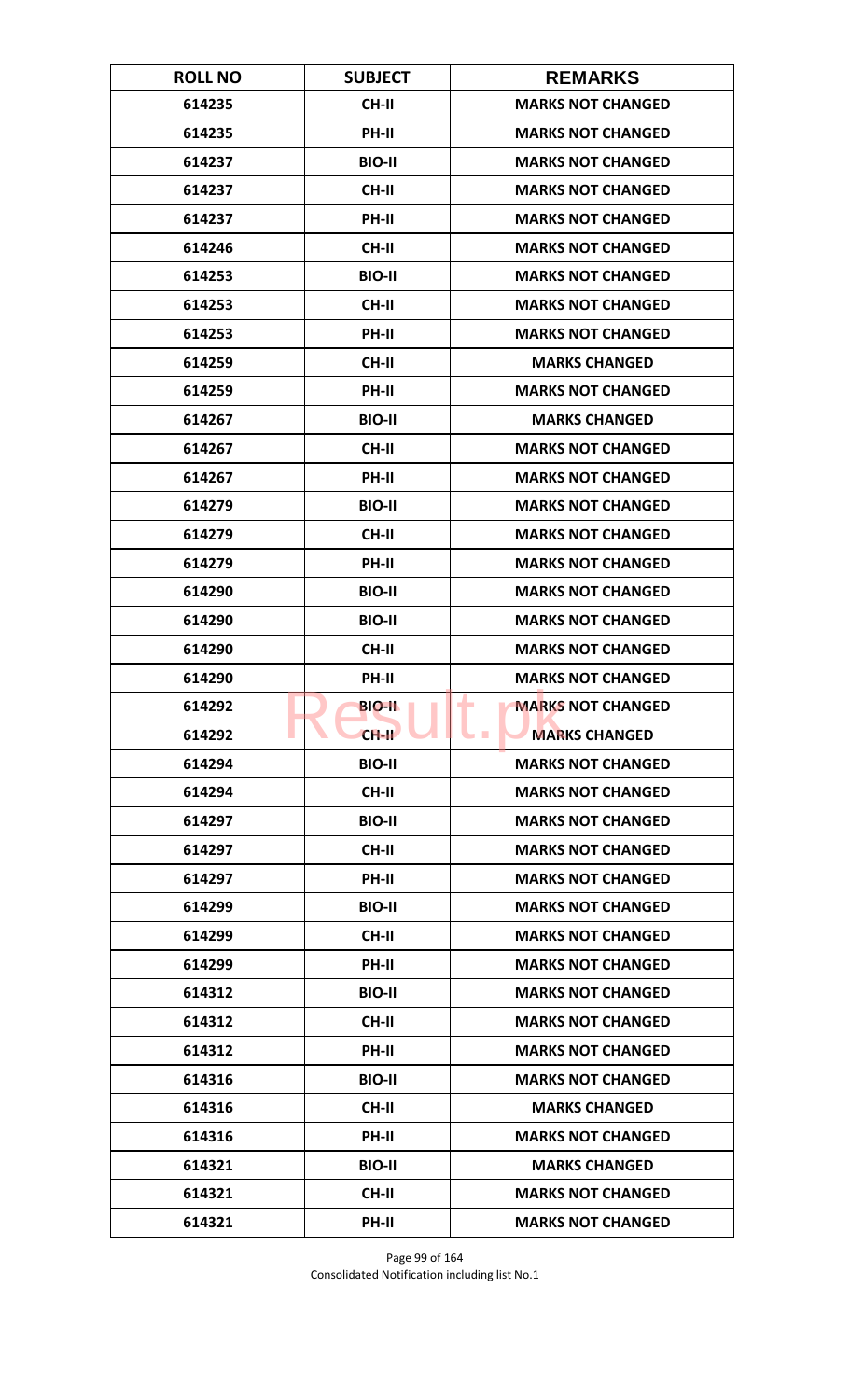| ROLL NO | SUBJECT | REMARKS |
|---|---|---|
| 614235 | CH-II | MARKS NOT CHANGED |
| 614235 | PH-II | MARKS NOT CHANGED |
| 614237 | BIO-II | MARKS NOT CHANGED |
| 614237 | CH-II | MARKS NOT CHANGED |
| 614237 | PH-II | MARKS NOT CHANGED |
| 614246 | CH-II | MARKS NOT CHANGED |
| 614253 | BIO-II | MARKS NOT CHANGED |
| 614253 | CH-II | MARKS NOT CHANGED |
| 614253 | PH-II | MARKS NOT CHANGED |
| 614259 | CH-II | MARKS CHANGED |
| 614259 | PH-II | MARKS NOT CHANGED |
| 614267 | BIO-II | MARKS CHANGED |
| 614267 | CH-II | MARKS NOT CHANGED |
| 614267 | PH-II | MARKS NOT CHANGED |
| 614279 | BIO-II | MARKS NOT CHANGED |
| 614279 | CH-II | MARKS NOT CHANGED |
| 614279 | PH-II | MARKS NOT CHANGED |
| 614290 | BIO-II | MARKS NOT CHANGED |
| 614290 | BIO-II | MARKS NOT CHANGED |
| 614290 | CH-II | MARKS NOT CHANGED |
| 614290 | PH-II | MARKS NOT CHANGED |
| 614292 | BIO-II | MARKS NOT CHANGED |
| 614292 | CH-II | MARKS CHANGED |
| 614294 | BIO-II | MARKS NOT CHANGED |
| 614294 | CH-II | MARKS NOT CHANGED |
| 614297 | BIO-II | MARKS NOT CHANGED |
| 614297 | CH-II | MARKS NOT CHANGED |
| 614297 | PH-II | MARKS NOT CHANGED |
| 614299 | BIO-II | MARKS NOT CHANGED |
| 614299 | CH-II | MARKS NOT CHANGED |
| 614299 | PH-II | MARKS NOT CHANGED |
| 614312 | BIO-II | MARKS NOT CHANGED |
| 614312 | CH-II | MARKS NOT CHANGED |
| 614312 | PH-II | MARKS NOT CHANGED |
| 614316 | BIO-II | MARKS NOT CHANGED |
| 614316 | CH-II | MARKS CHANGED |
| 614316 | PH-II | MARKS NOT CHANGED |
| 614321 | BIO-II | MARKS CHANGED |
| 614321 | CH-II | MARKS NOT CHANGED |
| 614321 | PH-II | MARKS NOT CHANGED |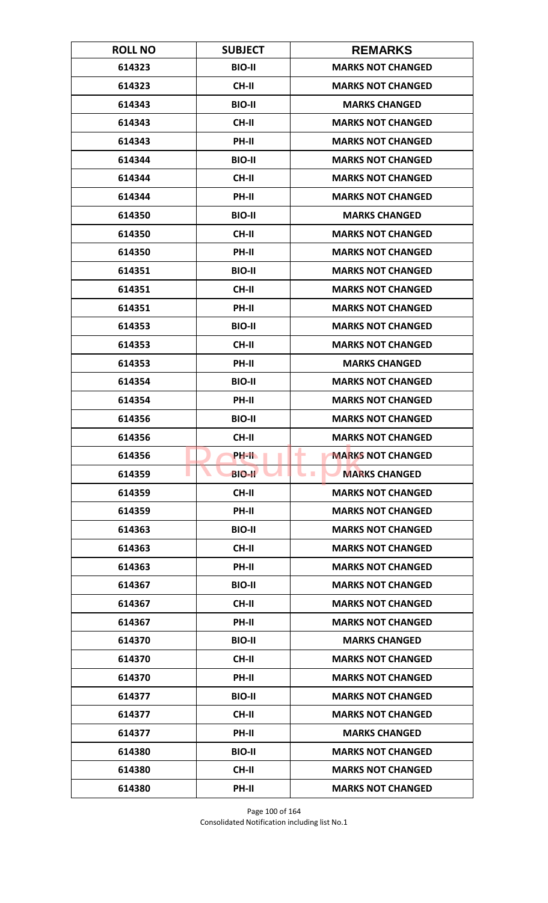| ROLL NO | SUBJECT | REMARKS |
|---|---|---|
| 614323 | BIO-II | MARKS NOT CHANGED |
| 614323 | CH-II | MARKS NOT CHANGED |
| 614343 | BIO-II | MARKS CHANGED |
| 614343 | CH-II | MARKS NOT CHANGED |
| 614343 | PH-II | MARKS NOT CHANGED |
| 614344 | BIO-II | MARKS NOT CHANGED |
| 614344 | CH-II | MARKS NOT CHANGED |
| 614344 | PH-II | MARKS NOT CHANGED |
| 614350 | BIO-II | MARKS CHANGED |
| 614350 | CH-II | MARKS NOT CHANGED |
| 614350 | PH-II | MARKS NOT CHANGED |
| 614351 | BIO-II | MARKS NOT CHANGED |
| 614351 | CH-II | MARKS NOT CHANGED |
| 614351 | PH-II | MARKS NOT CHANGED |
| 614353 | BIO-II | MARKS NOT CHANGED |
| 614353 | CH-II | MARKS NOT CHANGED |
| 614353 | PH-II | MARKS CHANGED |
| 614354 | BIO-II | MARKS NOT CHANGED |
| 614354 | PH-II | MARKS NOT CHANGED |
| 614356 | BIO-II | MARKS NOT CHANGED |
| 614356 | CH-II | MARKS NOT CHANGED |
| 614356 | PH-II | MARKS NOT CHANGED |
| 614359 | BIO-II | MARKS CHANGED |
| 614359 | CH-II | MARKS NOT CHANGED |
| 614359 | PH-II | MARKS NOT CHANGED |
| 614363 | BIO-II | MARKS NOT CHANGED |
| 614363 | CH-II | MARKS NOT CHANGED |
| 614363 | PH-II | MARKS NOT CHANGED |
| 614367 | BIO-II | MARKS NOT CHANGED |
| 614367 | CH-II | MARKS NOT CHANGED |
| 614367 | PH-II | MARKS NOT CHANGED |
| 614370 | BIO-II | MARKS CHANGED |
| 614370 | CH-II | MARKS NOT CHANGED |
| 614370 | PH-II | MARKS NOT CHANGED |
| 614377 | BIO-II | MARKS NOT CHANGED |
| 614377 | CH-II | MARKS NOT CHANGED |
| 614377 | PH-II | MARKS CHANGED |
| 614380 | BIO-II | MARKS NOT CHANGED |
| 614380 | CH-II | MARKS NOT CHANGED |
| 614380 | PH-II | MARKS NOT CHANGED |

Consolidated Notification including list No.1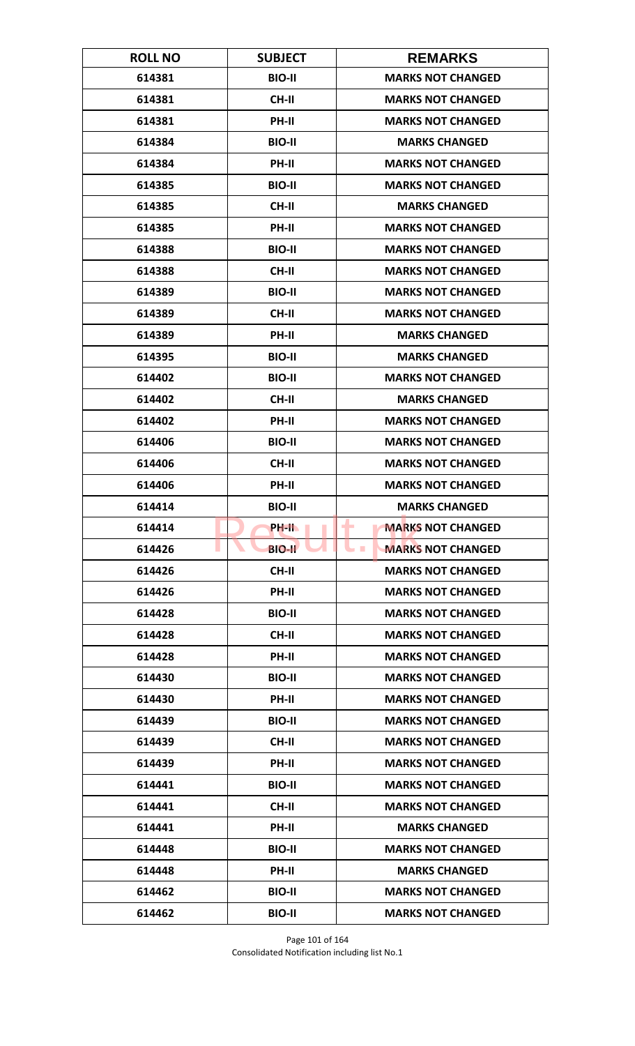| ROLL NO | SUBJECT | REMARKS |
|---|---|---|
| 614381 | BIO-II | MARKS NOT CHANGED |
| 614381 | CH-II | MARKS NOT CHANGED |
| 614381 | PH-II | MARKS NOT CHANGED |
| 614384 | BIO-II | MARKS CHANGED |
| 614384 | PH-II | MARKS NOT CHANGED |
| 614385 | BIO-II | MARKS NOT CHANGED |
| 614385 | CH-II | MARKS CHANGED |
| 614385 | PH-II | MARKS NOT CHANGED |
| 614388 | BIO-II | MARKS NOT CHANGED |
| 614388 | CH-II | MARKS NOT CHANGED |
| 614389 | BIO-II | MARKS NOT CHANGED |
| 614389 | CH-II | MARKS NOT CHANGED |
| 614389 | PH-II | MARKS CHANGED |
| 614395 | BIO-II | MARKS CHANGED |
| 614402 | BIO-II | MARKS NOT CHANGED |
| 614402 | CH-II | MARKS CHANGED |
| 614402 | PH-II | MARKS NOT CHANGED |
| 614406 | BIO-II | MARKS NOT CHANGED |
| 614406 | CH-II | MARKS NOT CHANGED |
| 614406 | PH-II | MARKS NOT CHANGED |
| 614414 | BIO-II | MARKS CHANGED |
| 614414 | PH-II | MARKS NOT CHANGED |
| 614426 | BIO-II | MARKS NOT CHANGED |
| 614426 | CH-II | MARKS NOT CHANGED |
| 614426 | PH-II | MARKS NOT CHANGED |
| 614428 | BIO-II | MARKS NOT CHANGED |
| 614428 | CH-II | MARKS NOT CHANGED |
| 614428 | PH-II | MARKS NOT CHANGED |
| 614430 | BIO-II | MARKS NOT CHANGED |
| 614430 | PH-II | MARKS NOT CHANGED |
| 614439 | BIO-II | MARKS NOT CHANGED |
| 614439 | CH-II | MARKS NOT CHANGED |
| 614439 | PH-II | MARKS NOT CHANGED |
| 614441 | BIO-II | MARKS NOT CHANGED |
| 614441 | CH-II | MARKS NOT CHANGED |
| 614441 | PH-II | MARKS CHANGED |
| 614448 | BIO-II | MARKS NOT CHANGED |
| 614448 | PH-II | MARKS CHANGED |
| 614462 | BIO-II | MARKS NOT CHANGED |
| 614462 | BIO-II | MARKS NOT CHANGED |

Consolidated Notification including list No.1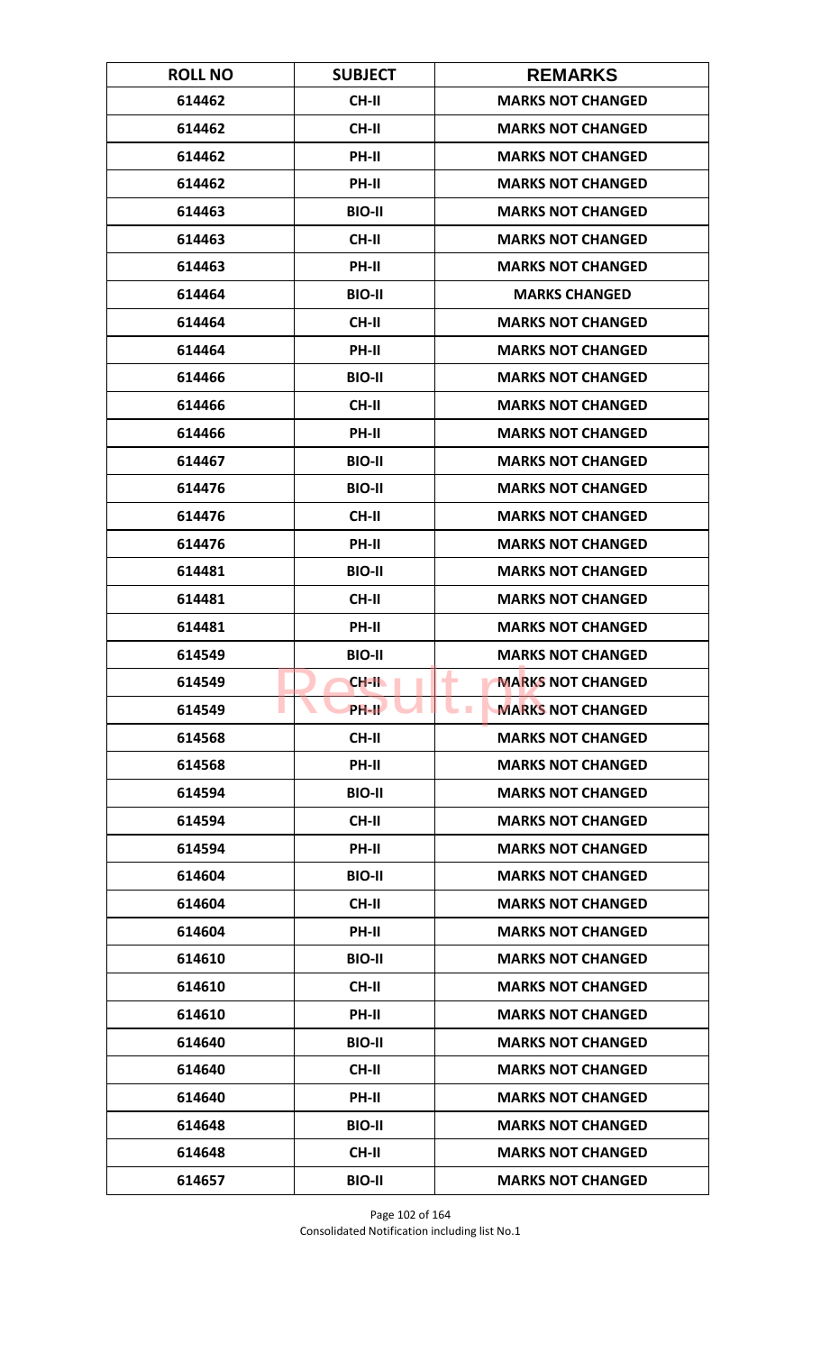| ROLL NO | SUBJECT | REMARKS |
| --- | --- | --- |
| 614462 | CH-II | MARKS NOT CHANGED |
| 614462 | CH-II | MARKS NOT CHANGED |
| 614462 | PH-II | MARKS NOT CHANGED |
| 614462 | PH-II | MARKS NOT CHANGED |
| 614463 | BIO-II | MARKS NOT CHANGED |
| 614463 | CH-II | MARKS NOT CHANGED |
| 614463 | PH-II | MARKS NOT CHANGED |
| 614464 | BIO-II | MARKS CHANGED |
| 614464 | CH-II | MARKS NOT CHANGED |
| 614464 | PH-II | MARKS NOT CHANGED |
| 614466 | BIO-II | MARKS NOT CHANGED |
| 614466 | CH-II | MARKS NOT CHANGED |
| 614466 | PH-II | MARKS NOT CHANGED |
| 614467 | BIO-II | MARKS NOT CHANGED |
| 614476 | BIO-II | MARKS NOT CHANGED |
| 614476 | CH-II | MARKS NOT CHANGED |
| 614476 | PH-II | MARKS NOT CHANGED |
| 614481 | BIO-II | MARKS NOT CHANGED |
| 614481 | CH-II | MARKS NOT CHANGED |
| 614481 | PH-II | MARKS NOT CHANGED |
| 614549 | BIO-II | MARKS NOT CHANGED |
| 614549 | CH-II | MARKS NOT CHANGED |
| 614549 | PH-II | MARKS NOT CHANGED |
| 614568 | CH-II | MARKS NOT CHANGED |
| 614568 | PH-II | MARKS NOT CHANGED |
| 614594 | BIO-II | MARKS NOT CHANGED |
| 614594 | CH-II | MARKS NOT CHANGED |
| 614594 | PH-II | MARKS NOT CHANGED |
| 614604 | BIO-II | MARKS NOT CHANGED |
| 614604 | CH-II | MARKS NOT CHANGED |
| 614604 | PH-II | MARKS NOT CHANGED |
| 614610 | BIO-II | MARKS NOT CHANGED |
| 614610 | CH-II | MARKS NOT CHANGED |
| 614610 | PH-II | MARKS NOT CHANGED |
| 614640 | BIO-II | MARKS NOT CHANGED |
| 614640 | CH-II | MARKS NOT CHANGED |
| 614640 | PH-II | MARKS NOT CHANGED |
| 614648 | BIO-II | MARKS NOT CHANGED |
| 614648 | CH-II | MARKS NOT CHANGED |
| 614657 | BIO-II | MARKS NOT CHANGED |

Consolidated Notification including list No.1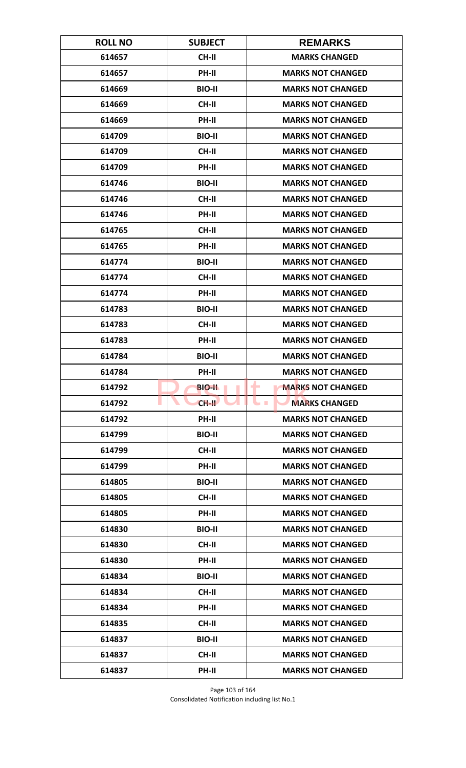| ROLL NO | SUBJECT | REMARKS |
|---|---|---|
| 614657 | CH-II | MARKS CHANGED |
| 614657 | PH-II | MARKS NOT CHANGED |
| 614669 | BIO-II | MARKS NOT CHANGED |
| 614669 | CH-II | MARKS NOT CHANGED |
| 614669 | PH-II | MARKS NOT CHANGED |
| 614709 | BIO-II | MARKS NOT CHANGED |
| 614709 | CH-II | MARKS NOT CHANGED |
| 614709 | PH-II | MARKS NOT CHANGED |
| 614746 | BIO-II | MARKS NOT CHANGED |
| 614746 | CH-II | MARKS NOT CHANGED |
| 614746 | PH-II | MARKS NOT CHANGED |
| 614765 | CH-II | MARKS NOT CHANGED |
| 614765 | PH-II | MARKS NOT CHANGED |
| 614774 | BIO-II | MARKS NOT CHANGED |
| 614774 | CH-II | MARKS NOT CHANGED |
| 614774 | PH-II | MARKS NOT CHANGED |
| 614783 | BIO-II | MARKS NOT CHANGED |
| 614783 | CH-II | MARKS NOT CHANGED |
| 614783 | PH-II | MARKS NOT CHANGED |
| 614784 | BIO-II | MARKS NOT CHANGED |
| 614784 | PH-II | MARKS NOT CHANGED |
| 614792 | BIO-II | MARKS NOT CHANGED |
| 614792 | CH-II | MARKS CHANGED |
| 614792 | PH-II | MARKS NOT CHANGED |
| 614799 | BIO-II | MARKS NOT CHANGED |
| 614799 | CH-II | MARKS NOT CHANGED |
| 614799 | PH-II | MARKS NOT CHANGED |
| 614805 | BIO-II | MARKS NOT CHANGED |
| 614805 | CH-II | MARKS NOT CHANGED |
| 614805 | PH-II | MARKS NOT CHANGED |
| 614830 | BIO-II | MARKS NOT CHANGED |
| 614830 | CH-II | MARKS NOT CHANGED |
| 614830 | PH-II | MARKS NOT CHANGED |
| 614834 | BIO-II | MARKS NOT CHANGED |
| 614834 | CH-II | MARKS NOT CHANGED |
| 614834 | PH-II | MARKS NOT CHANGED |
| 614835 | CH-II | MARKS NOT CHANGED |
| 614837 | BIO-II | MARKS NOT CHANGED |
| 614837 | CH-II | MARKS NOT CHANGED |
| 614837 | PH-II | MARKS NOT CHANGED |

Consolidated Notification including list No.1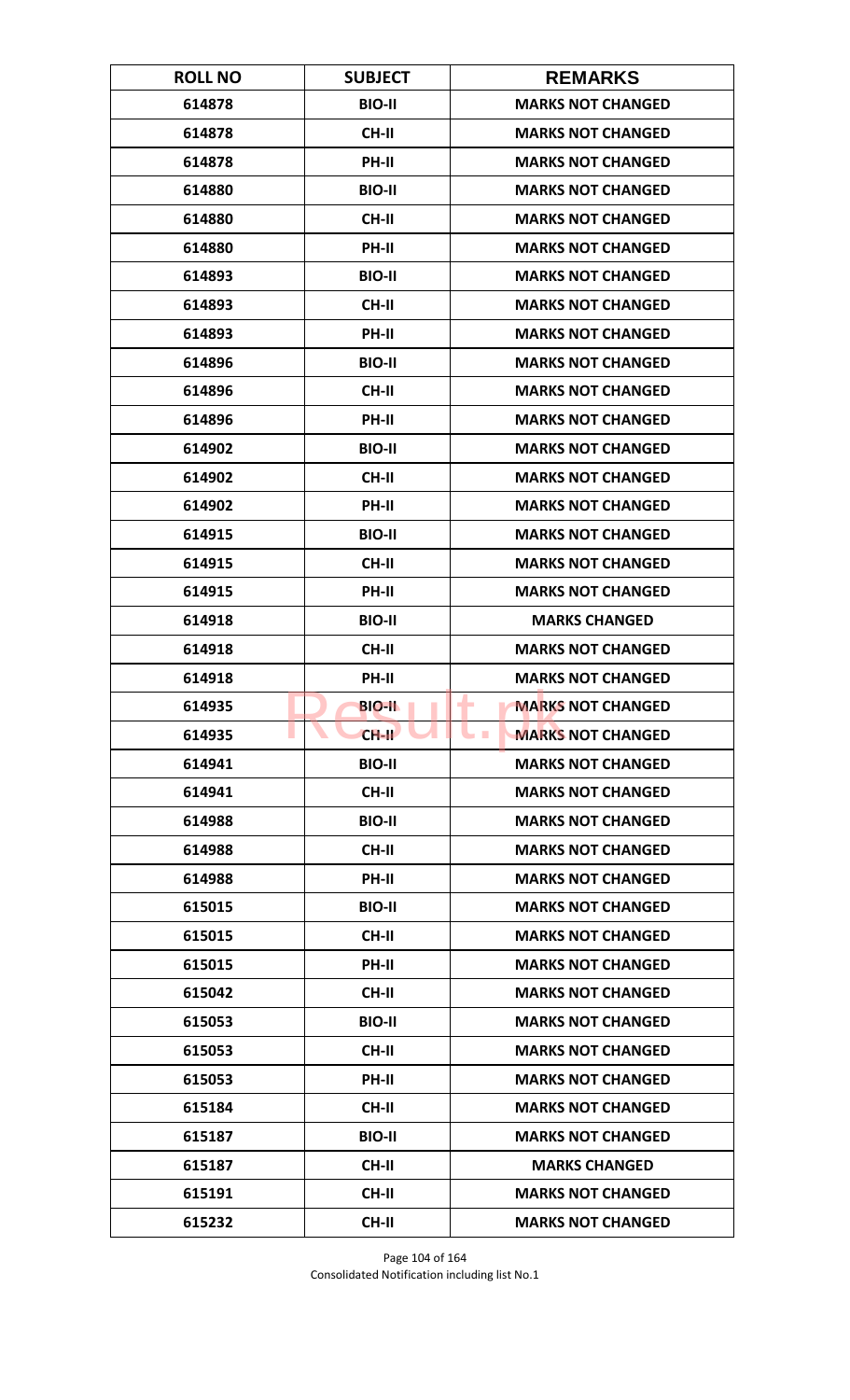| ROLL NO | SUBJECT | REMARKS |
|---|---|---|
| 614878 | BIO-II | MARKS NOT CHANGED |
| 614878 | CH-II | MARKS NOT CHANGED |
| 614878 | PH-II | MARKS NOT CHANGED |
| 614880 | BIO-II | MARKS NOT CHANGED |
| 614880 | CH-II | MARKS NOT CHANGED |
| 614880 | PH-II | MARKS NOT CHANGED |
| 614893 | BIO-II | MARKS NOT CHANGED |
| 614893 | CH-II | MARKS NOT CHANGED |
| 614893 | PH-II | MARKS NOT CHANGED |
| 614896 | BIO-II | MARKS NOT CHANGED |
| 614896 | CH-II | MARKS NOT CHANGED |
| 614896 | PH-II | MARKS NOT CHANGED |
| 614902 | BIO-II | MARKS NOT CHANGED |
| 614902 | CH-II | MARKS NOT CHANGED |
| 614902 | PH-II | MARKS NOT CHANGED |
| 614915 | BIO-II | MARKS NOT CHANGED |
| 614915 | CH-II | MARKS NOT CHANGED |
| 614915 | PH-II | MARKS NOT CHANGED |
| 614918 | BIO-II | MARKS CHANGED |
| 614918 | CH-II | MARKS NOT CHANGED |
| 614918 | PH-II | MARKS NOT CHANGED |
| 614935 | BIO-II | MARKS NOT CHANGED |
| 614935 | CH-II | MARKS NOT CHANGED |
| 614941 | BIO-II | MARKS NOT CHANGED |
| 614941 | CH-II | MARKS NOT CHANGED |
| 614988 | BIO-II | MARKS NOT CHANGED |
| 614988 | CH-II | MARKS NOT CHANGED |
| 614988 | PH-II | MARKS NOT CHANGED |
| 615015 | BIO-II | MARKS NOT CHANGED |
| 615015 | CH-II | MARKS NOT CHANGED |
| 615015 | PH-II | MARKS NOT CHANGED |
| 615042 | CH-II | MARKS NOT CHANGED |
| 615053 | BIO-II | MARKS NOT CHANGED |
| 615053 | CH-II | MARKS NOT CHANGED |
| 615053 | PH-II | MARKS NOT CHANGED |
| 615184 | CH-II | MARKS NOT CHANGED |
| 615187 | BIO-II | MARKS NOT CHANGED |
| 615187 | CH-II | MARKS CHANGED |
| 615191 | CH-II | MARKS NOT CHANGED |
| 615232 | CH-II | MARKS NOT CHANGED |

Consolidated Notification including list No.1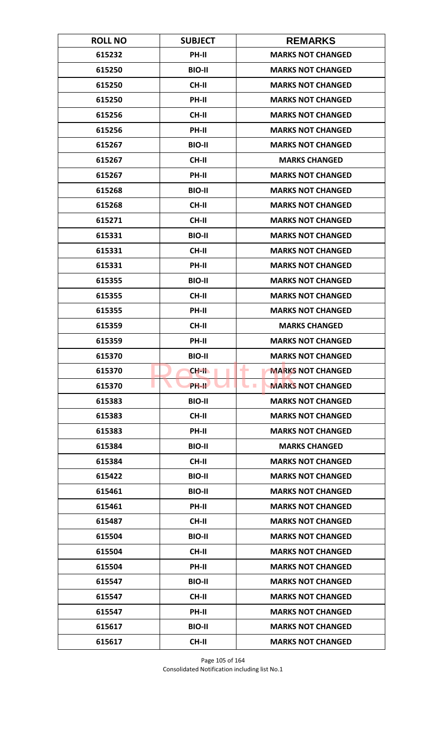| ROLL NO | SUBJECT | REMARKS |
|---|---|---|
| 615232 | PH-II | MARKS NOT CHANGED |
| 615250 | BIO-II | MARKS NOT CHANGED |
| 615250 | CH-II | MARKS NOT CHANGED |
| 615250 | PH-II | MARKS NOT CHANGED |
| 615256 | CH-II | MARKS NOT CHANGED |
| 615256 | PH-II | MARKS NOT CHANGED |
| 615267 | BIO-II | MARKS NOT CHANGED |
| 615267 | CH-II | MARKS CHANGED |
| 615267 | PH-II | MARKS NOT CHANGED |
| 615268 | BIO-II | MARKS NOT CHANGED |
| 615268 | CH-II | MARKS NOT CHANGED |
| 615271 | CH-II | MARKS NOT CHANGED |
| 615331 | BIO-II | MARKS NOT CHANGED |
| 615331 | CH-II | MARKS NOT CHANGED |
| 615331 | PH-II | MARKS NOT CHANGED |
| 615355 | BIO-II | MARKS NOT CHANGED |
| 615355 | CH-II | MARKS NOT CHANGED |
| 615355 | PH-II | MARKS NOT CHANGED |
| 615359 | CH-II | MARKS CHANGED |
| 615359 | PH-II | MARKS NOT CHANGED |
| 615370 | BIO-II | MARKS NOT CHANGED |
| 615370 | CH-II | MARKS NOT CHANGED |
| 615370 | PH-II | MARKS NOT CHANGED |
| 615383 | BIO-II | MARKS NOT CHANGED |
| 615383 | CH-II | MARKS NOT CHANGED |
| 615383 | PH-II | MARKS NOT CHANGED |
| 615384 | BIO-II | MARKS CHANGED |
| 615384 | CH-II | MARKS NOT CHANGED |
| 615422 | BIO-II | MARKS NOT CHANGED |
| 615461 | BIO-II | MARKS NOT CHANGED |
| 615461 | PH-II | MARKS NOT CHANGED |
| 615487 | CH-II | MARKS NOT CHANGED |
| 615504 | BIO-II | MARKS NOT CHANGED |
| 615504 | CH-II | MARKS NOT CHANGED |
| 615504 | PH-II | MARKS NOT CHANGED |
| 615547 | BIO-II | MARKS NOT CHANGED |
| 615547 | CH-II | MARKS NOT CHANGED |
| 615547 | PH-II | MARKS NOT CHANGED |
| 615617 | BIO-II | MARKS NOT CHANGED |
| 615617 | CH-II | MARKS NOT CHANGED |

Consolidated Notification including list No.1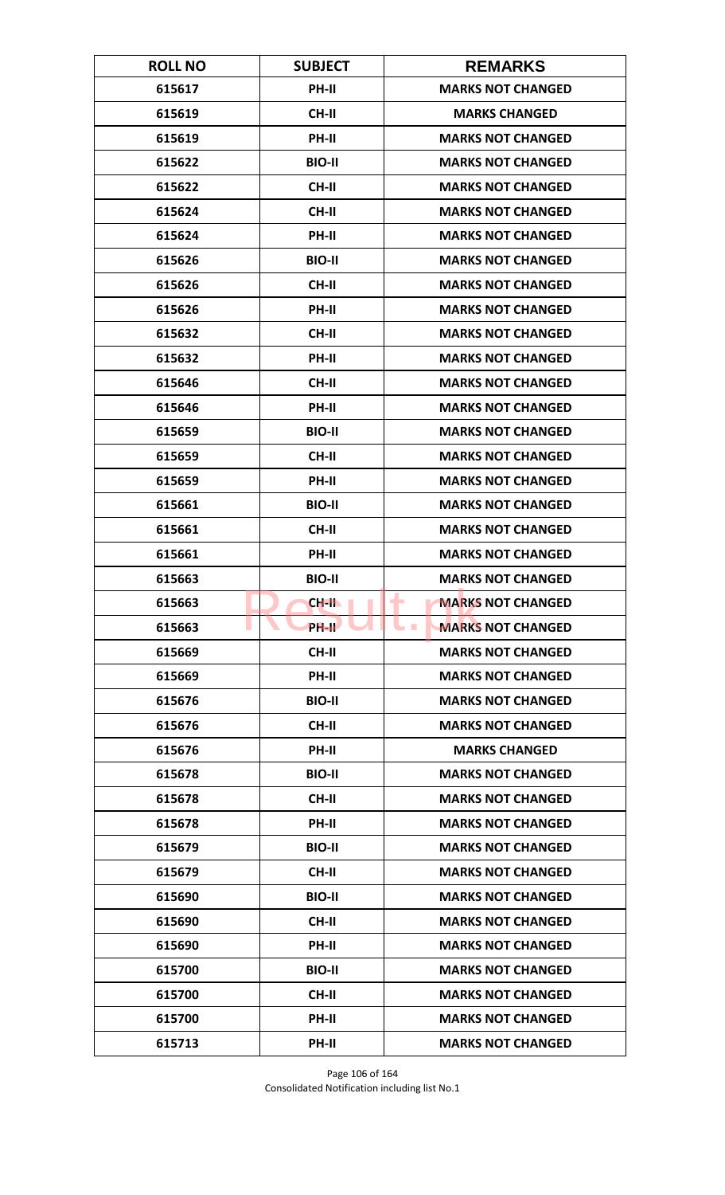| ROLL NO | SUBJECT | REMARKS |
|---|---|---|
| 615617 | PH-II | MARKS NOT CHANGED |
| 615619 | CH-II | MARKS CHANGED |
| 615619 | PH-II | MARKS NOT CHANGED |
| 615622 | BIO-II | MARKS NOT CHANGED |
| 615622 | CH-II | MARKS NOT CHANGED |
| 615624 | CH-II | MARKS NOT CHANGED |
| 615624 | PH-II | MARKS NOT CHANGED |
| 615626 | BIO-II | MARKS NOT CHANGED |
| 615626 | CH-II | MARKS NOT CHANGED |
| 615626 | PH-II | MARKS NOT CHANGED |
| 615632 | CH-II | MARKS NOT CHANGED |
| 615632 | PH-II | MARKS NOT CHANGED |
| 615646 | CH-II | MARKS NOT CHANGED |
| 615646 | PH-II | MARKS NOT CHANGED |
| 615659 | BIO-II | MARKS NOT CHANGED |
| 615659 | CH-II | MARKS NOT CHANGED |
| 615659 | PH-II | MARKS NOT CHANGED |
| 615661 | BIO-II | MARKS NOT CHANGED |
| 615661 | CH-II | MARKS NOT CHANGED |
| 615661 | PH-II | MARKS NOT CHANGED |
| 615663 | BIO-II | MARKS NOT CHANGED |
| 615663 | CH-II | MARKS NOT CHANGED |
| 615663 | PH-II | MARKS NOT CHANGED |
| 615669 | CH-II | MARKS NOT CHANGED |
| 615669 | PH-II | MARKS NOT CHANGED |
| 615676 | BIO-II | MARKS NOT CHANGED |
| 615676 | CH-II | MARKS NOT CHANGED |
| 615676 | PH-II | MARKS CHANGED |
| 615678 | BIO-II | MARKS NOT CHANGED |
| 615678 | CH-II | MARKS NOT CHANGED |
| 615678 | PH-II | MARKS NOT CHANGED |
| 615679 | BIO-II | MARKS NOT CHANGED |
| 615679 | CH-II | MARKS NOT CHANGED |
| 615690 | BIO-II | MARKS NOT CHANGED |
| 615690 | CH-II | MARKS NOT CHANGED |
| 615690 | PH-II | MARKS NOT CHANGED |
| 615700 | BIO-II | MARKS NOT CHANGED |
| 615700 | CH-II | MARKS NOT CHANGED |
| 615700 | PH-II | MARKS NOT CHANGED |
| 615713 | PH-II | MARKS NOT CHANGED |

Consolidated Notification including list No.1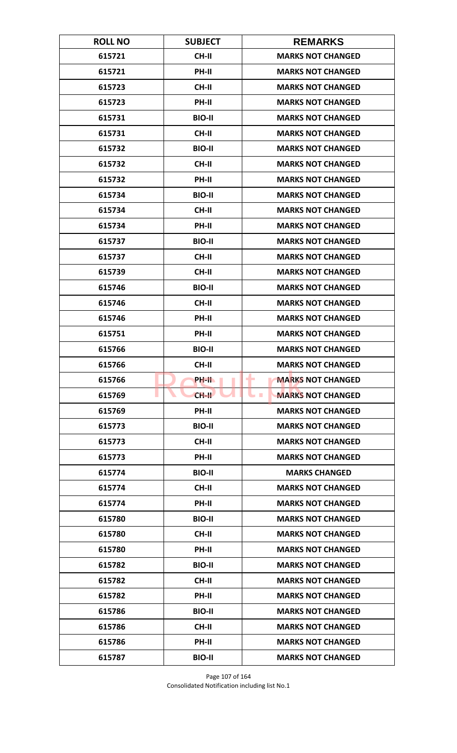| ROLL NO | SUBJECT | REMARKS |
|---|---|---|
| 615721 | CH-II | MARKS NOT CHANGED |
| 615721 | PH-II | MARKS NOT CHANGED |
| 615723 | CH-II | MARKS NOT CHANGED |
| 615723 | PH-II | MARKS NOT CHANGED |
| 615731 | BIO-II | MARKS NOT CHANGED |
| 615731 | CH-II | MARKS NOT CHANGED |
| 615732 | BIO-II | MARKS NOT CHANGED |
| 615732 | CH-II | MARKS NOT CHANGED |
| 615732 | PH-II | MARKS NOT CHANGED |
| 615734 | BIO-II | MARKS NOT CHANGED |
| 615734 | CH-II | MARKS NOT CHANGED |
| 615734 | PH-II | MARKS NOT CHANGED |
| 615737 | BIO-II | MARKS NOT CHANGED |
| 615737 | CH-II | MARKS NOT CHANGED |
| 615739 | CH-II | MARKS NOT CHANGED |
| 615746 | BIO-II | MARKS NOT CHANGED |
| 615746 | CH-II | MARKS NOT CHANGED |
| 615746 | PH-II | MARKS NOT CHANGED |
| 615751 | PH-II | MARKS NOT CHANGED |
| 615766 | BIO-II | MARKS NOT CHANGED |
| 615766 | CH-II | MARKS NOT CHANGED |
| 615766 | PH-II | MARKS NOT CHANGED |
| 615769 | CH-II | MARKS NOT CHANGED |
| 615769 | PH-II | MARKS NOT CHANGED |
| 615773 | BIO-II | MARKS NOT CHANGED |
| 615773 | CH-II | MARKS NOT CHANGED |
| 615773 | PH-II | MARKS NOT CHANGED |
| 615774 | BIO-II | MARKS CHANGED |
| 615774 | CH-II | MARKS NOT CHANGED |
| 615774 | PH-II | MARKS NOT CHANGED |
| 615780 | BIO-II | MARKS NOT CHANGED |
| 615780 | CH-II | MARKS NOT CHANGED |
| 615780 | PH-II | MARKS NOT CHANGED |
| 615782 | BIO-II | MARKS NOT CHANGED |
| 615782 | CH-II | MARKS NOT CHANGED |
| 615782 | PH-II | MARKS NOT CHANGED |
| 615786 | BIO-II | MARKS NOT CHANGED |
| 615786 | CH-II | MARKS NOT CHANGED |
| 615786 | PH-II | MARKS NOT CHANGED |
| 615787 | BIO-II | MARKS NOT CHANGED |

Consolidated Notification including list No.1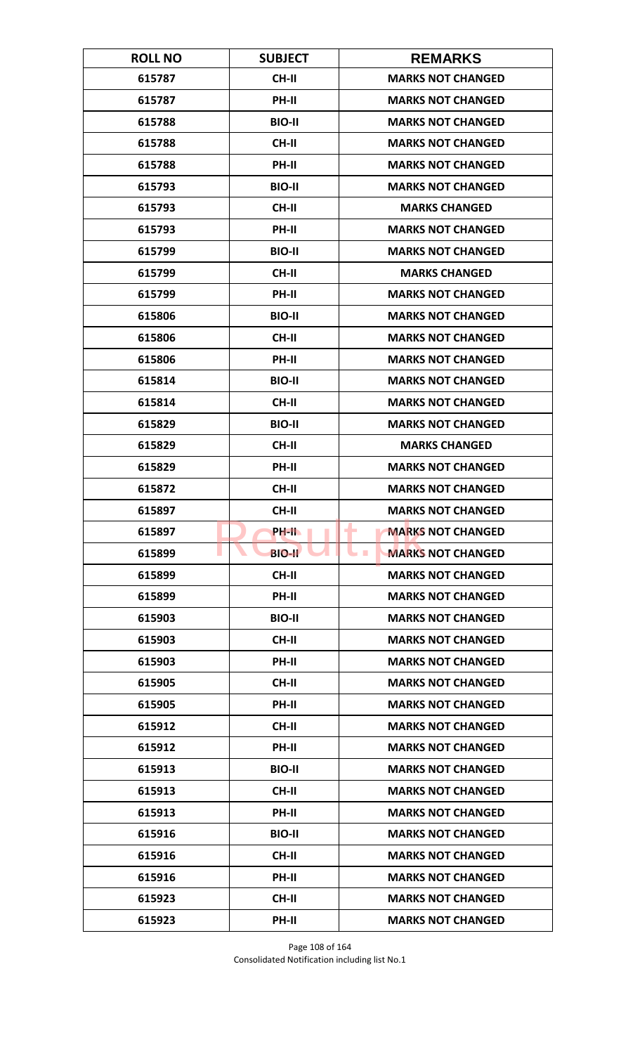| ROLL NO | SUBJECT | REMARKS |
|---|---|---|
| 615787 | CH-II | MARKS NOT CHANGED |
| 615787 | PH-II | MARKS NOT CHANGED |
| 615788 | BIO-II | MARKS NOT CHANGED |
| 615788 | CH-II | MARKS NOT CHANGED |
| 615788 | PH-II | MARKS NOT CHANGED |
| 615793 | BIO-II | MARKS NOT CHANGED |
| 615793 | CH-II | MARKS CHANGED |
| 615793 | PH-II | MARKS NOT CHANGED |
| 615799 | BIO-II | MARKS NOT CHANGED |
| 615799 | CH-II | MARKS CHANGED |
| 615799 | PH-II | MARKS NOT CHANGED |
| 615806 | BIO-II | MARKS NOT CHANGED |
| 615806 | CH-II | MARKS NOT CHANGED |
| 615806 | PH-II | MARKS NOT CHANGED |
| 615814 | BIO-II | MARKS NOT CHANGED |
| 615814 | CH-II | MARKS NOT CHANGED |
| 615829 | BIO-II | MARKS NOT CHANGED |
| 615829 | CH-II | MARKS CHANGED |
| 615829 | PH-II | MARKS NOT CHANGED |
| 615872 | CH-II | MARKS NOT CHANGED |
| 615897 | CH-II | MARKS NOT CHANGED |
| 615897 | PH-II | MARKS NOT CHANGED |
| 615899 | BIO-II | MARKS NOT CHANGED |
| 615899 | CH-II | MARKS NOT CHANGED |
| 615899 | PH-II | MARKS NOT CHANGED |
| 615903 | BIO-II | MARKS NOT CHANGED |
| 615903 | CH-II | MARKS NOT CHANGED |
| 615903 | PH-II | MARKS NOT CHANGED |
| 615905 | CH-II | MARKS NOT CHANGED |
| 615905 | PH-II | MARKS NOT CHANGED |
| 615912 | CH-II | MARKS NOT CHANGED |
| 615912 | PH-II | MARKS NOT CHANGED |
| 615913 | BIO-II | MARKS NOT CHANGED |
| 615913 | CH-II | MARKS NOT CHANGED |
| 615913 | PH-II | MARKS NOT CHANGED |
| 615916 | BIO-II | MARKS NOT CHANGED |
| 615916 | CH-II | MARKS NOT CHANGED |
| 615916 | PH-II | MARKS NOT CHANGED |
| 615923 | CH-II | MARKS NOT CHANGED |
| 615923 | PH-II | MARKS NOT CHANGED |

Consolidated Notification including list No.1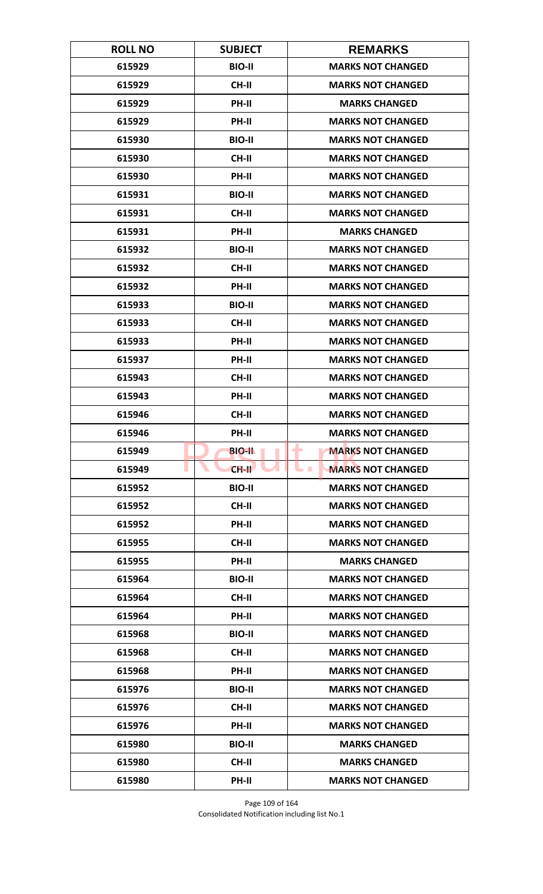| ROLL NO | SUBJECT | REMARKS |
|---|---|---|
| 615929 | BIO-II | MARKS NOT CHANGED |
| 615929 | CH-II | MARKS NOT CHANGED |
| 615929 | PH-II | MARKS CHANGED |
| 615929 | PH-II | MARKS NOT CHANGED |
| 615930 | BIO-II | MARKS NOT CHANGED |
| 615930 | CH-II | MARKS NOT CHANGED |
| 615930 | PH-II | MARKS NOT CHANGED |
| 615931 | BIO-II | MARKS NOT CHANGED |
| 615931 | CH-II | MARKS NOT CHANGED |
| 615931 | PH-II | MARKS CHANGED |
| 615932 | BIO-II | MARKS NOT CHANGED |
| 615932 | CH-II | MARKS NOT CHANGED |
| 615932 | PH-II | MARKS NOT CHANGED |
| 615933 | BIO-II | MARKS NOT CHANGED |
| 615933 | CH-II | MARKS NOT CHANGED |
| 615933 | PH-II | MARKS NOT CHANGED |
| 615937 | PH-II | MARKS NOT CHANGED |
| 615943 | CH-II | MARKS NOT CHANGED |
| 615943 | PH-II | MARKS NOT CHANGED |
| 615946 | CH-II | MARKS NOT CHANGED |
| 615946 | PH-II | MARKS NOT CHANGED |
| 615949 | BIO-II | MARKS NOT CHANGED |
| 615949 | CH-II | MARKS NOT CHANGED |
| 615952 | BIO-II | MARKS NOT CHANGED |
| 615952 | CH-II | MARKS NOT CHANGED |
| 615952 | PH-II | MARKS NOT CHANGED |
| 615955 | CH-II | MARKS NOT CHANGED |
| 615955 | PH-II | MARKS CHANGED |
| 615964 | BIO-II | MARKS NOT CHANGED |
| 615964 | CH-II | MARKS NOT CHANGED |
| 615964 | PH-II | MARKS NOT CHANGED |
| 615968 | BIO-II | MARKS NOT CHANGED |
| 615968 | CH-II | MARKS NOT CHANGED |
| 615968 | PH-II | MARKS NOT CHANGED |
| 615976 | BIO-II | MARKS NOT CHANGED |
| 615976 | CH-II | MARKS NOT CHANGED |
| 615976 | PH-II | MARKS NOT CHANGED |
| 615980 | BIO-II | MARKS CHANGED |
| 615980 | CH-II | MARKS CHANGED |
| 615980 | PH-II | MARKS NOT CHANGED |

Consolidated Notification including list No.1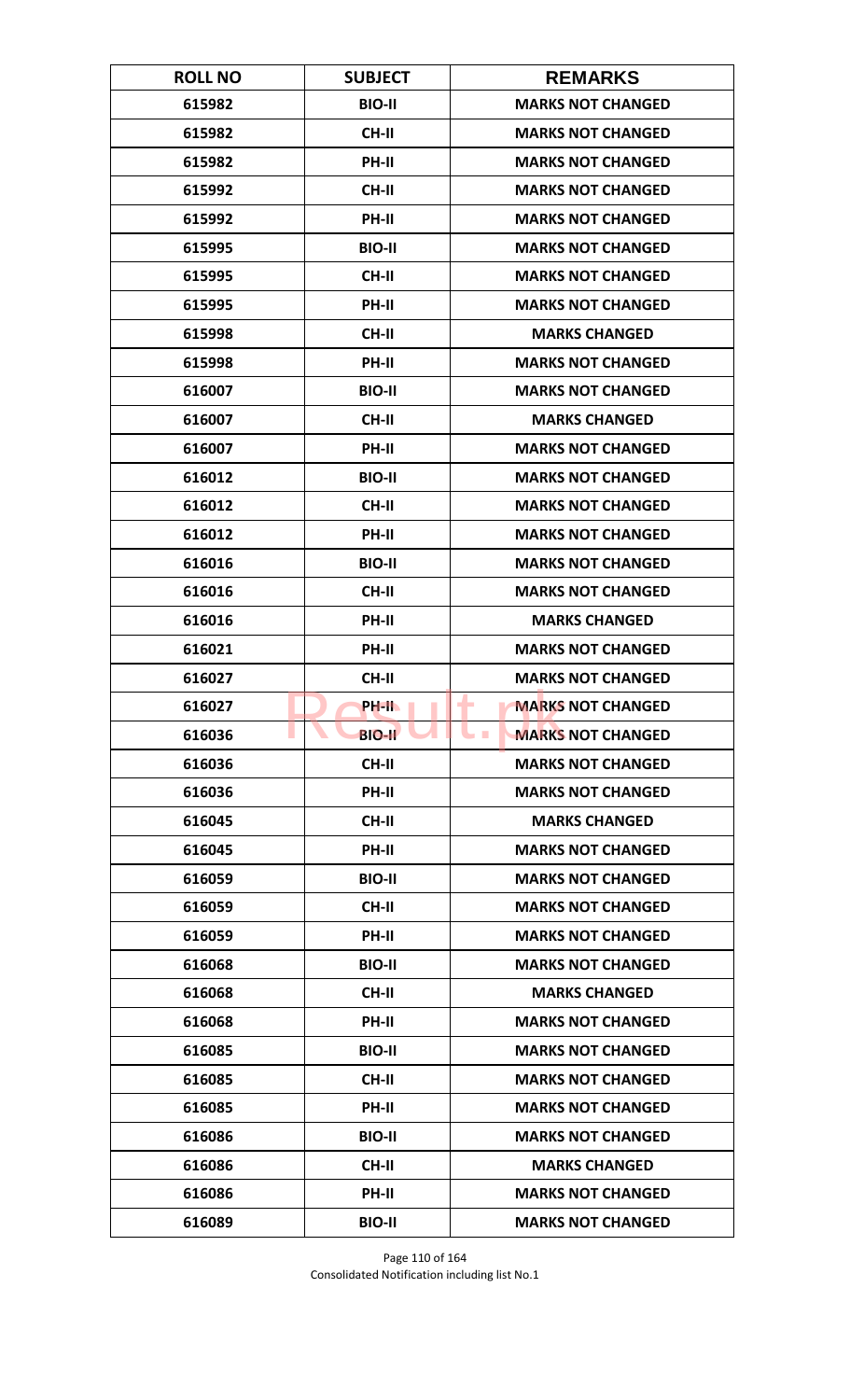| ROLL NO | SUBJECT | REMARKS |
|---|---|---|
| 615982 | BIO-II | MARKS NOT CHANGED |
| 615982 | CH-II | MARKS NOT CHANGED |
| 615982 | PH-II | MARKS NOT CHANGED |
| 615992 | CH-II | MARKS NOT CHANGED |
| 615992 | PH-II | MARKS NOT CHANGED |
| 615995 | BIO-II | MARKS NOT CHANGED |
| 615995 | CH-II | MARKS NOT CHANGED |
| 615995 | PH-II | MARKS NOT CHANGED |
| 615998 | CH-II | MARKS CHANGED |
| 615998 | PH-II | MARKS NOT CHANGED |
| 616007 | BIO-II | MARKS NOT CHANGED |
| 616007 | CH-II | MARKS CHANGED |
| 616007 | PH-II | MARKS NOT CHANGED |
| 616012 | BIO-II | MARKS NOT CHANGED |
| 616012 | CH-II | MARKS NOT CHANGED |
| 616012 | PH-II | MARKS NOT CHANGED |
| 616016 | BIO-II | MARKS NOT CHANGED |
| 616016 | CH-II | MARKS NOT CHANGED |
| 616016 | PH-II | MARKS CHANGED |
| 616021 | PH-II | MARKS NOT CHANGED |
| 616027 | CH-II | MARKS NOT CHANGED |
| 616027 | PH-II | MARKS NOT CHANGED |
| 616036 | BIO-II | MARKS NOT CHANGED |
| 616036 | CH-II | MARKS NOT CHANGED |
| 616036 | PH-II | MARKS NOT CHANGED |
| 616045 | CH-II | MARKS CHANGED |
| 616045 | PH-II | MARKS NOT CHANGED |
| 616059 | BIO-II | MARKS NOT CHANGED |
| 616059 | CH-II | MARKS NOT CHANGED |
| 616059 | PH-II | MARKS NOT CHANGED |
| 616068 | BIO-II | MARKS NOT CHANGED |
| 616068 | CH-II | MARKS CHANGED |
| 616068 | PH-II | MARKS NOT CHANGED |
| 616085 | BIO-II | MARKS NOT CHANGED |
| 616085 | CH-II | MARKS NOT CHANGED |
| 616085 | PH-II | MARKS NOT CHANGED |
| 616086 | BIO-II | MARKS NOT CHANGED |
| 616086 | CH-II | MARKS CHANGED |
| 616086 | PH-II | MARKS NOT CHANGED |
| 616089 | BIO-II | MARKS NOT CHANGED |

Consolidated Notification including list No.1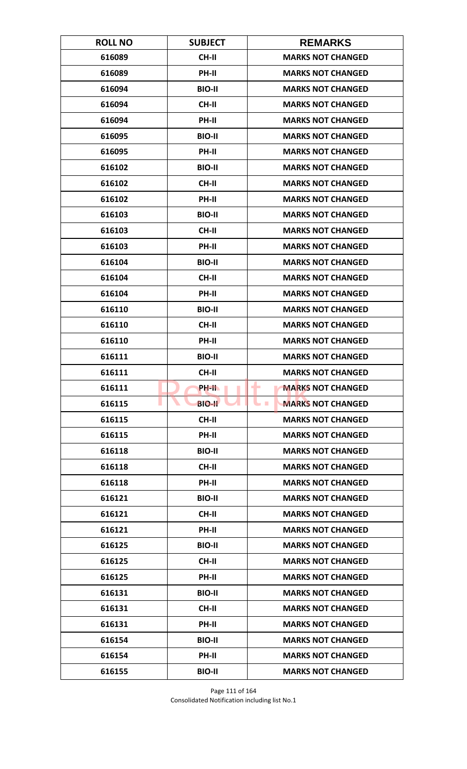| ROLL NO | SUBJECT | REMARKS |
|---|---|---|
| 616089 | CH-II | MARKS NOT CHANGED |
| 616089 | PH-II | MARKS NOT CHANGED |
| 616094 | BIO-II | MARKS NOT CHANGED |
| 616094 | CH-II | MARKS NOT CHANGED |
| 616094 | PH-II | MARKS NOT CHANGED |
| 616095 | BIO-II | MARKS NOT CHANGED |
| 616095 | PH-II | MARKS NOT CHANGED |
| 616102 | BIO-II | MARKS NOT CHANGED |
| 616102 | CH-II | MARKS NOT CHANGED |
| 616102 | PH-II | MARKS NOT CHANGED |
| 616103 | BIO-II | MARKS NOT CHANGED |
| 616103 | CH-II | MARKS NOT CHANGED |
| 616103 | PH-II | MARKS NOT CHANGED |
| 616104 | BIO-II | MARKS NOT CHANGED |
| 616104 | CH-II | MARKS NOT CHANGED |
| 616104 | PH-II | MARKS NOT CHANGED |
| 616110 | BIO-II | MARKS NOT CHANGED |
| 616110 | CH-II | MARKS NOT CHANGED |
| 616110 | PH-II | MARKS NOT CHANGED |
| 616111 | BIO-II | MARKS NOT CHANGED |
| 616111 | CH-II | MARKS NOT CHANGED |
| 616111 | PH-II | MARKS NOT CHANGED |
| 616115 | BIO-II | MARKS NOT CHANGED |
| 616115 | CH-II | MARKS NOT CHANGED |
| 616115 | PH-II | MARKS NOT CHANGED |
| 616118 | BIO-II | MARKS NOT CHANGED |
| 616118 | CH-II | MARKS NOT CHANGED |
| 616118 | PH-II | MARKS NOT CHANGED |
| 616121 | BIO-II | MARKS NOT CHANGED |
| 616121 | CH-II | MARKS NOT CHANGED |
| 616121 | PH-II | MARKS NOT CHANGED |
| 616125 | BIO-II | MARKS NOT CHANGED |
| 616125 | CH-II | MARKS NOT CHANGED |
| 616125 | PH-II | MARKS NOT CHANGED |
| 616131 | BIO-II | MARKS NOT CHANGED |
| 616131 | CH-II | MARKS NOT CHANGED |
| 616131 | PH-II | MARKS NOT CHANGED |
| 616154 | BIO-II | MARKS NOT CHANGED |
| 616154 | PH-II | MARKS NOT CHANGED |
| 616155 | BIO-II | MARKS NOT CHANGED |

Consolidated Notification including list No.1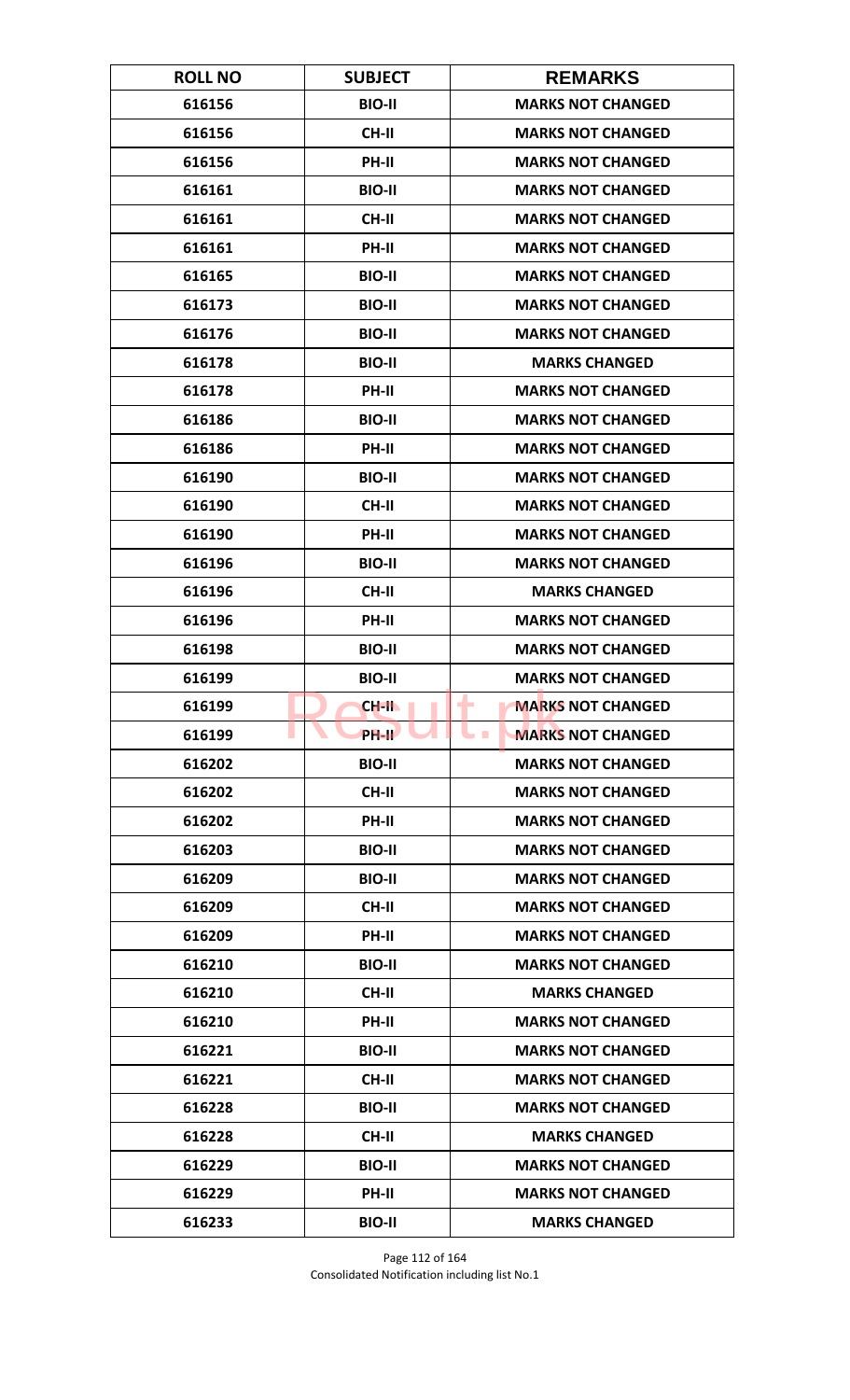| ROLL NO | SUBJECT | REMARKS |
|---|---|---|
| 616156 | BIO-II | MARKS NOT CHANGED |
| 616156 | CH-II | MARKS NOT CHANGED |
| 616156 | PH-II | MARKS NOT CHANGED |
| 616161 | BIO-II | MARKS NOT CHANGED |
| 616161 | CH-II | MARKS NOT CHANGED |
| 616161 | PH-II | MARKS NOT CHANGED |
| 616165 | BIO-II | MARKS NOT CHANGED |
| 616173 | BIO-II | MARKS NOT CHANGED |
| 616176 | BIO-II | MARKS NOT CHANGED |
| 616178 | BIO-II | MARKS CHANGED |
| 616178 | PH-II | MARKS NOT CHANGED |
| 616186 | BIO-II | MARKS NOT CHANGED |
| 616186 | PH-II | MARKS NOT CHANGED |
| 616190 | BIO-II | MARKS NOT CHANGED |
| 616190 | CH-II | MARKS NOT CHANGED |
| 616190 | PH-II | MARKS NOT CHANGED |
| 616196 | BIO-II | MARKS NOT CHANGED |
| 616196 | CH-II | MARKS CHANGED |
| 616196 | PH-II | MARKS NOT CHANGED |
| 616198 | BIO-II | MARKS NOT CHANGED |
| 616199 | BIO-II | MARKS NOT CHANGED |
| 616199 | CH-II | MARKS NOT CHANGED |
| 616199 | PH-II | MARKS NOT CHANGED |
| 616202 | BIO-II | MARKS NOT CHANGED |
| 616202 | CH-II | MARKS NOT CHANGED |
| 616202 | PH-II | MARKS NOT CHANGED |
| 616203 | BIO-II | MARKS NOT CHANGED |
| 616209 | BIO-II | MARKS NOT CHANGED |
| 616209 | CH-II | MARKS NOT CHANGED |
| 616209 | PH-II | MARKS NOT CHANGED |
| 616210 | BIO-II | MARKS NOT CHANGED |
| 616210 | CH-II | MARKS CHANGED |
| 616210 | PH-II | MARKS NOT CHANGED |
| 616221 | BIO-II | MARKS NOT CHANGED |
| 616221 | CH-II | MARKS NOT CHANGED |
| 616228 | BIO-II | MARKS NOT CHANGED |
| 616228 | CH-II | MARKS CHANGED |
| 616229 | BIO-II | MARKS NOT CHANGED |
| 616229 | PH-II | MARKS NOT CHANGED |
| 616233 | BIO-II | MARKS CHANGED |

Consolidated Notification including list No.1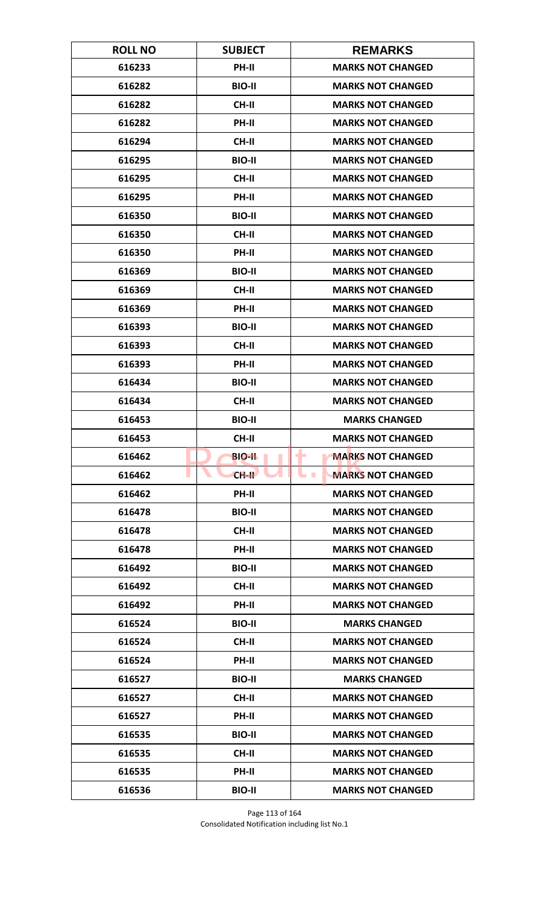| ROLL NO | SUBJECT | REMARKS |
|---|---|---|
| 616233 | PH-II | MARKS NOT CHANGED |
| 616282 | BIO-II | MARKS NOT CHANGED |
| 616282 | CH-II | MARKS NOT CHANGED |
| 616282 | PH-II | MARKS NOT CHANGED |
| 616294 | CH-II | MARKS NOT CHANGED |
| 616295 | BIO-II | MARKS NOT CHANGED |
| 616295 | CH-II | MARKS NOT CHANGED |
| 616295 | PH-II | MARKS NOT CHANGED |
| 616350 | BIO-II | MARKS NOT CHANGED |
| 616350 | CH-II | MARKS NOT CHANGED |
| 616350 | PH-II | MARKS NOT CHANGED |
| 616369 | BIO-II | MARKS NOT CHANGED |
| 616369 | CH-II | MARKS NOT CHANGED |
| 616369 | PH-II | MARKS NOT CHANGED |
| 616393 | BIO-II | MARKS NOT CHANGED |
| 616393 | CH-II | MARKS NOT CHANGED |
| 616393 | PH-II | MARKS NOT CHANGED |
| 616434 | BIO-II | MARKS NOT CHANGED |
| 616434 | CH-II | MARKS NOT CHANGED |
| 616453 | BIO-II | MARKS CHANGED |
| 616453 | CH-II | MARKS NOT CHANGED |
| 616462 | BIO-II | MARKS NOT CHANGED |
| 616462 | CH-II | MARKS NOT CHANGED |
| 616462 | PH-II | MARKS NOT CHANGED |
| 616478 | BIO-II | MARKS NOT CHANGED |
| 616478 | CH-II | MARKS NOT CHANGED |
| 616478 | PH-II | MARKS NOT CHANGED |
| 616492 | BIO-II | MARKS NOT CHANGED |
| 616492 | CH-II | MARKS NOT CHANGED |
| 616492 | PH-II | MARKS NOT CHANGED |
| 616524 | BIO-II | MARKS CHANGED |
| 616524 | CH-II | MARKS NOT CHANGED |
| 616524 | PH-II | MARKS NOT CHANGED |
| 616527 | BIO-II | MARKS CHANGED |
| 616527 | CH-II | MARKS NOT CHANGED |
| 616527 | PH-II | MARKS NOT CHANGED |
| 616535 | BIO-II | MARKS NOT CHANGED |
| 616535 | CH-II | MARKS NOT CHANGED |
| 616535 | PH-II | MARKS NOT CHANGED |
| 616536 | BIO-II | MARKS NOT CHANGED |

Consolidated Notification including list No.1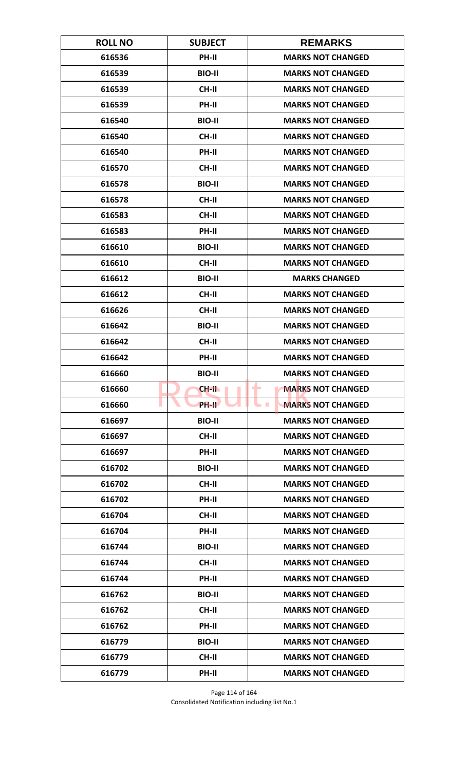| ROLL NO | SUBJECT | REMARKS |
| --- | --- | --- |
| 616536 | PH-II | MARKS NOT CHANGED |
| 616539 | BIO-II | MARKS NOT CHANGED |
| 616539 | CH-II | MARKS NOT CHANGED |
| 616539 | PH-II | MARKS NOT CHANGED |
| 616540 | BIO-II | MARKS NOT CHANGED |
| 616540 | CH-II | MARKS NOT CHANGED |
| 616540 | PH-II | MARKS NOT CHANGED |
| 616570 | CH-II | MARKS NOT CHANGED |
| 616578 | BIO-II | MARKS NOT CHANGED |
| 616578 | CH-II | MARKS NOT CHANGED |
| 616583 | CH-II | MARKS NOT CHANGED |
| 616583 | PH-II | MARKS NOT CHANGED |
| 616610 | BIO-II | MARKS NOT CHANGED |
| 616610 | CH-II | MARKS NOT CHANGED |
| 616612 | BIO-II | MARKS CHANGED |
| 616612 | CH-II | MARKS NOT CHANGED |
| 616626 | CH-II | MARKS NOT CHANGED |
| 616642 | BIO-II | MARKS NOT CHANGED |
| 616642 | CH-II | MARKS NOT CHANGED |
| 616642 | PH-II | MARKS NOT CHANGED |
| 616660 | BIO-II | MARKS NOT CHANGED |
| 616660 | CH-II | MARKS NOT CHANGED |
| 616660 | PH-II | MARKS NOT CHANGED |
| 616697 | BIO-II | MARKS NOT CHANGED |
| 616697 | CH-II | MARKS NOT CHANGED |
| 616697 | PH-II | MARKS NOT CHANGED |
| 616702 | BIO-II | MARKS NOT CHANGED |
| 616702 | CH-II | MARKS NOT CHANGED |
| 616702 | PH-II | MARKS NOT CHANGED |
| 616704 | CH-II | MARKS NOT CHANGED |
| 616704 | PH-II | MARKS NOT CHANGED |
| 616744 | BIO-II | MARKS NOT CHANGED |
| 616744 | CH-II | MARKS NOT CHANGED |
| 616744 | PH-II | MARKS NOT CHANGED |
| 616762 | BIO-II | MARKS NOT CHANGED |
| 616762 | CH-II | MARKS NOT CHANGED |
| 616762 | PH-II | MARKS NOT CHANGED |
| 616779 | BIO-II | MARKS NOT CHANGED |
| 616779 | CH-II | MARKS NOT CHANGED |
| 616779 | PH-II | MARKS NOT CHANGED |

Consolidated Notification including list No.1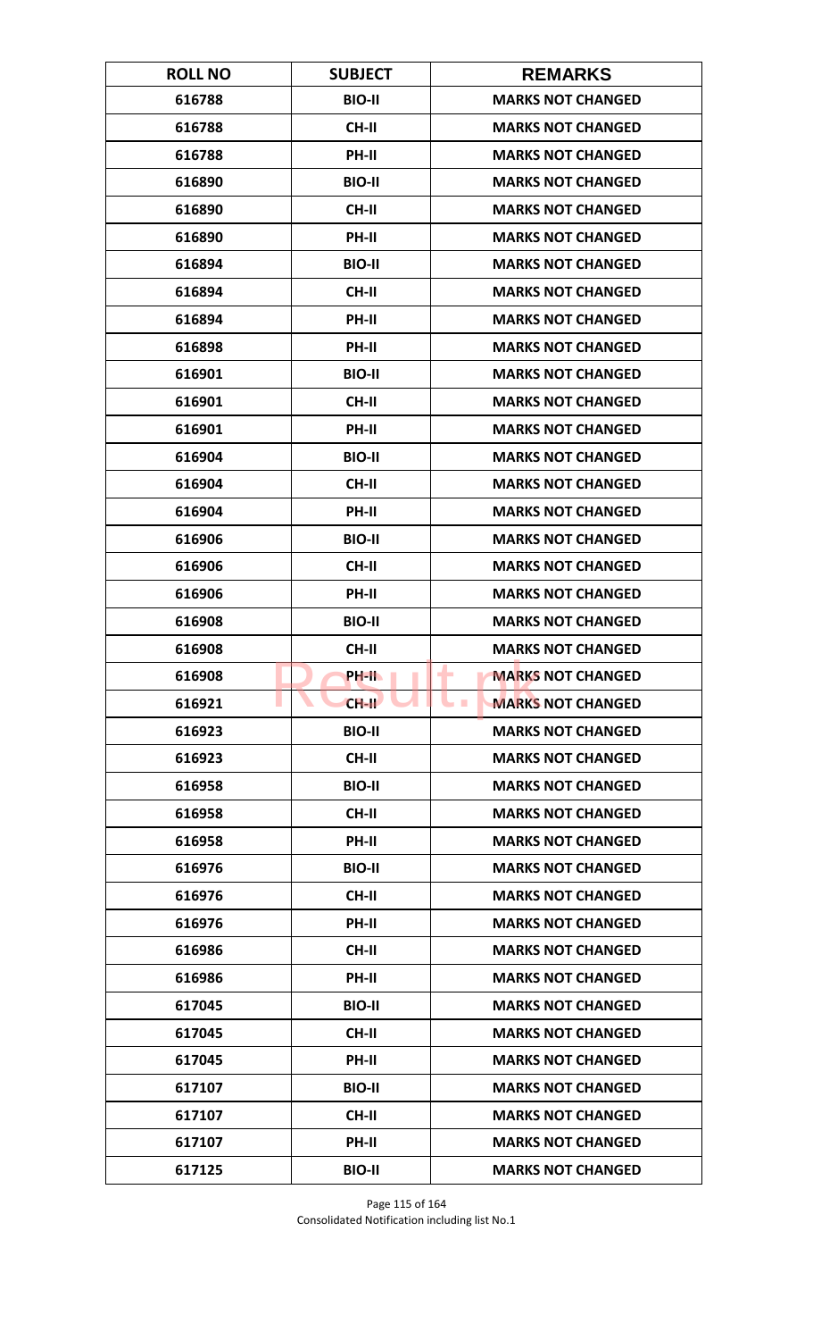| ROLL NO | SUBJECT | REMARKS |
|---|---|---|
| 616788 | BIO-II | MARKS NOT CHANGED |
| 616788 | CH-II | MARKS NOT CHANGED |
| 616788 | PH-II | MARKS NOT CHANGED |
| 616890 | BIO-II | MARKS NOT CHANGED |
| 616890 | CH-II | MARKS NOT CHANGED |
| 616890 | PH-II | MARKS NOT CHANGED |
| 616894 | BIO-II | MARKS NOT CHANGED |
| 616894 | CH-II | MARKS NOT CHANGED |
| 616894 | PH-II | MARKS NOT CHANGED |
| 616898 | PH-II | MARKS NOT CHANGED |
| 616901 | BIO-II | MARKS NOT CHANGED |
| 616901 | CH-II | MARKS NOT CHANGED |
| 616901 | PH-II | MARKS NOT CHANGED |
| 616904 | BIO-II | MARKS NOT CHANGED |
| 616904 | CH-II | MARKS NOT CHANGED |
| 616904 | PH-II | MARKS NOT CHANGED |
| 616906 | BIO-II | MARKS NOT CHANGED |
| 616906 | CH-II | MARKS NOT CHANGED |
| 616906 | PH-II | MARKS NOT CHANGED |
| 616908 | BIO-II | MARKS NOT CHANGED |
| 616908 | CH-II | MARKS NOT CHANGED |
| 616908 | PH-II | MARKS NOT CHANGED |
| 616921 | CH-II | MARKS NOT CHANGED |
| 616923 | BIO-II | MARKS NOT CHANGED |
| 616923 | CH-II | MARKS NOT CHANGED |
| 616958 | BIO-II | MARKS NOT CHANGED |
| 616958 | CH-II | MARKS NOT CHANGED |
| 616958 | PH-II | MARKS NOT CHANGED |
| 616976 | BIO-II | MARKS NOT CHANGED |
| 616976 | CH-II | MARKS NOT CHANGED |
| 616976 | PH-II | MARKS NOT CHANGED |
| 616986 | CH-II | MARKS NOT CHANGED |
| 616986 | PH-II | MARKS NOT CHANGED |
| 617045 | BIO-II | MARKS NOT CHANGED |
| 617045 | CH-II | MARKS NOT CHANGED |
| 617045 | PH-II | MARKS NOT CHANGED |
| 617107 | BIO-II | MARKS NOT CHANGED |
| 617107 | CH-II | MARKS NOT CHANGED |
| 617107 | PH-II | MARKS NOT CHANGED |
| 617125 | BIO-II | MARKS NOT CHANGED |

Consolidated Notification including list No.1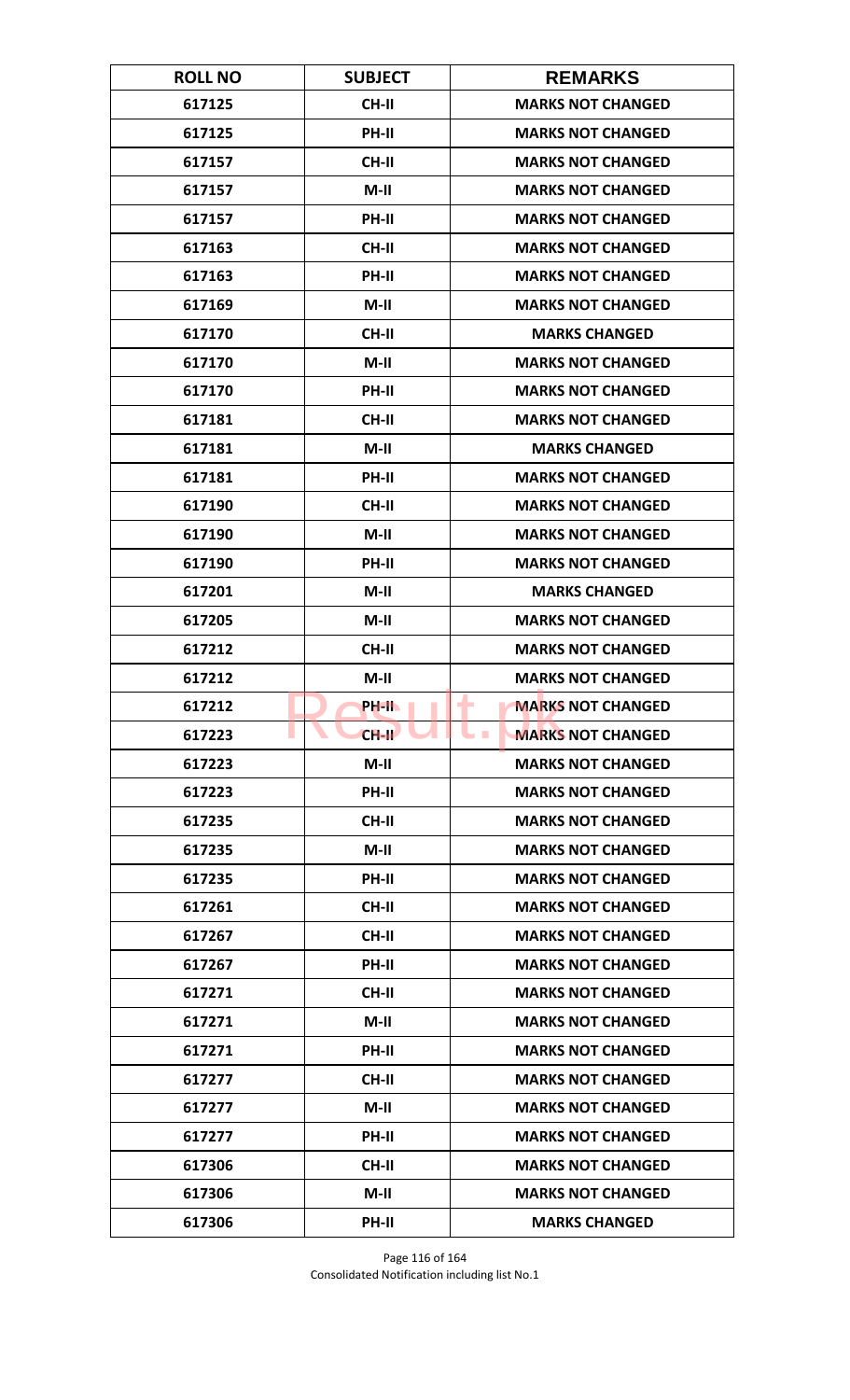| ROLL NO | SUBJECT | REMARKS |
|---|---|---|
| 617125 | CH-II | MARKS NOT CHANGED |
| 617125 | PH-II | MARKS NOT CHANGED |
| 617157 | CH-II | MARKS NOT CHANGED |
| 617157 | M-II | MARKS NOT CHANGED |
| 617157 | PH-II | MARKS NOT CHANGED |
| 617163 | CH-II | MARKS NOT CHANGED |
| 617163 | PH-II | MARKS NOT CHANGED |
| 617169 | M-II | MARKS NOT CHANGED |
| 617170 | CH-II | MARKS CHANGED |
| 617170 | M-II | MARKS NOT CHANGED |
| 617170 | PH-II | MARKS NOT CHANGED |
| 617181 | CH-II | MARKS NOT CHANGED |
| 617181 | M-II | MARKS CHANGED |
| 617181 | PH-II | MARKS NOT CHANGED |
| 617190 | CH-II | MARKS NOT CHANGED |
| 617190 | M-II | MARKS NOT CHANGED |
| 617190 | PH-II | MARKS NOT CHANGED |
| 617201 | M-II | MARKS CHANGED |
| 617205 | M-II | MARKS NOT CHANGED |
| 617212 | CH-II | MARKS NOT CHANGED |
| 617212 | M-II | MARKS NOT CHANGED |
| 617212 | PH-II | MARKS NOT CHANGED |
| 617223 | CH-II | MARKS NOT CHANGED |
| 617223 | M-II | MARKS NOT CHANGED |
| 617223 | PH-II | MARKS NOT CHANGED |
| 617235 | CH-II | MARKS NOT CHANGED |
| 617235 | M-II | MARKS NOT CHANGED |
| 617235 | PH-II | MARKS NOT CHANGED |
| 617261 | CH-II | MARKS NOT CHANGED |
| 617267 | CH-II | MARKS NOT CHANGED |
| 617267 | PH-II | MARKS NOT CHANGED |
| 617271 | CH-II | MARKS NOT CHANGED |
| 617271 | M-II | MARKS NOT CHANGED |
| 617271 | PH-II | MARKS NOT CHANGED |
| 617277 | CH-II | MARKS NOT CHANGED |
| 617277 | M-II | MARKS NOT CHANGED |
| 617277 | PH-II | MARKS NOT CHANGED |
| 617306 | CH-II | MARKS NOT CHANGED |
| 617306 | M-II | MARKS NOT CHANGED |
| 617306 | PH-II | MARKS CHANGED |

Consolidated Notification including list No.1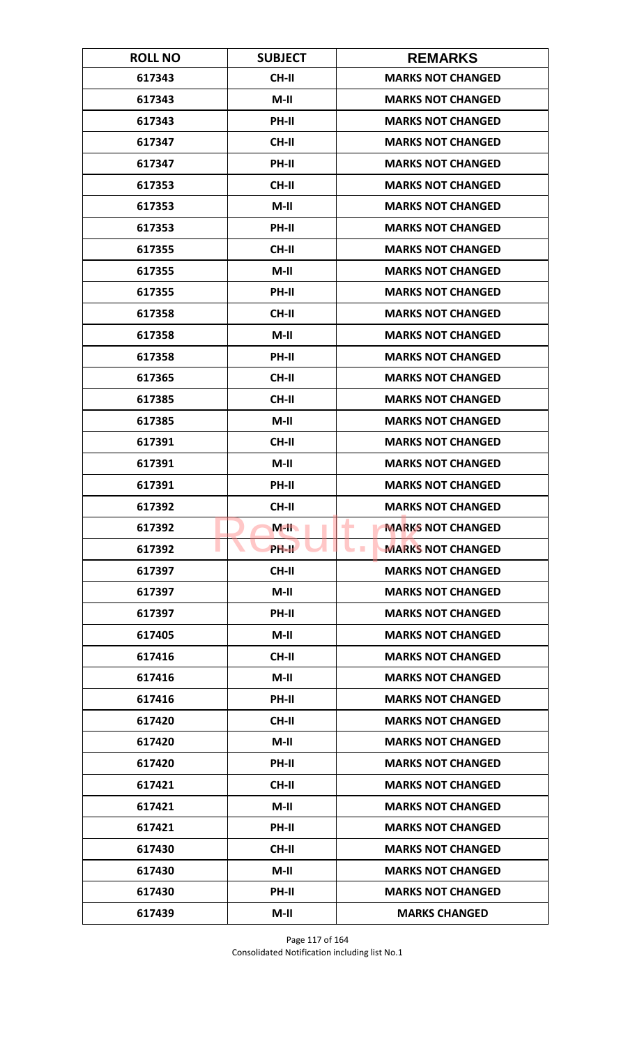| ROLL NO | SUBJECT | REMARKS |
|---|---|---|
| 617343 | CH-II | MARKS NOT CHANGED |
| 617343 | M-II | MARKS NOT CHANGED |
| 617343 | PH-II | MARKS NOT CHANGED |
| 617347 | CH-II | MARKS NOT CHANGED |
| 617347 | PH-II | MARKS NOT CHANGED |
| 617353 | CH-II | MARKS NOT CHANGED |
| 617353 | M-II | MARKS NOT CHANGED |
| 617353 | PH-II | MARKS NOT CHANGED |
| 617355 | CH-II | MARKS NOT CHANGED |
| 617355 | M-II | MARKS NOT CHANGED |
| 617355 | PH-II | MARKS NOT CHANGED |
| 617358 | CH-II | MARKS NOT CHANGED |
| 617358 | M-II | MARKS NOT CHANGED |
| 617358 | PH-II | MARKS NOT CHANGED |
| 617365 | CH-II | MARKS NOT CHANGED |
| 617385 | CH-II | MARKS NOT CHANGED |
| 617385 | M-II | MARKS NOT CHANGED |
| 617391 | CH-II | MARKS NOT CHANGED |
| 617391 | M-II | MARKS NOT CHANGED |
| 617391 | PH-II | MARKS NOT CHANGED |
| 617392 | CH-II | MARKS NOT CHANGED |
| 617392 | M-II | MARKS NOT CHANGED |
| 617392 | PH-II | MARKS NOT CHANGED |
| 617397 | CH-II | MARKS NOT CHANGED |
| 617397 | M-II | MARKS NOT CHANGED |
| 617397 | PH-II | MARKS NOT CHANGED |
| 617405 | M-II | MARKS NOT CHANGED |
| 617416 | CH-II | MARKS NOT CHANGED |
| 617416 | M-II | MARKS NOT CHANGED |
| 617416 | PH-II | MARKS NOT CHANGED |
| 617420 | CH-II | MARKS NOT CHANGED |
| 617420 | M-II | MARKS NOT CHANGED |
| 617420 | PH-II | MARKS NOT CHANGED |
| 617421 | CH-II | MARKS NOT CHANGED |
| 617421 | M-II | MARKS NOT CHANGED |
| 617421 | PH-II | MARKS NOT CHANGED |
| 617430 | CH-II | MARKS NOT CHANGED |
| 617430 | M-II | MARKS NOT CHANGED |
| 617430 | PH-II | MARKS NOT CHANGED |
| 617439 | M-II | MARKS CHANGED |

Consolidated Notification including list No.1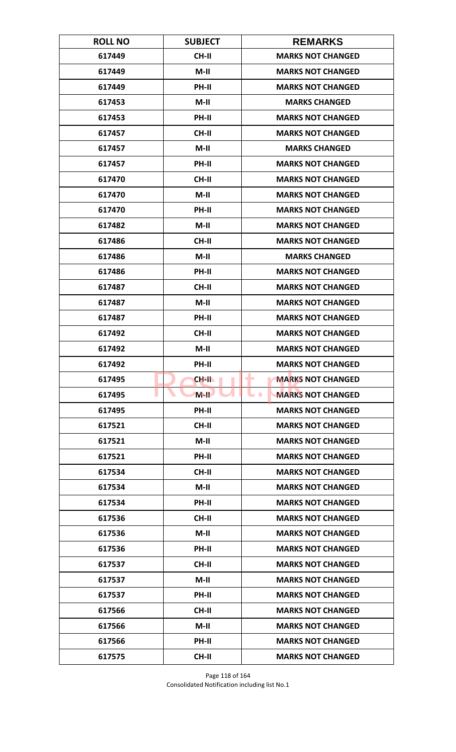| ROLL NO | SUBJECT | REMARKS |
|---|---|---|
| 617449 | CH-II | MARKS NOT CHANGED |
| 617449 | M-II | MARKS NOT CHANGED |
| 617449 | PH-II | MARKS NOT CHANGED |
| 617453 | M-II | MARKS CHANGED |
| 617453 | PH-II | MARKS NOT CHANGED |
| 617457 | CH-II | MARKS NOT CHANGED |
| 617457 | M-II | MARKS CHANGED |
| 617457 | PH-II | MARKS NOT CHANGED |
| 617470 | CH-II | MARKS NOT CHANGED |
| 617470 | M-II | MARKS NOT CHANGED |
| 617470 | PH-II | MARKS NOT CHANGED |
| 617482 | M-II | MARKS NOT CHANGED |
| 617486 | CH-II | MARKS NOT CHANGED |
| 617486 | M-II | MARKS CHANGED |
| 617486 | PH-II | MARKS NOT CHANGED |
| 617487 | CH-II | MARKS NOT CHANGED |
| 617487 | M-II | MARKS NOT CHANGED |
| 617487 | PH-II | MARKS NOT CHANGED |
| 617492 | CH-II | MARKS NOT CHANGED |
| 617492 | M-II | MARKS NOT CHANGED |
| 617492 | PH-II | MARKS NOT CHANGED |
| 617495 | CH-II | MARKS NOT CHANGED |
| 617495 | M-II | MARKS NOT CHANGED |
| 617495 | PH-II | MARKS NOT CHANGED |
| 617521 | CH-II | MARKS NOT CHANGED |
| 617521 | M-II | MARKS NOT CHANGED |
| 617521 | PH-II | MARKS NOT CHANGED |
| 617534 | CH-II | MARKS NOT CHANGED |
| 617534 | M-II | MARKS NOT CHANGED |
| 617534 | PH-II | MARKS NOT CHANGED |
| 617536 | CH-II | MARKS NOT CHANGED |
| 617536 | M-II | MARKS NOT CHANGED |
| 617536 | PH-II | MARKS NOT CHANGED |
| 617537 | CH-II | MARKS NOT CHANGED |
| 617537 | M-II | MARKS NOT CHANGED |
| 617537 | PH-II | MARKS NOT CHANGED |
| 617566 | CH-II | MARKS NOT CHANGED |
| 617566 | M-II | MARKS NOT CHANGED |
| 617566 | PH-II | MARKS NOT CHANGED |
| 617575 | CH-II | MARKS NOT CHANGED |

Consolidated Notification including list No.1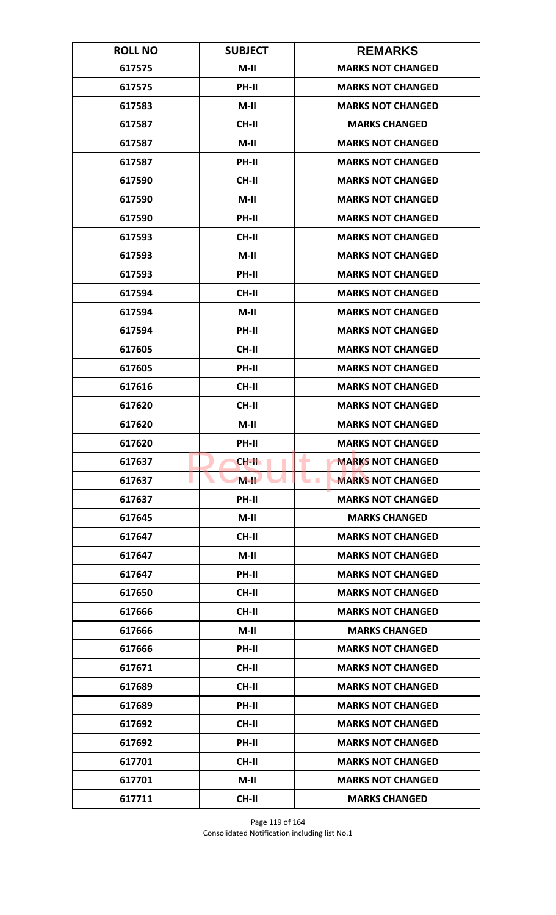| ROLL NO | SUBJECT | REMARKS |
|---|---|---|
| 617575 | M-II | MARKS NOT CHANGED |
| 617575 | PH-II | MARKS NOT CHANGED |
| 617583 | M-II | MARKS NOT CHANGED |
| 617587 | CH-II | MARKS CHANGED |
| 617587 | M-II | MARKS NOT CHANGED |
| 617587 | PH-II | MARKS NOT CHANGED |
| 617590 | CH-II | MARKS NOT CHANGED |
| 617590 | M-II | MARKS NOT CHANGED |
| 617590 | PH-II | MARKS NOT CHANGED |
| 617593 | CH-II | MARKS NOT CHANGED |
| 617593 | M-II | MARKS NOT CHANGED |
| 617593 | PH-II | MARKS NOT CHANGED |
| 617594 | CH-II | MARKS NOT CHANGED |
| 617594 | M-II | MARKS NOT CHANGED |
| 617594 | PH-II | MARKS NOT CHANGED |
| 617605 | CH-II | MARKS NOT CHANGED |
| 617605 | PH-II | MARKS NOT CHANGED |
| 617616 | CH-II | MARKS NOT CHANGED |
| 617620 | CH-II | MARKS NOT CHANGED |
| 617620 | M-II | MARKS NOT CHANGED |
| 617620 | PH-II | MARKS NOT CHANGED |
| 617637 | CH-II | MARKS NOT CHANGED |
| 617637 | M-II | MARKS NOT CHANGED |
| 617637 | PH-II | MARKS NOT CHANGED |
| 617645 | M-II | MARKS CHANGED |
| 617647 | CH-II | MARKS NOT CHANGED |
| 617647 | M-II | MARKS NOT CHANGED |
| 617647 | PH-II | MARKS NOT CHANGED |
| 617650 | CH-II | MARKS NOT CHANGED |
| 617666 | CH-II | MARKS NOT CHANGED |
| 617666 | M-II | MARKS CHANGED |
| 617666 | PH-II | MARKS NOT CHANGED |
| 617671 | CH-II | MARKS NOT CHANGED |
| 617689 | CH-II | MARKS NOT CHANGED |
| 617689 | PH-II | MARKS NOT CHANGED |
| 617692 | CH-II | MARKS NOT CHANGED |
| 617692 | PH-II | MARKS NOT CHANGED |
| 617701 | CH-II | MARKS NOT CHANGED |
| 617701 | M-II | MARKS NOT CHANGED |
| 617711 | CH-II | MARKS CHANGED |

Consolidated Notification including list No.1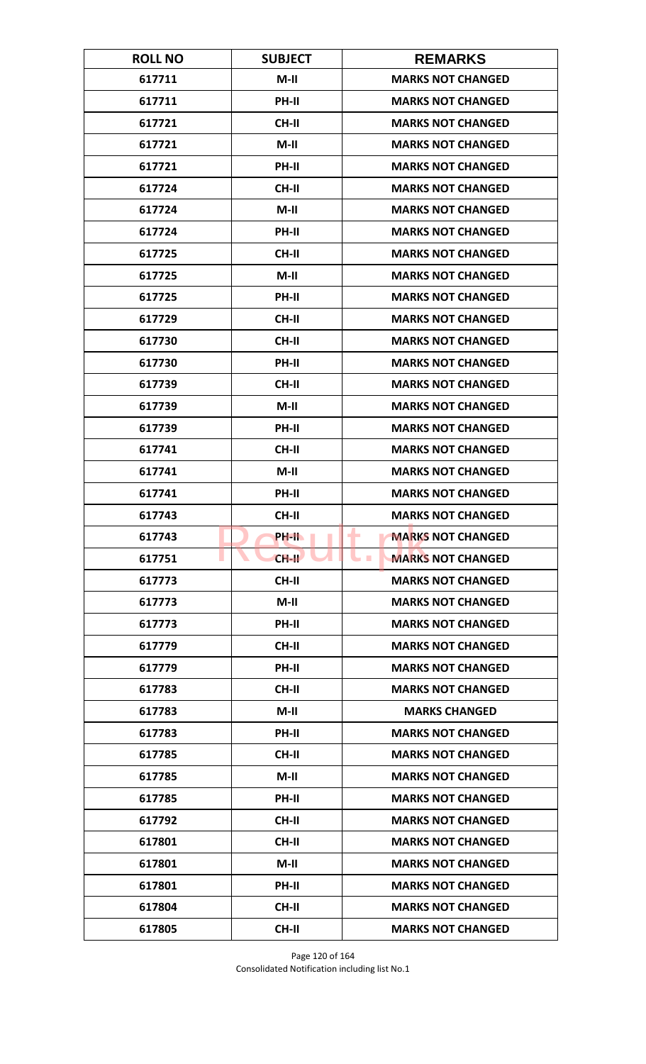| ROLL NO | SUBJECT | REMARKS |
|---|---|---|
| 617711 | M-II | MARKS NOT CHANGED |
| 617711 | PH-II | MARKS NOT CHANGED |
| 617721 | CH-II | MARKS NOT CHANGED |
| 617721 | M-II | MARKS NOT CHANGED |
| 617721 | PH-II | MARKS NOT CHANGED |
| 617724 | CH-II | MARKS NOT CHANGED |
| 617724 | M-II | MARKS NOT CHANGED |
| 617724 | PH-II | MARKS NOT CHANGED |
| 617725 | CH-II | MARKS NOT CHANGED |
| 617725 | M-II | MARKS NOT CHANGED |
| 617725 | PH-II | MARKS NOT CHANGED |
| 617729 | CH-II | MARKS NOT CHANGED |
| 617730 | CH-II | MARKS NOT CHANGED |
| 617730 | PH-II | MARKS NOT CHANGED |
| 617739 | CH-II | MARKS NOT CHANGED |
| 617739 | M-II | MARKS NOT CHANGED |
| 617739 | PH-II | MARKS NOT CHANGED |
| 617741 | CH-II | MARKS NOT CHANGED |
| 617741 | M-II | MARKS NOT CHANGED |
| 617741 | PH-II | MARKS NOT CHANGED |
| 617743 | CH-II | MARKS NOT CHANGED |
| 617743 | PH-II | MARKS NOT CHANGED |
| 617751 | CH-II | MARKS NOT CHANGED |
| 617773 | CH-II | MARKS NOT CHANGED |
| 617773 | M-II | MARKS NOT CHANGED |
| 617773 | PH-II | MARKS NOT CHANGED |
| 617779 | CH-II | MARKS NOT CHANGED |
| 617779 | PH-II | MARKS NOT CHANGED |
| 617783 | CH-II | MARKS NOT CHANGED |
| 617783 | M-II | MARKS CHANGED |
| 617783 | PH-II | MARKS NOT CHANGED |
| 617785 | CH-II | MARKS NOT CHANGED |
| 617785 | M-II | MARKS NOT CHANGED |
| 617785 | PH-II | MARKS NOT CHANGED |
| 617792 | CH-II | MARKS NOT CHANGED |
| 617801 | CH-II | MARKS NOT CHANGED |
| 617801 | M-II | MARKS NOT CHANGED |
| 617801 | PH-II | MARKS NOT CHANGED |
| 617804 | CH-II | MARKS NOT CHANGED |
| 617805 | CH-II | MARKS NOT CHANGED |

Consolidated Notification including list No.1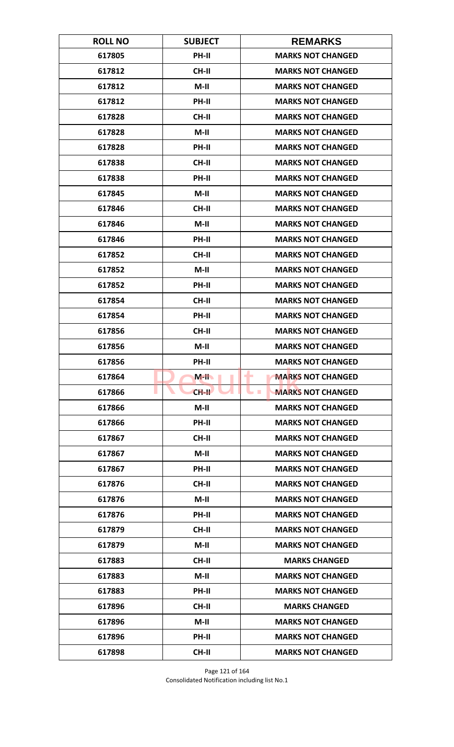| ROLL NO | SUBJECT | REMARKS |
|---|---|---|
| 617805 | PH-II | MARKS NOT CHANGED |
| 617812 | CH-II | MARKS NOT CHANGED |
| 617812 | M-II | MARKS NOT CHANGED |
| 617812 | PH-II | MARKS NOT CHANGED |
| 617828 | CH-II | MARKS NOT CHANGED |
| 617828 | M-II | MARKS NOT CHANGED |
| 617828 | PH-II | MARKS NOT CHANGED |
| 617838 | CH-II | MARKS NOT CHANGED |
| 617838 | PH-II | MARKS NOT CHANGED |
| 617845 | M-II | MARKS NOT CHANGED |
| 617846 | CH-II | MARKS NOT CHANGED |
| 617846 | M-II | MARKS NOT CHANGED |
| 617846 | PH-II | MARKS NOT CHANGED |
| 617852 | CH-II | MARKS NOT CHANGED |
| 617852 | M-II | MARKS NOT CHANGED |
| 617852 | PH-II | MARKS NOT CHANGED |
| 617854 | CH-II | MARKS NOT CHANGED |
| 617854 | PH-II | MARKS NOT CHANGED |
| 617856 | CH-II | MARKS NOT CHANGED |
| 617856 | M-II | MARKS NOT CHANGED |
| 617856 | PH-II | MARKS NOT CHANGED |
| 617864 | M-II | MARKS NOT CHANGED |
| 617866 | CH-II | MARKS NOT CHANGED |
| 617866 | M-II | MARKS NOT CHANGED |
| 617866 | PH-II | MARKS NOT CHANGED |
| 617867 | CH-II | MARKS NOT CHANGED |
| 617867 | M-II | MARKS NOT CHANGED |
| 617867 | PH-II | MARKS NOT CHANGED |
| 617876 | CH-II | MARKS NOT CHANGED |
| 617876 | M-II | MARKS NOT CHANGED |
| 617876 | PH-II | MARKS NOT CHANGED |
| 617879 | CH-II | MARKS NOT CHANGED |
| 617879 | M-II | MARKS NOT CHANGED |
| 617883 | CH-II | MARKS CHANGED |
| 617883 | M-II | MARKS NOT CHANGED |
| 617883 | PH-II | MARKS NOT CHANGED |
| 617896 | CH-II | MARKS CHANGED |
| 617896 | M-II | MARKS NOT CHANGED |
| 617896 | PH-II | MARKS NOT CHANGED |
| 617898 | CH-II | MARKS NOT CHANGED |

Consolidated Notification including list No.1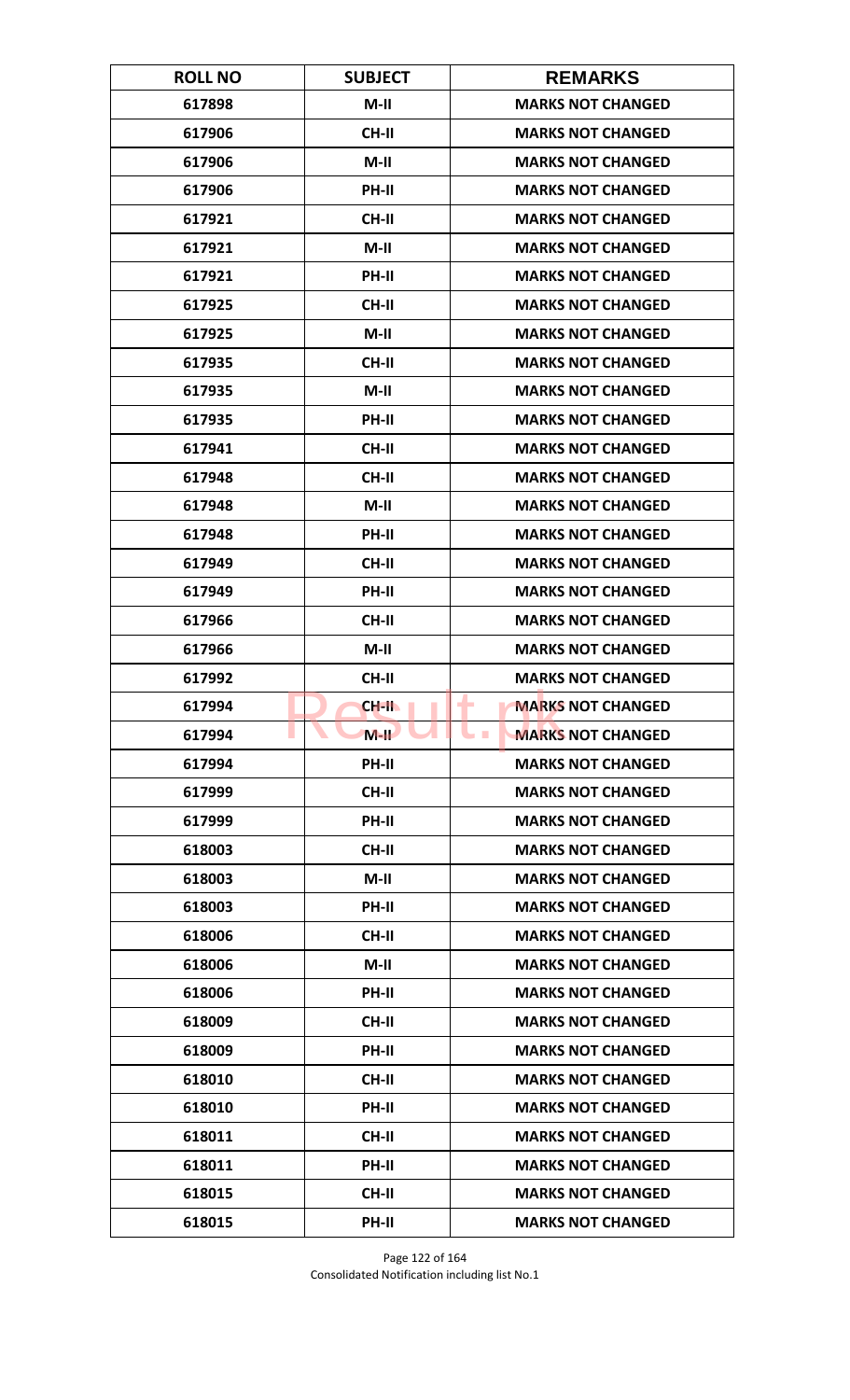| ROLL NO | SUBJECT | REMARKS |
|---|---|---|
| 617898 | M-II | MARKS NOT CHANGED |
| 617906 | CH-II | MARKS NOT CHANGED |
| 617906 | M-II | MARKS NOT CHANGED |
| 617906 | PH-II | MARKS NOT CHANGED |
| 617921 | CH-II | MARKS NOT CHANGED |
| 617921 | M-II | MARKS NOT CHANGED |
| 617921 | PH-II | MARKS NOT CHANGED |
| 617925 | CH-II | MARKS NOT CHANGED |
| 617925 | M-II | MARKS NOT CHANGED |
| 617935 | CH-II | MARKS NOT CHANGED |
| 617935 | M-II | MARKS NOT CHANGED |
| 617935 | PH-II | MARKS NOT CHANGED |
| 617941 | CH-II | MARKS NOT CHANGED |
| 617948 | CH-II | MARKS NOT CHANGED |
| 617948 | M-II | MARKS NOT CHANGED |
| 617948 | PH-II | MARKS NOT CHANGED |
| 617949 | CH-II | MARKS NOT CHANGED |
| 617949 | PH-II | MARKS NOT CHANGED |
| 617966 | CH-II | MARKS NOT CHANGED |
| 617966 | M-II | MARKS NOT CHANGED |
| 617992 | CH-II | MARKS NOT CHANGED |
| 617994 | CH-II | MARKS NOT CHANGED |
| 617994 | M-II | MARKS NOT CHANGED |
| 617994 | PH-II | MARKS NOT CHANGED |
| 617999 | CH-II | MARKS NOT CHANGED |
| 617999 | PH-II | MARKS NOT CHANGED |
| 618003 | CH-II | MARKS NOT CHANGED |
| 618003 | M-II | MARKS NOT CHANGED |
| 618003 | PH-II | MARKS NOT CHANGED |
| 618006 | CH-II | MARKS NOT CHANGED |
| 618006 | M-II | MARKS NOT CHANGED |
| 618006 | PH-II | MARKS NOT CHANGED |
| 618009 | CH-II | MARKS NOT CHANGED |
| 618009 | PH-II | MARKS NOT CHANGED |
| 618010 | CH-II | MARKS NOT CHANGED |
| 618010 | PH-II | MARKS NOT CHANGED |
| 618011 | CH-II | MARKS NOT CHANGED |
| 618011 | PH-II | MARKS NOT CHANGED |
| 618015 | CH-II | MARKS NOT CHANGED |
| 618015 | PH-II | MARKS NOT CHANGED |

Consolidated Notification including list No.1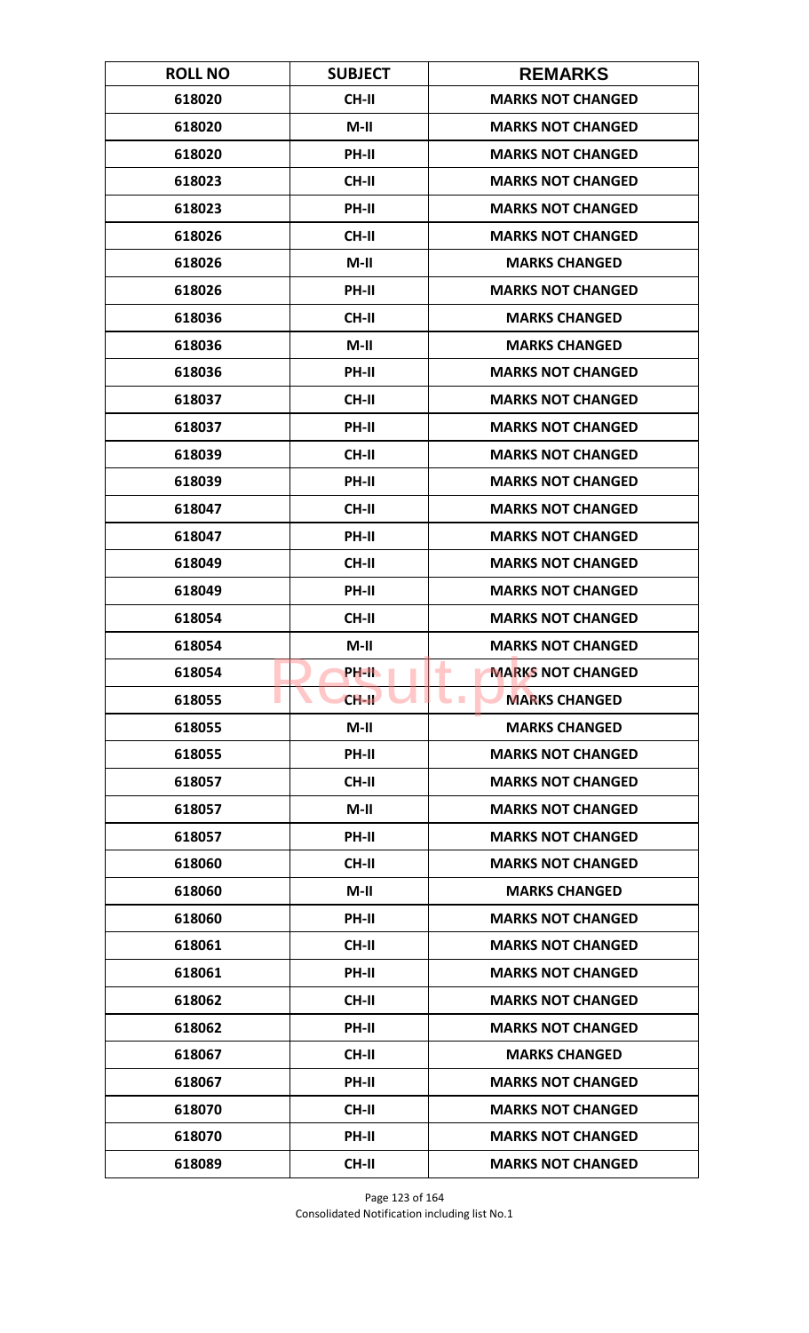| ROLL NO | SUBJECT | REMARKS |
|---|---|---|
| 618020 | CH-II | MARKS NOT CHANGED |
| 618020 | M-II | MARKS NOT CHANGED |
| 618020 | PH-II | MARKS NOT CHANGED |
| 618023 | CH-II | MARKS NOT CHANGED |
| 618023 | PH-II | MARKS NOT CHANGED |
| 618026 | CH-II | MARKS NOT CHANGED |
| 618026 | M-II | MARKS CHANGED |
| 618026 | PH-II | MARKS NOT CHANGED |
| 618036 | CH-II | MARKS CHANGED |
| 618036 | M-II | MARKS CHANGED |
| 618036 | PH-II | MARKS NOT CHANGED |
| 618037 | CH-II | MARKS NOT CHANGED |
| 618037 | PH-II | MARKS NOT CHANGED |
| 618039 | CH-II | MARKS NOT CHANGED |
| 618039 | PH-II | MARKS NOT CHANGED |
| 618047 | CH-II | MARKS NOT CHANGED |
| 618047 | PH-II | MARKS NOT CHANGED |
| 618049 | CH-II | MARKS NOT CHANGED |
| 618049 | PH-II | MARKS NOT CHANGED |
| 618054 | CH-II | MARKS NOT CHANGED |
| 618054 | M-II | MARKS NOT CHANGED |
| 618054 | PH-II | MARKS NOT CHANGED |
| 618055 | CH-II | MARKS CHANGED |
| 618055 | M-II | MARKS CHANGED |
| 618055 | PH-II | MARKS NOT CHANGED |
| 618057 | CH-II | MARKS NOT CHANGED |
| 618057 | M-II | MARKS NOT CHANGED |
| 618057 | PH-II | MARKS NOT CHANGED |
| 618060 | CH-II | MARKS NOT CHANGED |
| 618060 | M-II | MARKS CHANGED |
| 618060 | PH-II | MARKS NOT CHANGED |
| 618061 | CH-II | MARKS NOT CHANGED |
| 618061 | PH-II | MARKS NOT CHANGED |
| 618062 | CH-II | MARKS NOT CHANGED |
| 618062 | PH-II | MARKS NOT CHANGED |
| 618067 | CH-II | MARKS CHANGED |
| 618067 | PH-II | MARKS NOT CHANGED |
| 618070 | CH-II | MARKS NOT CHANGED |
| 618070 | PH-II | MARKS NOT CHANGED |
| 618089 | CH-II | MARKS NOT CHANGED |

Consolidated Notification including list No.1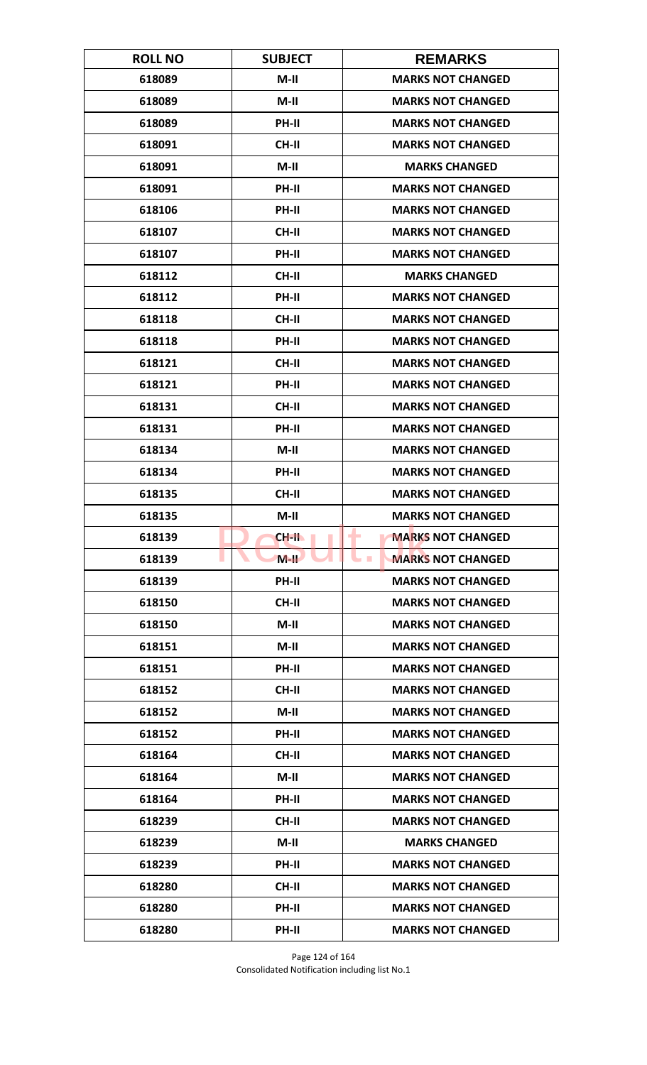| ROLL NO | SUBJECT | REMARKS |
|---|---|---|
| 618089 | M-II | MARKS NOT CHANGED |
| 618089 | M-II | MARKS NOT CHANGED |
| 618089 | PH-II | MARKS NOT CHANGED |
| 618091 | CH-II | MARKS NOT CHANGED |
| 618091 | M-II | MARKS CHANGED |
| 618091 | PH-II | MARKS NOT CHANGED |
| 618106 | PH-II | MARKS NOT CHANGED |
| 618107 | CH-II | MARKS NOT CHANGED |
| 618107 | PH-II | MARKS NOT CHANGED |
| 618112 | CH-II | MARKS CHANGED |
| 618112 | PH-II | MARKS NOT CHANGED |
| 618118 | CH-II | MARKS NOT CHANGED |
| 618118 | PH-II | MARKS NOT CHANGED |
| 618121 | CH-II | MARKS NOT CHANGED |
| 618121 | PH-II | MARKS NOT CHANGED |
| 618131 | CH-II | MARKS NOT CHANGED |
| 618131 | PH-II | MARKS NOT CHANGED |
| 618134 | M-II | MARKS NOT CHANGED |
| 618134 | PH-II | MARKS NOT CHANGED |
| 618135 | CH-II | MARKS NOT CHANGED |
| 618135 | M-II | MARKS NOT CHANGED |
| 618139 | CH-II | MARKS NOT CHANGED |
| 618139 | M-II | MARKS NOT CHANGED |
| 618139 | PH-II | MARKS NOT CHANGED |
| 618150 | CH-II | MARKS NOT CHANGED |
| 618150 | M-II | MARKS NOT CHANGED |
| 618151 | M-II | MARKS NOT CHANGED |
| 618151 | PH-II | MARKS NOT CHANGED |
| 618152 | CH-II | MARKS NOT CHANGED |
| 618152 | M-II | MARKS NOT CHANGED |
| 618152 | PH-II | MARKS NOT CHANGED |
| 618164 | CH-II | MARKS NOT CHANGED |
| 618164 | M-II | MARKS NOT CHANGED |
| 618164 | PH-II | MARKS NOT CHANGED |
| 618239 | CH-II | MARKS NOT CHANGED |
| 618239 | M-II | MARKS CHANGED |
| 618239 | PH-II | MARKS NOT CHANGED |
| 618280 | CH-II | MARKS NOT CHANGED |
| 618280 | PH-II | MARKS NOT CHANGED |
| 618280 | PH-II | MARKS NOT CHANGED |

Consolidated Notification including list No.1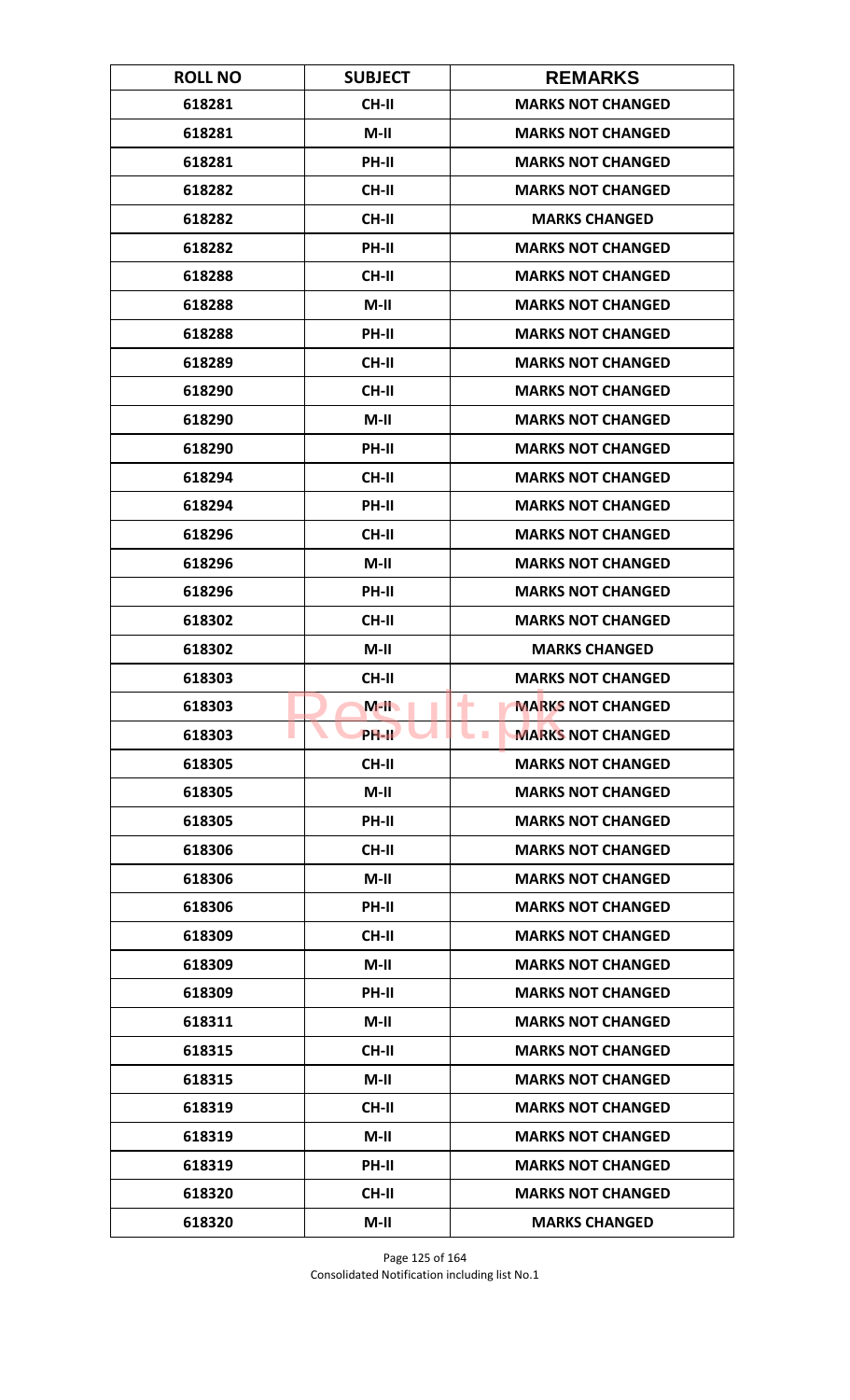| ROLL NO | SUBJECT | REMARKS |
|---|---|---|
| 618281 | CH-II | MARKS NOT CHANGED |
| 618281 | M-II | MARKS NOT CHANGED |
| 618281 | PH-II | MARKS NOT CHANGED |
| 618282 | CH-II | MARKS NOT CHANGED |
| 618282 | CH-II | MARKS CHANGED |
| 618282 | PH-II | MARKS NOT CHANGED |
| 618288 | CH-II | MARKS NOT CHANGED |
| 618288 | M-II | MARKS NOT CHANGED |
| 618288 | PH-II | MARKS NOT CHANGED |
| 618289 | CH-II | MARKS NOT CHANGED |
| 618290 | CH-II | MARKS NOT CHANGED |
| 618290 | M-II | MARKS NOT CHANGED |
| 618290 | PH-II | MARKS NOT CHANGED |
| 618294 | CH-II | MARKS NOT CHANGED |
| 618294 | PH-II | MARKS NOT CHANGED |
| 618296 | CH-II | MARKS NOT CHANGED |
| 618296 | M-II | MARKS NOT CHANGED |
| 618296 | PH-II | MARKS NOT CHANGED |
| 618302 | CH-II | MARKS NOT CHANGED |
| 618302 | M-II | MARKS CHANGED |
| 618303 | CH-II | MARKS NOT CHANGED |
| 618303 | M-II | MARKS NOT CHANGED |
| 618303 | PH-II | MARKS NOT CHANGED |
| 618305 | CH-II | MARKS NOT CHANGED |
| 618305 | M-II | MARKS NOT CHANGED |
| 618305 | PH-II | MARKS NOT CHANGED |
| 618306 | CH-II | MARKS NOT CHANGED |
| 618306 | M-II | MARKS NOT CHANGED |
| 618306 | PH-II | MARKS NOT CHANGED |
| 618309 | CH-II | MARKS NOT CHANGED |
| 618309 | M-II | MARKS NOT CHANGED |
| 618309 | PH-II | MARKS NOT CHANGED |
| 618311 | M-II | MARKS NOT CHANGED |
| 618315 | CH-II | MARKS NOT CHANGED |
| 618315 | M-II | MARKS NOT CHANGED |
| 618319 | CH-II | MARKS NOT CHANGED |
| 618319 | M-II | MARKS NOT CHANGED |
| 618319 | PH-II | MARKS NOT CHANGED |
| 618320 | CH-II | MARKS NOT CHANGED |
| 618320 | M-II | MARKS CHANGED |

Consolidated Notification including list No.1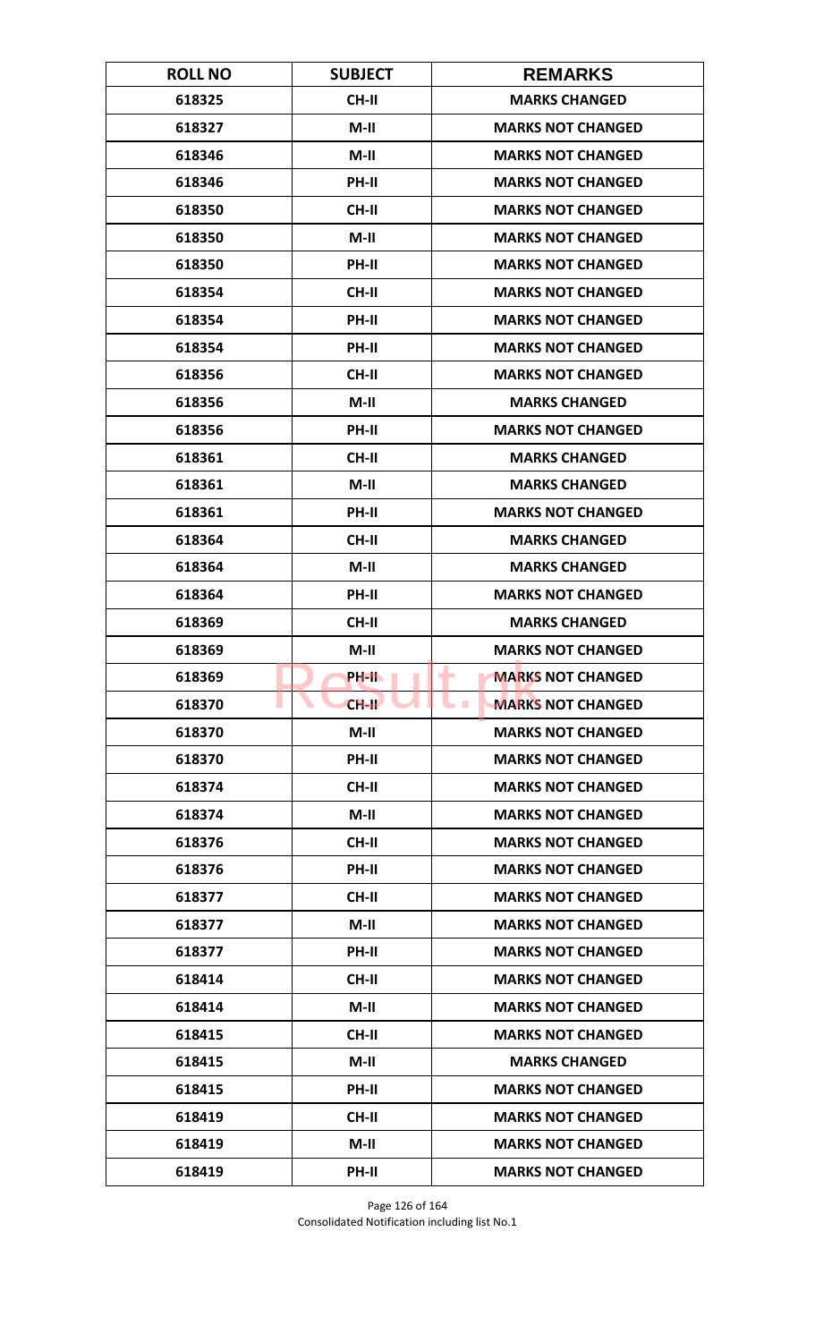| ROLL NO | SUBJECT | REMARKS |
|---|---|---|
| 618325 | CH-II | MARKS CHANGED |
| 618327 | M-II | MARKS NOT CHANGED |
| 618346 | M-II | MARKS NOT CHANGED |
| 618346 | PH-II | MARKS NOT CHANGED |
| 618350 | CH-II | MARKS NOT CHANGED |
| 618350 | M-II | MARKS NOT CHANGED |
| 618350 | PH-II | MARKS NOT CHANGED |
| 618354 | CH-II | MARKS NOT CHANGED |
| 618354 | PH-II | MARKS NOT CHANGED |
| 618354 | PH-II | MARKS NOT CHANGED |
| 618356 | CH-II | MARKS NOT CHANGED |
| 618356 | M-II | MARKS CHANGED |
| 618356 | PH-II | MARKS NOT CHANGED |
| 618361 | CH-II | MARKS CHANGED |
| 618361 | M-II | MARKS CHANGED |
| 618361 | PH-II | MARKS NOT CHANGED |
| 618364 | CH-II | MARKS CHANGED |
| 618364 | M-II | MARKS CHANGED |
| 618364 | PH-II | MARKS NOT CHANGED |
| 618369 | CH-II | MARKS CHANGED |
| 618369 | M-II | MARKS NOT CHANGED |
| 618369 | PH-II | MARKS NOT CHANGED |
| 618370 | CH-II | MARKS NOT CHANGED |
| 618370 | M-II | MARKS NOT CHANGED |
| 618370 | PH-II | MARKS NOT CHANGED |
| 618374 | CH-II | MARKS NOT CHANGED |
| 618374 | M-II | MARKS NOT CHANGED |
| 618376 | CH-II | MARKS NOT CHANGED |
| 618376 | PH-II | MARKS NOT CHANGED |
| 618377 | CH-II | MARKS NOT CHANGED |
| 618377 | M-II | MARKS NOT CHANGED |
| 618377 | PH-II | MARKS NOT CHANGED |
| 618414 | CH-II | MARKS NOT CHANGED |
| 618414 | M-II | MARKS NOT CHANGED |
| 618415 | CH-II | MARKS NOT CHANGED |
| 618415 | M-II | MARKS CHANGED |
| 618415 | PH-II | MARKS NOT CHANGED |
| 618419 | CH-II | MARKS NOT CHANGED |
| 618419 | M-II | MARKS NOT CHANGED |
| 618419 | PH-II | MARKS NOT CHANGED |

Consolidated Notification including list No.1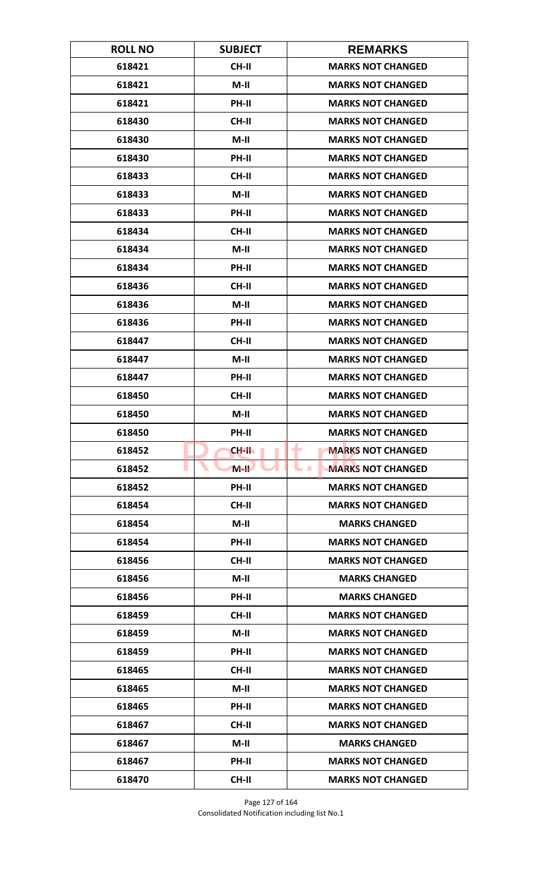| ROLL NO | SUBJECT | REMARKS |
|---|---|---|
| 618421 | CH-II | MARKS NOT CHANGED |
| 618421 | M-II | MARKS NOT CHANGED |
| 618421 | PH-II | MARKS NOT CHANGED |
| 618430 | CH-II | MARKS NOT CHANGED |
| 618430 | M-II | MARKS NOT CHANGED |
| 618430 | PH-II | MARKS NOT CHANGED |
| 618433 | CH-II | MARKS NOT CHANGED |
| 618433 | M-II | MARKS NOT CHANGED |
| 618433 | PH-II | MARKS NOT CHANGED |
| 618434 | CH-II | MARKS NOT CHANGED |
| 618434 | M-II | MARKS NOT CHANGED |
| 618434 | PH-II | MARKS NOT CHANGED |
| 618436 | CH-II | MARKS NOT CHANGED |
| 618436 | M-II | MARKS NOT CHANGED |
| 618436 | PH-II | MARKS NOT CHANGED |
| 618447 | CH-II | MARKS NOT CHANGED |
| 618447 | M-II | MARKS NOT CHANGED |
| 618447 | PH-II | MARKS NOT CHANGED |
| 618450 | CH-II | MARKS NOT CHANGED |
| 618450 | M-II | MARKS NOT CHANGED |
| 618450 | PH-II | MARKS NOT CHANGED |
| 618452 | CH-II | MARKS NOT CHANGED |
| 618452 | M-II | MARKS NOT CHANGED |
| 618452 | PH-II | MARKS NOT CHANGED |
| 618454 | CH-II | MARKS NOT CHANGED |
| 618454 | M-II | MARKS CHANGED |
| 618454 | PH-II | MARKS NOT CHANGED |
| 618456 | CH-II | MARKS NOT CHANGED |
| 618456 | M-II | MARKS CHANGED |
| 618456 | PH-II | MARKS CHANGED |
| 618459 | CH-II | MARKS NOT CHANGED |
| 618459 | M-II | MARKS NOT CHANGED |
| 618459 | PH-II | MARKS NOT CHANGED |
| 618465 | CH-II | MARKS NOT CHANGED |
| 618465 | M-II | MARKS NOT CHANGED |
| 618465 | PH-II | MARKS NOT CHANGED |
| 618467 | CH-II | MARKS NOT CHANGED |
| 618467 | M-II | MARKS CHANGED |
| 618467 | PH-II | MARKS NOT CHANGED |
| 618470 | CH-II | MARKS NOT CHANGED |

Consolidated Notification including list No.1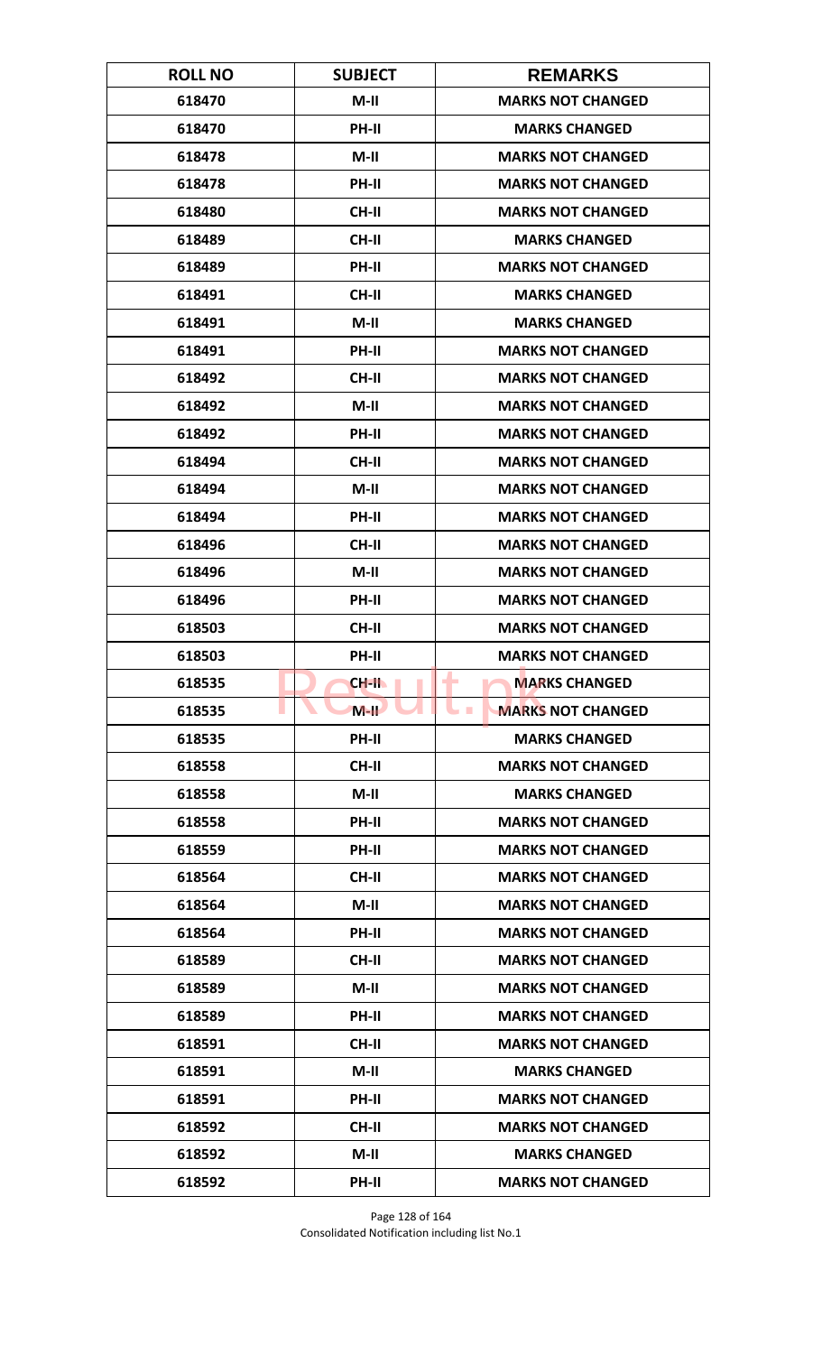| ROLL NO | SUBJECT | REMARKS |
|---|---|---|
| 618470 | M-II | MARKS NOT CHANGED |
| 618470 | PH-II | MARKS CHANGED |
| 618478 | M-II | MARKS NOT CHANGED |
| 618478 | PH-II | MARKS NOT CHANGED |
| 618480 | CH-II | MARKS NOT CHANGED |
| 618489 | CH-II | MARKS CHANGED |
| 618489 | PH-II | MARKS NOT CHANGED |
| 618491 | CH-II | MARKS CHANGED |
| 618491 | M-II | MARKS CHANGED |
| 618491 | PH-II | MARKS NOT CHANGED |
| 618492 | CH-II | MARKS NOT CHANGED |
| 618492 | M-II | MARKS NOT CHANGED |
| 618492 | PH-II | MARKS NOT CHANGED |
| 618494 | CH-II | MARKS NOT CHANGED |
| 618494 | M-II | MARKS NOT CHANGED |
| 618494 | PH-II | MARKS NOT CHANGED |
| 618496 | CH-II | MARKS NOT CHANGED |
| 618496 | M-II | MARKS NOT CHANGED |
| 618496 | PH-II | MARKS NOT CHANGED |
| 618503 | CH-II | MARKS NOT CHANGED |
| 618503 | PH-II | MARKS NOT CHANGED |
| 618535 | CH-II | MARKS CHANGED |
| 618535 | M-II | MARKS NOT CHANGED |
| 618535 | PH-II | MARKS CHANGED |
| 618558 | CH-II | MARKS NOT CHANGED |
| 618558 | M-II | MARKS CHANGED |
| 618558 | PH-II | MARKS NOT CHANGED |
| 618559 | PH-II | MARKS NOT CHANGED |
| 618564 | CH-II | MARKS NOT CHANGED |
| 618564 | M-II | MARKS NOT CHANGED |
| 618564 | PH-II | MARKS NOT CHANGED |
| 618589 | CH-II | MARKS NOT CHANGED |
| 618589 | M-II | MARKS NOT CHANGED |
| 618589 | PH-II | MARKS NOT CHANGED |
| 618591 | CH-II | MARKS NOT CHANGED |
| 618591 | M-II | MARKS CHANGED |
| 618591 | PH-II | MARKS NOT CHANGED |
| 618592 | CH-II | MARKS NOT CHANGED |
| 618592 | M-II | MARKS CHANGED |
| 618592 | PH-II | MARKS NOT CHANGED |

Consolidated Notification including list No.1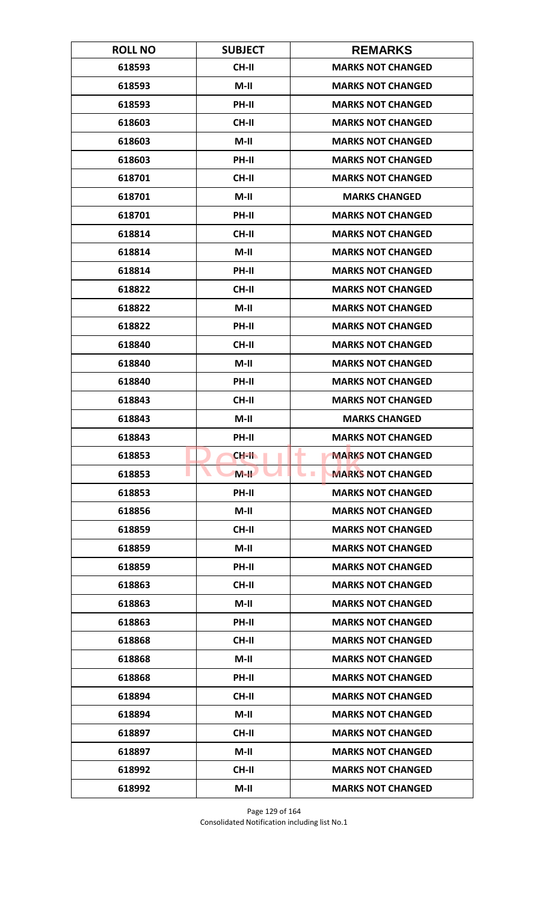| ROLL NO | SUBJECT | REMARKS |
|---|---|---|
| 618593 | CH-II | MARKS NOT CHANGED |
| 618593 | M-II | MARKS NOT CHANGED |
| 618593 | PH-II | MARKS NOT CHANGED |
| 618603 | CH-II | MARKS NOT CHANGED |
| 618603 | M-II | MARKS NOT CHANGED |
| 618603 | PH-II | MARKS NOT CHANGED |
| 618701 | CH-II | MARKS NOT CHANGED |
| 618701 | M-II | MARKS CHANGED |
| 618701 | PH-II | MARKS NOT CHANGED |
| 618814 | CH-II | MARKS NOT CHANGED |
| 618814 | M-II | MARKS NOT CHANGED |
| 618814 | PH-II | MARKS NOT CHANGED |
| 618822 | CH-II | MARKS NOT CHANGED |
| 618822 | M-II | MARKS NOT CHANGED |
| 618822 | PH-II | MARKS NOT CHANGED |
| 618840 | CH-II | MARKS NOT CHANGED |
| 618840 | M-II | MARKS NOT CHANGED |
| 618840 | PH-II | MARKS NOT CHANGED |
| 618843 | CH-II | MARKS NOT CHANGED |
| 618843 | M-II | MARKS CHANGED |
| 618843 | PH-II | MARKS NOT CHANGED |
| 618853 | CH-II | MARKS NOT CHANGED |
| 618853 | M-II | MARKS NOT CHANGED |
| 618853 | PH-II | MARKS NOT CHANGED |
| 618856 | M-II | MARKS NOT CHANGED |
| 618859 | CH-II | MARKS NOT CHANGED |
| 618859 | M-II | MARKS NOT CHANGED |
| 618859 | PH-II | MARKS NOT CHANGED |
| 618863 | CH-II | MARKS NOT CHANGED |
| 618863 | M-II | MARKS NOT CHANGED |
| 618863 | PH-II | MARKS NOT CHANGED |
| 618868 | CH-II | MARKS NOT CHANGED |
| 618868 | M-II | MARKS NOT CHANGED |
| 618868 | PH-II | MARKS NOT CHANGED |
| 618894 | CH-II | MARKS NOT CHANGED |
| 618894 | M-II | MARKS NOT CHANGED |
| 618897 | CH-II | MARKS NOT CHANGED |
| 618897 | M-II | MARKS NOT CHANGED |
| 618992 | CH-II | MARKS NOT CHANGED |
| 618992 | M-II | MARKS NOT CHANGED |

Consolidated Notification including list No.1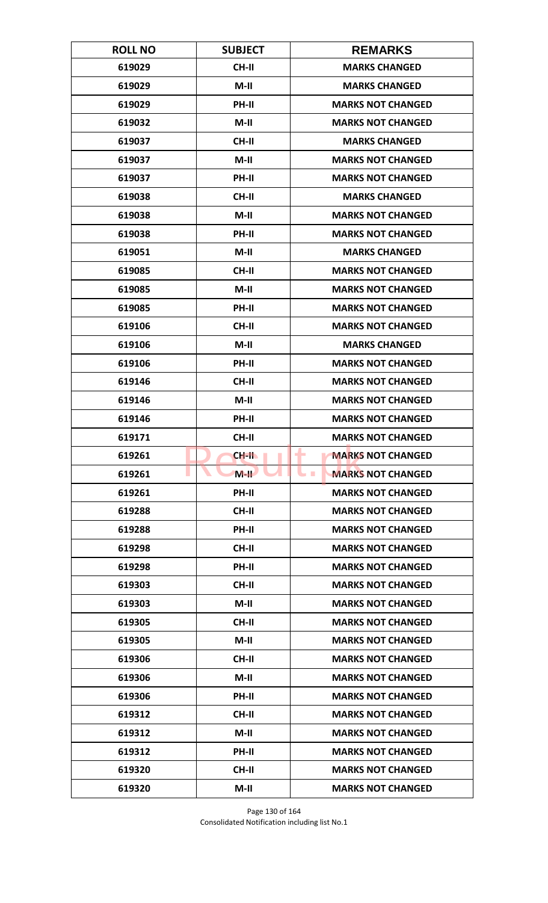| ROLL NO | SUBJECT | REMARKS |
|---|---|---|
| 619029 | CH-II | MARKS CHANGED |
| 619029 | M-II | MARKS CHANGED |
| 619029 | PH-II | MARKS NOT CHANGED |
| 619032 | M-II | MARKS NOT CHANGED |
| 619037 | CH-II | MARKS CHANGED |
| 619037 | M-II | MARKS NOT CHANGED |
| 619037 | PH-II | MARKS NOT CHANGED |
| 619038 | CH-II | MARKS CHANGED |
| 619038 | M-II | MARKS NOT CHANGED |
| 619038 | PH-II | MARKS NOT CHANGED |
| 619051 | M-II | MARKS CHANGED |
| 619085 | CH-II | MARKS NOT CHANGED |
| 619085 | M-II | MARKS NOT CHANGED |
| 619085 | PH-II | MARKS NOT CHANGED |
| 619106 | CH-II | MARKS NOT CHANGED |
| 619106 | M-II | MARKS CHANGED |
| 619106 | PH-II | MARKS NOT CHANGED |
| 619146 | CH-II | MARKS NOT CHANGED |
| 619146 | M-II | MARKS NOT CHANGED |
| 619146 | PH-II | MARKS NOT CHANGED |
| 619171 | CH-II | MARKS NOT CHANGED |
| 619261 | CH-II | MARKS NOT CHANGED |
| 619261 | M-II | MARKS NOT CHANGED |
| 619261 | PH-II | MARKS NOT CHANGED |
| 619288 | CH-II | MARKS NOT CHANGED |
| 619288 | PH-II | MARKS NOT CHANGED |
| 619298 | CH-II | MARKS NOT CHANGED |
| 619298 | PH-II | MARKS NOT CHANGED |
| 619303 | CH-II | MARKS NOT CHANGED |
| 619303 | M-II | MARKS NOT CHANGED |
| 619305 | CH-II | MARKS NOT CHANGED |
| 619305 | M-II | MARKS NOT CHANGED |
| 619306 | CH-II | MARKS NOT CHANGED |
| 619306 | M-II | MARKS NOT CHANGED |
| 619306 | PH-II | MARKS NOT CHANGED |
| 619312 | CH-II | MARKS NOT CHANGED |
| 619312 | M-II | MARKS NOT CHANGED |
| 619312 | PH-II | MARKS NOT CHANGED |
| 619320 | CH-II | MARKS NOT CHANGED |
| 619320 | M-II | MARKS NOT CHANGED |

Consolidated Notification including list No.1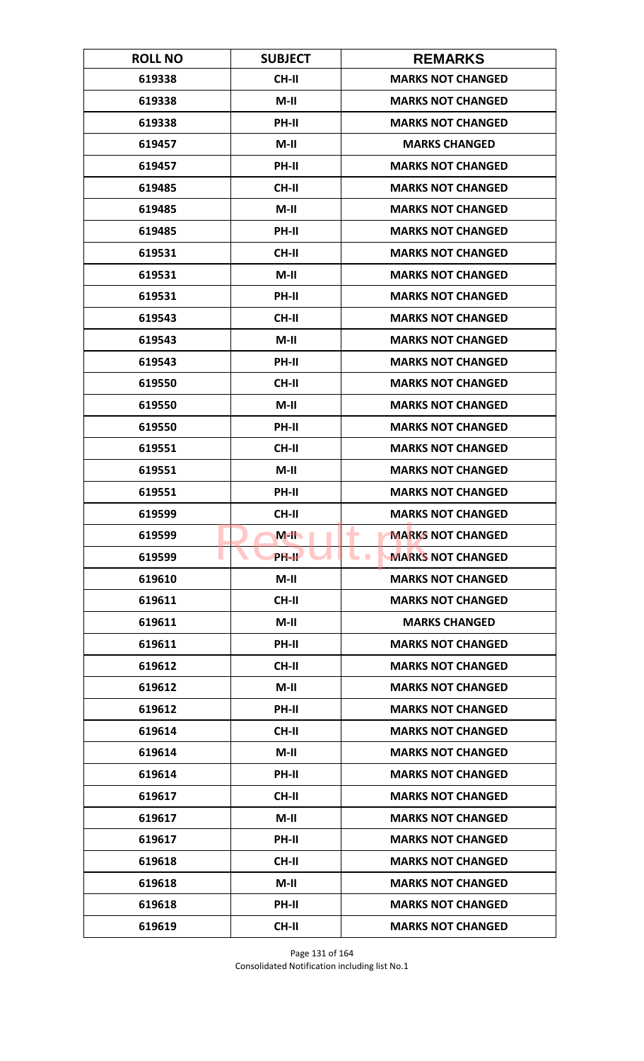| ROLL NO | SUBJECT | REMARKS |
|---|---|---|
| 619338 | CH-II | MARKS NOT CHANGED |
| 619338 | M-II | MARKS NOT CHANGED |
| 619338 | PH-II | MARKS NOT CHANGED |
| 619457 | M-II | MARKS CHANGED |
| 619457 | PH-II | MARKS NOT CHANGED |
| 619485 | CH-II | MARKS NOT CHANGED |
| 619485 | M-II | MARKS NOT CHANGED |
| 619485 | PH-II | MARKS NOT CHANGED |
| 619531 | CH-II | MARKS NOT CHANGED |
| 619531 | M-II | MARKS NOT CHANGED |
| 619531 | PH-II | MARKS NOT CHANGED |
| 619543 | CH-II | MARKS NOT CHANGED |
| 619543 | M-II | MARKS NOT CHANGED |
| 619543 | PH-II | MARKS NOT CHANGED |
| 619550 | CH-II | MARKS NOT CHANGED |
| 619550 | M-II | MARKS NOT CHANGED |
| 619550 | PH-II | MARKS NOT CHANGED |
| 619551 | CH-II | MARKS NOT CHANGED |
| 619551 | M-II | MARKS NOT CHANGED |
| 619551 | PH-II | MARKS NOT CHANGED |
| 619599 | CH-II | MARKS NOT CHANGED |
| 619599 | M-II | MARKS NOT CHANGED |
| 619599 | PH-II | MARKS NOT CHANGED |
| 619610 | M-II | MARKS NOT CHANGED |
| 619611 | CH-II | MARKS NOT CHANGED |
| 619611 | M-II | MARKS CHANGED |
| 619611 | PH-II | MARKS NOT CHANGED |
| 619612 | CH-II | MARKS NOT CHANGED |
| 619612 | M-II | MARKS NOT CHANGED |
| 619612 | PH-II | MARKS NOT CHANGED |
| 619614 | CH-II | MARKS NOT CHANGED |
| 619614 | M-II | MARKS NOT CHANGED |
| 619614 | PH-II | MARKS NOT CHANGED |
| 619617 | CH-II | MARKS NOT CHANGED |
| 619617 | M-II | MARKS NOT CHANGED |
| 619617 | PH-II | MARKS NOT CHANGED |
| 619618 | CH-II | MARKS NOT CHANGED |
| 619618 | M-II | MARKS NOT CHANGED |
| 619618 | PH-II | MARKS NOT CHANGED |
| 619619 | CH-II | MARKS NOT CHANGED |

Consolidated Notification including list No.1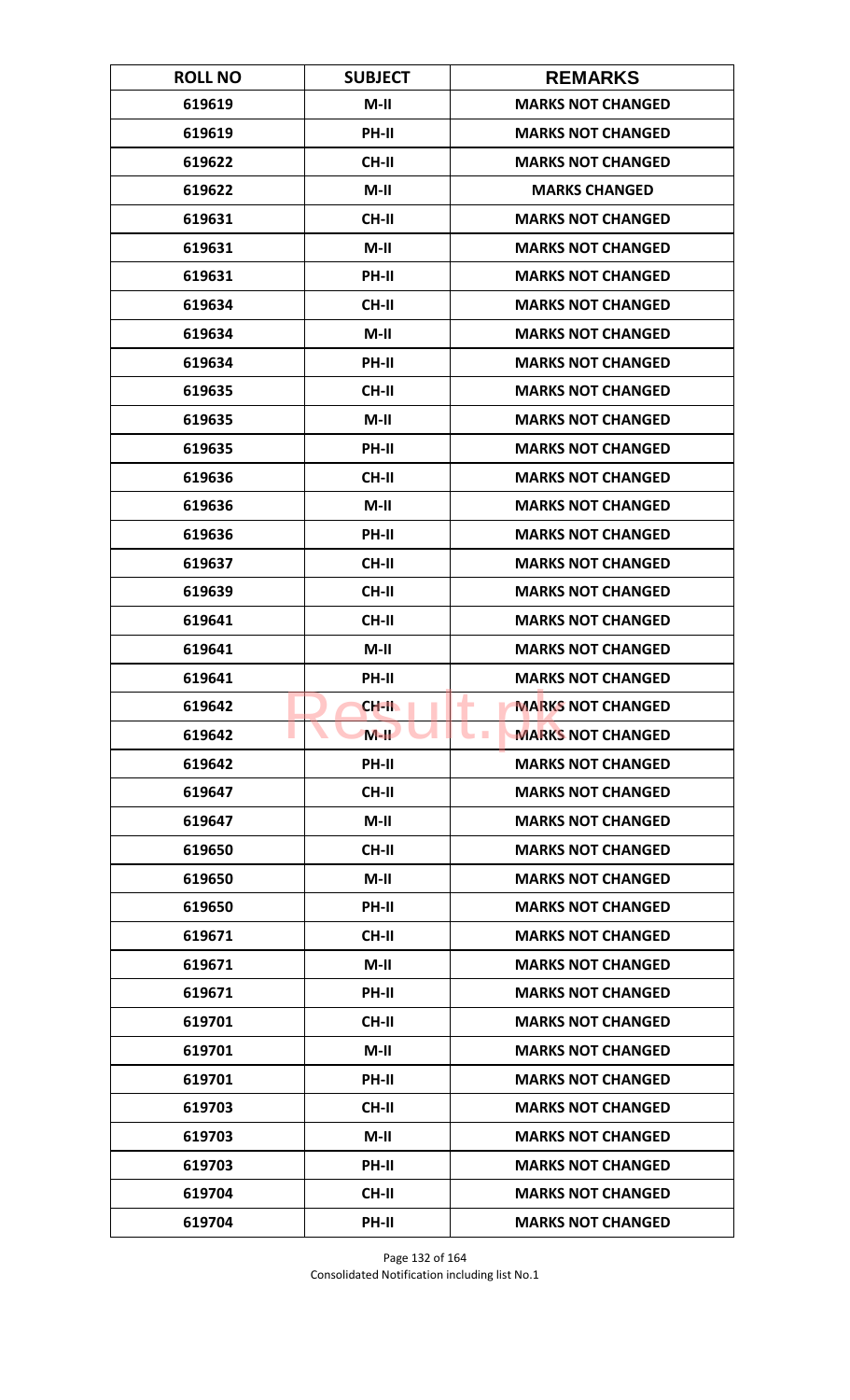| ROLL NO | SUBJECT | REMARKS |
|---|---|---|
| 619619 | M-II | MARKS NOT CHANGED |
| 619619 | PH-II | MARKS NOT CHANGED |
| 619622 | CH-II | MARKS NOT CHANGED |
| 619622 | M-II | MARKS CHANGED |
| 619631 | CH-II | MARKS NOT CHANGED |
| 619631 | M-II | MARKS NOT CHANGED |
| 619631 | PH-II | MARKS NOT CHANGED |
| 619634 | CH-II | MARKS NOT CHANGED |
| 619634 | M-II | MARKS NOT CHANGED |
| 619634 | PH-II | MARKS NOT CHANGED |
| 619635 | CH-II | MARKS NOT CHANGED |
| 619635 | M-II | MARKS NOT CHANGED |
| 619635 | PH-II | MARKS NOT CHANGED |
| 619636 | CH-II | MARKS NOT CHANGED |
| 619636 | M-II | MARKS NOT CHANGED |
| 619636 | PH-II | MARKS NOT CHANGED |
| 619637 | CH-II | MARKS NOT CHANGED |
| 619639 | CH-II | MARKS NOT CHANGED |
| 619641 | CH-II | MARKS NOT CHANGED |
| 619641 | M-II | MARKS NOT CHANGED |
| 619641 | PH-II | MARKS NOT CHANGED |
| 619642 | CH-II | MARKS NOT CHANGED |
| 619642 | M-II | MARKS NOT CHANGED |
| 619642 | PH-II | MARKS NOT CHANGED |
| 619647 | CH-II | MARKS NOT CHANGED |
| 619647 | M-II | MARKS NOT CHANGED |
| 619650 | CH-II | MARKS NOT CHANGED |
| 619650 | M-II | MARKS NOT CHANGED |
| 619650 | PH-II | MARKS NOT CHANGED |
| 619671 | CH-II | MARKS NOT CHANGED |
| 619671 | M-II | MARKS NOT CHANGED |
| 619671 | PH-II | MARKS NOT CHANGED |
| 619701 | CH-II | MARKS NOT CHANGED |
| 619701 | M-II | MARKS NOT CHANGED |
| 619701 | PH-II | MARKS NOT CHANGED |
| 619703 | CH-II | MARKS NOT CHANGED |
| 619703 | M-II | MARKS NOT CHANGED |
| 619703 | PH-II | MARKS NOT CHANGED |
| 619704 | CH-II | MARKS NOT CHANGED |
| 619704 | PH-II | MARKS NOT CHANGED |

Consolidated Notification including list No.1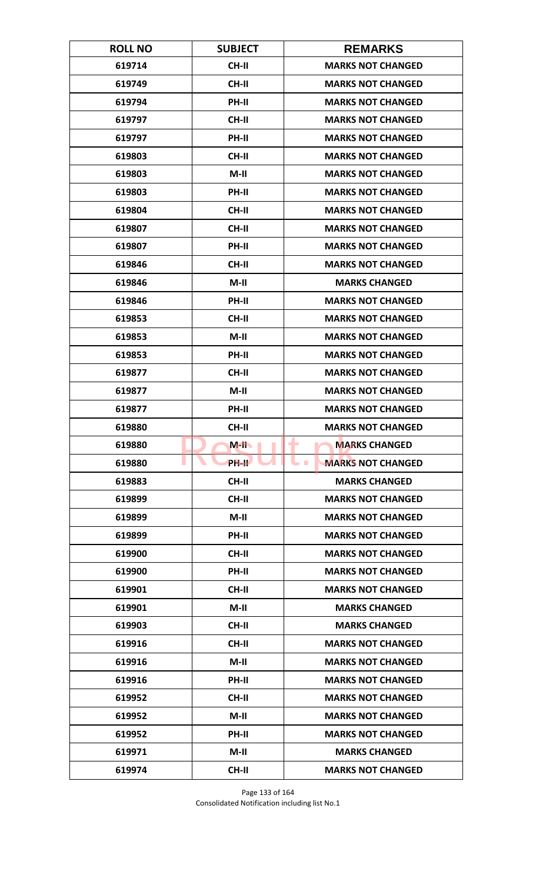| ROLL NO | SUBJECT | REMARKS |
|---|---|---|
| 619714 | CH-II | MARKS NOT CHANGED |
| 619749 | CH-II | MARKS NOT CHANGED |
| 619794 | PH-II | MARKS NOT CHANGED |
| 619797 | CH-II | MARKS NOT CHANGED |
| 619797 | PH-II | MARKS NOT CHANGED |
| 619803 | CH-II | MARKS NOT CHANGED |
| 619803 | M-II | MARKS NOT CHANGED |
| 619803 | PH-II | MARKS NOT CHANGED |
| 619804 | CH-II | MARKS NOT CHANGED |
| 619807 | CH-II | MARKS NOT CHANGED |
| 619807 | PH-II | MARKS NOT CHANGED |
| 619846 | CH-II | MARKS NOT CHANGED |
| 619846 | M-II | MARKS CHANGED |
| 619846 | PH-II | MARKS NOT CHANGED |
| 619853 | CH-II | MARKS NOT CHANGED |
| 619853 | M-II | MARKS NOT CHANGED |
| 619853 | PH-II | MARKS NOT CHANGED |
| 619877 | CH-II | MARKS NOT CHANGED |
| 619877 | M-II | MARKS NOT CHANGED |
| 619877 | PH-II | MARKS NOT CHANGED |
| 619880 | CH-II | MARKS NOT CHANGED |
| 619880 | M-II | MARKS CHANGED |
| 619880 | PH-II | MARKS NOT CHANGED |
| 619883 | CH-II | MARKS CHANGED |
| 619899 | CH-II | MARKS NOT CHANGED |
| 619899 | M-II | MARKS NOT CHANGED |
| 619899 | PH-II | MARKS NOT CHANGED |
| 619900 | CH-II | MARKS NOT CHANGED |
| 619900 | PH-II | MARKS NOT CHANGED |
| 619901 | CH-II | MARKS NOT CHANGED |
| 619901 | M-II | MARKS CHANGED |
| 619903 | CH-II | MARKS CHANGED |
| 619916 | CH-II | MARKS NOT CHANGED |
| 619916 | M-II | MARKS NOT CHANGED |
| 619916 | PH-II | MARKS NOT CHANGED |
| 619952 | CH-II | MARKS NOT CHANGED |
| 619952 | M-II | MARKS NOT CHANGED |
| 619952 | PH-II | MARKS NOT CHANGED |
| 619971 | M-II | MARKS CHANGED |
| 619974 | CH-II | MARKS NOT CHANGED |

Consolidated Notification including list No.1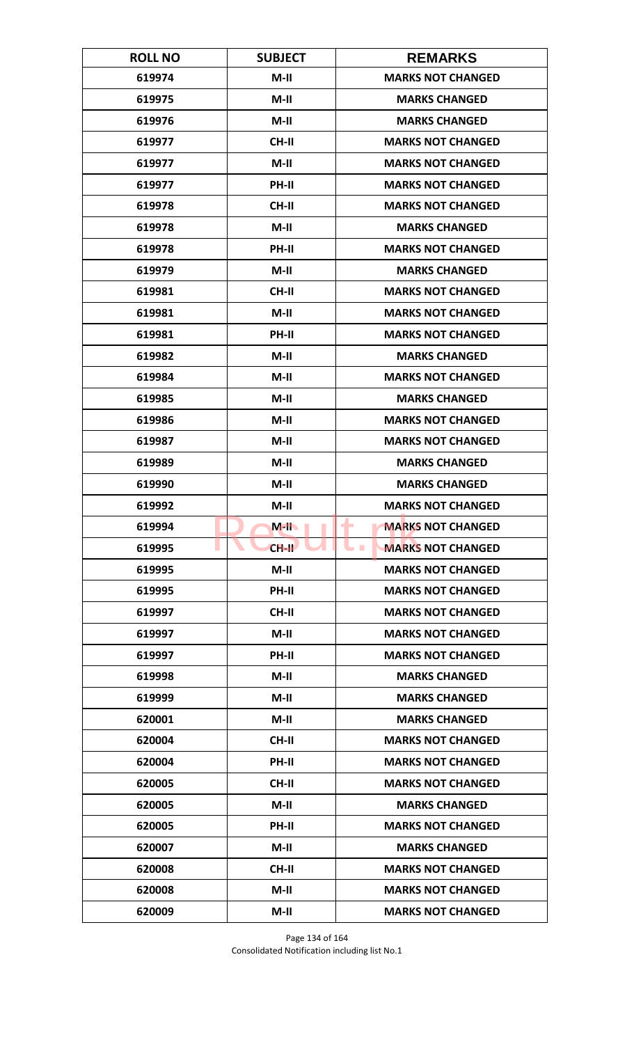| ROLL NO | SUBJECT | REMARKS |
|---|---|---|
| 619974 | M-II | MARKS NOT CHANGED |
| 619975 | M-II | MARKS CHANGED |
| 619976 | M-II | MARKS CHANGED |
| 619977 | CH-II | MARKS NOT CHANGED |
| 619977 | M-II | MARKS NOT CHANGED |
| 619977 | PH-II | MARKS NOT CHANGED |
| 619978 | CH-II | MARKS NOT CHANGED |
| 619978 | M-II | MARKS CHANGED |
| 619978 | PH-II | MARKS NOT CHANGED |
| 619979 | M-II | MARKS CHANGED |
| 619981 | CH-II | MARKS NOT CHANGED |
| 619981 | M-II | MARKS NOT CHANGED |
| 619981 | PH-II | MARKS NOT CHANGED |
| 619982 | M-II | MARKS CHANGED |
| 619984 | M-II | MARKS NOT CHANGED |
| 619985 | M-II | MARKS CHANGED |
| 619986 | M-II | MARKS NOT CHANGED |
| 619987 | M-II | MARKS NOT CHANGED |
| 619989 | M-II | MARKS CHANGED |
| 619990 | M-II | MARKS CHANGED |
| 619992 | M-II | MARKS NOT CHANGED |
| 619994 | M-II | MARKS NOT CHANGED |
| 619995 | CH-II | MARKS NOT CHANGED |
| 619995 | M-II | MARKS NOT CHANGED |
| 619995 | PH-II | MARKS NOT CHANGED |
| 619997 | CH-II | MARKS NOT CHANGED |
| 619997 | M-II | MARKS NOT CHANGED |
| 619997 | PH-II | MARKS NOT CHANGED |
| 619998 | M-II | MARKS CHANGED |
| 619999 | M-II | MARKS CHANGED |
| 620001 | M-II | MARKS CHANGED |
| 620004 | CH-II | MARKS NOT CHANGED |
| 620004 | PH-II | MARKS NOT CHANGED |
| 620005 | CH-II | MARKS NOT CHANGED |
| 620005 | M-II | MARKS CHANGED |
| 620005 | PH-II | MARKS NOT CHANGED |
| 620007 | M-II | MARKS CHANGED |
| 620008 | CH-II | MARKS NOT CHANGED |
| 620008 | M-II | MARKS NOT CHANGED |
| 620009 | M-II | MARKS NOT CHANGED |

Consolidated Notification including list No.1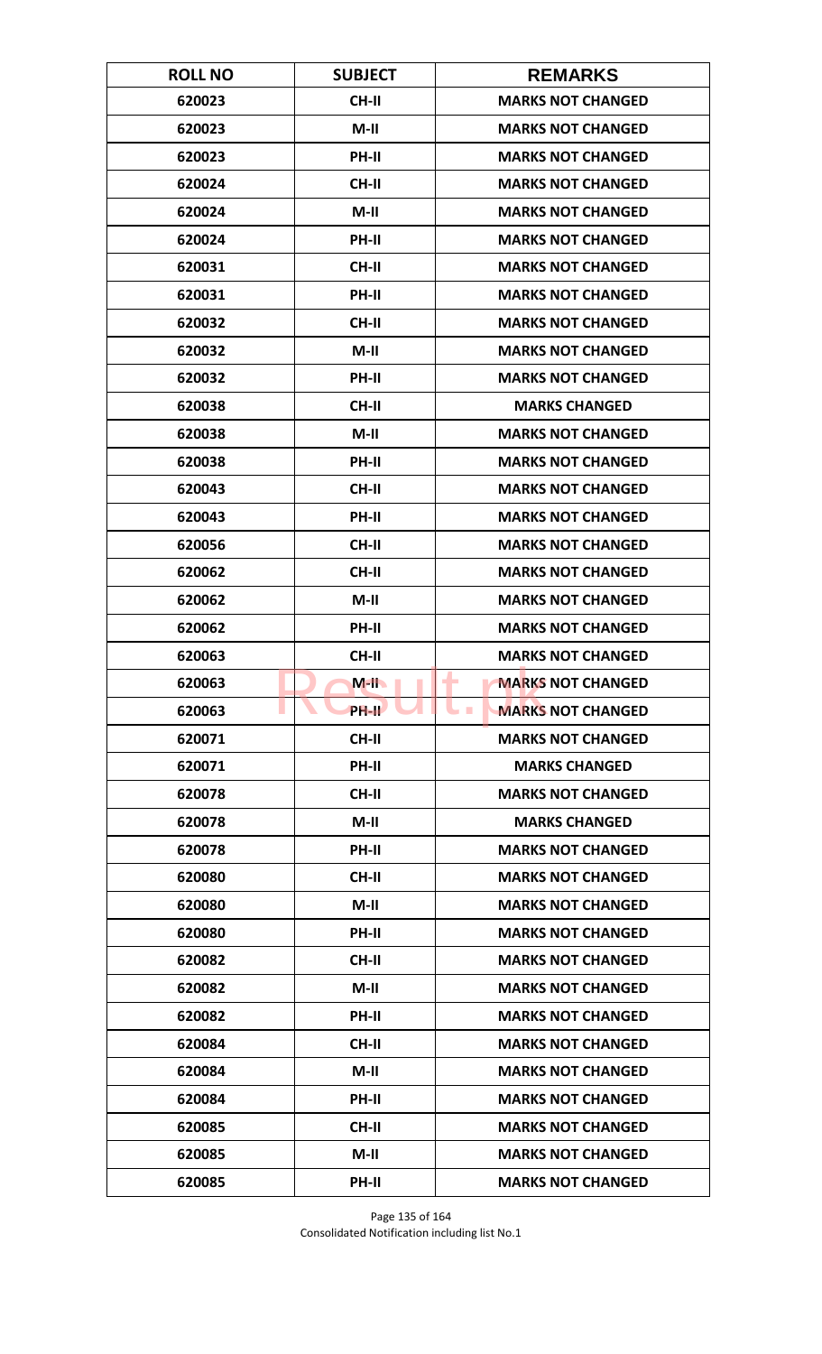| ROLL NO | SUBJECT | REMARKS |
|---|---|---|
| 620023 | CH-II | MARKS NOT CHANGED |
| 620023 | M-II | MARKS NOT CHANGED |
| 620023 | PH-II | MARKS NOT CHANGED |
| 620024 | CH-II | MARKS NOT CHANGED |
| 620024 | M-II | MARKS NOT CHANGED |
| 620024 | PH-II | MARKS NOT CHANGED |
| 620031 | CH-II | MARKS NOT CHANGED |
| 620031 | PH-II | MARKS NOT CHANGED |
| 620032 | CH-II | MARKS NOT CHANGED |
| 620032 | M-II | MARKS NOT CHANGED |
| 620032 | PH-II | MARKS NOT CHANGED |
| 620038 | CH-II | MARKS CHANGED |
| 620038 | M-II | MARKS NOT CHANGED |
| 620038 | PH-II | MARKS NOT CHANGED |
| 620043 | CH-II | MARKS NOT CHANGED |
| 620043 | PH-II | MARKS NOT CHANGED |
| 620056 | CH-II | MARKS NOT CHANGED |
| 620062 | CH-II | MARKS NOT CHANGED |
| 620062 | M-II | MARKS NOT CHANGED |
| 620062 | PH-II | MARKS NOT CHANGED |
| 620063 | CH-II | MARKS NOT CHANGED |
| 620063 | M-II | MARKS NOT CHANGED |
| 620063 | PH-II | MARKS NOT CHANGED |
| 620071 | CH-II | MARKS NOT CHANGED |
| 620071 | PH-II | MARKS CHANGED |
| 620078 | CH-II | MARKS NOT CHANGED |
| 620078 | M-II | MARKS CHANGED |
| 620078 | PH-II | MARKS NOT CHANGED |
| 620080 | CH-II | MARKS NOT CHANGED |
| 620080 | M-II | MARKS NOT CHANGED |
| 620080 | PH-II | MARKS NOT CHANGED |
| 620082 | CH-II | MARKS NOT CHANGED |
| 620082 | M-II | MARKS NOT CHANGED |
| 620082 | PH-II | MARKS NOT CHANGED |
| 620084 | CH-II | MARKS NOT CHANGED |
| 620084 | M-II | MARKS NOT CHANGED |
| 620084 | PH-II | MARKS NOT CHANGED |
| 620085 | CH-II | MARKS NOT CHANGED |
| 620085 | M-II | MARKS NOT CHANGED |
| 620085 | PH-II | MARKS NOT CHANGED |

Consolidated Notification including list No.1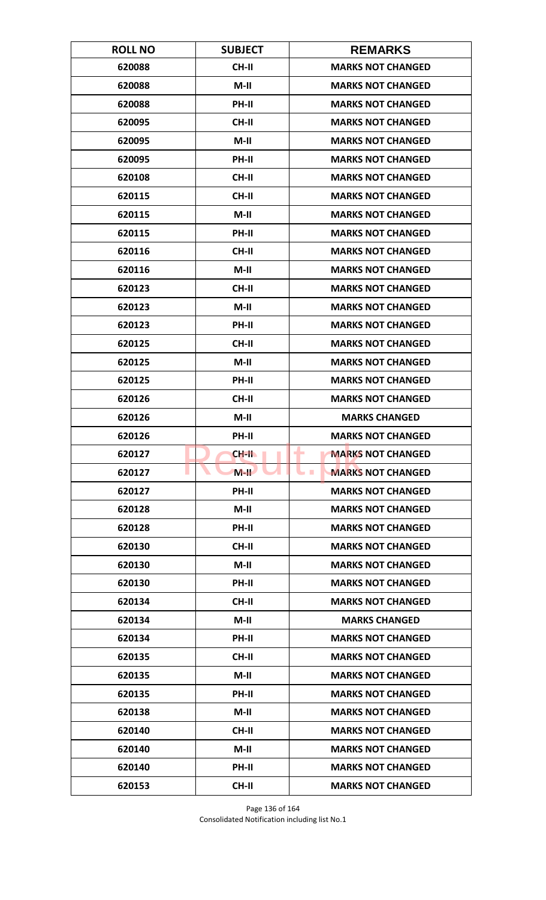| ROLL NO | SUBJECT | REMARKS |
|---|---|---|
| 620088 | CH-II | MARKS NOT CHANGED |
| 620088 | M-II | MARKS NOT CHANGED |
| 620088 | PH-II | MARKS NOT CHANGED |
| 620095 | CH-II | MARKS NOT CHANGED |
| 620095 | M-II | MARKS NOT CHANGED |
| 620095 | PH-II | MARKS NOT CHANGED |
| 620108 | CH-II | MARKS NOT CHANGED |
| 620115 | CH-II | MARKS NOT CHANGED |
| 620115 | M-II | MARKS NOT CHANGED |
| 620115 | PH-II | MARKS NOT CHANGED |
| 620116 | CH-II | MARKS NOT CHANGED |
| 620116 | M-II | MARKS NOT CHANGED |
| 620123 | CH-II | MARKS NOT CHANGED |
| 620123 | M-II | MARKS NOT CHANGED |
| 620123 | PH-II | MARKS NOT CHANGED |
| 620125 | CH-II | MARKS NOT CHANGED |
| 620125 | M-II | MARKS NOT CHANGED |
| 620125 | PH-II | MARKS NOT CHANGED |
| 620126 | CH-II | MARKS NOT CHANGED |
| 620126 | M-II | MARKS CHANGED |
| 620126 | PH-II | MARKS NOT CHANGED |
| 620127 | CH-II | MARKS NOT CHANGED |
| 620127 | M-II | MARKS NOT CHANGED |
| 620127 | PH-II | MARKS NOT CHANGED |
| 620128 | M-II | MARKS NOT CHANGED |
| 620128 | PH-II | MARKS NOT CHANGED |
| 620130 | CH-II | MARKS NOT CHANGED |
| 620130 | M-II | MARKS NOT CHANGED |
| 620130 | PH-II | MARKS NOT CHANGED |
| 620134 | CH-II | MARKS NOT CHANGED |
| 620134 | M-II | MARKS CHANGED |
| 620134 | PH-II | MARKS NOT CHANGED |
| 620135 | CH-II | MARKS NOT CHANGED |
| 620135 | M-II | MARKS NOT CHANGED |
| 620135 | PH-II | MARKS NOT CHANGED |
| 620138 | M-II | MARKS NOT CHANGED |
| 620140 | CH-II | MARKS NOT CHANGED |
| 620140 | M-II | MARKS NOT CHANGED |
| 620140 | PH-II | MARKS NOT CHANGED |
| 620153 | CH-II | MARKS NOT CHANGED |

Consolidated Notification including list No.1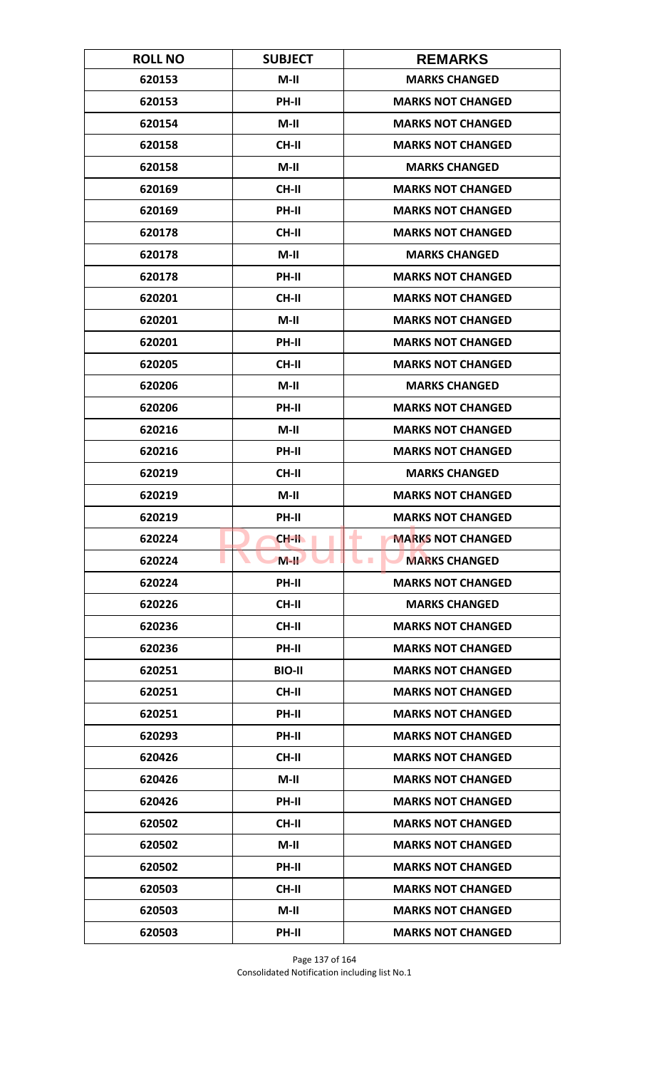| ROLL NO | SUBJECT | REMARKS |
|---|---|---|
| 620153 | M-II | MARKS CHANGED |
| 620153 | PH-II | MARKS NOT CHANGED |
| 620154 | M-II | MARKS NOT CHANGED |
| 620158 | CH-II | MARKS NOT CHANGED |
| 620158 | M-II | MARKS CHANGED |
| 620169 | CH-II | MARKS NOT CHANGED |
| 620169 | PH-II | MARKS NOT CHANGED |
| 620178 | CH-II | MARKS NOT CHANGED |
| 620178 | M-II | MARKS CHANGED |
| 620178 | PH-II | MARKS NOT CHANGED |
| 620201 | CH-II | MARKS NOT CHANGED |
| 620201 | M-II | MARKS NOT CHANGED |
| 620201 | PH-II | MARKS NOT CHANGED |
| 620205 | CH-II | MARKS NOT CHANGED |
| 620206 | M-II | MARKS CHANGED |
| 620206 | PH-II | MARKS NOT CHANGED |
| 620216 | M-II | MARKS NOT CHANGED |
| 620216 | PH-II | MARKS NOT CHANGED |
| 620219 | CH-II | MARKS CHANGED |
| 620219 | M-II | MARKS NOT CHANGED |
| 620219 | PH-II | MARKS NOT CHANGED |
| 620224 | CH-II | MARKS NOT CHANGED |
| 620224 | M-II | MARKS CHANGED |
| 620224 | PH-II | MARKS NOT CHANGED |
| 620226 | CH-II | MARKS CHANGED |
| 620236 | CH-II | MARKS NOT CHANGED |
| 620236 | PH-II | MARKS NOT CHANGED |
| 620251 | BIO-II | MARKS NOT CHANGED |
| 620251 | CH-II | MARKS NOT CHANGED |
| 620251 | PH-II | MARKS NOT CHANGED |
| 620293 | PH-II | MARKS NOT CHANGED |
| 620426 | CH-II | MARKS NOT CHANGED |
| 620426 | M-II | MARKS NOT CHANGED |
| 620426 | PH-II | MARKS NOT CHANGED |
| 620502 | CH-II | MARKS NOT CHANGED |
| 620502 | M-II | MARKS NOT CHANGED |
| 620502 | PH-II | MARKS NOT CHANGED |
| 620503 | CH-II | MARKS NOT CHANGED |
| 620503 | M-II | MARKS NOT CHANGED |
| 620503 | PH-II | MARKS NOT CHANGED |

Consolidated Notification including list No.1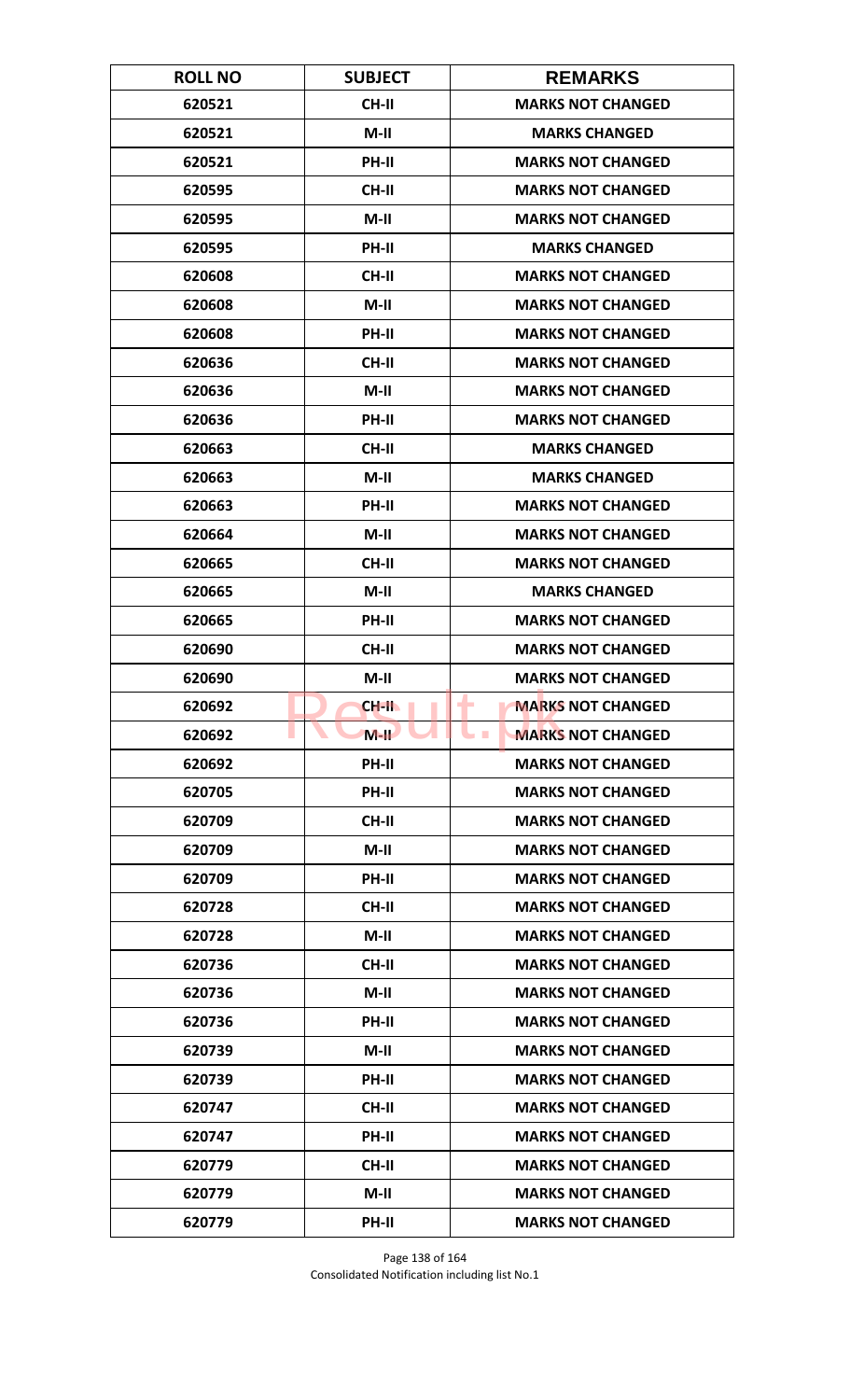| ROLL NO | SUBJECT | REMARKS |
|---|---|---|
| 620521 | CH-II | MARKS NOT CHANGED |
| 620521 | M-II | MARKS CHANGED |
| 620521 | PH-II | MARKS NOT CHANGED |
| 620595 | CH-II | MARKS NOT CHANGED |
| 620595 | M-II | MARKS NOT CHANGED |
| 620595 | PH-II | MARKS CHANGED |
| 620608 | CH-II | MARKS NOT CHANGED |
| 620608 | M-II | MARKS NOT CHANGED |
| 620608 | PH-II | MARKS NOT CHANGED |
| 620636 | CH-II | MARKS NOT CHANGED |
| 620636 | M-II | MARKS NOT CHANGED |
| 620636 | PH-II | MARKS NOT CHANGED |
| 620663 | CH-II | MARKS CHANGED |
| 620663 | M-II | MARKS CHANGED |
| 620663 | PH-II | MARKS NOT CHANGED |
| 620664 | M-II | MARKS NOT CHANGED |
| 620665 | CH-II | MARKS NOT CHANGED |
| 620665 | M-II | MARKS CHANGED |
| 620665 | PH-II | MARKS NOT CHANGED |
| 620690 | CH-II | MARKS NOT CHANGED |
| 620690 | M-II | MARKS NOT CHANGED |
| 620692 | CH-II | MARKS NOT CHANGED |
| 620692 | M-II | MARKS NOT CHANGED |
| 620692 | PH-II | MARKS NOT CHANGED |
| 620705 | PH-II | MARKS NOT CHANGED |
| 620709 | CH-II | MARKS NOT CHANGED |
| 620709 | M-II | MARKS NOT CHANGED |
| 620709 | PH-II | MARKS NOT CHANGED |
| 620728 | CH-II | MARKS NOT CHANGED |
| 620728 | M-II | MARKS NOT CHANGED |
| 620736 | CH-II | MARKS NOT CHANGED |
| 620736 | M-II | MARKS NOT CHANGED |
| 620736 | PH-II | MARKS NOT CHANGED |
| 620739 | M-II | MARKS NOT CHANGED |
| 620739 | PH-II | MARKS NOT CHANGED |
| 620747 | CH-II | MARKS NOT CHANGED |
| 620747 | PH-II | MARKS NOT CHANGED |
| 620779 | CH-II | MARKS NOT CHANGED |
| 620779 | M-II | MARKS NOT CHANGED |
| 620779 | PH-II | MARKS NOT CHANGED |

Consolidated Notification including list No.1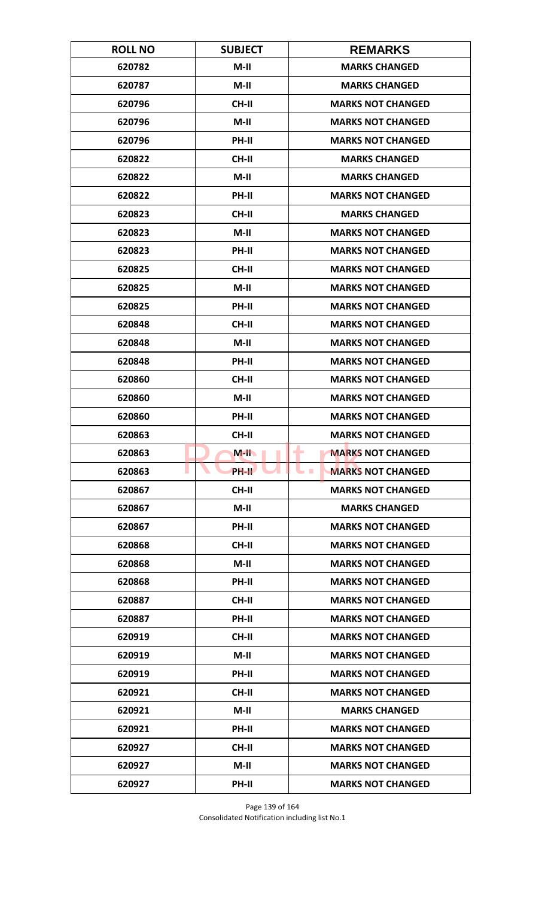| ROLL NO | SUBJECT | REMARKS |
|---|---|---|
| 620782 | M-II | MARKS CHANGED |
| 620787 | M-II | MARKS CHANGED |
| 620796 | CH-II | MARKS NOT CHANGED |
| 620796 | M-II | MARKS NOT CHANGED |
| 620796 | PH-II | MARKS NOT CHANGED |
| 620822 | CH-II | MARKS CHANGED |
| 620822 | M-II | MARKS CHANGED |
| 620822 | PH-II | MARKS NOT CHANGED |
| 620823 | CH-II | MARKS CHANGED |
| 620823 | M-II | MARKS NOT CHANGED |
| 620823 | PH-II | MARKS NOT CHANGED |
| 620825 | CH-II | MARKS NOT CHANGED |
| 620825 | M-II | MARKS NOT CHANGED |
| 620825 | PH-II | MARKS NOT CHANGED |
| 620848 | CH-II | MARKS NOT CHANGED |
| 620848 | M-II | MARKS NOT CHANGED |
| 620848 | PH-II | MARKS NOT CHANGED |
| 620860 | CH-II | MARKS NOT CHANGED |
| 620860 | M-II | MARKS NOT CHANGED |
| 620860 | PH-II | MARKS NOT CHANGED |
| 620863 | CH-II | MARKS NOT CHANGED |
| 620863 | M-II | MARKS NOT CHANGED |
| 620863 | PH-II | MARKS NOT CHANGED |
| 620867 | CH-II | MARKS NOT CHANGED |
| 620867 | M-II | MARKS CHANGED |
| 620867 | PH-II | MARKS NOT CHANGED |
| 620868 | CH-II | MARKS NOT CHANGED |
| 620868 | M-II | MARKS NOT CHANGED |
| 620868 | PH-II | MARKS NOT CHANGED |
| 620887 | CH-II | MARKS NOT CHANGED |
| 620887 | PH-II | MARKS NOT CHANGED |
| 620919 | CH-II | MARKS NOT CHANGED |
| 620919 | M-II | MARKS NOT CHANGED |
| 620919 | PH-II | MARKS NOT CHANGED |
| 620921 | CH-II | MARKS NOT CHANGED |
| 620921 | M-II | MARKS CHANGED |
| 620921 | PH-II | MARKS NOT CHANGED |
| 620927 | CH-II | MARKS NOT CHANGED |
| 620927 | M-II | MARKS NOT CHANGED |
| 620927 | PH-II | MARKS NOT CHANGED |

Consolidated Notification including list No.1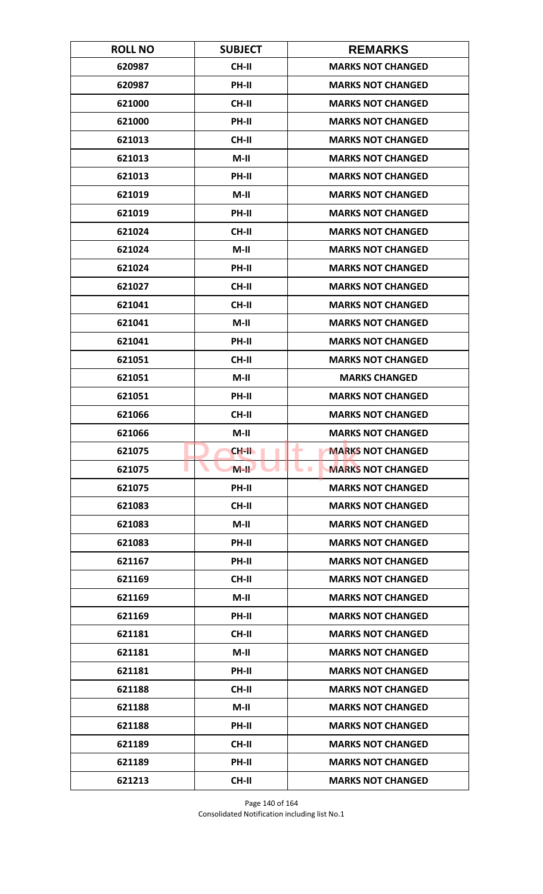| ROLL NO | SUBJECT | REMARKS |
| --- | --- | --- |
| 620987 | CH-II | MARKS NOT CHANGED |
| 620987 | PH-II | MARKS NOT CHANGED |
| 621000 | CH-II | MARKS NOT CHANGED |
| 621000 | PH-II | MARKS NOT CHANGED |
| 621013 | CH-II | MARKS NOT CHANGED |
| 621013 | M-II | MARKS NOT CHANGED |
| 621013 | PH-II | MARKS NOT CHANGED |
| 621019 | M-II | MARKS NOT CHANGED |
| 621019 | PH-II | MARKS NOT CHANGED |
| 621024 | CH-II | MARKS NOT CHANGED |
| 621024 | M-II | MARKS NOT CHANGED |
| 621024 | PH-II | MARKS NOT CHANGED |
| 621027 | CH-II | MARKS NOT CHANGED |
| 621041 | CH-II | MARKS NOT CHANGED |
| 621041 | M-II | MARKS NOT CHANGED |
| 621041 | PH-II | MARKS NOT CHANGED |
| 621051 | CH-II | MARKS NOT CHANGED |
| 621051 | M-II | MARKS CHANGED |
| 621051 | PH-II | MARKS NOT CHANGED |
| 621066 | CH-II | MARKS NOT CHANGED |
| 621066 | M-II | MARKS NOT CHANGED |
| 621075 | CH-II | MARKS NOT CHANGED |
| 621075 | M-II | MARKS NOT CHANGED |
| 621075 | PH-II | MARKS NOT CHANGED |
| 621083 | CH-II | MARKS NOT CHANGED |
| 621083 | M-II | MARKS NOT CHANGED |
| 621083 | PH-II | MARKS NOT CHANGED |
| 621167 | PH-II | MARKS NOT CHANGED |
| 621169 | CH-II | MARKS NOT CHANGED |
| 621169 | M-II | MARKS NOT CHANGED |
| 621169 | PH-II | MARKS NOT CHANGED |
| 621181 | CH-II | MARKS NOT CHANGED |
| 621181 | M-II | MARKS NOT CHANGED |
| 621181 | PH-II | MARKS NOT CHANGED |
| 621188 | CH-II | MARKS NOT CHANGED |
| 621188 | M-II | MARKS NOT CHANGED |
| 621188 | PH-II | MARKS NOT CHANGED |
| 621189 | CH-II | MARKS NOT CHANGED |
| 621189 | PH-II | MARKS NOT CHANGED |
| 621213 | CH-II | MARKS NOT CHANGED |

Consolidated Notification including list No.1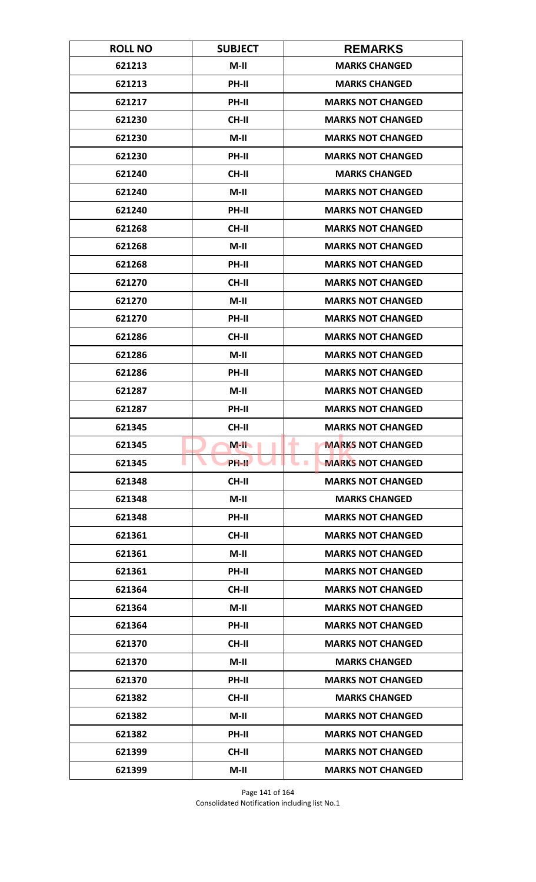| ROLL NO | SUBJECT | REMARKS |
|---|---|---|
| 621213 | M-II | MARKS CHANGED |
| 621213 | PH-II | MARKS CHANGED |
| 621217 | PH-II | MARKS NOT CHANGED |
| 621230 | CH-II | MARKS NOT CHANGED |
| 621230 | M-II | MARKS NOT CHANGED |
| 621230 | PH-II | MARKS NOT CHANGED |
| 621240 | CH-II | MARKS CHANGED |
| 621240 | M-II | MARKS NOT CHANGED |
| 621240 | PH-II | MARKS NOT CHANGED |
| 621268 | CH-II | MARKS NOT CHANGED |
| 621268 | M-II | MARKS NOT CHANGED |
| 621268 | PH-II | MARKS NOT CHANGED |
| 621270 | CH-II | MARKS NOT CHANGED |
| 621270 | M-II | MARKS NOT CHANGED |
| 621270 | PH-II | MARKS NOT CHANGED |
| 621286 | CH-II | MARKS NOT CHANGED |
| 621286 | M-II | MARKS NOT CHANGED |
| 621286 | PH-II | MARKS NOT CHANGED |
| 621287 | M-II | MARKS NOT CHANGED |
| 621287 | PH-II | MARKS NOT CHANGED |
| 621345 | CH-II | MARKS NOT CHANGED |
| 621345 | M-II | MARKS NOT CHANGED |
| 621345 | PH-II | MARKS NOT CHANGED |
| 621348 | CH-II | MARKS NOT CHANGED |
| 621348 | M-II | MARKS CHANGED |
| 621348 | PH-II | MARKS NOT CHANGED |
| 621361 | CH-II | MARKS NOT CHANGED |
| 621361 | M-II | MARKS NOT CHANGED |
| 621361 | PH-II | MARKS NOT CHANGED |
| 621364 | CH-II | MARKS NOT CHANGED |
| 621364 | M-II | MARKS NOT CHANGED |
| 621364 | PH-II | MARKS NOT CHANGED |
| 621370 | CH-II | MARKS NOT CHANGED |
| 621370 | M-II | MARKS CHANGED |
| 621370 | PH-II | MARKS NOT CHANGED |
| 621382 | CH-II | MARKS CHANGED |
| 621382 | M-II | MARKS NOT CHANGED |
| 621382 | PH-II | MARKS NOT CHANGED |
| 621399 | CH-II | MARKS NOT CHANGED |
| 621399 | M-II | MARKS NOT CHANGED |

Consolidated Notification including list No.1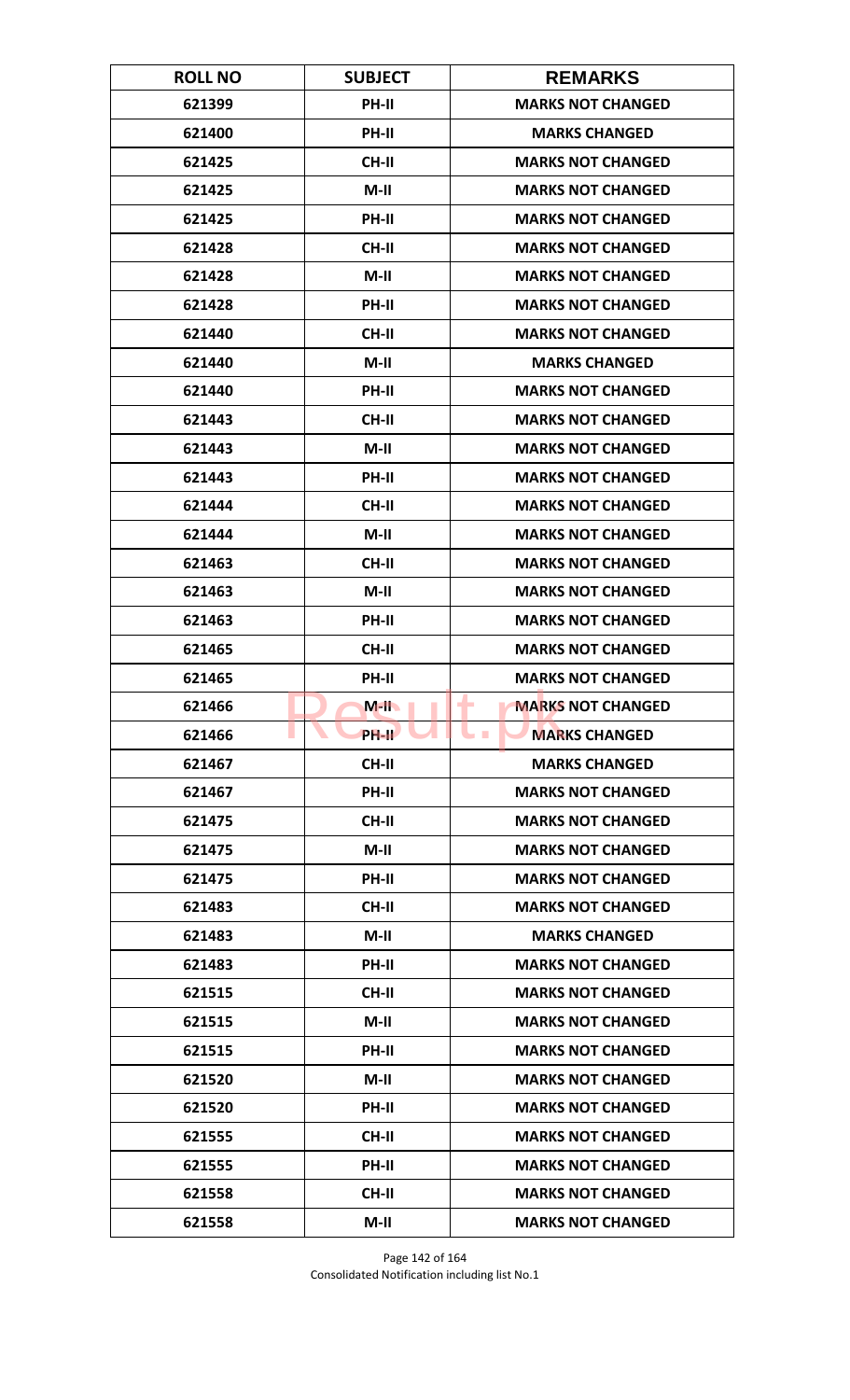| ROLL NO | SUBJECT | REMARKS |
|---|---|---|
| 621399 | PH-II | MARKS NOT CHANGED |
| 621400 | PH-II | MARKS CHANGED |
| 621425 | CH-II | MARKS NOT CHANGED |
| 621425 | M-II | MARKS NOT CHANGED |
| 621425 | PH-II | MARKS NOT CHANGED |
| 621428 | CH-II | MARKS NOT CHANGED |
| 621428 | M-II | MARKS NOT CHANGED |
| 621428 | PH-II | MARKS NOT CHANGED |
| 621440 | CH-II | MARKS NOT CHANGED |
| 621440 | M-II | MARKS CHANGED |
| 621440 | PH-II | MARKS NOT CHANGED |
| 621443 | CH-II | MARKS NOT CHANGED |
| 621443 | M-II | MARKS NOT CHANGED |
| 621443 | PH-II | MARKS NOT CHANGED |
| 621444 | CH-II | MARKS NOT CHANGED |
| 621444 | M-II | MARKS NOT CHANGED |
| 621463 | CH-II | MARKS NOT CHANGED |
| 621463 | M-II | MARKS NOT CHANGED |
| 621463 | PH-II | MARKS NOT CHANGED |
| 621465 | CH-II | MARKS NOT CHANGED |
| 621465 | PH-II | MARKS NOT CHANGED |
| 621466 | M-II | MARKS NOT CHANGED |
| 621466 | PH-II | MARKS CHANGED |
| 621467 | CH-II | MARKS CHANGED |
| 621467 | PH-II | MARKS NOT CHANGED |
| 621475 | CH-II | MARKS NOT CHANGED |
| 621475 | M-II | MARKS NOT CHANGED |
| 621475 | PH-II | MARKS NOT CHANGED |
| 621483 | CH-II | MARKS NOT CHANGED |
| 621483 | M-II | MARKS CHANGED |
| 621483 | PH-II | MARKS NOT CHANGED |
| 621515 | CH-II | MARKS NOT CHANGED |
| 621515 | M-II | MARKS NOT CHANGED |
| 621515 | PH-II | MARKS NOT CHANGED |
| 621520 | M-II | MARKS NOT CHANGED |
| 621520 | PH-II | MARKS NOT CHANGED |
| 621555 | CH-II | MARKS NOT CHANGED |
| 621555 | PH-II | MARKS NOT CHANGED |
| 621558 | CH-II | MARKS NOT CHANGED |
| 621558 | M-II | MARKS NOT CHANGED |

Consolidated Notification including list No.1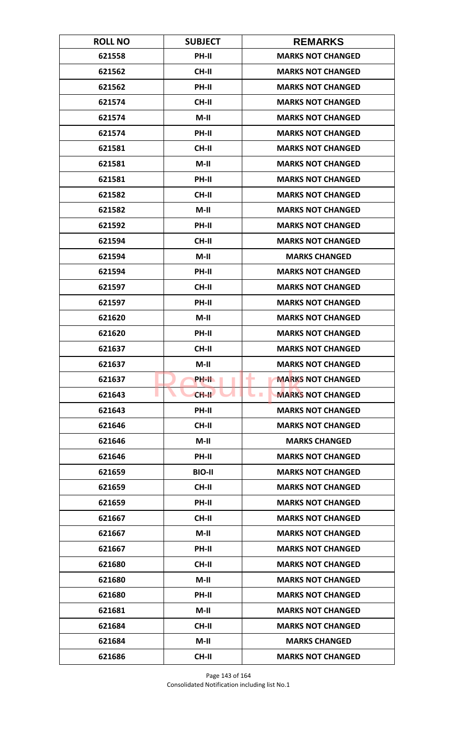| ROLL NO | SUBJECT | REMARKS |
|---|---|---|
| 621558 | PH-II | MARKS NOT CHANGED |
| 621562 | CH-II | MARKS NOT CHANGED |
| 621562 | PH-II | MARKS NOT CHANGED |
| 621574 | CH-II | MARKS NOT CHANGED |
| 621574 | M-II | MARKS NOT CHANGED |
| 621574 | PH-II | MARKS NOT CHANGED |
| 621581 | CH-II | MARKS NOT CHANGED |
| 621581 | M-II | MARKS NOT CHANGED |
| 621581 | PH-II | MARKS NOT CHANGED |
| 621582 | CH-II | MARKS NOT CHANGED |
| 621582 | M-II | MARKS NOT CHANGED |
| 621592 | PH-II | MARKS NOT CHANGED |
| 621594 | CH-II | MARKS NOT CHANGED |
| 621594 | M-II | MARKS CHANGED |
| 621594 | PH-II | MARKS NOT CHANGED |
| 621597 | CH-II | MARKS NOT CHANGED |
| 621597 | PH-II | MARKS NOT CHANGED |
| 621620 | M-II | MARKS NOT CHANGED |
| 621620 | PH-II | MARKS NOT CHANGED |
| 621637 | CH-II | MARKS NOT CHANGED |
| 621637 | M-II | MARKS NOT CHANGED |
| 621637 | PH-II | MARKS NOT CHANGED |
| 621643 | CH-II | MARKS NOT CHANGED |
| 621643 | PH-II | MARKS NOT CHANGED |
| 621646 | CH-II | MARKS NOT CHANGED |
| 621646 | M-II | MARKS CHANGED |
| 621646 | PH-II | MARKS NOT CHANGED |
| 621659 | BIO-II | MARKS NOT CHANGED |
| 621659 | CH-II | MARKS NOT CHANGED |
| 621659 | PH-II | MARKS NOT CHANGED |
| 621667 | CH-II | MARKS NOT CHANGED |
| 621667 | M-II | MARKS NOT CHANGED |
| 621667 | PH-II | MARKS NOT CHANGED |
| 621680 | CH-II | MARKS NOT CHANGED |
| 621680 | M-II | MARKS NOT CHANGED |
| 621680 | PH-II | MARKS NOT CHANGED |
| 621681 | M-II | MARKS NOT CHANGED |
| 621684 | CH-II | MARKS NOT CHANGED |
| 621684 | M-II | MARKS CHANGED |
| 621686 | CH-II | MARKS NOT CHANGED |

Consolidated Notification including list No.1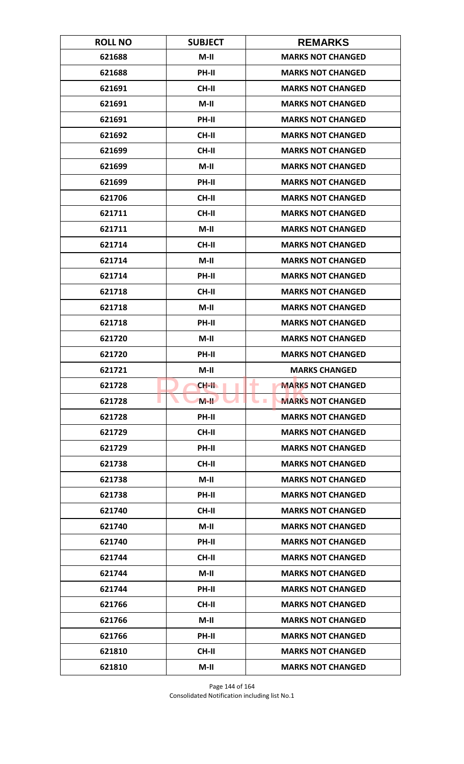| ROLL NO | SUBJECT | REMARKS |
| --- | --- | --- |
| 621688 | M-II | MARKS NOT CHANGED |
| 621688 | PH-II | MARKS NOT CHANGED |
| 621691 | CH-II | MARKS NOT CHANGED |
| 621691 | M-II | MARKS NOT CHANGED |
| 621691 | PH-II | MARKS NOT CHANGED |
| 621692 | CH-II | MARKS NOT CHANGED |
| 621699 | CH-II | MARKS NOT CHANGED |
| 621699 | M-II | MARKS NOT CHANGED |
| 621699 | PH-II | MARKS NOT CHANGED |
| 621706 | CH-II | MARKS NOT CHANGED |
| 621711 | CH-II | MARKS NOT CHANGED |
| 621711 | M-II | MARKS NOT CHANGED |
| 621714 | CH-II | MARKS NOT CHANGED |
| 621714 | M-II | MARKS NOT CHANGED |
| 621714 | PH-II | MARKS NOT CHANGED |
| 621718 | CH-II | MARKS NOT CHANGED |
| 621718 | M-II | MARKS NOT CHANGED |
| 621718 | PH-II | MARKS NOT CHANGED |
| 621720 | M-II | MARKS NOT CHANGED |
| 621720 | PH-II | MARKS NOT CHANGED |
| 621721 | M-II | MARKS CHANGED |
| 621728 | CH-II | MARKS NOT CHANGED |
| 621728 | M-II | MARKS NOT CHANGED |
| 621728 | PH-II | MARKS NOT CHANGED |
| 621729 | CH-II | MARKS NOT CHANGED |
| 621729 | PH-II | MARKS NOT CHANGED |
| 621738 | CH-II | MARKS NOT CHANGED |
| 621738 | M-II | MARKS NOT CHANGED |
| 621738 | PH-II | MARKS NOT CHANGED |
| 621740 | CH-II | MARKS NOT CHANGED |
| 621740 | M-II | MARKS NOT CHANGED |
| 621740 | PH-II | MARKS NOT CHANGED |
| 621744 | CH-II | MARKS NOT CHANGED |
| 621744 | M-II | MARKS NOT CHANGED |
| 621744 | PH-II | MARKS NOT CHANGED |
| 621766 | CH-II | MARKS NOT CHANGED |
| 621766 | M-II | MARKS NOT CHANGED |
| 621766 | PH-II | MARKS NOT CHANGED |
| 621810 | CH-II | MARKS NOT CHANGED |
| 621810 | M-II | MARKS NOT CHANGED |

Consolidated Notification including list No.1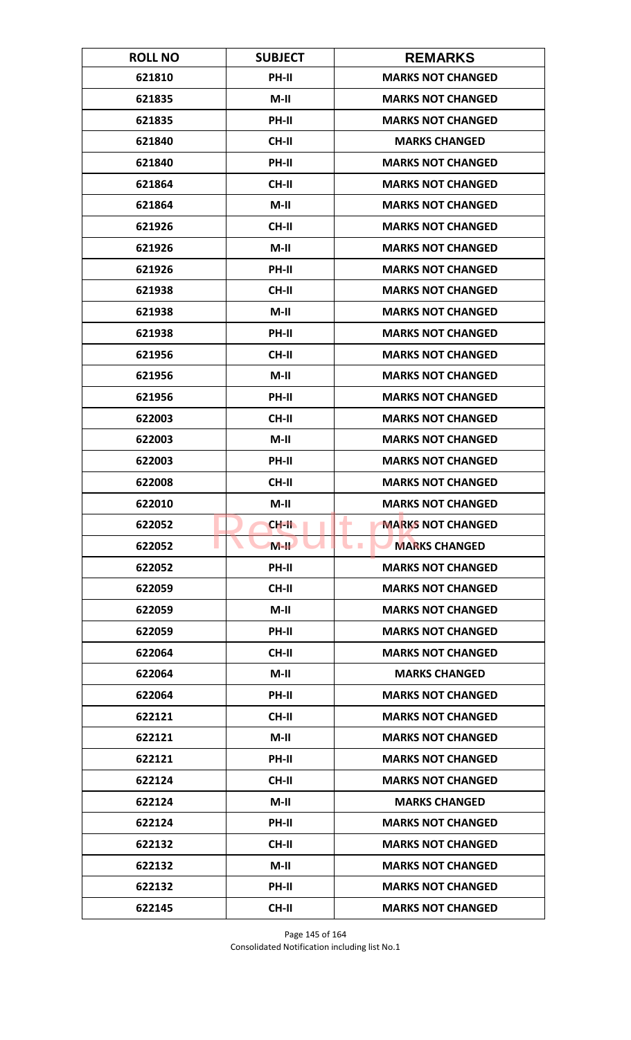| ROLL NO | SUBJECT | REMARKS |
| --- | --- | --- |
| 621810 | PH-II | MARKS NOT CHANGED |
| 621835 | M-II | MARKS NOT CHANGED |
| 621835 | PH-II | MARKS NOT CHANGED |
| 621840 | CH-II | MARKS CHANGED |
| 621840 | PH-II | MARKS NOT CHANGED |
| 621864 | CH-II | MARKS NOT CHANGED |
| 621864 | M-II | MARKS NOT CHANGED |
| 621926 | CH-II | MARKS NOT CHANGED |
| 621926 | M-II | MARKS NOT CHANGED |
| 621926 | PH-II | MARKS NOT CHANGED |
| 621938 | CH-II | MARKS NOT CHANGED |
| 621938 | M-II | MARKS NOT CHANGED |
| 621938 | PH-II | MARKS NOT CHANGED |
| 621956 | CH-II | MARKS NOT CHANGED |
| 621956 | M-II | MARKS NOT CHANGED |
| 621956 | PH-II | MARKS NOT CHANGED |
| 622003 | CH-II | MARKS NOT CHANGED |
| 622003 | M-II | MARKS NOT CHANGED |
| 622003 | PH-II | MARKS NOT CHANGED |
| 622008 | CH-II | MARKS NOT CHANGED |
| 622010 | M-II | MARKS NOT CHANGED |
| 622052 | CH-II | MARKS NOT CHANGED |
| 622052 | M-II | MARKS CHANGED |
| 622052 | PH-II | MARKS NOT CHANGED |
| 622059 | CH-II | MARKS NOT CHANGED |
| 622059 | M-II | MARKS NOT CHANGED |
| 622059 | PH-II | MARKS NOT CHANGED |
| 622064 | CH-II | MARKS NOT CHANGED |
| 622064 | M-II | MARKS CHANGED |
| 622064 | PH-II | MARKS NOT CHANGED |
| 622121 | CH-II | MARKS NOT CHANGED |
| 622121 | M-II | MARKS NOT CHANGED |
| 622121 | PH-II | MARKS NOT CHANGED |
| 622124 | CH-II | MARKS NOT CHANGED |
| 622124 | M-II | MARKS CHANGED |
| 622124 | PH-II | MARKS NOT CHANGED |
| 622132 | CH-II | MARKS NOT CHANGED |
| 622132 | M-II | MARKS NOT CHANGED |
| 622132 | PH-II | MARKS NOT CHANGED |
| 622145 | CH-II | MARKS NOT CHANGED |

Consolidated Notification including list No.1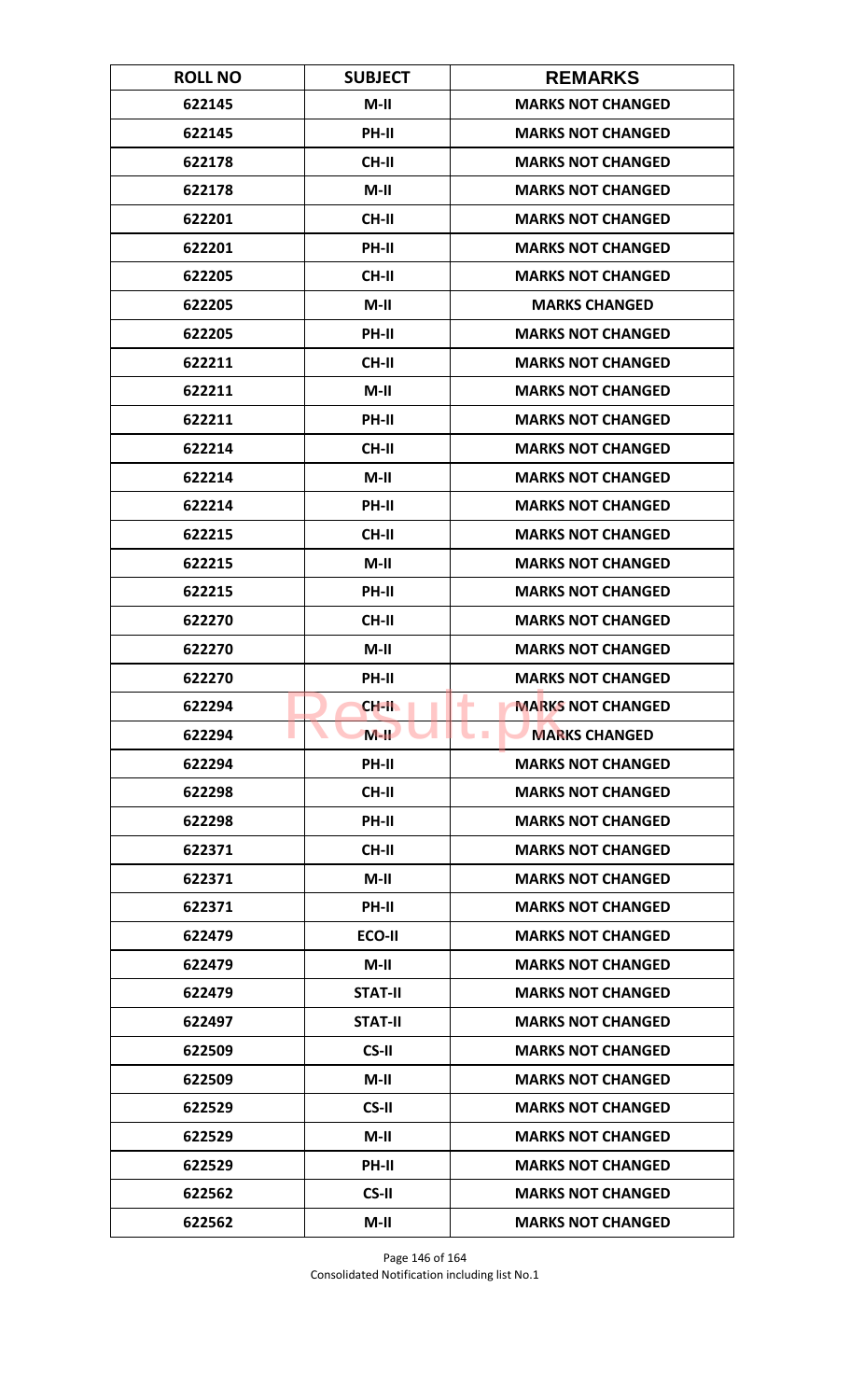| ROLL NO | SUBJECT | REMARKS |
| --- | --- | --- |
| 622145 | M-II | MARKS NOT CHANGED |
| 622145 | PH-II | MARKS NOT CHANGED |
| 622178 | CH-II | MARKS NOT CHANGED |
| 622178 | M-II | MARKS NOT CHANGED |
| 622201 | CH-II | MARKS NOT CHANGED |
| 622201 | PH-II | MARKS NOT CHANGED |
| 622205 | CH-II | MARKS NOT CHANGED |
| 622205 | M-II | MARKS CHANGED |
| 622205 | PH-II | MARKS NOT CHANGED |
| 622211 | CH-II | MARKS NOT CHANGED |
| 622211 | M-II | MARKS NOT CHANGED |
| 622211 | PH-II | MARKS NOT CHANGED |
| 622214 | CH-II | MARKS NOT CHANGED |
| 622214 | M-II | MARKS NOT CHANGED |
| 622214 | PH-II | MARKS NOT CHANGED |
| 622215 | CH-II | MARKS NOT CHANGED |
| 622215 | M-II | MARKS NOT CHANGED |
| 622215 | PH-II | MARKS NOT CHANGED |
| 622270 | CH-II | MARKS NOT CHANGED |
| 622270 | M-II | MARKS NOT CHANGED |
| 622270 | PH-II | MARKS NOT CHANGED |
| 622294 | CH-II | MARKS NOT CHANGED |
| 622294 | M-II | MARKS CHANGED |
| 622294 | PH-II | MARKS NOT CHANGED |
| 622298 | CH-II | MARKS NOT CHANGED |
| 622298 | PH-II | MARKS NOT CHANGED |
| 622371 | CH-II | MARKS NOT CHANGED |
| 622371 | M-II | MARKS NOT CHANGED |
| 622371 | PH-II | MARKS NOT CHANGED |
| 622479 | ECO-II | MARKS NOT CHANGED |
| 622479 | M-II | MARKS NOT CHANGED |
| 622479 | STAT-II | MARKS NOT CHANGED |
| 622497 | STAT-II | MARKS NOT CHANGED |
| 622509 | CS-II | MARKS NOT CHANGED |
| 622509 | M-II | MARKS NOT CHANGED |
| 622529 | CS-II | MARKS NOT CHANGED |
| 622529 | M-II | MARKS NOT CHANGED |
| 622529 | PH-II | MARKS NOT CHANGED |
| 622562 | CS-II | MARKS NOT CHANGED |
| 622562 | M-II | MARKS NOT CHANGED |

Consolidated Notification including list No.1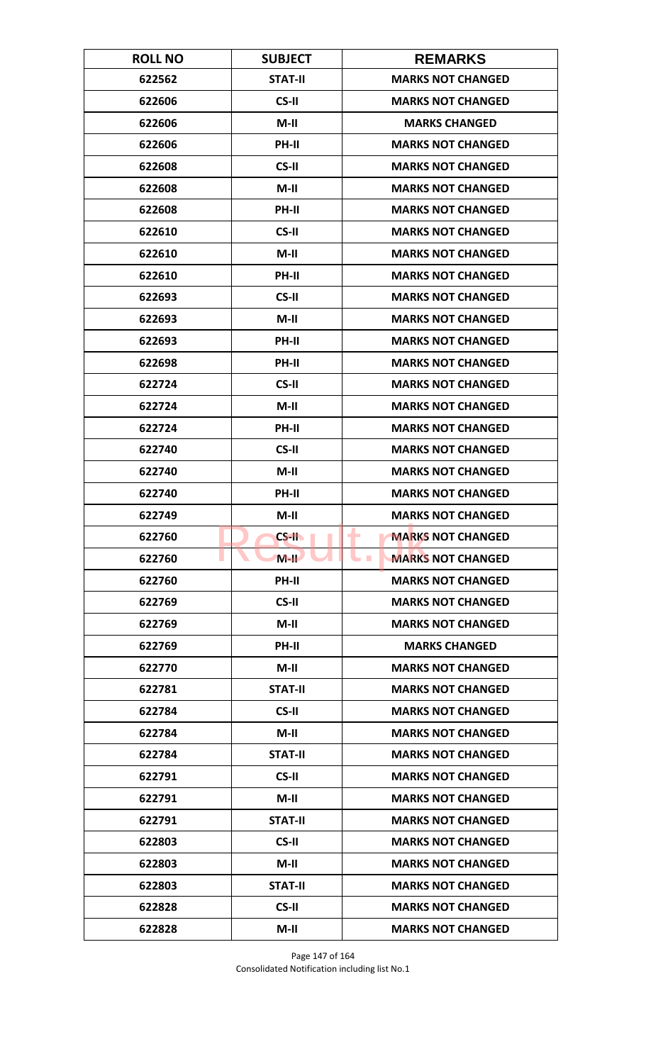| ROLL NO | SUBJECT | REMARKS |
|---|---|---|
| 622562 | STAT-II | MARKS NOT CHANGED |
| 622606 | CS-II | MARKS NOT CHANGED |
| 622606 | M-II | MARKS CHANGED |
| 622606 | PH-II | MARKS NOT CHANGED |
| 622608 | CS-II | MARKS NOT CHANGED |
| 622608 | M-II | MARKS NOT CHANGED |
| 622608 | PH-II | MARKS NOT CHANGED |
| 622610 | CS-II | MARKS NOT CHANGED |
| 622610 | M-II | MARKS NOT CHANGED |
| 622610 | PH-II | MARKS NOT CHANGED |
| 622693 | CS-II | MARKS NOT CHANGED |
| 622693 | M-II | MARKS NOT CHANGED |
| 622693 | PH-II | MARKS NOT CHANGED |
| 622698 | PH-II | MARKS NOT CHANGED |
| 622724 | CS-II | MARKS NOT CHANGED |
| 622724 | M-II | MARKS NOT CHANGED |
| 622724 | PH-II | MARKS NOT CHANGED |
| 622740 | CS-II | MARKS NOT CHANGED |
| 622740 | M-II | MARKS NOT CHANGED |
| 622740 | PH-II | MARKS NOT CHANGED |
| 622749 | M-II | MARKS NOT CHANGED |
| 622760 | CS-II | MARKS NOT CHANGED |
| 622760 | M-II | MARKS NOT CHANGED |
| 622760 | PH-II | MARKS NOT CHANGED |
| 622769 | CS-II | MARKS NOT CHANGED |
| 622769 | M-II | MARKS NOT CHANGED |
| 622769 | PH-II | MARKS CHANGED |
| 622770 | M-II | MARKS NOT CHANGED |
| 622781 | STAT-II | MARKS NOT CHANGED |
| 622784 | CS-II | MARKS NOT CHANGED |
| 622784 | M-II | MARKS NOT CHANGED |
| 622784 | STAT-II | MARKS NOT CHANGED |
| 622791 | CS-II | MARKS NOT CHANGED |
| 622791 | M-II | MARKS NOT CHANGED |
| 622791 | STAT-II | MARKS NOT CHANGED |
| 622803 | CS-II | MARKS NOT CHANGED |
| 622803 | M-II | MARKS NOT CHANGED |
| 622803 | STAT-II | MARKS NOT CHANGED |
| 622828 | CS-II | MARKS NOT CHANGED |
| 622828 | M-II | MARKS NOT CHANGED |

Consolidated Notification including list No.1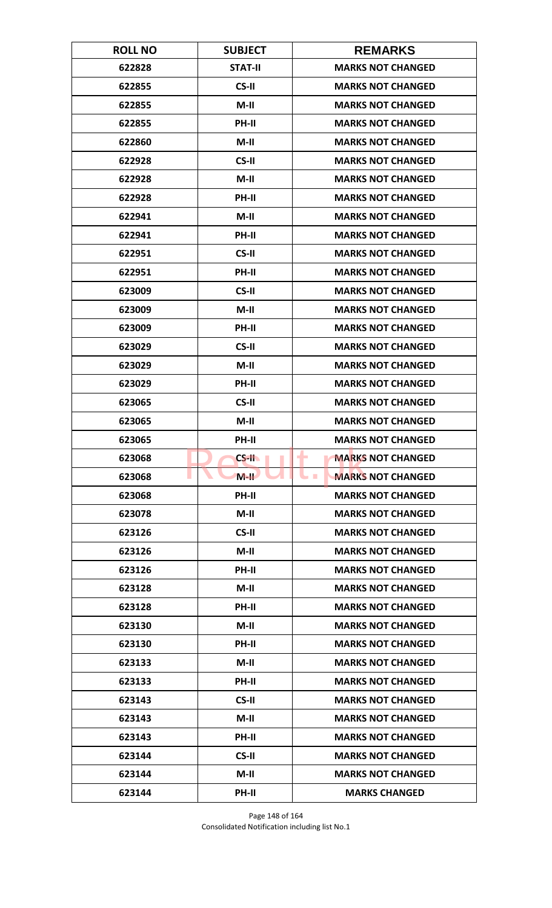| ROLL NO | SUBJECT | REMARKS |
|---|---|---|
| 622828 | STAT-II | MARKS NOT CHANGED |
| 622855 | CS-II | MARKS NOT CHANGED |
| 622855 | M-II | MARKS NOT CHANGED |
| 622855 | PH-II | MARKS NOT CHANGED |
| 622860 | M-II | MARKS NOT CHANGED |
| 622928 | CS-II | MARKS NOT CHANGED |
| 622928 | M-II | MARKS NOT CHANGED |
| 622928 | PH-II | MARKS NOT CHANGED |
| 622941 | M-II | MARKS NOT CHANGED |
| 622941 | PH-II | MARKS NOT CHANGED |
| 622951 | CS-II | MARKS NOT CHANGED |
| 622951 | PH-II | MARKS NOT CHANGED |
| 623009 | CS-II | MARKS NOT CHANGED |
| 623009 | M-II | MARKS NOT CHANGED |
| 623009 | PH-II | MARKS NOT CHANGED |
| 623029 | CS-II | MARKS NOT CHANGED |
| 623029 | M-II | MARKS NOT CHANGED |
| 623029 | PH-II | MARKS NOT CHANGED |
| 623065 | CS-II | MARKS NOT CHANGED |
| 623065 | M-II | MARKS NOT CHANGED |
| 623065 | PH-II | MARKS NOT CHANGED |
| 623068 | CS-II | MARKS NOT CHANGED |
| 623068 | M-II | MARKS NOT CHANGED |
| 623068 | PH-II | MARKS NOT CHANGED |
| 623078 | M-II | MARKS NOT CHANGED |
| 623126 | CS-II | MARKS NOT CHANGED |
| 623126 | M-II | MARKS NOT CHANGED |
| 623126 | PH-II | MARKS NOT CHANGED |
| 623128 | M-II | MARKS NOT CHANGED |
| 623128 | PH-II | MARKS NOT CHANGED |
| 623130 | M-II | MARKS NOT CHANGED |
| 623130 | PH-II | MARKS NOT CHANGED |
| 623133 | M-II | MARKS NOT CHANGED |
| 623133 | PH-II | MARKS NOT CHANGED |
| 623143 | CS-II | MARKS NOT CHANGED |
| 623143 | M-II | MARKS NOT CHANGED |
| 623143 | PH-II | MARKS NOT CHANGED |
| 623144 | CS-II | MARKS NOT CHANGED |
| 623144 | M-II | MARKS NOT CHANGED |
| 623144 | PH-II | MARKS CHANGED |

Consolidated Notification including list No.1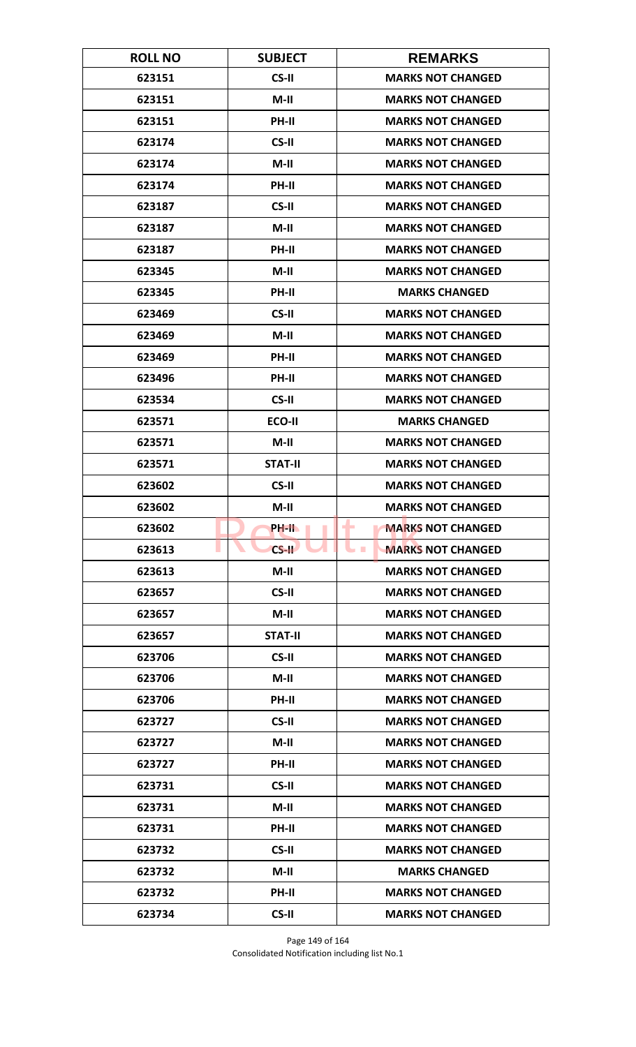| ROLL NO | SUBJECT | REMARKS |
|---|---|---|
| 623151 | CS-II | MARKS NOT CHANGED |
| 623151 | M-II | MARKS NOT CHANGED |
| 623151 | PH-II | MARKS NOT CHANGED |
| 623174 | CS-II | MARKS NOT CHANGED |
| 623174 | M-II | MARKS NOT CHANGED |
| 623174 | PH-II | MARKS NOT CHANGED |
| 623187 | CS-II | MARKS NOT CHANGED |
| 623187 | M-II | MARKS NOT CHANGED |
| 623187 | PH-II | MARKS NOT CHANGED |
| 623345 | M-II | MARKS NOT CHANGED |
| 623345 | PH-II | MARKS CHANGED |
| 623469 | CS-II | MARKS NOT CHANGED |
| 623469 | M-II | MARKS NOT CHANGED |
| 623469 | PH-II | MARKS NOT CHANGED |
| 623496 | PH-II | MARKS NOT CHANGED |
| 623534 | CS-II | MARKS NOT CHANGED |
| 623571 | ECO-II | MARKS CHANGED |
| 623571 | M-II | MARKS NOT CHANGED |
| 623571 | STAT-II | MARKS NOT CHANGED |
| 623602 | CS-II | MARKS NOT CHANGED |
| 623602 | M-II | MARKS NOT CHANGED |
| 623602 | PH-II | MARKS NOT CHANGED |
| 623613 | CS-II | MARKS NOT CHANGED |
| 623613 | M-II | MARKS NOT CHANGED |
| 623657 | CS-II | MARKS NOT CHANGED |
| 623657 | M-II | MARKS NOT CHANGED |
| 623657 | STAT-II | MARKS NOT CHANGED |
| 623706 | CS-II | MARKS NOT CHANGED |
| 623706 | M-II | MARKS NOT CHANGED |
| 623706 | PH-II | MARKS NOT CHANGED |
| 623727 | CS-II | MARKS NOT CHANGED |
| 623727 | M-II | MARKS NOT CHANGED |
| 623727 | PH-II | MARKS NOT CHANGED |
| 623731 | CS-II | MARKS NOT CHANGED |
| 623731 | M-II | MARKS NOT CHANGED |
| 623731 | PH-II | MARKS NOT CHANGED |
| 623732 | CS-II | MARKS NOT CHANGED |
| 623732 | M-II | MARKS CHANGED |
| 623732 | PH-II | MARKS NOT CHANGED |
| 623734 | CS-II | MARKS NOT CHANGED |

Consolidated Notification including list No.1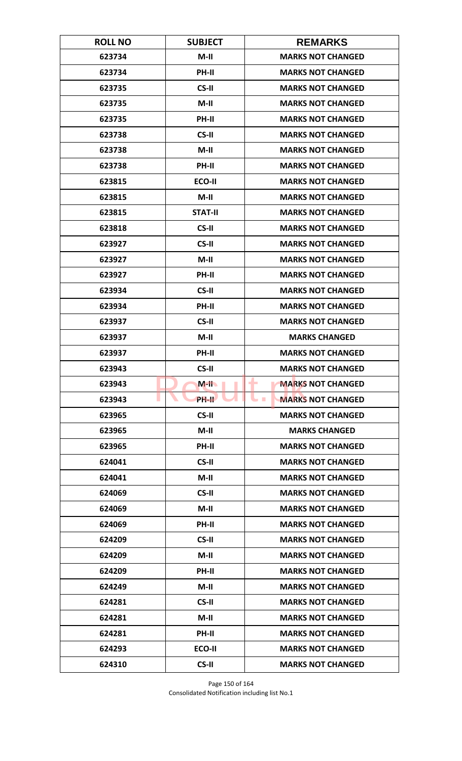| ROLL NO | SUBJECT | REMARKS |
| --- | --- | --- |
| 623734 | M-II | MARKS NOT CHANGED |
| 623734 | PH-II | MARKS NOT CHANGED |
| 623735 | CS-II | MARKS NOT CHANGED |
| 623735 | M-II | MARKS NOT CHANGED |
| 623735 | PH-II | MARKS NOT CHANGED |
| 623738 | CS-II | MARKS NOT CHANGED |
| 623738 | M-II | MARKS NOT CHANGED |
| 623738 | PH-II | MARKS NOT CHANGED |
| 623815 | ECO-II | MARKS NOT CHANGED |
| 623815 | M-II | MARKS NOT CHANGED |
| 623815 | STAT-II | MARKS NOT CHANGED |
| 623818 | CS-II | MARKS NOT CHANGED |
| 623927 | CS-II | MARKS NOT CHANGED |
| 623927 | M-II | MARKS NOT CHANGED |
| 623927 | PH-II | MARKS NOT CHANGED |
| 623934 | CS-II | MARKS NOT CHANGED |
| 623934 | PH-II | MARKS NOT CHANGED |
| 623937 | CS-II | MARKS NOT CHANGED |
| 623937 | M-II | MARKS CHANGED |
| 623937 | PH-II | MARKS NOT CHANGED |
| 623943 | CS-II | MARKS NOT CHANGED |
| 623943 | M-II | MARKS NOT CHANGED |
| 623943 | PH-II | MARKS NOT CHANGED |
| 623965 | CS-II | MARKS NOT CHANGED |
| 623965 | M-II | MARKS CHANGED |
| 623965 | PH-II | MARKS NOT CHANGED |
| 624041 | CS-II | MARKS NOT CHANGED |
| 624041 | M-II | MARKS NOT CHANGED |
| 624069 | CS-II | MARKS NOT CHANGED |
| 624069 | M-II | MARKS NOT CHANGED |
| 624069 | PH-II | MARKS NOT CHANGED |
| 624209 | CS-II | MARKS NOT CHANGED |
| 624209 | M-II | MARKS NOT CHANGED |
| 624209 | PH-II | MARKS NOT CHANGED |
| 624249 | M-II | MARKS NOT CHANGED |
| 624281 | CS-II | MARKS NOT CHANGED |
| 624281 | M-II | MARKS NOT CHANGED |
| 624281 | PH-II | MARKS NOT CHANGED |
| 624293 | ECO-II | MARKS NOT CHANGED |
| 624310 | CS-II | MARKS NOT CHANGED |

Consolidated Notification including list No.1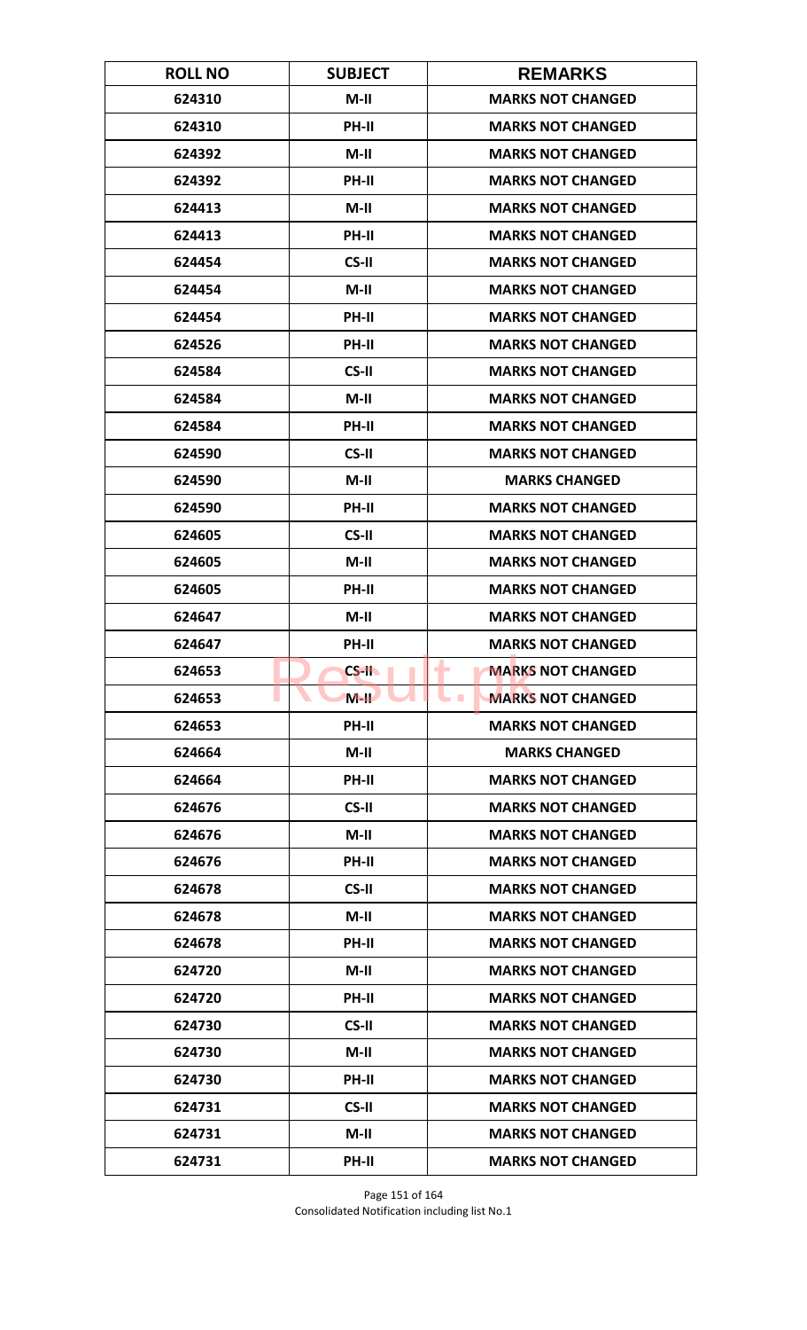| ROLL NO | SUBJECT | REMARKS |
|---|---|---|
| 624310 | M-II | MARKS NOT CHANGED |
| 624310 | PH-II | MARKS NOT CHANGED |
| 624392 | M-II | MARKS NOT CHANGED |
| 624392 | PH-II | MARKS NOT CHANGED |
| 624413 | M-II | MARKS NOT CHANGED |
| 624413 | PH-II | MARKS NOT CHANGED |
| 624454 | CS-II | MARKS NOT CHANGED |
| 624454 | M-II | MARKS NOT CHANGED |
| 624454 | PH-II | MARKS NOT CHANGED |
| 624526 | PH-II | MARKS NOT CHANGED |
| 624584 | CS-II | MARKS NOT CHANGED |
| 624584 | M-II | MARKS NOT CHANGED |
| 624584 | PH-II | MARKS NOT CHANGED |
| 624590 | CS-II | MARKS NOT CHANGED |
| 624590 | M-II | MARKS CHANGED |
| 624590 | PH-II | MARKS NOT CHANGED |
| 624605 | CS-II | MARKS NOT CHANGED |
| 624605 | M-II | MARKS NOT CHANGED |
| 624605 | PH-II | MARKS NOT CHANGED |
| 624647 | M-II | MARKS NOT CHANGED |
| 624647 | PH-II | MARKS NOT CHANGED |
| 624653 | CS-II | MARKS NOT CHANGED |
| 624653 | M-II | MARKS NOT CHANGED |
| 624653 | PH-II | MARKS NOT CHANGED |
| 624664 | M-II | MARKS CHANGED |
| 624664 | PH-II | MARKS NOT CHANGED |
| 624676 | CS-II | MARKS NOT CHANGED |
| 624676 | M-II | MARKS NOT CHANGED |
| 624676 | PH-II | MARKS NOT CHANGED |
| 624678 | CS-II | MARKS NOT CHANGED |
| 624678 | M-II | MARKS NOT CHANGED |
| 624678 | PH-II | MARKS NOT CHANGED |
| 624720 | M-II | MARKS NOT CHANGED |
| 624720 | PH-II | MARKS NOT CHANGED |
| 624730 | CS-II | MARKS NOT CHANGED |
| 624730 | M-II | MARKS NOT CHANGED |
| 624730 | PH-II | MARKS NOT CHANGED |
| 624731 | CS-II | MARKS NOT CHANGED |
| 624731 | M-II | MARKS NOT CHANGED |
| 624731 | PH-II | MARKS NOT CHANGED |

Consolidated Notification including list No.1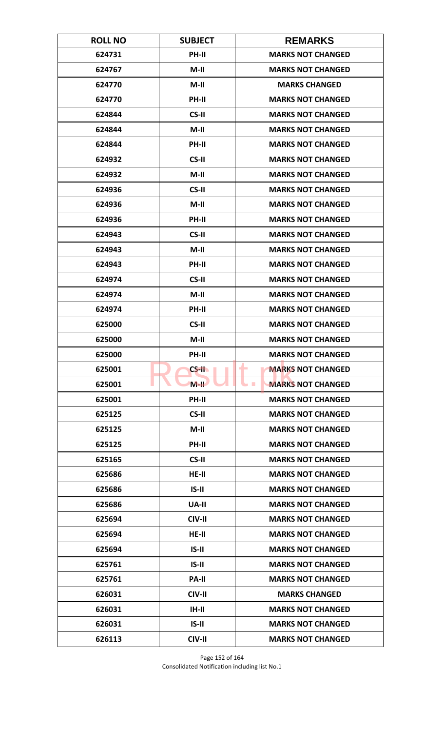| ROLL NO | SUBJECT | REMARKS |
|---|---|---|
| 624731 | PH-II | MARKS NOT CHANGED |
| 624767 | M-II | MARKS NOT CHANGED |
| 624770 | M-II | MARKS CHANGED |
| 624770 | PH-II | MARKS NOT CHANGED |
| 624844 | CS-II | MARKS NOT CHANGED |
| 624844 | M-II | MARKS NOT CHANGED |
| 624844 | PH-II | MARKS NOT CHANGED |
| 624932 | CS-II | MARKS NOT CHANGED |
| 624932 | M-II | MARKS NOT CHANGED |
| 624936 | CS-II | MARKS NOT CHANGED |
| 624936 | M-II | MARKS NOT CHANGED |
| 624936 | PH-II | MARKS NOT CHANGED |
| 624943 | CS-II | MARKS NOT CHANGED |
| 624943 | M-II | MARKS NOT CHANGED |
| 624943 | PH-II | MARKS NOT CHANGED |
| 624974 | CS-II | MARKS NOT CHANGED |
| 624974 | M-II | MARKS NOT CHANGED |
| 624974 | PH-II | MARKS NOT CHANGED |
| 625000 | CS-II | MARKS NOT CHANGED |
| 625000 | M-II | MARKS NOT CHANGED |
| 625000 | PH-II | MARKS NOT CHANGED |
| 625001 | CS-II | MARKS NOT CHANGED |
| 625001 | M-II | MARKS NOT CHANGED |
| 625001 | PH-II | MARKS NOT CHANGED |
| 625125 | CS-II | MARKS NOT CHANGED |
| 625125 | M-II | MARKS NOT CHANGED |
| 625125 | PH-II | MARKS NOT CHANGED |
| 625165 | CS-II | MARKS NOT CHANGED |
| 625686 | HE-II | MARKS NOT CHANGED |
| 625686 | IS-II | MARKS NOT CHANGED |
| 625686 | UA-II | MARKS NOT CHANGED |
| 625694 | CIV-II | MARKS NOT CHANGED |
| 625694 | HE-II | MARKS NOT CHANGED |
| 625694 | IS-II | MARKS NOT CHANGED |
| 625761 | IS-II | MARKS NOT CHANGED |
| 625761 | PA-II | MARKS NOT CHANGED |
| 626031 | CIV-II | MARKS CHANGED |
| 626031 | IH-II | MARKS NOT CHANGED |
| 626031 | IS-II | MARKS NOT CHANGED |
| 626113 | CIV-II | MARKS NOT CHANGED |

Consolidated Notification including list No.1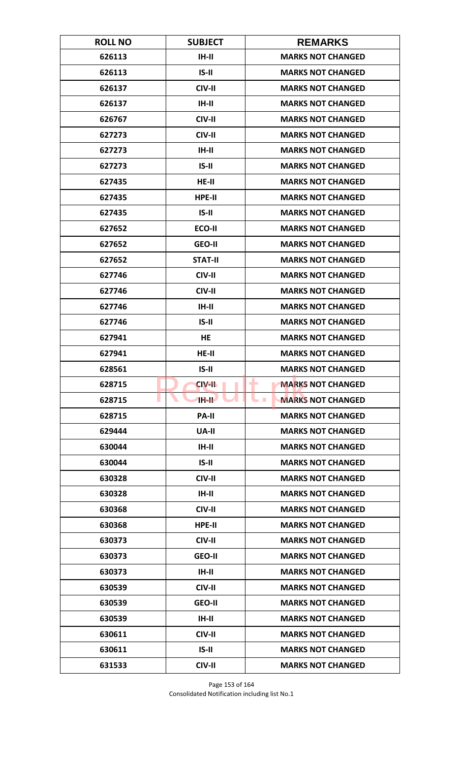| ROLL NO | SUBJECT | REMARKS |
|---|---|---|
| 626113 | IH-II | MARKS NOT CHANGED |
| 626113 | IS-II | MARKS NOT CHANGED |
| 626137 | CIV-II | MARKS NOT CHANGED |
| 626137 | IH-II | MARKS NOT CHANGED |
| 626767 | CIV-II | MARKS NOT CHANGED |
| 627273 | CIV-II | MARKS NOT CHANGED |
| 627273 | IH-II | MARKS NOT CHANGED |
| 627273 | IS-II | MARKS NOT CHANGED |
| 627435 | HE-II | MARKS NOT CHANGED |
| 627435 | HPE-II | MARKS NOT CHANGED |
| 627435 | IS-II | MARKS NOT CHANGED |
| 627652 | ECO-II | MARKS NOT CHANGED |
| 627652 | GEO-II | MARKS NOT CHANGED |
| 627652 | STAT-II | MARKS NOT CHANGED |
| 627746 | CIV-II | MARKS NOT CHANGED |
| 627746 | CIV-II | MARKS NOT CHANGED |
| 627746 | IH-II | MARKS NOT CHANGED |
| 627746 | IS-II | MARKS NOT CHANGED |
| 627941 | HE | MARKS NOT CHANGED |
| 627941 | HE-II | MARKS NOT CHANGED |
| 628561 | IS-II | MARKS NOT CHANGED |
| 628715 | CIV-II | MARKS NOT CHANGED |
| 628715 | IH-II | MARKS NOT CHANGED |
| 628715 | PA-II | MARKS NOT CHANGED |
| 629444 | UA-II | MARKS NOT CHANGED |
| 630044 | IH-II | MARKS NOT CHANGED |
| 630044 | IS-II | MARKS NOT CHANGED |
| 630328 | CIV-II | MARKS NOT CHANGED |
| 630328 | IH-II | MARKS NOT CHANGED |
| 630368 | CIV-II | MARKS NOT CHANGED |
| 630368 | HPE-II | MARKS NOT CHANGED |
| 630373 | CIV-II | MARKS NOT CHANGED |
| 630373 | GEO-II | MARKS NOT CHANGED |
| 630373 | IH-II | MARKS NOT CHANGED |
| 630539 | CIV-II | MARKS NOT CHANGED |
| 630539 | GEO-II | MARKS NOT CHANGED |
| 630539 | IH-II | MARKS NOT CHANGED |
| 630611 | CIV-II | MARKS NOT CHANGED |
| 630611 | IS-II | MARKS NOT CHANGED |
| 631533 | CIV-II | MARKS NOT CHANGED |

Consolidated Notification including list No.1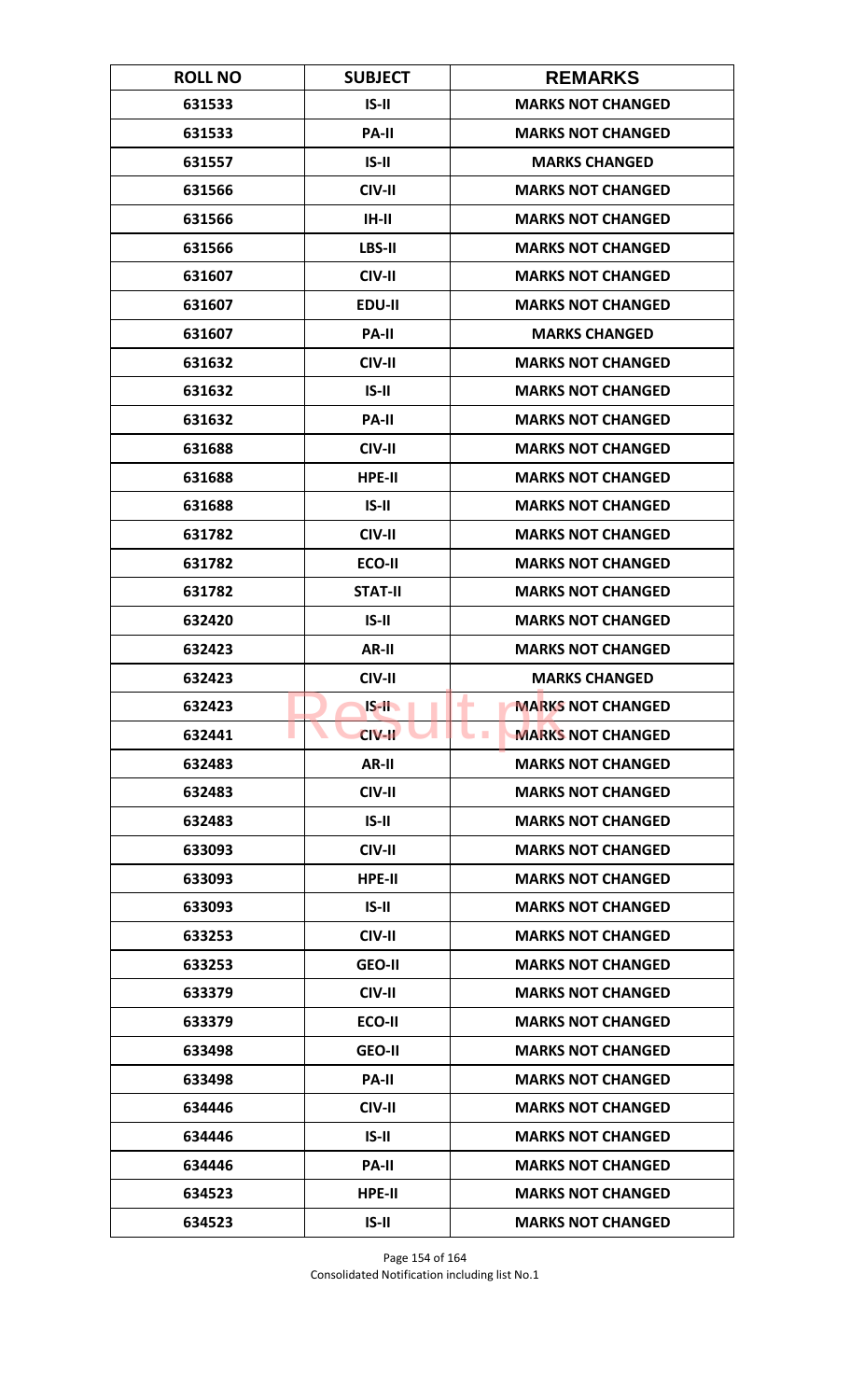| ROLL NO | SUBJECT | REMARKS |
|---|---|---|
| 631533 | IS-II | MARKS NOT CHANGED |
| 631533 | PA-II | MARKS NOT CHANGED |
| 631557 | IS-II | MARKS CHANGED |
| 631566 | CIV-II | MARKS NOT CHANGED |
| 631566 | IH-II | MARKS NOT CHANGED |
| 631566 | LBS-II | MARKS NOT CHANGED |
| 631607 | CIV-II | MARKS NOT CHANGED |
| 631607 | EDU-II | MARKS NOT CHANGED |
| 631607 | PA-II | MARKS CHANGED |
| 631632 | CIV-II | MARKS NOT CHANGED |
| 631632 | IS-II | MARKS NOT CHANGED |
| 631632 | PA-II | MARKS NOT CHANGED |
| 631688 | CIV-II | MARKS NOT CHANGED |
| 631688 | HPE-II | MARKS NOT CHANGED |
| 631688 | IS-II | MARKS NOT CHANGED |
| 631782 | CIV-II | MARKS NOT CHANGED |
| 631782 | ECO-II | MARKS NOT CHANGED |
| 631782 | STAT-II | MARKS NOT CHANGED |
| 632420 | IS-II | MARKS NOT CHANGED |
| 632423 | AR-II | MARKS NOT CHANGED |
| 632423 | CIV-II | MARKS CHANGED |
| 632423 | IS-II | MARKS NOT CHANGED |
| 632441 | CIV-II | MARKS NOT CHANGED |
| 632483 | AR-II | MARKS NOT CHANGED |
| 632483 | CIV-II | MARKS NOT CHANGED |
| 632483 | IS-II | MARKS NOT CHANGED |
| 633093 | CIV-II | MARKS NOT CHANGED |
| 633093 | HPE-II | MARKS NOT CHANGED |
| 633093 | IS-II | MARKS NOT CHANGED |
| 633253 | CIV-II | MARKS NOT CHANGED |
| 633253 | GEO-II | MARKS NOT CHANGED |
| 633379 | CIV-II | MARKS NOT CHANGED |
| 633379 | ECO-II | MARKS NOT CHANGED |
| 633498 | GEO-II | MARKS NOT CHANGED |
| 633498 | PA-II | MARKS NOT CHANGED |
| 634446 | CIV-II | MARKS NOT CHANGED |
| 634446 | IS-II | MARKS NOT CHANGED |
| 634446 | PA-II | MARKS NOT CHANGED |
| 634523 | HPE-II | MARKS NOT CHANGED |
| 634523 | IS-II | MARKS NOT CHANGED |

Consolidated Notification including list No.1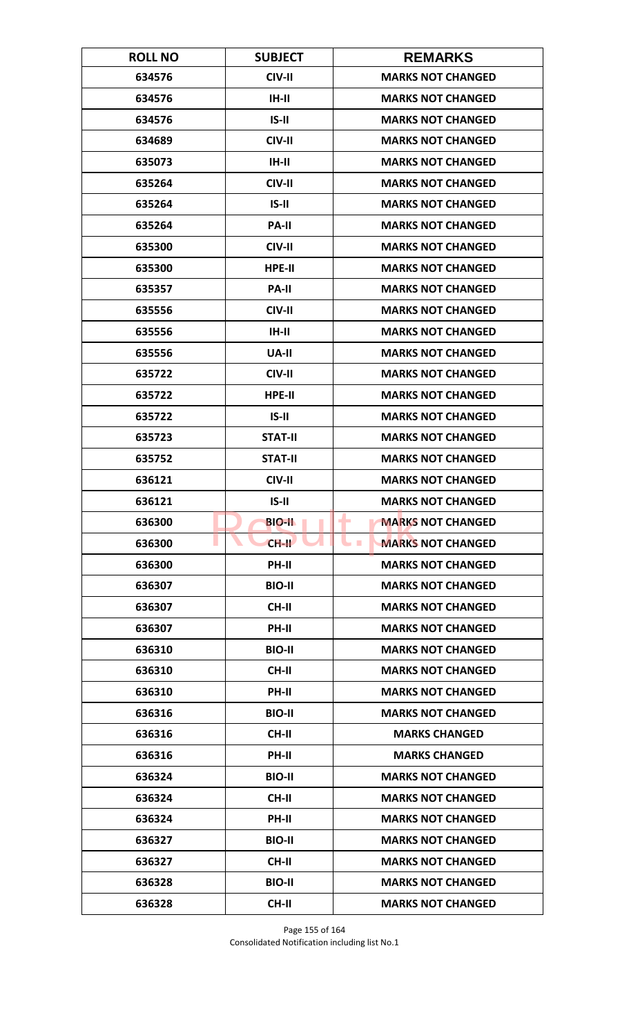| ROLL NO | SUBJECT | REMARKS |
|---|---|---|
| 634576 | CIV-II | MARKS NOT CHANGED |
| 634576 | IH-II | MARKS NOT CHANGED |
| 634576 | IS-II | MARKS NOT CHANGED |
| 634689 | CIV-II | MARKS NOT CHANGED |
| 635073 | IH-II | MARKS NOT CHANGED |
| 635264 | CIV-II | MARKS NOT CHANGED |
| 635264 | IS-II | MARKS NOT CHANGED |
| 635264 | PA-II | MARKS NOT CHANGED |
| 635300 | CIV-II | MARKS NOT CHANGED |
| 635300 | HPE-II | MARKS NOT CHANGED |
| 635357 | PA-II | MARKS NOT CHANGED |
| 635556 | CIV-II | MARKS NOT CHANGED |
| 635556 | IH-II | MARKS NOT CHANGED |
| 635556 | UA-II | MARKS NOT CHANGED |
| 635722 | CIV-II | MARKS NOT CHANGED |
| 635722 | HPE-II | MARKS NOT CHANGED |
| 635722 | IS-II | MARKS NOT CHANGED |
| 635723 | STAT-II | MARKS NOT CHANGED |
| 635752 | STAT-II | MARKS NOT CHANGED |
| 636121 | CIV-II | MARKS NOT CHANGED |
| 636121 | IS-II | MARKS NOT CHANGED |
| 636300 | BIO-II | MARKS NOT CHANGED |
| 636300 | CH-II | MARKS NOT CHANGED |
| 636300 | PH-II | MARKS NOT CHANGED |
| 636307 | BIO-II | MARKS NOT CHANGED |
| 636307 | CH-II | MARKS NOT CHANGED |
| 636307 | PH-II | MARKS NOT CHANGED |
| 636310 | BIO-II | MARKS NOT CHANGED |
| 636310 | CH-II | MARKS NOT CHANGED |
| 636310 | PH-II | MARKS NOT CHANGED |
| 636316 | BIO-II | MARKS NOT CHANGED |
| 636316 | CH-II | MARKS CHANGED |
| 636316 | PH-II | MARKS CHANGED |
| 636324 | BIO-II | MARKS NOT CHANGED |
| 636324 | CH-II | MARKS NOT CHANGED |
| 636324 | PH-II | MARKS NOT CHANGED |
| 636327 | BIO-II | MARKS NOT CHANGED |
| 636327 | CH-II | MARKS NOT CHANGED |
| 636328 | BIO-II | MARKS NOT CHANGED |
| 636328 | CH-II | MARKS NOT CHANGED |

Consolidated Notification including list No.1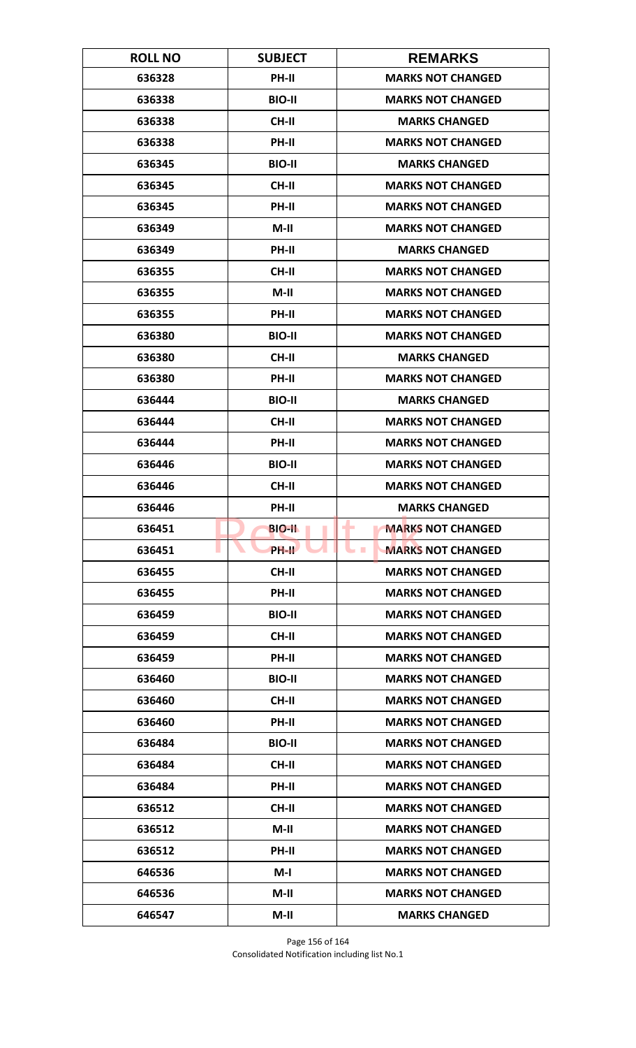| ROLL NO | SUBJECT | REMARKS |
|---|---|---|
| 636328 | PH-II | MARKS NOT CHANGED |
| 636338 | BIO-II | MARKS NOT CHANGED |
| 636338 | CH-II | MARKS CHANGED |
| 636338 | PH-II | MARKS NOT CHANGED |
| 636345 | BIO-II | MARKS CHANGED |
| 636345 | CH-II | MARKS NOT CHANGED |
| 636345 | PH-II | MARKS NOT CHANGED |
| 636349 | M-II | MARKS NOT CHANGED |
| 636349 | PH-II | MARKS CHANGED |
| 636355 | CH-II | MARKS NOT CHANGED |
| 636355 | M-II | MARKS NOT CHANGED |
| 636355 | PH-II | MARKS NOT CHANGED |
| 636380 | BIO-II | MARKS NOT CHANGED |
| 636380 | CH-II | MARKS CHANGED |
| 636380 | PH-II | MARKS NOT CHANGED |
| 636444 | BIO-II | MARKS CHANGED |
| 636444 | CH-II | MARKS NOT CHANGED |
| 636444 | PH-II | MARKS NOT CHANGED |
| 636446 | BIO-II | MARKS NOT CHANGED |
| 636446 | CH-II | MARKS NOT CHANGED |
| 636446 | PH-II | MARKS CHANGED |
| 636451 | BIO-II | MARKS NOT CHANGED |
| 636451 | PH-II | MARKS NOT CHANGED |
| 636455 | CH-II | MARKS NOT CHANGED |
| 636455 | PH-II | MARKS NOT CHANGED |
| 636459 | BIO-II | MARKS NOT CHANGED |
| 636459 | CH-II | MARKS NOT CHANGED |
| 636459 | PH-II | MARKS NOT CHANGED |
| 636460 | BIO-II | MARKS NOT CHANGED |
| 636460 | CH-II | MARKS NOT CHANGED |
| 636460 | PH-II | MARKS NOT CHANGED |
| 636484 | BIO-II | MARKS NOT CHANGED |
| 636484 | CH-II | MARKS NOT CHANGED |
| 636484 | PH-II | MARKS NOT CHANGED |
| 636512 | CH-II | MARKS NOT CHANGED |
| 636512 | M-II | MARKS NOT CHANGED |
| 636512 | PH-II | MARKS NOT CHANGED |
| 646536 | M-I | MARKS NOT CHANGED |
| 646536 | M-II | MARKS NOT CHANGED |
| 646547 | M-II | MARKS CHANGED |

Consolidated Notification including list No.1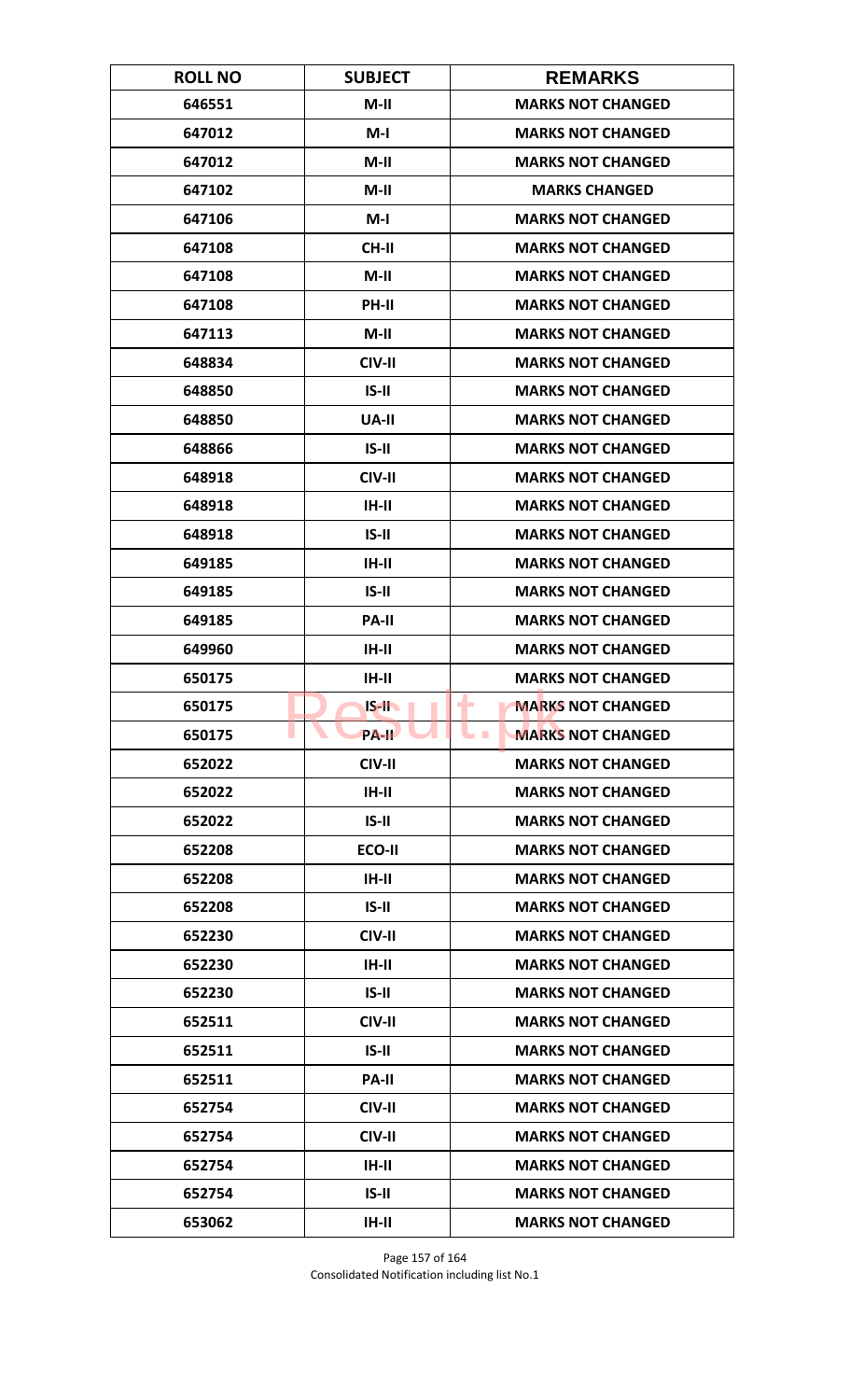| ROLL NO | SUBJECT | REMARKS |
|---|---|---|
| 646551 | M-II | MARKS NOT CHANGED |
| 647012 | M-I | MARKS NOT CHANGED |
| 647012 | M-II | MARKS NOT CHANGED |
| 647102 | M-II | MARKS CHANGED |
| 647106 | M-I | MARKS NOT CHANGED |
| 647108 | CH-II | MARKS NOT CHANGED |
| 647108 | M-II | MARKS NOT CHANGED |
| 647108 | PH-II | MARKS NOT CHANGED |
| 647113 | M-II | MARKS NOT CHANGED |
| 648834 | CIV-II | MARKS NOT CHANGED |
| 648850 | IS-II | MARKS NOT CHANGED |
| 648850 | UA-II | MARKS NOT CHANGED |
| 648866 | IS-II | MARKS NOT CHANGED |
| 648918 | CIV-II | MARKS NOT CHANGED |
| 648918 | IH-II | MARKS NOT CHANGED |
| 648918 | IS-II | MARKS NOT CHANGED |
| 649185 | IH-II | MARKS NOT CHANGED |
| 649185 | IS-II | MARKS NOT CHANGED |
| 649185 | PA-II | MARKS NOT CHANGED |
| 649960 | IH-II | MARKS NOT CHANGED |
| 650175 | IH-II | MARKS NOT CHANGED |
| 650175 | IS-II | MARKS NOT CHANGED |
| 650175 | PA-II | MARKS NOT CHANGED |
| 652022 | CIV-II | MARKS NOT CHANGED |
| 652022 | IH-II | MARKS NOT CHANGED |
| 652022 | IS-II | MARKS NOT CHANGED |
| 652208 | ECO-II | MARKS NOT CHANGED |
| 652208 | IH-II | MARKS NOT CHANGED |
| 652208 | IS-II | MARKS NOT CHANGED |
| 652230 | CIV-II | MARKS NOT CHANGED |
| 652230 | IH-II | MARKS NOT CHANGED |
| 652230 | IS-II | MARKS NOT CHANGED |
| 652511 | CIV-II | MARKS NOT CHANGED |
| 652511 | IS-II | MARKS NOT CHANGED |
| 652511 | PA-II | MARKS NOT CHANGED |
| 652754 | CIV-II | MARKS NOT CHANGED |
| 652754 | CIV-II | MARKS NOT CHANGED |
| 652754 | IH-II | MARKS NOT CHANGED |
| 652754 | IS-II | MARKS NOT CHANGED |
| 653062 | IH-II | MARKS NOT CHANGED |

Consolidated Notification including list No.1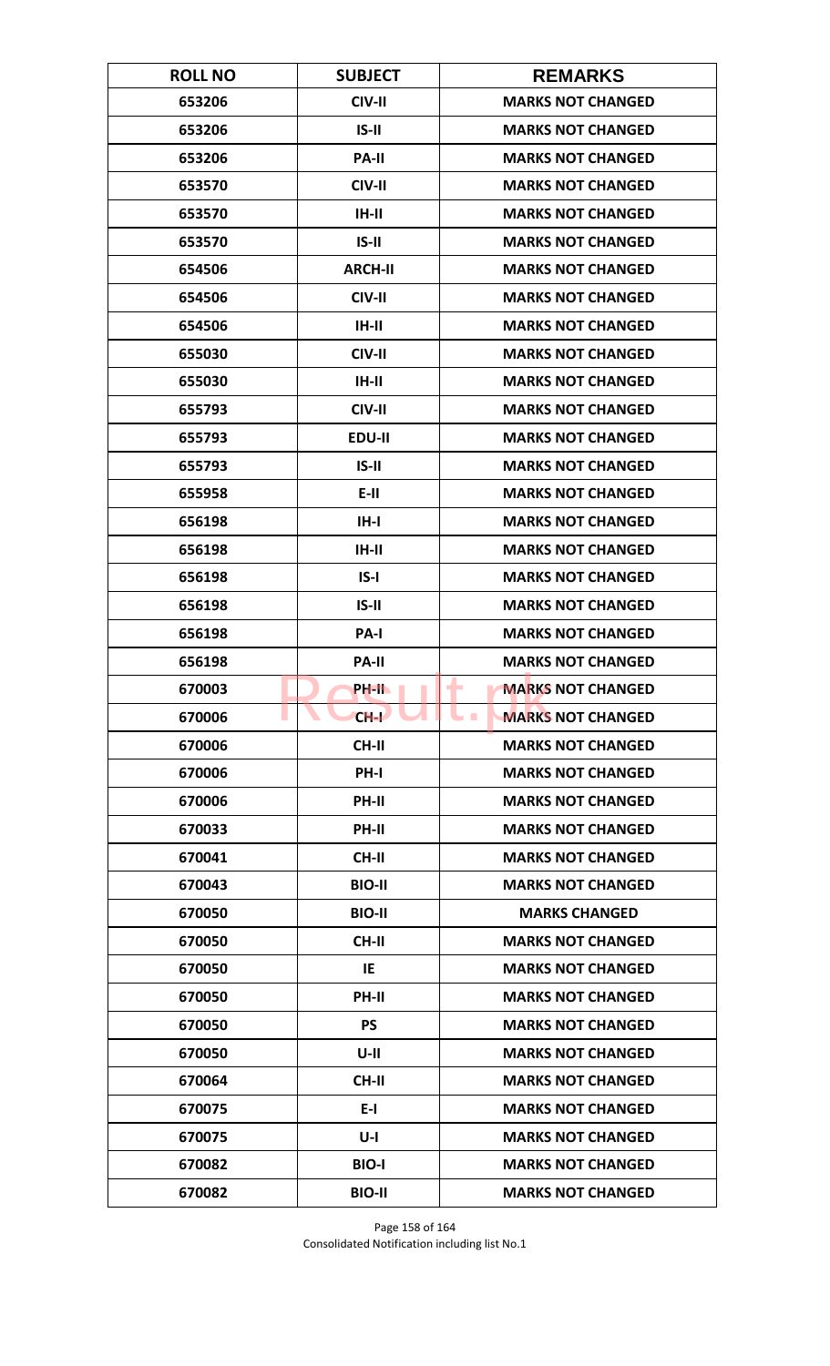| ROLL NO | SUBJECT | REMARKS |
|---|---|---|
| 653206 | CIV-II | MARKS NOT CHANGED |
| 653206 | IS-II | MARKS NOT CHANGED |
| 653206 | PA-II | MARKS NOT CHANGED |
| 653570 | CIV-II | MARKS NOT CHANGED |
| 653570 | IH-II | MARKS NOT CHANGED |
| 653570 | IS-II | MARKS NOT CHANGED |
| 654506 | ARCH-II | MARKS NOT CHANGED |
| 654506 | CIV-II | MARKS NOT CHANGED |
| 654506 | IH-II | MARKS NOT CHANGED |
| 655030 | CIV-II | MARKS NOT CHANGED |
| 655030 | IH-II | MARKS NOT CHANGED |
| 655793 | CIV-II | MARKS NOT CHANGED |
| 655793 | EDU-II | MARKS NOT CHANGED |
| 655793 | IS-II | MARKS NOT CHANGED |
| 655958 | E-II | MARKS NOT CHANGED |
| 656198 | IH-I | MARKS NOT CHANGED |
| 656198 | IH-II | MARKS NOT CHANGED |
| 656198 | IS-I | MARKS NOT CHANGED |
| 656198 | IS-II | MARKS NOT CHANGED |
| 656198 | PA-I | MARKS NOT CHANGED |
| 656198 | PA-II | MARKS NOT CHANGED |
| 670003 | PH-II | MARKS NOT CHANGED |
| 670006 | CH-I | MARKS NOT CHANGED |
| 670006 | CH-II | MARKS NOT CHANGED |
| 670006 | PH-I | MARKS NOT CHANGED |
| 670006 | PH-II | MARKS NOT CHANGED |
| 670033 | PH-II | MARKS NOT CHANGED |
| 670041 | CH-II | MARKS NOT CHANGED |
| 670043 | BIO-II | MARKS NOT CHANGED |
| 670050 | BIO-II | MARKS CHANGED |
| 670050 | CH-II | MARKS NOT CHANGED |
| 670050 | IE | MARKS NOT CHANGED |
| 670050 | PH-II | MARKS NOT CHANGED |
| 670050 | PS | MARKS NOT CHANGED |
| 670050 | U-II | MARKS NOT CHANGED |
| 670064 | CH-II | MARKS NOT CHANGED |
| 670075 | E-I | MARKS NOT CHANGED |
| 670075 | U-I | MARKS NOT CHANGED |
| 670082 | BIO-I | MARKS NOT CHANGED |
| 670082 | BIO-II | MARKS NOT CHANGED |

Consolidated Notification including list No.1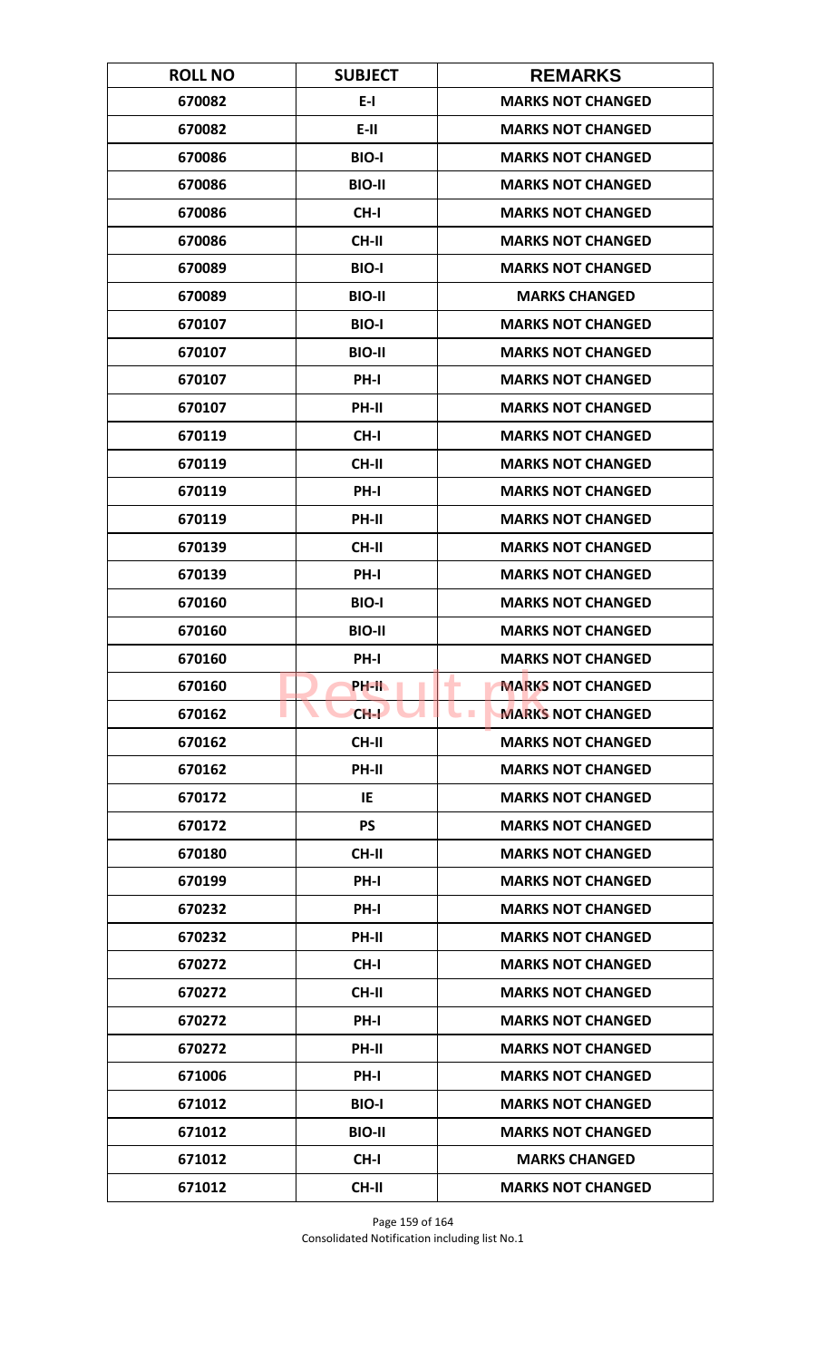| ROLL NO | SUBJECT | REMARKS |
| --- | --- | --- |
| 670082 | E-I | MARKS NOT CHANGED |
| 670082 | E-II | MARKS NOT CHANGED |
| 670086 | BIO-I | MARKS NOT CHANGED |
| 670086 | BIO-II | MARKS NOT CHANGED |
| 670086 | CH-I | MARKS NOT CHANGED |
| 670086 | CH-II | MARKS NOT CHANGED |
| 670089 | BIO-I | MARKS NOT CHANGED |
| 670089 | BIO-II | MARKS CHANGED |
| 670107 | BIO-I | MARKS NOT CHANGED |
| 670107 | BIO-II | MARKS NOT CHANGED |
| 670107 | PH-I | MARKS NOT CHANGED |
| 670107 | PH-II | MARKS NOT CHANGED |
| 670119 | CH-I | MARKS NOT CHANGED |
| 670119 | CH-II | MARKS NOT CHANGED |
| 670119 | PH-I | MARKS NOT CHANGED |
| 670119 | PH-II | MARKS NOT CHANGED |
| 670139 | CH-II | MARKS NOT CHANGED |
| 670139 | PH-I | MARKS NOT CHANGED |
| 670160 | BIO-I | MARKS NOT CHANGED |
| 670160 | BIO-II | MARKS NOT CHANGED |
| 670160 | PH-I | MARKS NOT CHANGED |
| 670160 | PH-II | MARKS NOT CHANGED |
| 670162 | CH-I | MARKS NOT CHANGED |
| 670162 | CH-II | MARKS NOT CHANGED |
| 670162 | PH-II | MARKS NOT CHANGED |
| 670172 | IE | MARKS NOT CHANGED |
| 670172 | PS | MARKS NOT CHANGED |
| 670180 | CH-II | MARKS NOT CHANGED |
| 670199 | PH-I | MARKS NOT CHANGED |
| 670232 | PH-I | MARKS NOT CHANGED |
| 670232 | PH-II | MARKS NOT CHANGED |
| 670272 | CH-I | MARKS NOT CHANGED |
| 670272 | CH-II | MARKS NOT CHANGED |
| 670272 | PH-I | MARKS NOT CHANGED |
| 670272 | PH-II | MARKS NOT CHANGED |
| 671006 | PH-I | MARKS NOT CHANGED |
| 671012 | BIO-I | MARKS NOT CHANGED |
| 671012 | BIO-II | MARKS NOT CHANGED |
| 671012 | CH-I | MARKS CHANGED |
| 671012 | CH-II | MARKS NOT CHANGED |

Consolidated Notification including list No.1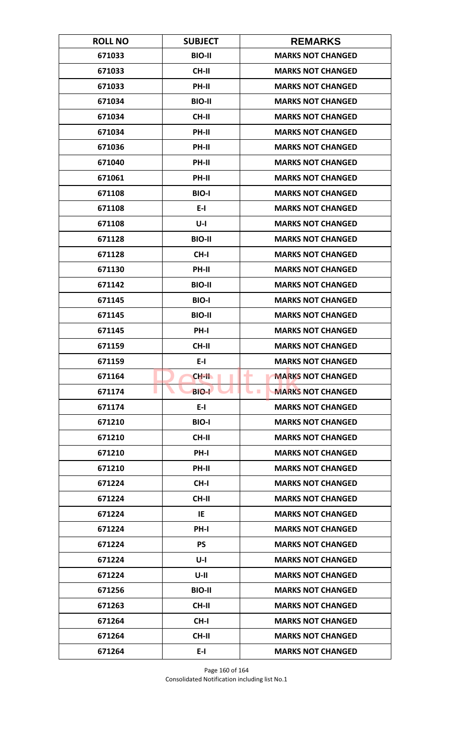| ROLL NO | SUBJECT | REMARKS |
|---|---|---|
| 671033 | BIO-II | MARKS NOT CHANGED |
| 671033 | CH-II | MARKS NOT CHANGED |
| 671033 | PH-II | MARKS NOT CHANGED |
| 671034 | BIO-II | MARKS NOT CHANGED |
| 671034 | CH-II | MARKS NOT CHANGED |
| 671034 | PH-II | MARKS NOT CHANGED |
| 671036 | PH-II | MARKS NOT CHANGED |
| 671040 | PH-II | MARKS NOT CHANGED |
| 671061 | PH-II | MARKS NOT CHANGED |
| 671108 | BIO-I | MARKS NOT CHANGED |
| 671108 | E-I | MARKS NOT CHANGED |
| 671108 | U-I | MARKS NOT CHANGED |
| 671128 | BIO-II | MARKS NOT CHANGED |
| 671128 | CH-I | MARKS NOT CHANGED |
| 671130 | PH-II | MARKS NOT CHANGED |
| 671142 | BIO-II | MARKS NOT CHANGED |
| 671145 | BIO-I | MARKS NOT CHANGED |
| 671145 | BIO-II | MARKS NOT CHANGED |
| 671145 | PH-I | MARKS NOT CHANGED |
| 671159 | CH-II | MARKS NOT CHANGED |
| 671159 | E-I | MARKS NOT CHANGED |
| 671164 | CH-II | MARKS NOT CHANGED |
| 671174 | BIO-I | MARKS NOT CHANGED |
| 671174 | E-I | MARKS NOT CHANGED |
| 671210 | BIO-I | MARKS NOT CHANGED |
| 671210 | CH-II | MARKS NOT CHANGED |
| 671210 | PH-I | MARKS NOT CHANGED |
| 671210 | PH-II | MARKS NOT CHANGED |
| 671224 | CH-I | MARKS NOT CHANGED |
| 671224 | CH-II | MARKS NOT CHANGED |
| 671224 | IE | MARKS NOT CHANGED |
| 671224 | PH-I | MARKS NOT CHANGED |
| 671224 | PS | MARKS NOT CHANGED |
| 671224 | U-I | MARKS NOT CHANGED |
| 671224 | U-II | MARKS NOT CHANGED |
| 671256 | BIO-II | MARKS NOT CHANGED |
| 671263 | CH-II | MARKS NOT CHANGED |
| 671264 | CH-I | MARKS NOT CHANGED |
| 671264 | CH-II | MARKS NOT CHANGED |
| 671264 | E-I | MARKS NOT CHANGED |

Consolidated Notification including list No.1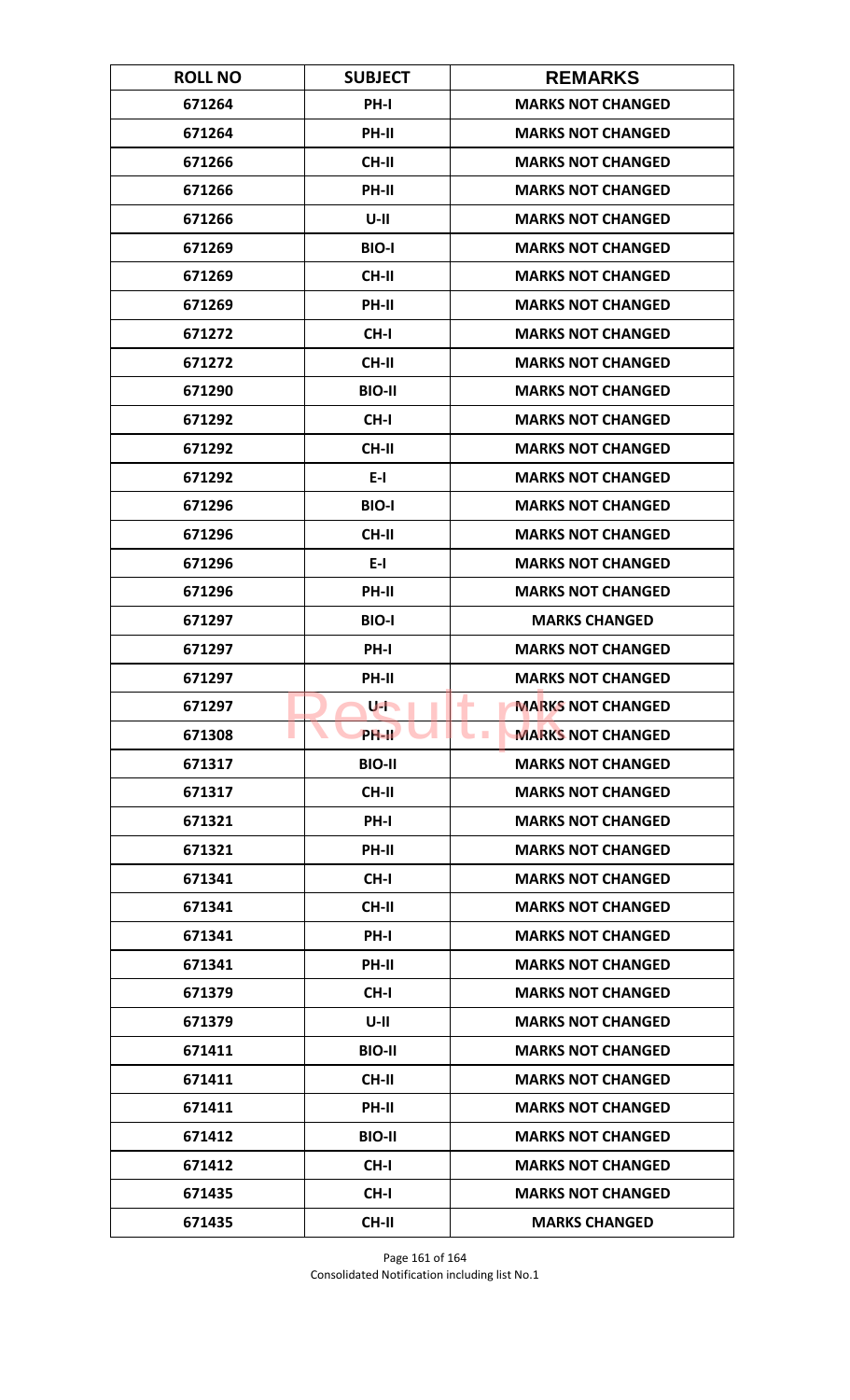| ROLL NO | SUBJECT | REMARKS |
| --- | --- | --- |
| 671264 | PH-I | MARKS NOT CHANGED |
| 671264 | PH-II | MARKS NOT CHANGED |
| 671266 | CH-II | MARKS NOT CHANGED |
| 671266 | PH-II | MARKS NOT CHANGED |
| 671266 | U-II | MARKS NOT CHANGED |
| 671269 | BIO-I | MARKS NOT CHANGED |
| 671269 | CH-II | MARKS NOT CHANGED |
| 671269 | PH-II | MARKS NOT CHANGED |
| 671272 | CH-I | MARKS NOT CHANGED |
| 671272 | CH-II | MARKS NOT CHANGED |
| 671290 | BIO-II | MARKS NOT CHANGED |
| 671292 | CH-I | MARKS NOT CHANGED |
| 671292 | CH-II | MARKS NOT CHANGED |
| 671292 | E-I | MARKS NOT CHANGED |
| 671296 | BIO-I | MARKS NOT CHANGED |
| 671296 | CH-II | MARKS NOT CHANGED |
| 671296 | E-I | MARKS NOT CHANGED |
| 671296 | PH-II | MARKS NOT CHANGED |
| 671297 | BIO-I | MARKS CHANGED |
| 671297 | PH-I | MARKS NOT CHANGED |
| 671297 | PH-II | MARKS NOT CHANGED |
| 671297 | U-I | MARKS NOT CHANGED |
| 671308 | PH-II | MARKS NOT CHANGED |
| 671317 | BIO-II | MARKS NOT CHANGED |
| 671317 | CH-II | MARKS NOT CHANGED |
| 671321 | PH-I | MARKS NOT CHANGED |
| 671321 | PH-II | MARKS NOT CHANGED |
| 671341 | CH-I | MARKS NOT CHANGED |
| 671341 | CH-II | MARKS NOT CHANGED |
| 671341 | PH-I | MARKS NOT CHANGED |
| 671341 | PH-II | MARKS NOT CHANGED |
| 671379 | CH-I | MARKS NOT CHANGED |
| 671379 | U-II | MARKS NOT CHANGED |
| 671411 | BIO-II | MARKS NOT CHANGED |
| 671411 | CH-II | MARKS NOT CHANGED |
| 671411 | PH-II | MARKS NOT CHANGED |
| 671412 | BIO-II | MARKS NOT CHANGED |
| 671412 | CH-I | MARKS NOT CHANGED |
| 671435 | CH-I | MARKS NOT CHANGED |
| 671435 | CH-II | MARKS CHANGED |

Consolidated Notification including list No.1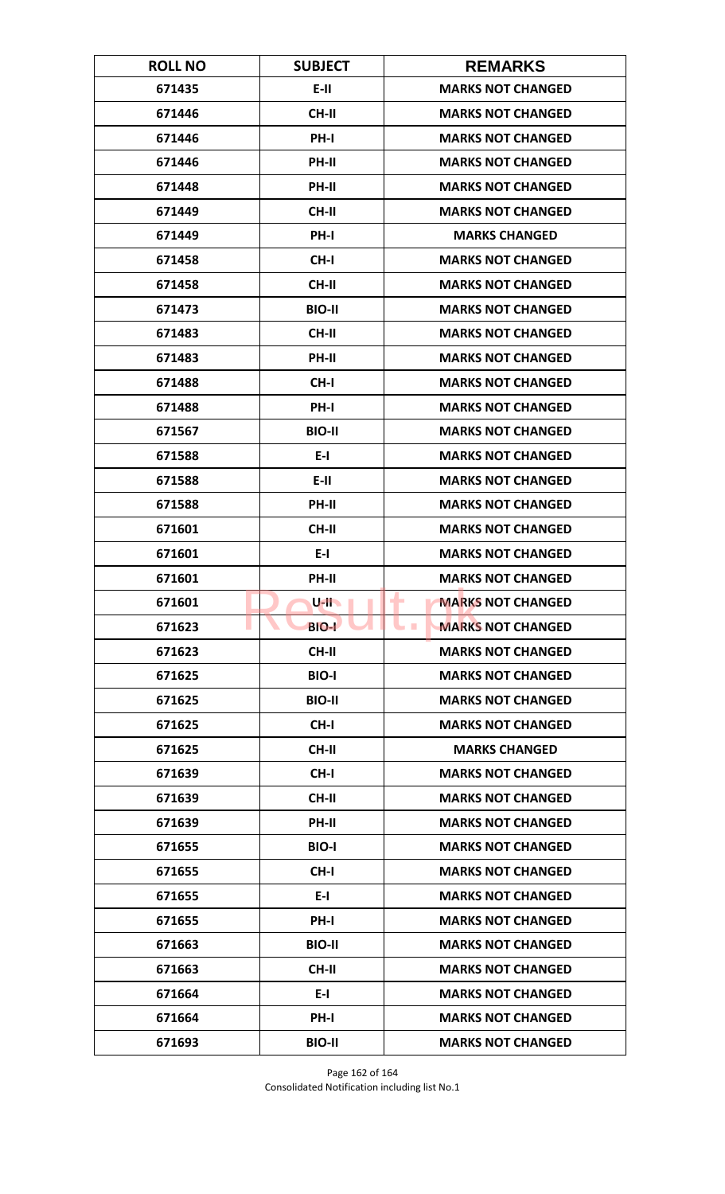| ROLL NO | SUBJECT | REMARKS |
|---|---|---|
| 671435 | E-II | MARKS NOT CHANGED |
| 671446 | CH-II | MARKS NOT CHANGED |
| 671446 | PH-I | MARKS NOT CHANGED |
| 671446 | PH-II | MARKS NOT CHANGED |
| 671448 | PH-II | MARKS NOT CHANGED |
| 671449 | CH-II | MARKS NOT CHANGED |
| 671449 | PH-I | MARKS CHANGED |
| 671458 | CH-I | MARKS NOT CHANGED |
| 671458 | CH-II | MARKS NOT CHANGED |
| 671473 | BIO-II | MARKS NOT CHANGED |
| 671483 | CH-II | MARKS NOT CHANGED |
| 671483 | PH-II | MARKS NOT CHANGED |
| 671488 | CH-I | MARKS NOT CHANGED |
| 671488 | PH-I | MARKS NOT CHANGED |
| 671567 | BIO-II | MARKS NOT CHANGED |
| 671588 | E-I | MARKS NOT CHANGED |
| 671588 | E-II | MARKS NOT CHANGED |
| 671588 | PH-II | MARKS NOT CHANGED |
| 671601 | CH-II | MARKS NOT CHANGED |
| 671601 | E-I | MARKS NOT CHANGED |
| 671601 | PH-II | MARKS NOT CHANGED |
| 671601 | U-II | MARKS NOT CHANGED |
| 671623 | BIO-I | MARKS NOT CHANGED |
| 671623 | CH-II | MARKS NOT CHANGED |
| 671625 | BIO-I | MARKS NOT CHANGED |
| 671625 | BIO-II | MARKS NOT CHANGED |
| 671625 | CH-I | MARKS NOT CHANGED |
| 671625 | CH-II | MARKS CHANGED |
| 671639 | CH-I | MARKS NOT CHANGED |
| 671639 | CH-II | MARKS NOT CHANGED |
| 671639 | PH-II | MARKS NOT CHANGED |
| 671655 | BIO-I | MARKS NOT CHANGED |
| 671655 | CH-I | MARKS NOT CHANGED |
| 671655 | E-I | MARKS NOT CHANGED |
| 671655 | PH-I | MARKS NOT CHANGED |
| 671663 | BIO-II | MARKS NOT CHANGED |
| 671663 | CH-II | MARKS NOT CHANGED |
| 671664 | E-I | MARKS NOT CHANGED |
| 671664 | PH-I | MARKS NOT CHANGED |
| 671693 | BIO-II | MARKS NOT CHANGED |

Consolidated Notification including list No.1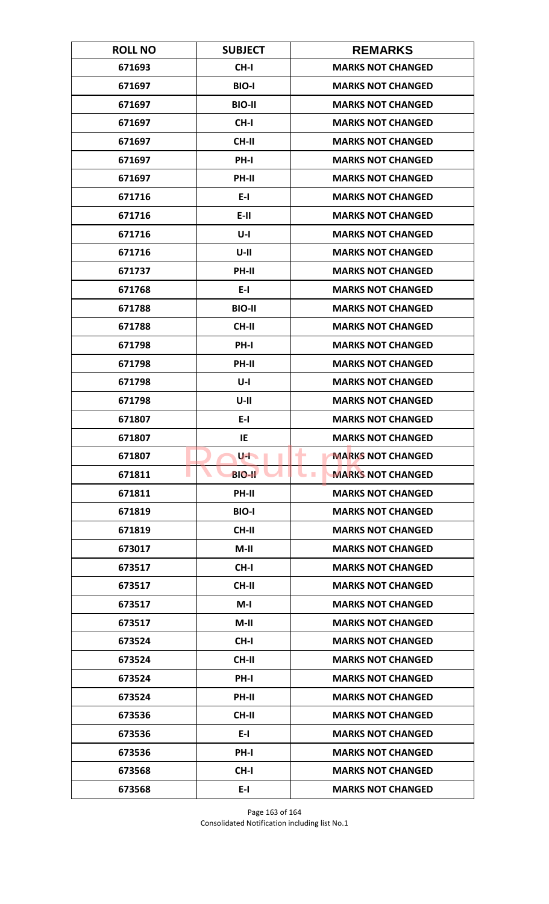| ROLL NO | SUBJECT | REMARKS |
|---|---|---|
| 671693 | CH-I | MARKS NOT CHANGED |
| 671697 | BIO-I | MARKS NOT CHANGED |
| 671697 | BIO-II | MARKS NOT CHANGED |
| 671697 | CH-I | MARKS NOT CHANGED |
| 671697 | CH-II | MARKS NOT CHANGED |
| 671697 | PH-I | MARKS NOT CHANGED |
| 671697 | PH-II | MARKS NOT CHANGED |
| 671716 | E-I | MARKS NOT CHANGED |
| 671716 | E-II | MARKS NOT CHANGED |
| 671716 | U-I | MARKS NOT CHANGED |
| 671716 | U-II | MARKS NOT CHANGED |
| 671737 | PH-II | MARKS NOT CHANGED |
| 671768 | E-I | MARKS NOT CHANGED |
| 671788 | BIO-II | MARKS NOT CHANGED |
| 671788 | CH-II | MARKS NOT CHANGED |
| 671798 | PH-I | MARKS NOT CHANGED |
| 671798 | PH-II | MARKS NOT CHANGED |
| 671798 | U-I | MARKS NOT CHANGED |
| 671798 | U-II | MARKS NOT CHANGED |
| 671807 | E-I | MARKS NOT CHANGED |
| 671807 | IE | MARKS NOT CHANGED |
| 671807 | U-I | MARKS NOT CHANGED |
| 671811 | BIO-II | MARKS NOT CHANGED |
| 671811 | PH-II | MARKS NOT CHANGED |
| 671819 | BIO-I | MARKS NOT CHANGED |
| 671819 | CH-II | MARKS NOT CHANGED |
| 673017 | M-II | MARKS NOT CHANGED |
| 673517 | CH-I | MARKS NOT CHANGED |
| 673517 | CH-II | MARKS NOT CHANGED |
| 673517 | M-I | MARKS NOT CHANGED |
| 673517 | M-II | MARKS NOT CHANGED |
| 673524 | CH-I | MARKS NOT CHANGED |
| 673524 | CH-II | MARKS NOT CHANGED |
| 673524 | PH-I | MARKS NOT CHANGED |
| 673524 | PH-II | MARKS NOT CHANGED |
| 673536 | CH-II | MARKS NOT CHANGED |
| 673536 | E-I | MARKS NOT CHANGED |
| 673536 | PH-I | MARKS NOT CHANGED |
| 673568 | CH-I | MARKS NOT CHANGED |
| 673568 | E-I | MARKS NOT CHANGED |

Consolidated Notification including list No.1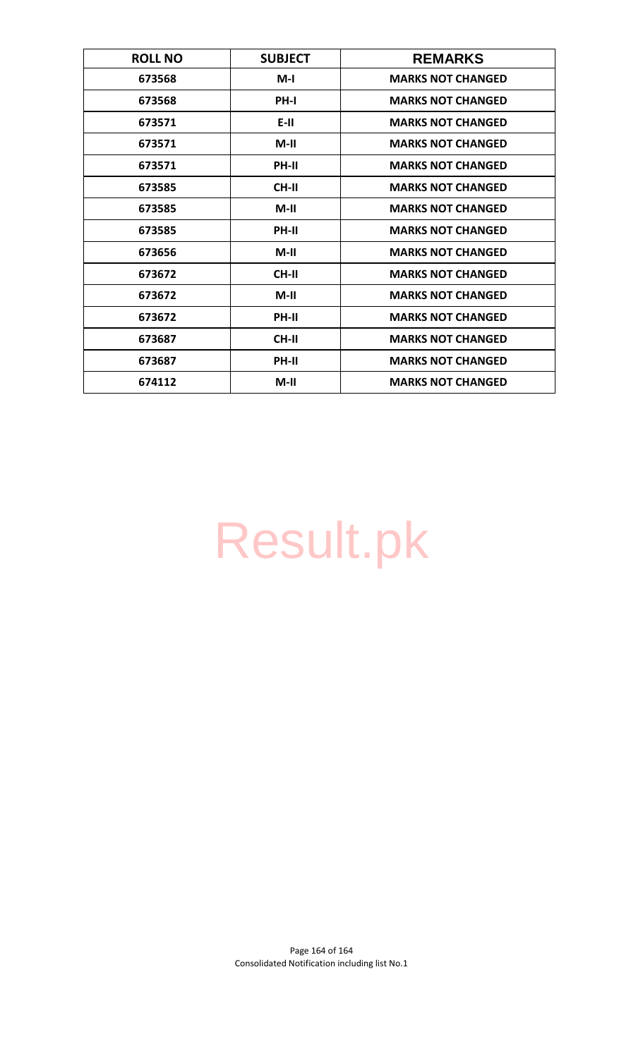| ROLL NO | SUBJECT | REMARKS |
|---|---|---|
| 673568 | M-I | MARKS NOT CHANGED |
| 673568 | PH-I | MARKS NOT CHANGED |
| 673571 | E-II | MARKS NOT CHANGED |
| 673571 | M-II | MARKS NOT CHANGED |
| 673571 | PH-II | MARKS NOT CHANGED |
| 673585 | CH-II | MARKS NOT CHANGED |
| 673585 | M-II | MARKS NOT CHANGED |
| 673585 | PH-II | MARKS NOT CHANGED |
| 673656 | M-II | MARKS NOT CHANGED |
| 673672 | CH-II | MARKS NOT CHANGED |
| 673672 | M-II | MARKS NOT CHANGED |
| 673672 | PH-II | MARKS NOT CHANGED |
| 673687 | CH-II | MARKS NOT CHANGED |
| 673687 | PH-II | MARKS NOT CHANGED |
| 674112 | M-II | MARKS NOT CHANGED |

Result.pk